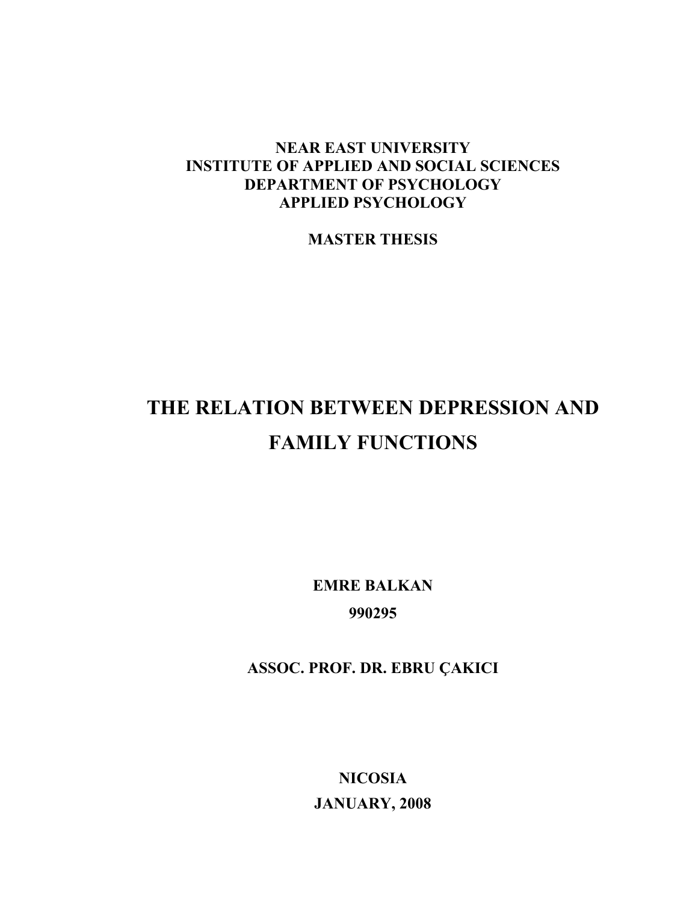**NEAR EAST UNIVERSITY**
**INSTITUTE OF APPLIED AND SOCIAL SCIENCES**
**DEPARTMENT OF PSYCHOLOGY**
**APPLIED PSYCHOLOGY**

**MASTER THESIS**

# THE RELATION BETWEEN DEPRESSION AND FAMILY FUNCTIONS

**EMRE BALKAN**

**990295**

**ASSOC. PROF. DR. EBRU ÇAKICI**

**NICOSIA**

**JANUARY, 2008**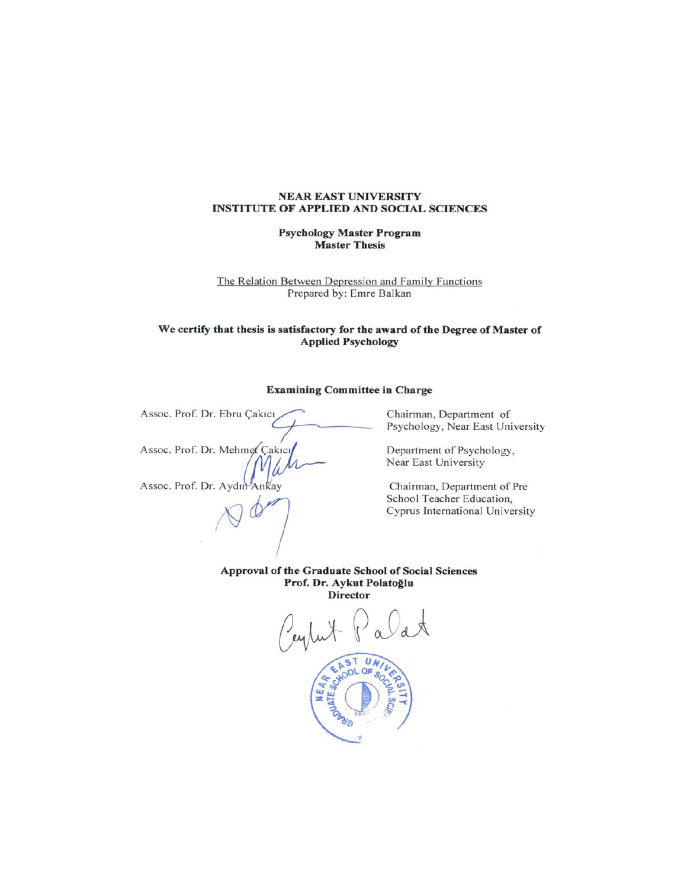**NEAR EAST UNIVERSITY**
**INSTITUTE OF APPLIED AND SOCIAL SCIENCES**

**Psychology Master Program**
**Master Thesis**

The Relation Between Depression and Family Functions
Prepared by: Emre Balkan

**We certify that thesis is satisfactory for the award of the Degree of Master of Applied Psychology**

**Examining Committee in Charge**

| | |
|---|---|
| Assoc. Prof. Dr. Ebru Çakıcı | Chairman, Department of Psychology, Near East University |
| Assoc. Prof. Dr. Mehmet Çakıcı | Department of Psychology, Near East University |
| Assoc. Prof. Dr. Aydın Ankay | Chairman, Department of Pre School Teacher Education, Cyprus International University |

**Approval of the Graduate School of Social Sciences**
**Prof. Dr. Aykut Polatoğlu**
**Director**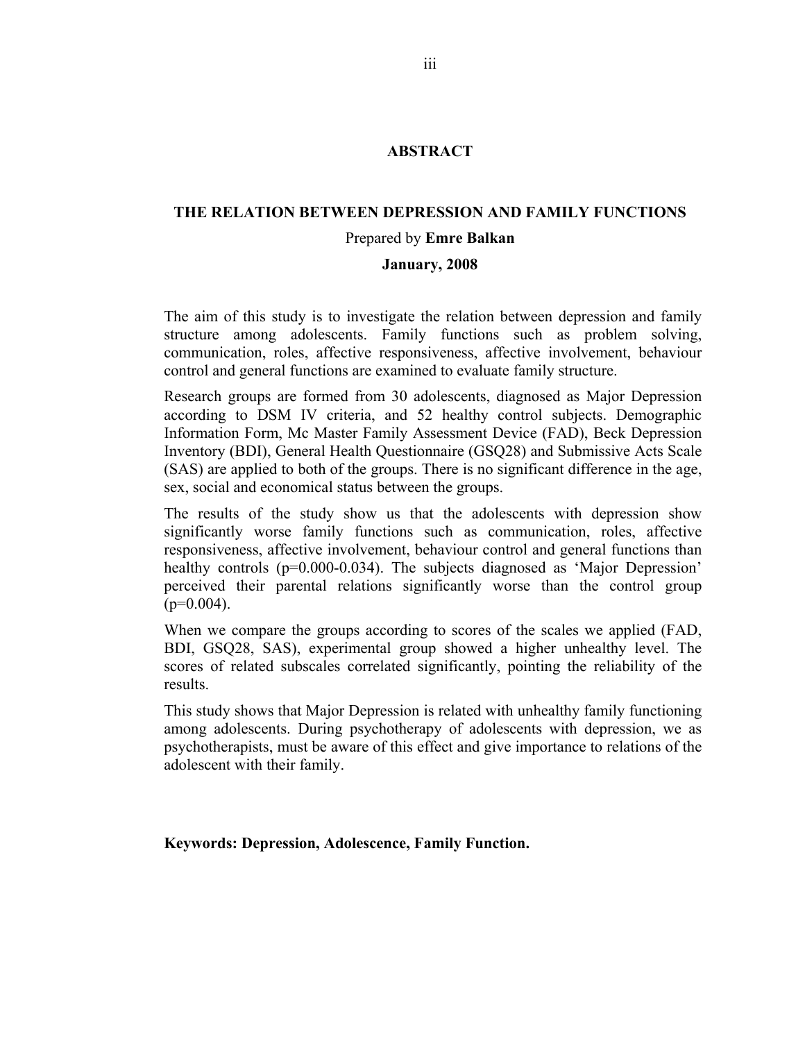# ABSTRACT

## THE RELATION BETWEEN DEPRESSION AND FAMILY FUNCTIONS

Prepared by **Emre Balkan**

**January, 2008**

The aim of this study is to investigate the relation between depression and family structure among adolescents. Family functions such as problem solving, communication, roles, affective responsiveness, affective involvement, behaviour control and general functions are examined to evaluate family structure.

Research groups are formed from 30 adolescents, diagnosed as Major Depression according to DSM IV criteria, and 52 healthy control subjects. Demographic Information Form, Mc Master Family Assessment Device (FAD), Beck Depression Inventory (BDI), General Health Questionnaire (GSQ28) and Submissive Acts Scale (SAS) are applied to both of the groups. There is no significant difference in the age, sex, social and economical status between the groups.

The results of the study show us that the adolescents with depression show significantly worse family functions such as communication, roles, affective responsiveness, affective involvement, behaviour control and general functions than healthy controls ($p=0.000-0.034$). The subjects diagnosed as 'Major Depression' perceived their parental relations significantly worse than the control group ($p=0.004$).

When we compare the groups according to scores of the scales we applied (FAD, BDI, GSQ28, SAS), experimental group showed a higher unhealthy level. The scores of related subscales correlated significantly, pointing the reliability of the results.

This study shows that Major Depression is related with unhealthy family functioning among adolescents. During psychotherapy of adolescents with depression, we as psychotherapists, must be aware of this effect and give importance to relations of the adolescent with their family.

**Keywords: Depression, Adolescence, Family Function.**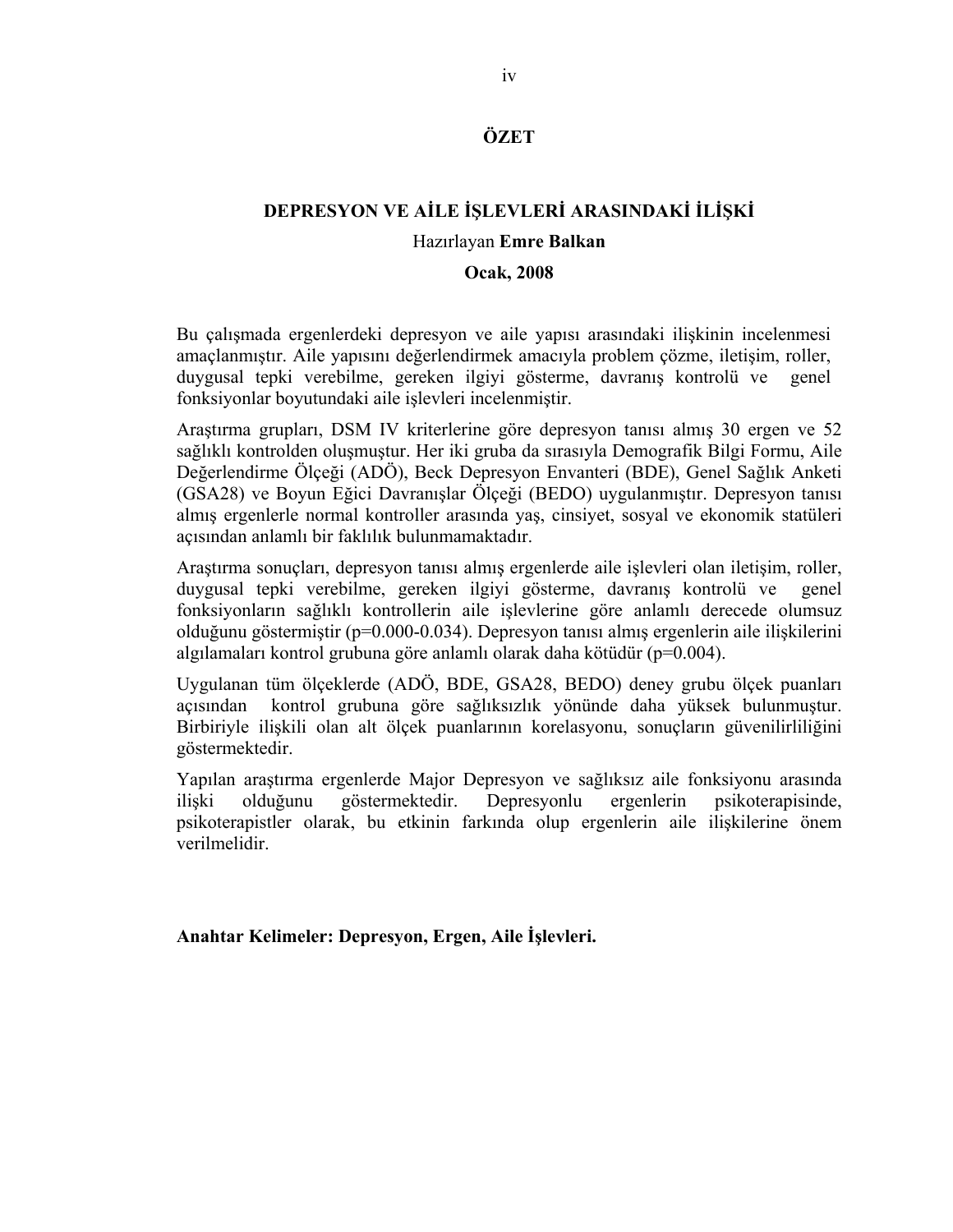# ÖZET

## DEPRESYON VE AİLE İŞLEVLERİ ARASINDAKİ İLİŞKİ

Hazırlayan **Emre Balkan**

**Ocak, 2008**

Bu çalışmada ergenlerdeki depresyon ve aile yapısı arasındaki ilişkinin incelenmesi amaçlanmıştır. Aile yapısını değerlendirmek amacıyla problem çözme, iletişim, roller, duygusal tepki verebilme, gereken ilgiyi gösterme, davranış kontrolü ve genel fonksiyonlar boyutundaki aile işlevleri incelenmiştir.

Araştırma grupları, DSM IV kriterlerine göre depresyon tanısı almış 30 ergen ve 52 sağlıklı kontrolden oluşmuştur. Her iki gruba da sırasıyla Demografik Bilgi Formu, Aile Değerlendirme Ölçeği (ADÖ), Beck Depresyon Envanteri (BDE), Genel Sağlık Anketi (GSA28) ve Boyun Eğici Davranışlar Ölçeği (BEDO) uygulanmıştır. Depresyon tanısı almış ergenlerle normal kontroller arasında yaş, cinsiyet, sosyal ve ekonomik statüleri açısından anlamlı bir faklılık bulunmamaktadır.

Araştırma sonuçları, depresyon tanısı almış ergenlerde aile işlevleri olan iletişim, roller, duygusal tepki verebilme, gereken ilgiyi gösterme, davranış kontrolü ve genel fonksiyonların sağlıklı kontrollerin aile işlevlerine göre anlamlı derecede olumsuz olduğunu göstermiştir ($p=0.000-0.034$). Depresyon tanısı almış ergenlerin aile ilişkilerini algılamaları kontrol grubuna göre anlamlı olarak daha kötüdür ($p=0.004$).

Uygulanan tüm ölçeklerde (ADÖ, BDE, GSA28, BEDO) deney grubu ölçek puanları açısından kontrol grubuna göre sağlıksızlık yönünde daha yüksek bulunmuştur. Birbiriyle ilişkili olan alt ölçek puanlarının korelasyonu, sonuçların güvenilirliliğini göstermektedir.

Yapılan araştırma ergenlerde Major Depresyon ve sağlıksız aile fonksiyonu arasında ilişki olduğunu göstermektedir. Depresyonlu ergenlerin psikoterapisinde, psikoterapistler olarak, bu etkinin farkında olup ergenlerin aile ilişkilerine önem verilmelidir.

**Anahtar Kelimeler: Depresyon, Ergen, Aile İşlevleri.**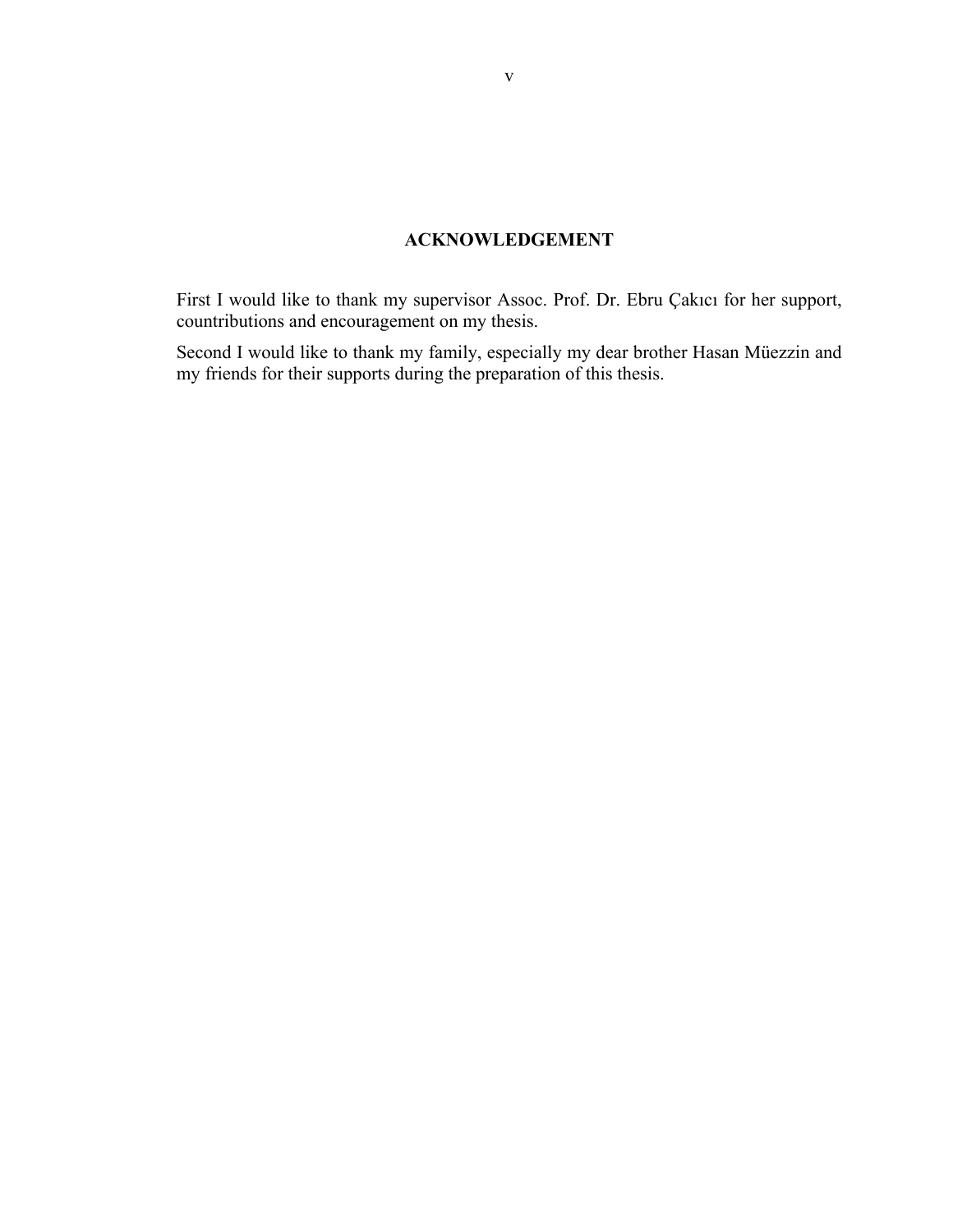# ACKNOWLEDGEMENT

First I would like to thank my supervisor Assoc. Prof. Dr. Ebru Çakıcı for her support, countributions and encouragement on my thesis.

Second I would like to thank my family, especially my dear brother Hasan Müezzin and my friends for their supports during the preparation of this thesis.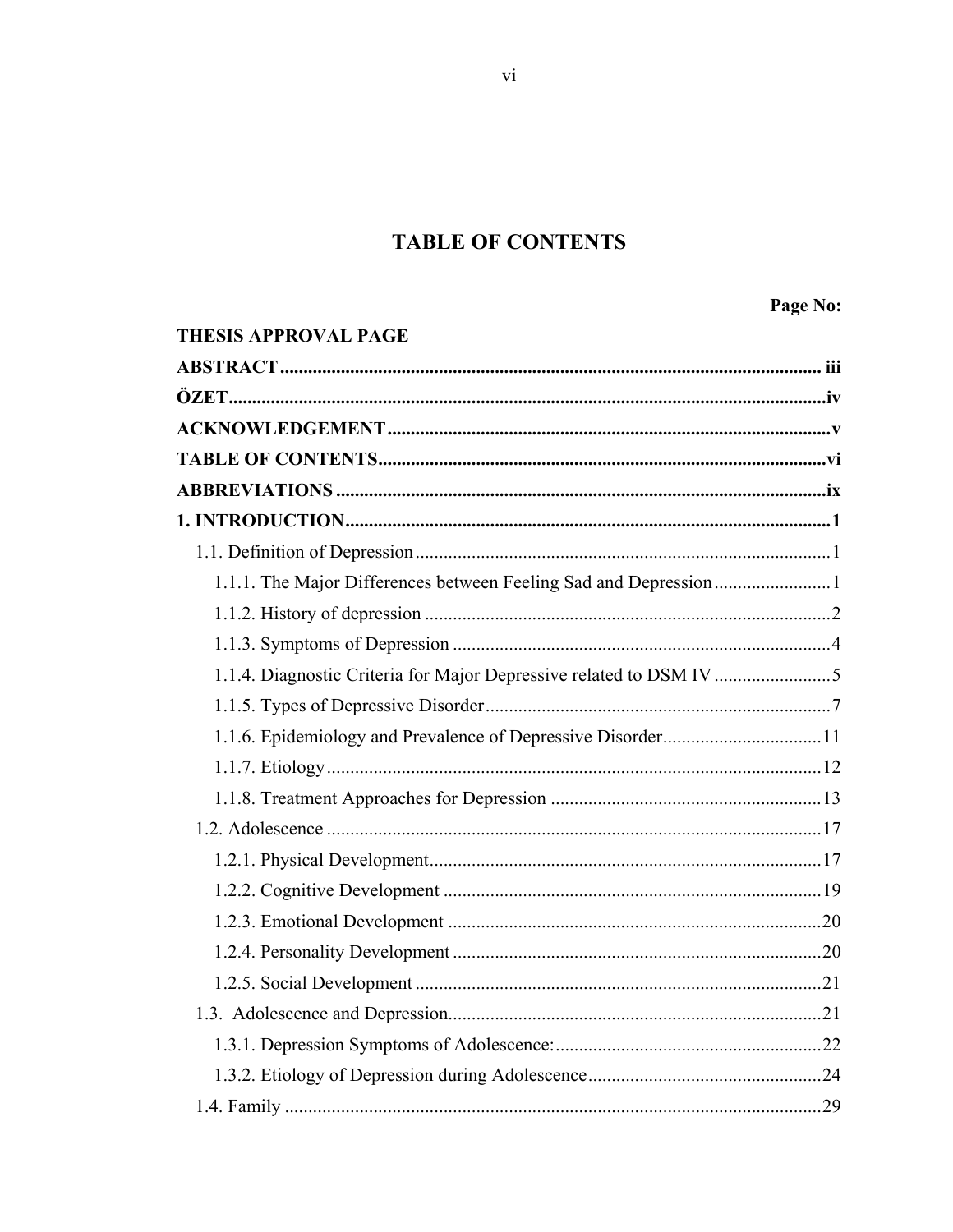# TABLE OF CONTENTS

**Page No:**

**THESIS APPROVAL PAGE**

**ABSTRACT** .......... iii

**ÖZET** .......... iv

**ACKNOWLEDGEMENT** .......... v

**TABLE OF CONTENTS** .......... vi

**ABBREVIATIONS** .......... ix

**1. INTRODUCTION** .......... 1

- 1.1. Definition of Depression .......... 1
  - 1.1.1. The Major Differences between Feeling Sad and Depression .......... 1
  - 1.1.2. History of depression .......... 2
  - 1.1.3. Symptoms of Depression .......... 4
  - 1.1.4. Diagnostic Criteria for Major Depressive related to DSM IV .......... 5
  - 1.1.5. Types of Depressive Disorder .......... 7
  - 1.1.6. Epidemiology and Prevalence of Depressive Disorder .......... 11
  - 1.1.7. Etiology .......... 12
  - 1.1.8. Treatment Approaches for Depression .......... 13
- 1.2. Adolescence .......... 17
  - 1.2.1. Physical Development .......... 17
  - 1.2.2. Cognitive Development .......... 19
  - 1.2.3. Emotional Development .......... 20
  - 1.2.4. Personality Development .......... 20
  - 1.2.5. Social Development .......... 21
- 1.3. Adolescence and Depression .......... 21
  - 1.3.1. Depression Symptoms of Adolescence: .......... 22
  - 1.3.2. Etiology of Depression during Adolescence .......... 24
- 1.4. Family .......... 29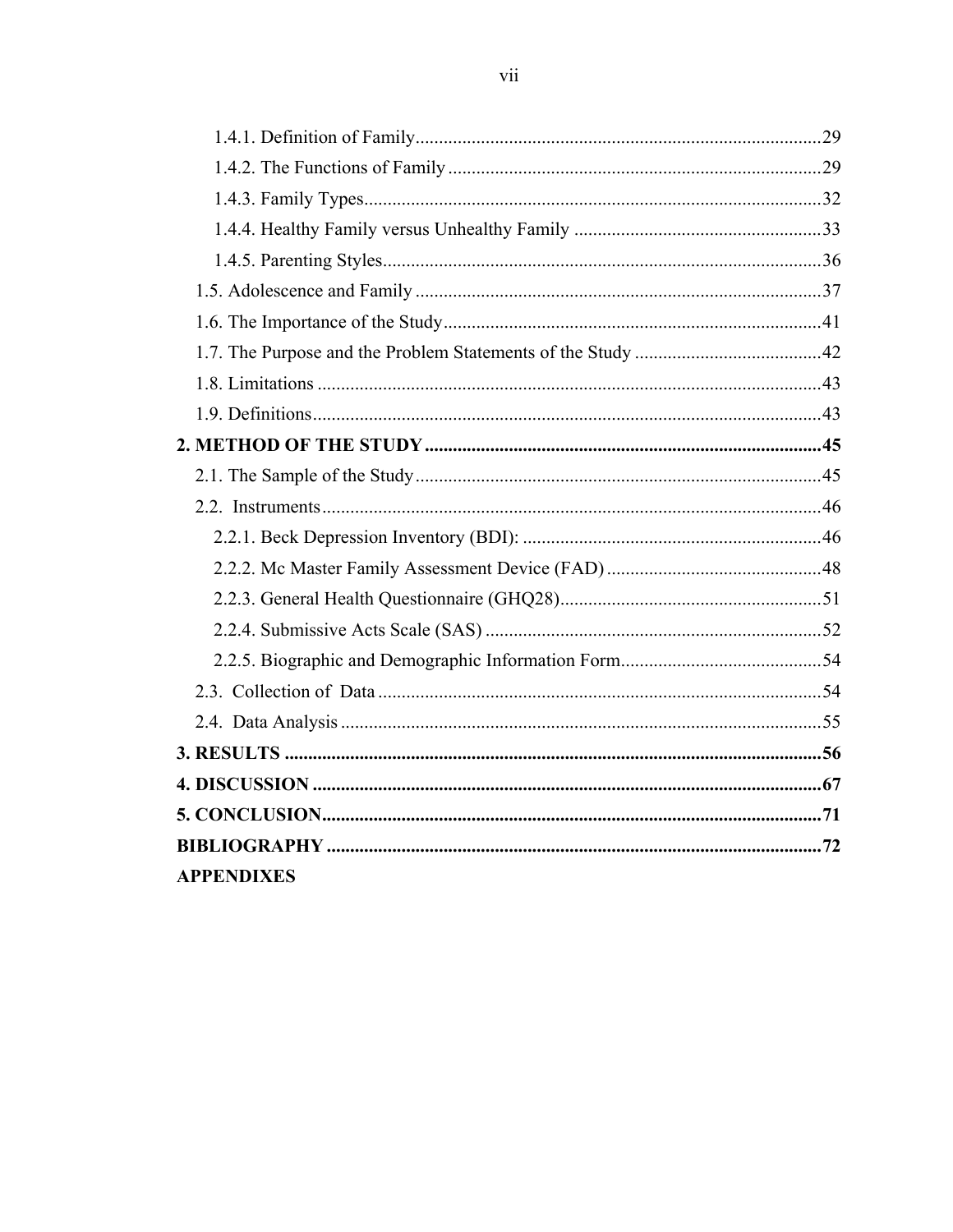1.4.1. Definition of Family....................................................................................29
1.4.2. The Functions of Family ...............................................................................29
1.4.3. Family Types.................................................................................................32
1.4.4. Healthy Family versus Unhealthy Family ....................................................33
1.4.5. Parenting Styles.............................................................................................36
1.5. Adolescence and Family .....................................................................................37
1.6. The Importance of the Study................................................................................41
1.7. The Purpose and the Problem Statements of the Study .......................................42
1.8. Limitations ..........................................................................................................43
1.9. Definitions...........................................................................................................43

**2. METHOD OF THE STUDY....................................................................................45**

2.1. The Sample of the Study......................................................................................45
2.2. Instruments..........................................................................................................46
2.2.1. Beck Depression Inventory (BDI): ..............................................................46
2.2.2. Mc Master Family Assessment Device (FAD) .............................................48
2.2.3. General Health Questionnaire (GHQ28).......................................................51
2.2.4. Submissive Acts Scale (SAS) .......................................................................52
2.2.5. Biographic and Demographic Information Form..........................................54
2.3. Collection of Data ..............................................................................................54
2.4. Data Analysis ......................................................................................................55

**3. RESULTS ..................................................................................................................56**

**4. DISCUSSION ............................................................................................................67**

**5. CONCLUSION..........................................................................................................71**

**BIBLIOGRAPHY .........................................................................................................72**

**APPENDIXES**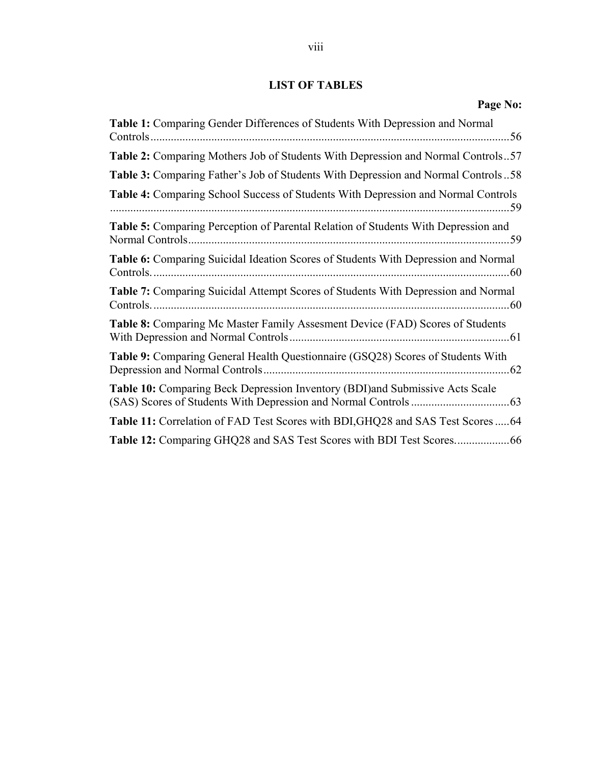# LIST OF TABLES

**Page No:**

**Table 1:** Comparing Gender Differences of Students With Depression and Normal Controls ........ 56

**Table 2:** Comparing Mothers Job of Students With Depression and Normal Controls .. 57

**Table 3:** Comparing Father's Job of Students With Depression and Normal Controls .. 58

**Table 4:** Comparing School Success of Students With Depression and Normal Controls ........ 59

**Table 5:** Comparing Perception of Parental Relation of Students With Depression and Normal Controls ........ 59

**Table 6:** Comparing Suicidal Ideation Scores of Students With Depression and Normal Controls. ........ 60

**Table 7:** Comparing Suicidal Attempt Scores of Students With Depression and Normal Controls. ........ 60

**Table 8:** Comparing Mc Master Family Assesment Device (FAD) Scores of Students With Depression and Normal Controls ........ 61

**Table 9:** Comparing General Health Questionnaire (GSQ28) Scores of Students With Depression and Normal Controls ........ 62

**Table 10:** Comparing Beck Depression Inventory (BDI)and Submissive Acts Scale (SAS) Scores of Students With Depression and Normal Controls ........ 63

**Table 11:** Correlation of FAD Test Scores with BDI,GHQ28 and SAS Test Scores ..... 64

**Table 12:** Comparing GHQ28 and SAS Test Scores with BDI Test Scores. ........ 66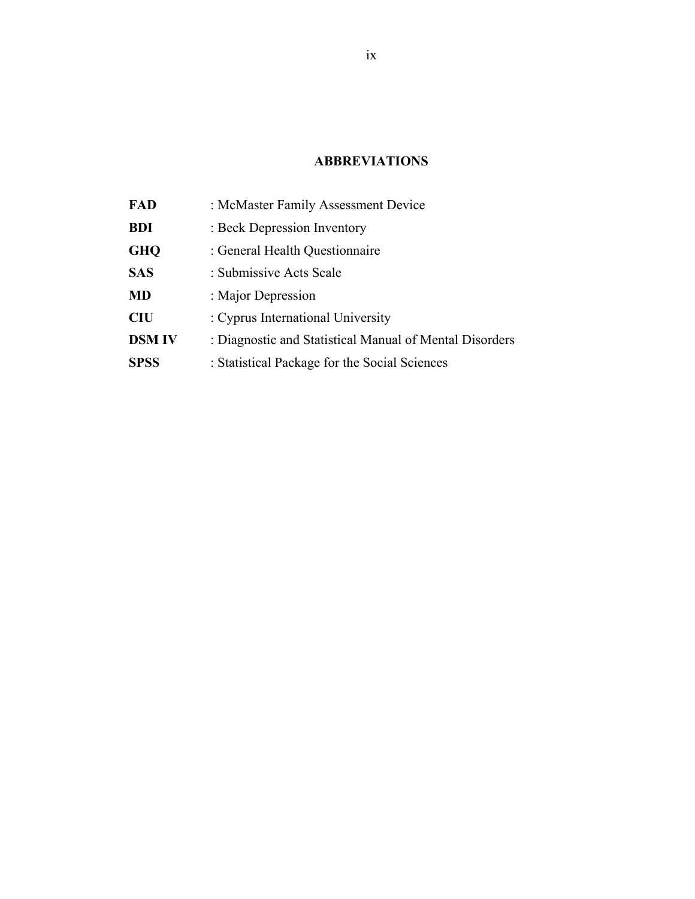## ABBREVIATIONS

**FAD** : McMaster Family Assessment Device

**BDI** : Beck Depression Inventory

**GHQ** : General Health Questionnaire

**SAS** : Submissive Acts Scale

**MD** : Major Depression

**CIU** : Cyprus International University

**DSM IV** : Diagnostic and Statistical Manual of Mental Disorders

**SPSS** : Statistical Package for the Social Sciences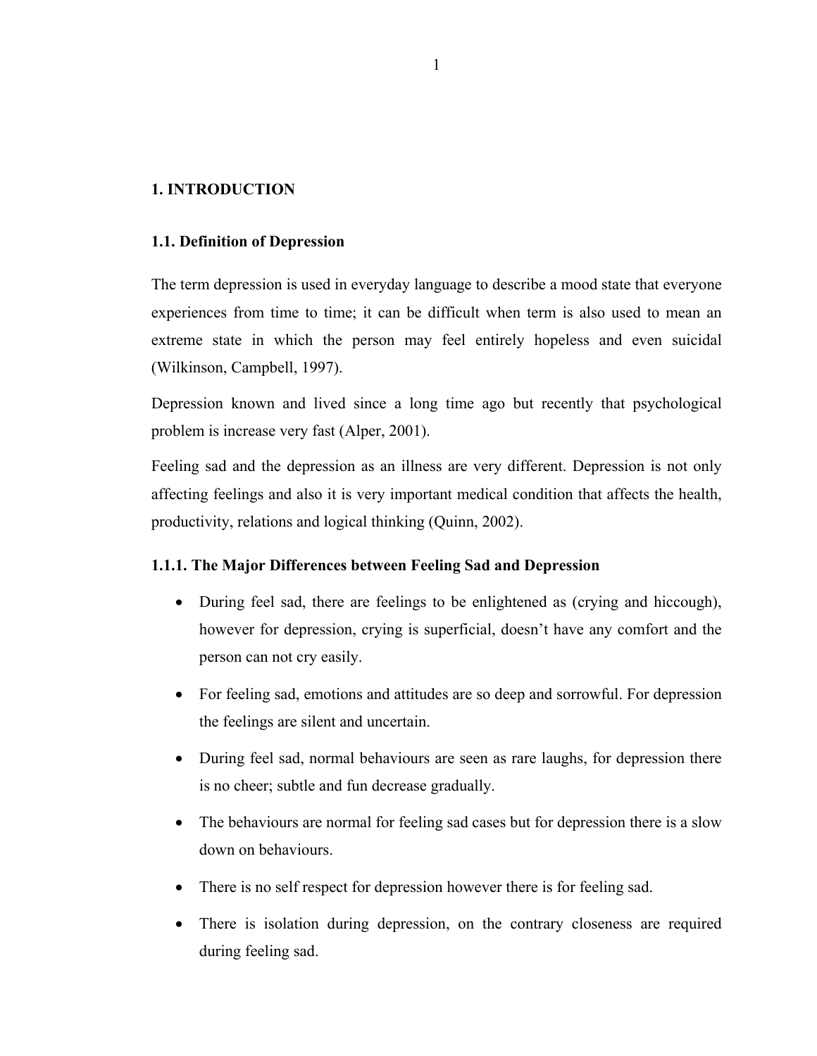# 1. INTRODUCTION

## 1.1. Definition of Depression

The term depression is used in everyday language to describe a mood state that everyone experiences from time to time; it can be difficult when term is also used to mean an extreme state in which the person may feel entirely hopeless and even suicidal (Wilkinson, Campbell, 1997).

Depression known and lived since a long time ago but recently that psychological problem is increase very fast (Alper, 2001).

Feeling sad and the depression as an illness are very different. Depression is not only affecting feelings and also it is very important medical condition that affects the health, productivity, relations and logical thinking (Quinn, 2002).

### 1.1.1. The Major Differences between Feeling Sad and Depression

- During feel sad, there are feelings to be enlightened as (crying and hiccough), however for depression, crying is superficial, doesn't have any comfort and the person can not cry easily.
- For feeling sad, emotions and attitudes are so deep and sorrowful. For depression the feelings are silent and uncertain.
- During feel sad, normal behaviours are seen as rare laughs, for depression there is no cheer; subtle and fun decrease gradually.
- The behaviours are normal for feeling sad cases but for depression there is a slow down on behaviours.
- There is no self respect for depression however there is for feeling sad.
- There is isolation during depression, on the contrary closeness are required during feeling sad.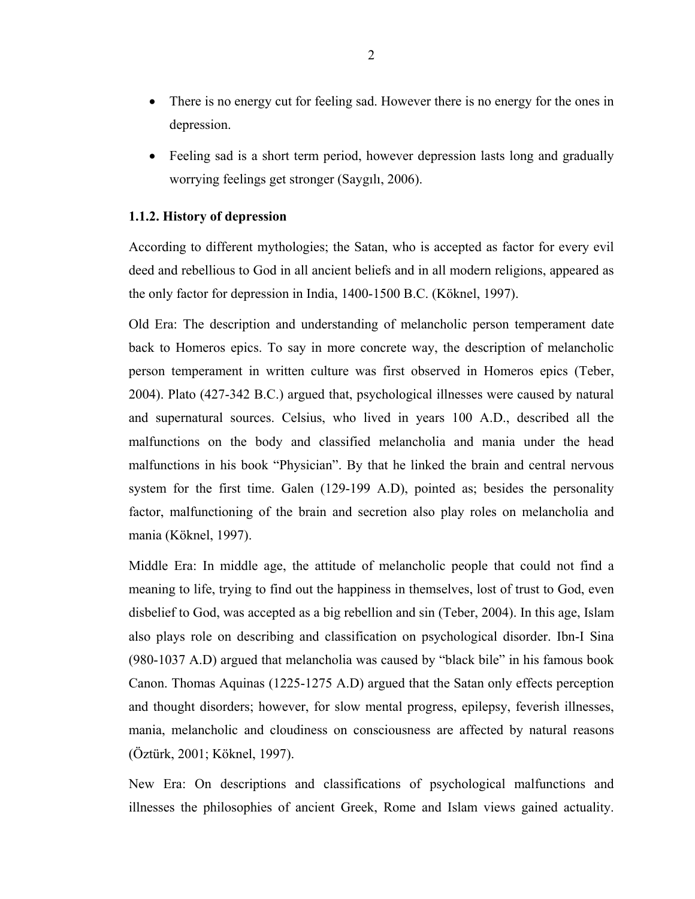- There is no energy cut for feeling sad. However there is no energy for the ones in depression.
- Feeling sad is a short term period, however depression lasts long and gradually worrying feelings get stronger (Saygılı, 2006).

### 1.1.2. History of depression

According to different mythologies; the Satan, who is accepted as factor for every evil deed and rebellious to God in all ancient beliefs and in all modern religions, appeared as the only factor for depression in India, 1400-1500 B.C. (Köknel, 1997).

Old Era: The description and understanding of melancholic person temperament date back to Homeros epics. To say in more concrete way, the description of melancholic person temperament in written culture was first observed in Homeros epics (Teber, 2004). Plato (427-342 B.C.) argued that, psychological illnesses were caused by natural and supernatural sources. Celsius, who lived in years 100 A.D., described all the malfunctions on the body and classified melancholia and mania under the head malfunctions in his book "Physician". By that he linked the brain and central nervous system for the first time. Galen (129-199 A.D), pointed as; besides the personality factor, malfunctioning of the brain and secretion also play roles on melancholia and mania (Köknel, 1997).

Middle Era: In middle age, the attitude of melancholic people that could not find a meaning to life, trying to find out the happiness in themselves, lost of trust to God, even disbelief to God, was accepted as a big rebellion and sin (Teber, 2004). In this age, Islam also plays role on describing and classification on psychological disorder. Ibn-I Sina (980-1037 A.D) argued that melancholia was caused by "black bile" in his famous book Canon. Thomas Aquinas (1225-1275 A.D) argued that the Satan only effects perception and thought disorders; however, for slow mental progress, epilepsy, feverish illnesses, mania, melancholic and cloudiness on consciousness are affected by natural reasons (Öztürk, 2001; Köknel, 1997).

New Era: On descriptions and classifications of psychological malfunctions and illnesses the philosophies of ancient Greek, Rome and Islam views gained actuality.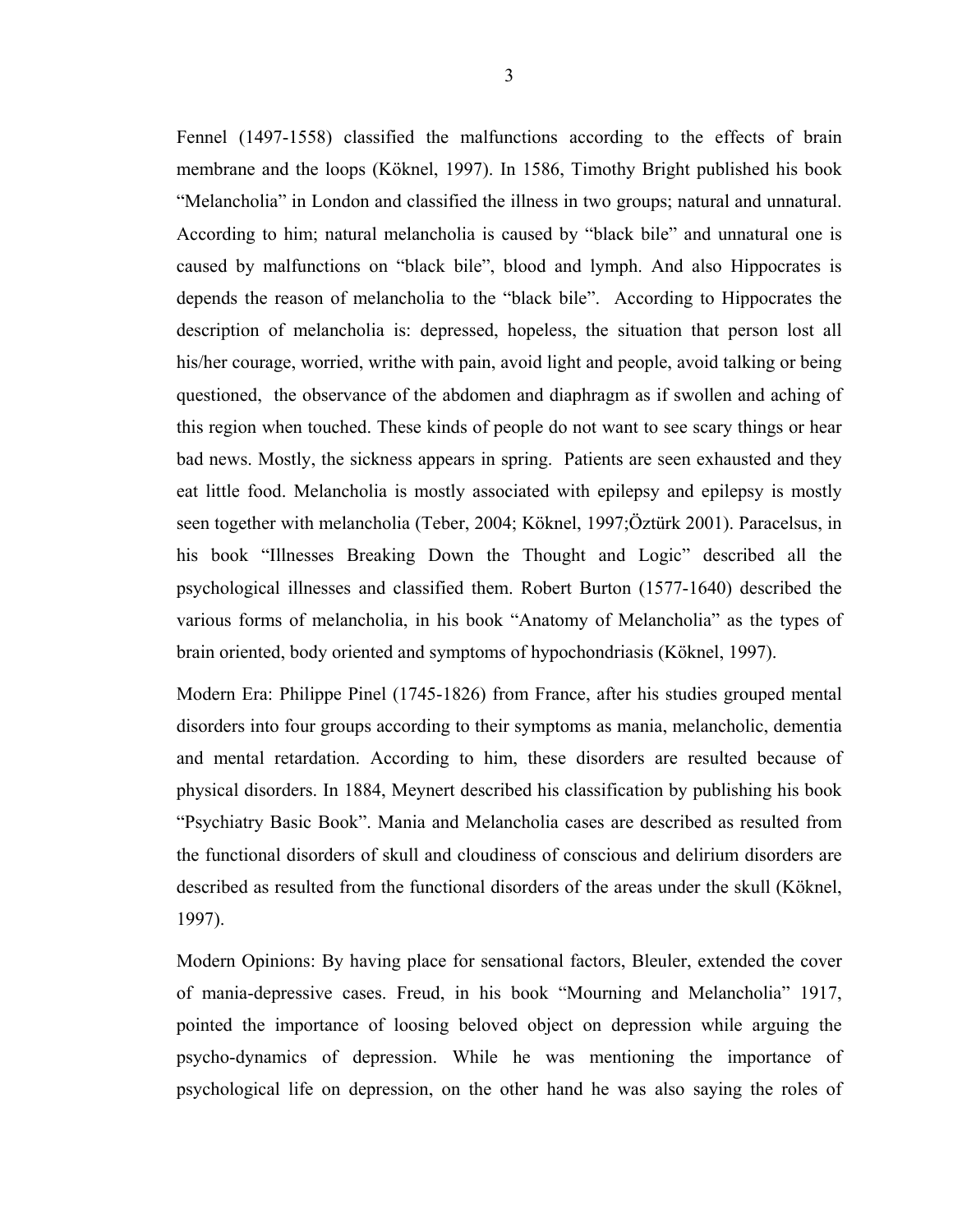Fennel (1497-1558) classified the malfunctions according to the effects of brain membrane and the loops (Köknel, 1997). In 1586, Timothy Bright published his book “Melancholia” in London and classified the illness in two groups; natural and unnatural. According to him; natural melancholia is caused by “black bile” and unnatural one is caused by malfunctions on “black bile”, blood and lymph. And also Hippocrates is depends the reason of melancholia to the “black bile”. According to Hippocrates the description of melancholia is: depressed, hopeless, the situation that person lost all his/her courage, worried, writhe with pain, avoid light and people, avoid talking or being questioned, the observance of the abdomen and diaphragm as if swollen and aching of this region when touched. These kinds of people do not want to see scary things or hear bad news. Mostly, the sickness appears in spring. Patients are seen exhausted and they eat little food. Melancholia is mostly associated with epilepsy and epilepsy is mostly seen together with melancholia (Teber, 2004; Köknel, 1997;Öztürk 2001). Paracelsus, in his book “Illnesses Breaking Down the Thought and Logic” described all the psychological illnesses and classified them. Robert Burton (1577-1640) described the various forms of melancholia, in his book “Anatomy of Melancholia” as the types of brain oriented, body oriented and symptoms of hypochondriasis (Köknel, 1997).

Modern Era: Philippe Pinel (1745-1826) from France, after his studies grouped mental disorders into four groups according to their symptoms as mania, melancholic, dementia and mental retardation. According to him, these disorders are resulted because of physical disorders. In 1884, Meynert described his classification by publishing his book “Psychiatry Basic Book”. Mania and Melancholia cases are described as resulted from the functional disorders of skull and cloudiness of conscious and delirium disorders are described as resulted from the functional disorders of the areas under the skull (Köknel, 1997).

Modern Opinions: By having place for sensational factors, Bleuler, extended the cover of mania-depressive cases. Freud, in his book “Mourning and Melancholia” 1917, pointed the importance of loosing beloved object on depression while arguing the psycho-dynamics of depression. While he was mentioning the importance of psychological life on depression, on the other hand he was also saying the roles of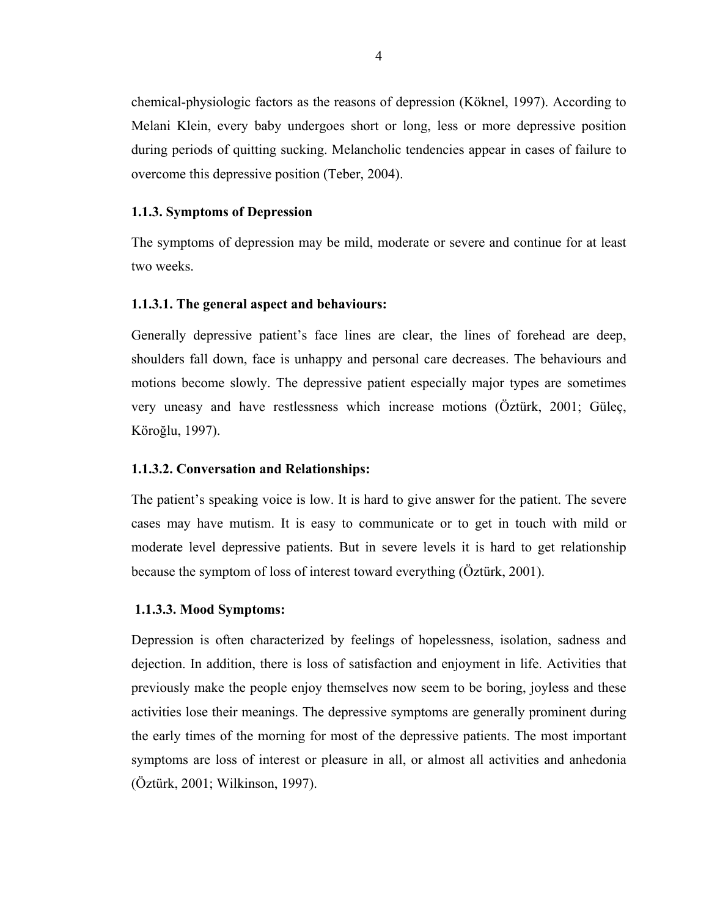chemical-physiologic factors as the reasons of depression (Köknel, 1997). According to Melani Klein, every baby undergoes short or long, less or more depressive position during periods of quitting sucking. Melancholic tendencies appear in cases of failure to overcome this depressive position (Teber, 2004).

### 1.1.3. Symptoms of Depression

The symptoms of depression may be mild, moderate or severe and continue for at least two weeks.

#### 1.1.3.1. The general aspect and behaviours:

Generally depressive patient's face lines are clear, the lines of forehead are deep, shoulders fall down, face is unhappy and personal care decreases. The behaviours and motions become slowly. The depressive patient especially major types are sometimes very uneasy and have restlessness which increase motions (Öztürk, 2001; Güleç, Köroğlu, 1997).

#### 1.1.3.2. Conversation and Relationships:

The patient's speaking voice is low. It is hard to give answer for the patient. The severe cases may have mutism. It is easy to communicate or to get in touch with mild or moderate level depressive patients. But in severe levels it is hard to get relationship because the symptom of loss of interest toward everything (Öztürk, 2001).

#### 1.1.3.3. Mood Symptoms:

Depression is often characterized by feelings of hopelessness, isolation, sadness and dejection. In addition, there is loss of satisfaction and enjoyment in life. Activities that previously make the people enjoy themselves now seem to be boring, joyless and these activities lose their meanings. The depressive symptoms are generally prominent during the early times of the morning for most of the depressive patients. The most important symptoms are loss of interest or pleasure in all, or almost all activities and anhedonia (Öztürk, 2001; Wilkinson, 1997).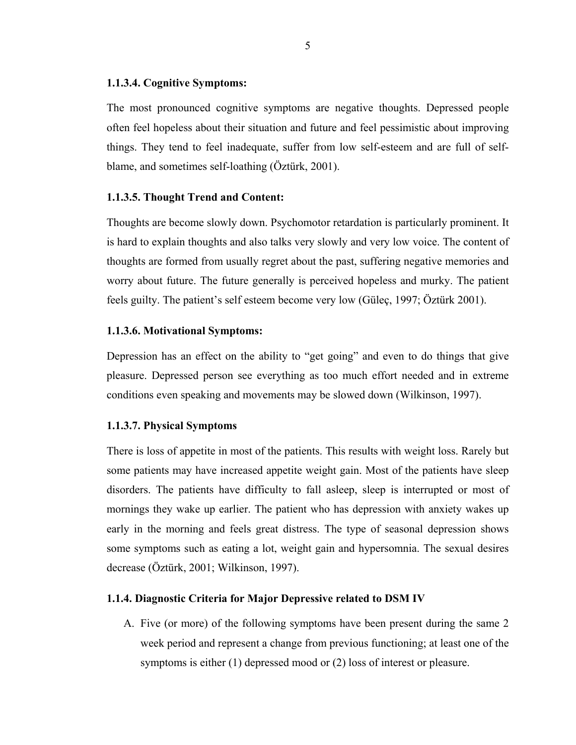#### 1.1.3.4. Cognitive Symptoms:

The most pronounced cognitive symptoms are negative thoughts. Depressed people often feel hopeless about their situation and future and feel pessimistic about improving things. They tend to feel inadequate, suffer from low self-esteem and are full of self-blame, and sometimes self-loathing (Öztürk, 2001).

#### 1.1.3.5. Thought Trend and Content:

Thoughts are become slowly down. Psychomotor retardation is particularly prominent. It is hard to explain thoughts and also talks very slowly and very low voice. The content of thoughts are formed from usually regret about the past, suffering negative memories and worry about future. The future generally is perceived hopeless and murky. The patient feels guilty. The patient's self esteem become very low (Güleç, 1997; Öztürk 2001).

#### 1.1.3.6. Motivational Symptoms:

Depression has an effect on the ability to "get going" and even to do things that give pleasure. Depressed person see everything as too much effort needed and in extreme conditions even speaking and movements may be slowed down (Wilkinson, 1997).

#### 1.1.3.7. Physical Symptoms

There is loss of appetite in most of the patients. This results with weight loss. Rarely but some patients may have increased appetite weight gain. Most of the patients have sleep disorders. The patients have difficulty to fall asleep, sleep is interrupted or most of mornings they wake up earlier. The patient who has depression with anxiety wakes up early in the morning and feels great distress. The type of seasonal depression shows some symptoms such as eating a lot, weight gain and hypersomnia. The sexual desires decrease (Öztürk, 2001; Wilkinson, 1997).

### 1.1.4. Diagnostic Criteria for Major Depressive related to DSM IV

A. Five (or more) of the following symptoms have been present during the same 2 week period and represent a change from previous functioning; at least one of the symptoms is either (1) depressed mood or (2) loss of interest or pleasure.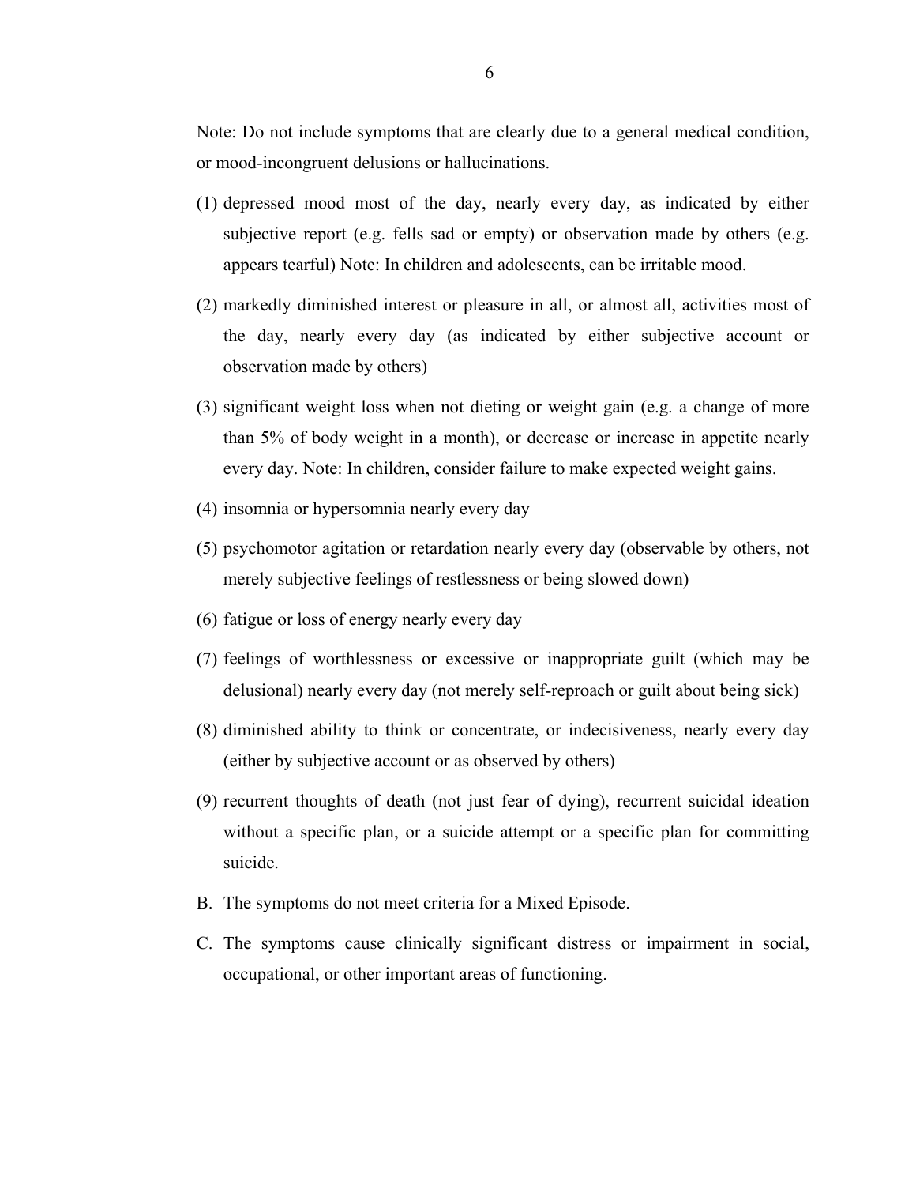Note: Do not include symptoms that are clearly due to a general medical condition, or mood-incongruent delusions or hallucinations.

(1) depressed mood most of the day, nearly every day, as indicated by either subjective report (e.g. fells sad or empty) or observation made by others (e.g. appears tearful) Note: In children and adolescents, can be irritable mood.

(2) markedly diminished interest or pleasure in all, or almost all, activities most of the day, nearly every day (as indicated by either subjective account or observation made by others)

(3) significant weight loss when not dieting or weight gain (e.g. a change of more than 5% of body weight in a month), or decrease or increase in appetite nearly every day. Note: In children, consider failure to make expected weight gains.

(4) insomnia or hypersomnia nearly every day

(5) psychomotor agitation or retardation nearly every day (observable by others, not merely subjective feelings of restlessness or being slowed down)

(6) fatigue or loss of energy nearly every day

(7) feelings of worthlessness or excessive or inappropriate guilt (which may be delusional) nearly every day (not merely self-reproach or guilt about being sick)

(8) diminished ability to think or concentrate, or indecisiveness, nearly every day (either by subjective account or as observed by others)

(9) recurrent thoughts of death (not just fear of dying), recurrent suicidal ideation without a specific plan, or a suicide attempt or a specific plan for committing suicide.

B. The symptoms do not meet criteria for a Mixed Episode.

C. The symptoms cause clinically significant distress or impairment in social, occupational, or other important areas of functioning.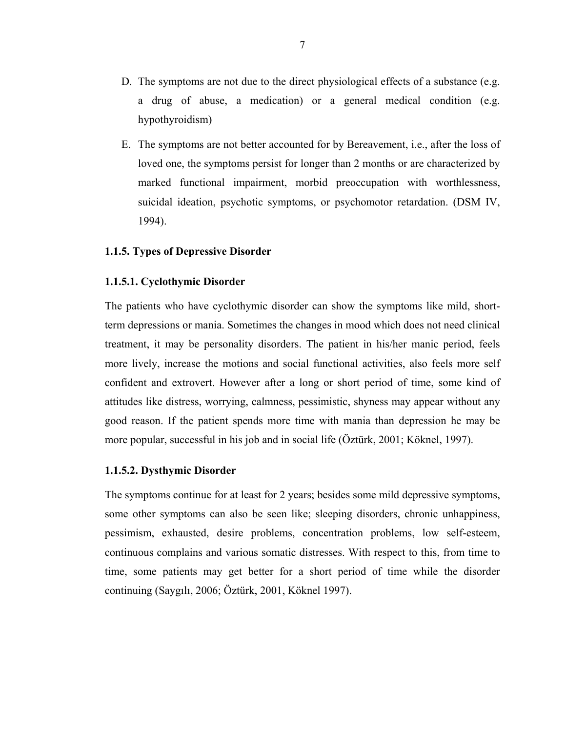D. The symptoms are not due to the direct physiological effects of a substance (e.g. a drug of abuse, a medication) or a general medical condition (e.g. hypothyroidism)

E. The symptoms are not better accounted for by Bereavement, i.e., after the loss of loved one, the symptoms persist for longer than 2 months or are characterized by marked functional impairment, morbid preoccupation with worthlessness, suicidal ideation, psychotic symptoms, or psychomotor retardation. (DSM IV, 1994).

### 1.1.5. Types of Depressive Disorder

#### 1.1.5.1. Cyclothymic Disorder

The patients who have cyclothymic disorder can show the symptoms like mild, short-term depressions or mania. Sometimes the changes in mood which does not need clinical treatment, it may be personality disorders. The patient in his/her manic period, feels more lively, increase the motions and social functional activities, also feels more self confident and extrovert. However after a long or short period of time, some kind of attitudes like distress, worrying, calmness, pessimistic, shyness may appear without any good reason. If the patient spends more time with mania than depression he may be more popular, successful in his job and in social life (Öztürk, 2001; Köknel, 1997).

#### 1.1.5.2. Dysthymic Disorder

The symptoms continue for at least for 2 years; besides some mild depressive symptoms, some other symptoms can also be seen like; sleeping disorders, chronic unhappiness, pessimism, exhausted, desire problems, concentration problems, low self-esteem, continuous complains and various somatic distresses. With respect to this, from time to time, some patients may get better for a short period of time while the disorder continuing (Saygılı, 2006; Öztürk, 2001, Köknel 1997).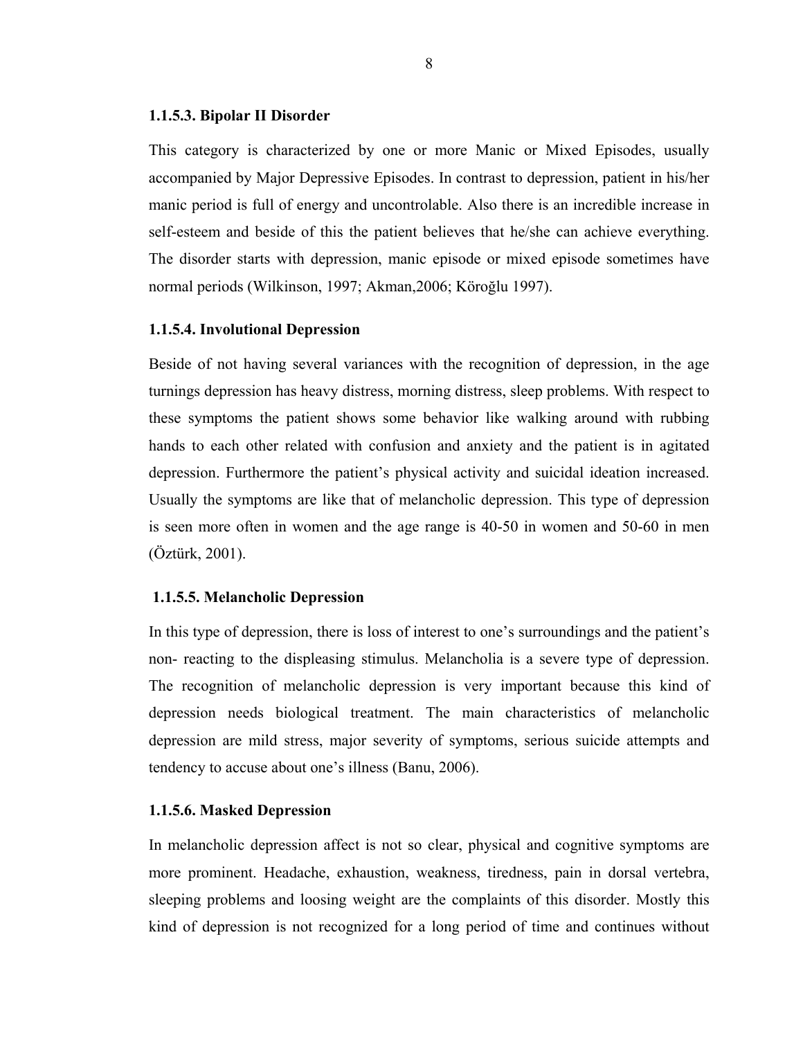### 1.1.5.3. Bipolar II Disorder

This category is characterized by one or more Manic or Mixed Episodes, usually accompanied by Major Depressive Episodes. In contrast to depression, patient in his/her manic period is full of energy and uncontrolable. Also there is an incredible increase in self-esteem and beside of this the patient believes that he/she can achieve everything. The disorder starts with depression, manic episode or mixed episode sometimes have normal periods (Wilkinson, 1997; Akman,2006; Köroğlu 1997).

### 1.1.5.4. Involutional Depression

Beside of not having several variances with the recognition of depression, in the age turnings depression has heavy distress, morning distress, sleep problems. With respect to these symptoms the patient shows some behavior like walking around with rubbing hands to each other related with confusion and anxiety and the patient is in agitated depression. Furthermore the patient's physical activity and suicidal ideation increased. Usually the symptoms are like that of melancholic depression. This type of depression is seen more often in women and the age range is 40-50 in women and 50-60 in men (Öztürk, 2001).

### 1.1.5.5. Melancholic Depression

In this type of depression, there is loss of interest to one's surroundings and the patient's non- reacting to the displeasing stimulus. Melancholia is a severe type of depression. The recognition of melancholic depression is very important because this kind of depression needs biological treatment. The main characteristics of melancholic depression are mild stress, major severity of symptoms, serious suicide attempts and tendency to accuse about one's illness (Banu, 2006).

### 1.1.5.6. Masked Depression

In melancholic depression affect is not so clear, physical and cognitive symptoms are more prominent. Headache, exhaustion, weakness, tiredness, pain in dorsal vertebra, sleeping problems and loosing weight are the complaints of this disorder. Mostly this kind of depression is not recognized for a long period of time and continues without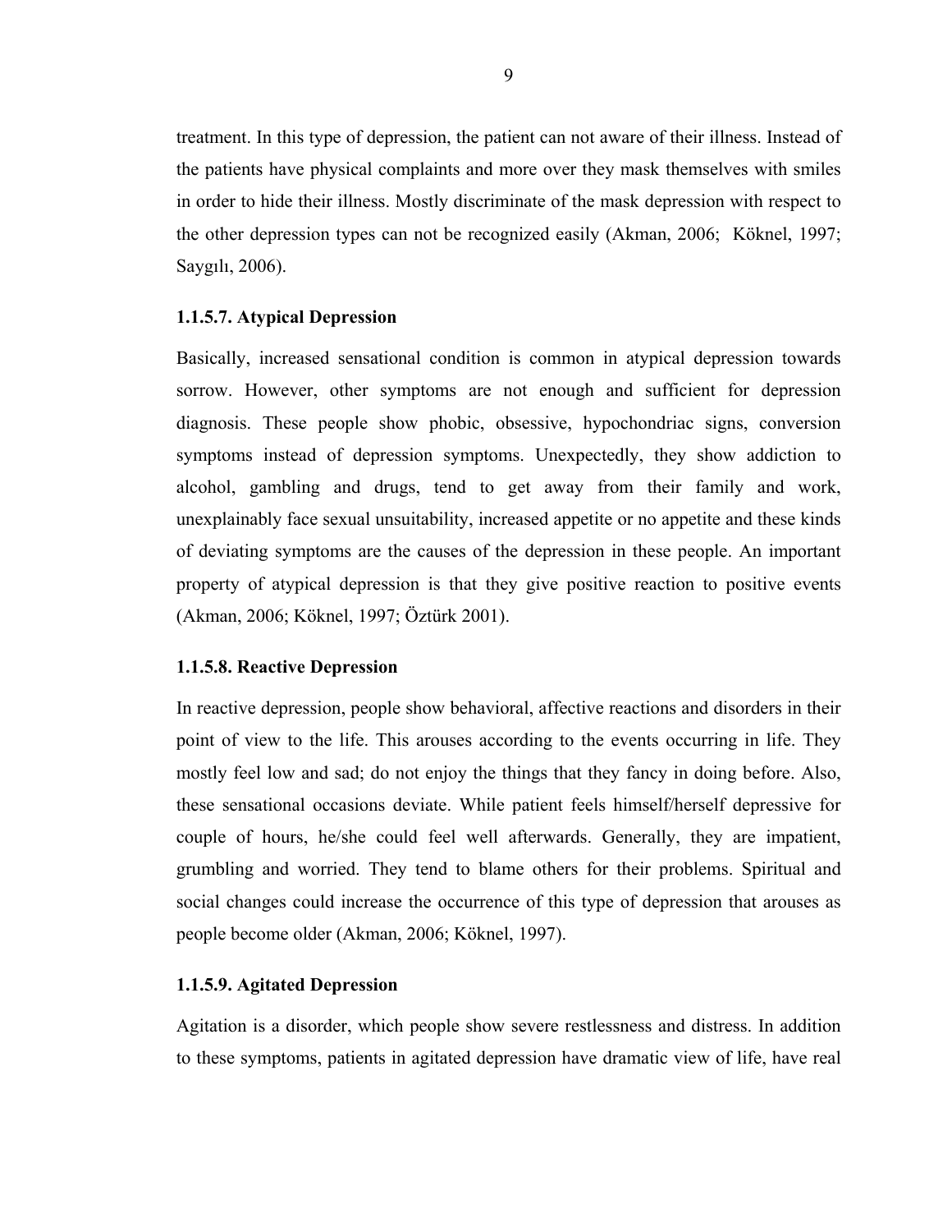treatment. In this type of depression, the patient can not aware of their illness. Instead of the patients have physical complaints and more over they mask themselves with smiles in order to hide their illness. Mostly discriminate of the mask depression with respect to the other depression types can not be recognized easily (Akman, 2006; Köknel, 1997; Saygılı, 2006).

#### 1.1.5.7. Atypical Depression

Basically, increased sensational condition is common in atypical depression towards sorrow. However, other symptoms are not enough and sufficient for depression diagnosis. These people show phobic, obsessive, hypochondriac signs, conversion symptoms instead of depression symptoms. Unexpectedly, they show addiction to alcohol, gambling and drugs, tend to get away from their family and work, unexplainably face sexual unsuitability, increased appetite or no appetite and these kinds of deviating symptoms are the causes of the depression in these people. An important property of atypical depression is that they give positive reaction to positive events (Akman, 2006; Köknel, 1997; Öztürk 2001).

#### 1.1.5.8. Reactive Depression

In reactive depression, people show behavioral, affective reactions and disorders in their point of view to the life. This arouses according to the events occurring in life. They mostly feel low and sad; do not enjoy the things that they fancy in doing before. Also, these sensational occasions deviate. While patient feels himself/herself depressive for couple of hours, he/she could feel well afterwards. Generally, they are impatient, grumbling and worried. They tend to blame others for their problems. Spiritual and social changes could increase the occurrence of this type of depression that arouses as people become older (Akman, 2006; Köknel, 1997).

#### 1.1.5.9. Agitated Depression

Agitation is a disorder, which people show severe restlessness and distress. In addition to these symptoms, patients in agitated depression have dramatic view of life, have real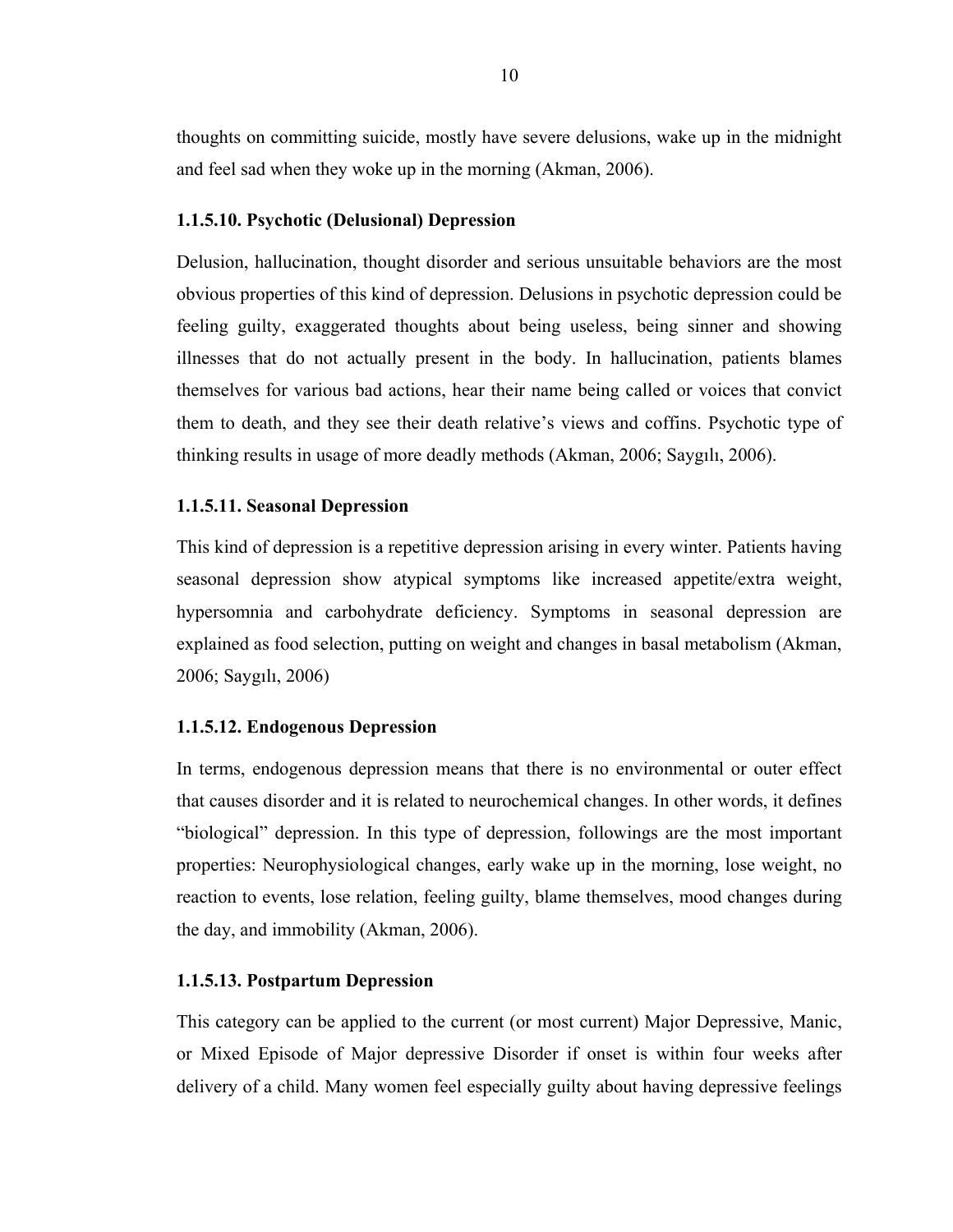thoughts on committing suicide, mostly have severe delusions, wake up in the midnight and feel sad when they woke up in the morning (Akman, 2006).

### 1.1.5.10. Psychotic (Delusional) Depression

Delusion, hallucination, thought disorder and serious unsuitable behaviors are the most obvious properties of this kind of depression. Delusions in psychotic depression could be feeling guilty, exaggerated thoughts about being useless, being sinner and showing illnesses that do not actually present in the body. In hallucination, patients blames themselves for various bad actions, hear their name being called or voices that convict them to death, and they see their death relative's views and coffins. Psychotic type of thinking results in usage of more deadly methods (Akman, 2006; Saygılı, 2006).

### 1.1.5.11. Seasonal Depression

This kind of depression is a repetitive depression arising in every winter. Patients having seasonal depression show atypical symptoms like increased appetite/extra weight, hypersomnia and carbohydrate deficiency. Symptoms in seasonal depression are explained as food selection, putting on weight and changes in basal metabolism (Akman, 2006; Saygılı, 2006)

### 1.1.5.12. Endogenous Depression

In terms, endogenous depression means that there is no environmental or outer effect that causes disorder and it is related to neurochemical changes. In other words, it defines "biological" depression. In this type of depression, followings are the most important properties: Neurophysiological changes, early wake up in the morning, lose weight, no reaction to events, lose relation, feeling guilty, blame themselves, mood changes during the day, and immobility (Akman, 2006).

### 1.1.5.13. Postpartum Depression

This category can be applied to the current (or most current) Major Depressive, Manic, or Mixed Episode of Major depressive Disorder if onset is within four weeks after delivery of a child. Many women feel especially guilty about having depressive feelings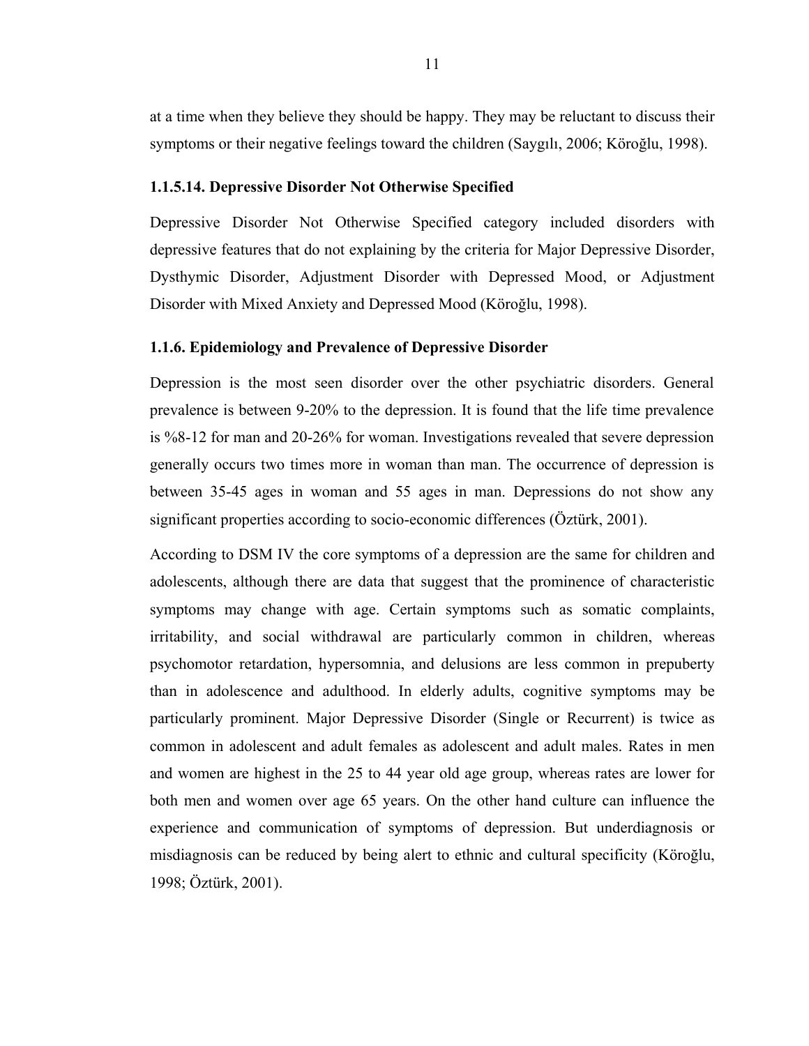at a time when they believe they should be happy. They may be reluctant to discuss their symptoms or their negative feelings toward the children (Saygılı, 2006; Köroğlu, 1998).

### 1.1.5.14. Depressive Disorder Not Otherwise Specified

Depressive Disorder Not Otherwise Specified category included disorders with depressive features that do not explaining by the criteria for Major Depressive Disorder, Dysthymic Disorder, Adjustment Disorder with Depressed Mood, or Adjustment Disorder with Mixed Anxiety and Depressed Mood (Köroğlu, 1998).

### 1.1.6. Epidemiology and Prevalence of Depressive Disorder

Depression is the most seen disorder over the other psychiatric disorders. General prevalence is between 9-20% to the depression. It is found that the life time prevalence is %8-12 for man and 20-26% for woman. Investigations revealed that severe depression generally occurs two times more in woman than man. The occurrence of depression is between 35-45 ages in woman and 55 ages in man. Depressions do not show any significant properties according to socio-economic differences (Öztürk, 2001).

According to DSM IV the core symptoms of a depression are the same for children and adolescents, although there are data that suggest that the prominence of characteristic symptoms may change with age. Certain symptoms such as somatic complaints, irritability, and social withdrawal are particularly common in children, whereas psychomotor retardation, hypersomnia, and delusions are less common in prepuberty than in adolescence and adulthood. In elderly adults, cognitive symptoms may be particularly prominent. Major Depressive Disorder (Single or Recurrent) is twice as common in adolescent and adult females as adolescent and adult males. Rates in men and women are highest in the 25 to 44 year old age group, whereas rates are lower for both men and women over age 65 years. On the other hand culture can influence the experience and communication of symptoms of depression. But underdiagnosis or misdiagnosis can be reduced by being alert to ethnic and cultural specificity (Köroğlu, 1998; Öztürk, 2001).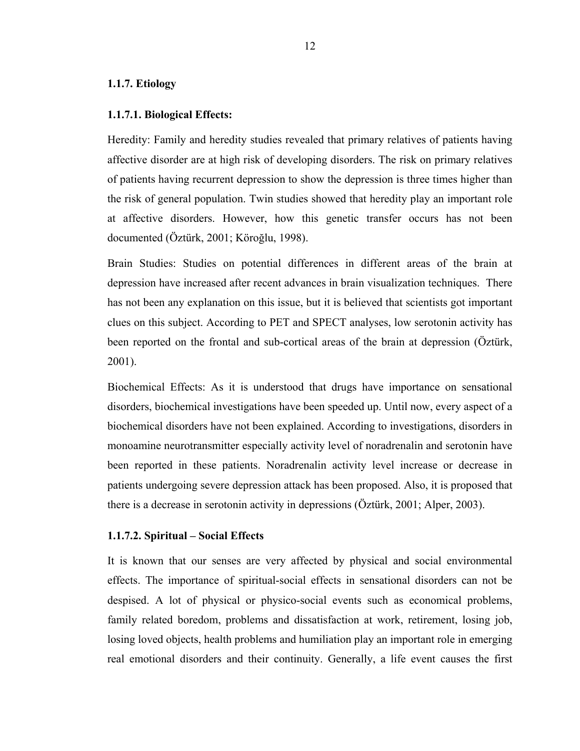### 1.1.7. Etiology

#### 1.1.7.1. Biological Effects:

Heredity: Family and heredity studies revealed that primary relatives of patients having affective disorder are at high risk of developing disorders. The risk on primary relatives of patients having recurrent depression to show the depression is three times higher than the risk of general population. Twin studies showed that heredity play an important role at affective disorders. However, how this genetic transfer occurs has not been documented (Öztürk, 2001; Köroğlu, 1998).

Brain Studies: Studies on potential differences in different areas of the brain at depression have increased after recent advances in brain visualization techniques. There has not been any explanation on this issue, but it is believed that scientists got important clues on this subject. According to PET and SPECT analyses, low serotonin activity has been reported on the frontal and sub-cortical areas of the brain at depression (Öztürk, 2001).

Biochemical Effects: As it is understood that drugs have importance on sensational disorders, biochemical investigations have been speeded up. Until now, every aspect of a biochemical disorders have not been explained. According to investigations, disorders in monoamine neurotransmitter especially activity level of noradrenalin and serotonin have been reported in these patients. Noradrenalin activity level increase or decrease in patients undergoing severe depression attack has been proposed. Also, it is proposed that there is a decrease in serotonin activity in depressions (Öztürk, 2001; Alper, 2003).

#### 1.1.7.2. Spiritual – Social Effects

It is known that our senses are very affected by physical and social environmental effects. The importance of spiritual-social effects in sensational disorders can not be despised. A lot of physical or physico-social events such as economical problems, family related boredom, problems and dissatisfaction at work, retirement, losing job, losing loved objects, health problems and humiliation play an important role in emerging real emotional disorders and their continuity. Generally, a life event causes the first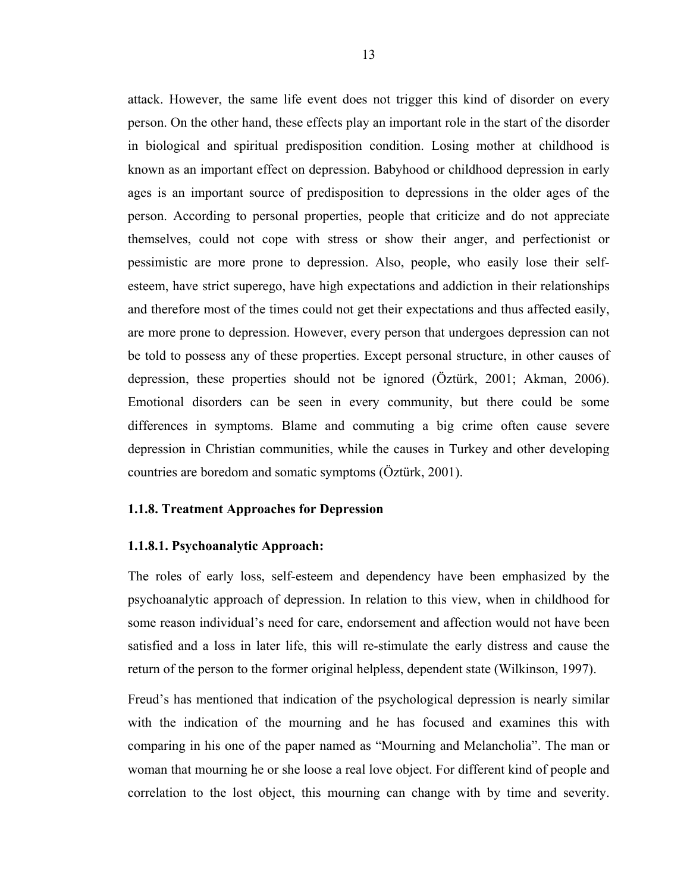attack. However, the same life event does not trigger this kind of disorder on every person. On the other hand, these effects play an important role in the start of the disorder in biological and spiritual predisposition condition. Losing mother at childhood is known as an important effect on depression. Babyhood or childhood depression in early ages is an important source of predisposition to depressions in the older ages of the person. According to personal properties, people that criticize and do not appreciate themselves, could not cope with stress or show their anger, and perfectionist or pessimistic are more prone to depression. Also, people, who easily lose their self-esteem, have strict superego, have high expectations and addiction in their relationships and therefore most of the times could not get their expectations and thus affected easily, are more prone to depression. However, every person that undergoes depression can not be told to possess any of these properties. Except personal structure, in other causes of depression, these properties should not be ignored (Öztürk, 2001; Akman, 2006). Emotional disorders can be seen in every community, but there could be some differences in symptoms. Blame and commuting a big crime often cause severe depression in Christian communities, while the causes in Turkey and other developing countries are boredom and somatic symptoms (Öztürk, 2001).

### 1.1.8. Treatment Approaches for Depression

#### 1.1.8.1. Psychoanalytic Approach:

The roles of early loss, self-esteem and dependency have been emphasized by the psychoanalytic approach of depression. In relation to this view, when in childhood for some reason individual's need for care, endorsement and affection would not have been satisfied and a loss in later life, this will re-stimulate the early distress and cause the return of the person to the former original helpless, dependent state (Wilkinson, 1997).

Freud's has mentioned that indication of the psychological depression is nearly similar with the indication of the mourning and he has focused and examines this with comparing in his one of the paper named as "Mourning and Melancholia". The man or woman that mourning he or she loose a real love object. For different kind of people and correlation to the lost object, this mourning can change with by time and severity.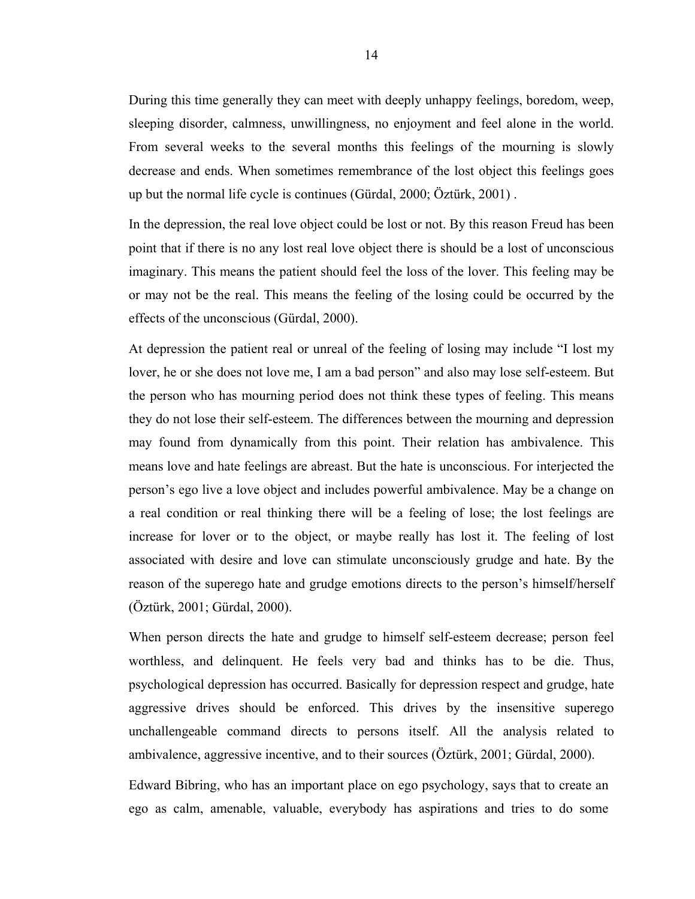During this time generally they can meet with deeply unhappy feelings, boredom, weep, sleeping disorder, calmness, unwillingness, no enjoyment and feel alone in the world. From several weeks to the several months this feelings of the mourning is slowly decrease and ends. When sometimes remembrance of the lost object this feelings goes up but the normal life cycle is continues (Gürdal, 2000; Öztürk, 2001) .

In the depression, the real love object could be lost or not. By this reason Freud has been point that if there is no any lost real love object there is should be a lost of unconscious imaginary. This means the patient should feel the loss of the lover. This feeling may be or may not be the real. This means the feeling of the losing could be occurred by the effects of the unconscious (Gürdal, 2000).

At depression the patient real or unreal of the feeling of losing may include "I lost my lover, he or she does not love me, I am a bad person" and also may lose self-esteem. But the person who has mourning period does not think these types of feeling. This means they do not lose their self-esteem. The differences between the mourning and depression may found from dynamically from this point. Their relation has ambivalence. This means love and hate feelings are abreast. But the hate is unconscious. For interjected the person's ego live a love object and includes powerful ambivalence. May be a change on a real condition or real thinking there will be a feeling of lose; the lost feelings are increase for lover or to the object, or maybe really has lost it. The feeling of lost associated with desire and love can stimulate unconsciously grudge and hate. By the reason of the superego hate and grudge emotions directs to the person's himself/herself (Öztürk, 2001; Gürdal, 2000).

When person directs the hate and grudge to himself self-esteem decrease; person feel worthless, and delinquent. He feels very bad and thinks has to be die. Thus, psychological depression has occurred. Basically for depression respect and grudge, hate aggressive drives should be enforced. This drives by the insensitive superego unchallengeable command directs to persons itself. All the analysis related to ambivalence, aggressive incentive, and to their sources (Öztürk, 2001; Gürdal, 2000).

Edward Bibring, who has an important place on ego psychology, says that to create an ego as calm, amenable, valuable, everybody has aspirations and tries to do some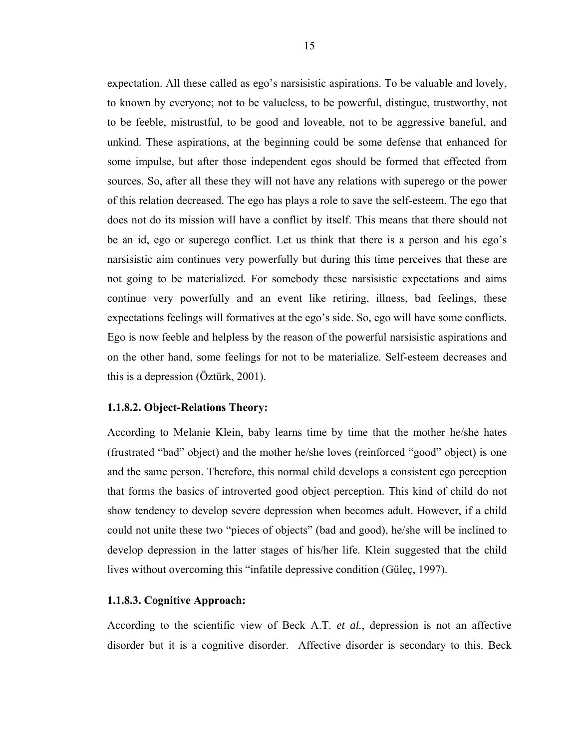expectation. All these called as ego's narsisistic aspirations. To be valuable and lovely, to known by everyone; not to be valueless, to be powerful, distingue, trustworthy, not to be feeble, mistrustful, to be good and loveable, not to be aggressive baneful, and unkind. These aspirations, at the beginning could be some defense that enhanced for some impulse, but after those independent egos should be formed that effected from sources. So, after all these they will not have any relations with superego or the power of this relation decreased. The ego has plays a role to save the self-esteem. The ego that does not do its mission will have a conflict by itself. This means that there should not be an id, ego or superego conflict. Let us think that there is a person and his ego's narsisistic aim continues very powerfully but during this time perceives that these are not going to be materialized. For somebody these narsisistic expectations and aims continue very powerfully and an event like retiring, illness, bad feelings, these expectations feelings will formatives at the ego's side. So, ego will have some conflicts. Ego is now feeble and helpless by the reason of the powerful narsisistic aspirations and on the other hand, some feelings for not to be materialize. Self-esteem decreases and this is a depression (Öztürk, 2001).

#### 1.1.8.2. Object-Relations Theory:

According to Melanie Klein, baby learns time by time that the mother he/she hates (frustrated "bad" object) and the mother he/she loves (reinforced "good" object) is one and the same person. Therefore, this normal child develops a consistent ego perception that forms the basics of introverted good object perception. This kind of child do not show tendency to develop severe depression when becomes adult. However, if a child could not unite these two "pieces of objects" (bad and good), he/she will be inclined to develop depression in the latter stages of his/her life. Klein suggested that the child lives without overcoming this "infatile depressive condition (Güleç, 1997).

#### 1.1.8.3. Cognitive Approach:

According to the scientific view of Beck A.T. *et al.*, depression is not an affective disorder but it is a cognitive disorder. Affective disorder is secondary to this. Beck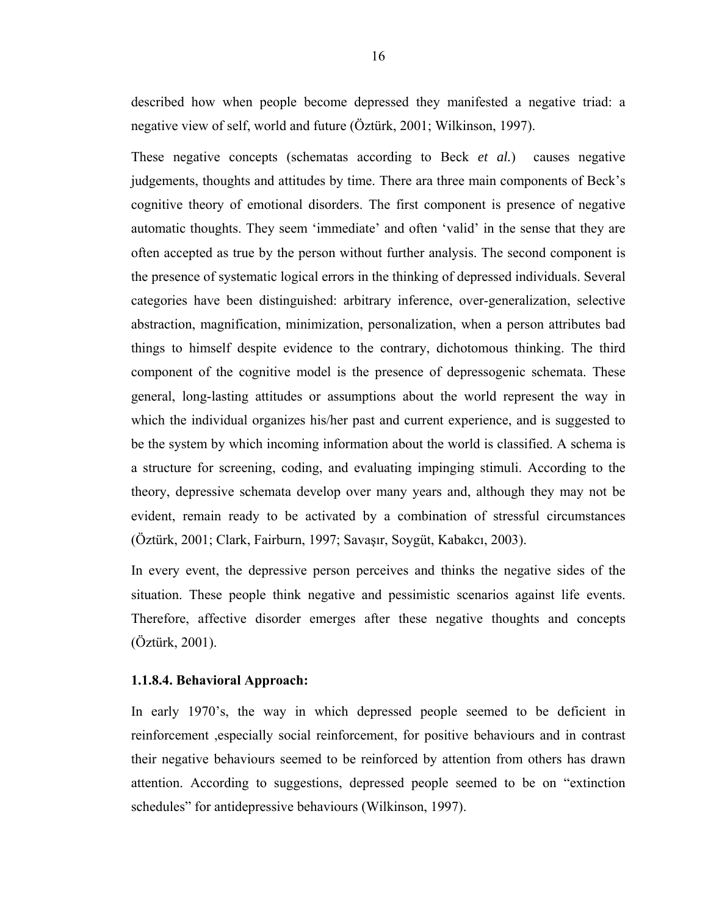described how when people become depressed they manifested a negative triad: a negative view of self, world and future (Öztürk, 2001; Wilkinson, 1997).

These negative concepts (schematas according to Beck *et al.*) causes negative judgements, thoughts and attitudes by time. There ara three main components of Beck's cognitive theory of emotional disorders. The first component is presence of negative automatic thoughts. They seem 'immediate' and often 'valid' in the sense that they are often accepted as true by the person without further analysis. The second component is the presence of systematic logical errors in the thinking of depressed individuals. Several categories have been distinguished: arbitrary inference, over-generalization, selective abstraction, magnification, minimization, personalization, when a person attributes bad things to himself despite evidence to the contrary, dichotomous thinking. The third component of the cognitive model is the presence of depressogenic schemata. These general, long-lasting attitudes or assumptions about the world represent the way in which the individual organizes his/her past and current experience, and is suggested to be the system by which incoming information about the world is classified. A schema is a structure for screening, coding, and evaluating impinging stimuli. According to the theory, depressive schemata develop over many years and, although they may not be evident, remain ready to be activated by a combination of stressful circumstances (Öztürk, 2001; Clark, Fairburn, 1997; Savaşır, Soygüt, Kabakcı, 2003).

In every event, the depressive person perceives and thinks the negative sides of the situation. These people think negative and pessimistic scenarios against life events. Therefore, affective disorder emerges after these negative thoughts and concepts (Öztürk, 2001).

#### 1.1.8.4. Behavioral Approach:

In early 1970's, the way in which depressed people seemed to be deficient in reinforcement ,especially social reinforcement, for positive behaviours and in contrast their negative behaviours seemed to be reinforced by attention from others has drawn attention. According to suggestions, depressed people seemed to be on "extinction schedules" for antidepressive behaviours (Wilkinson, 1997).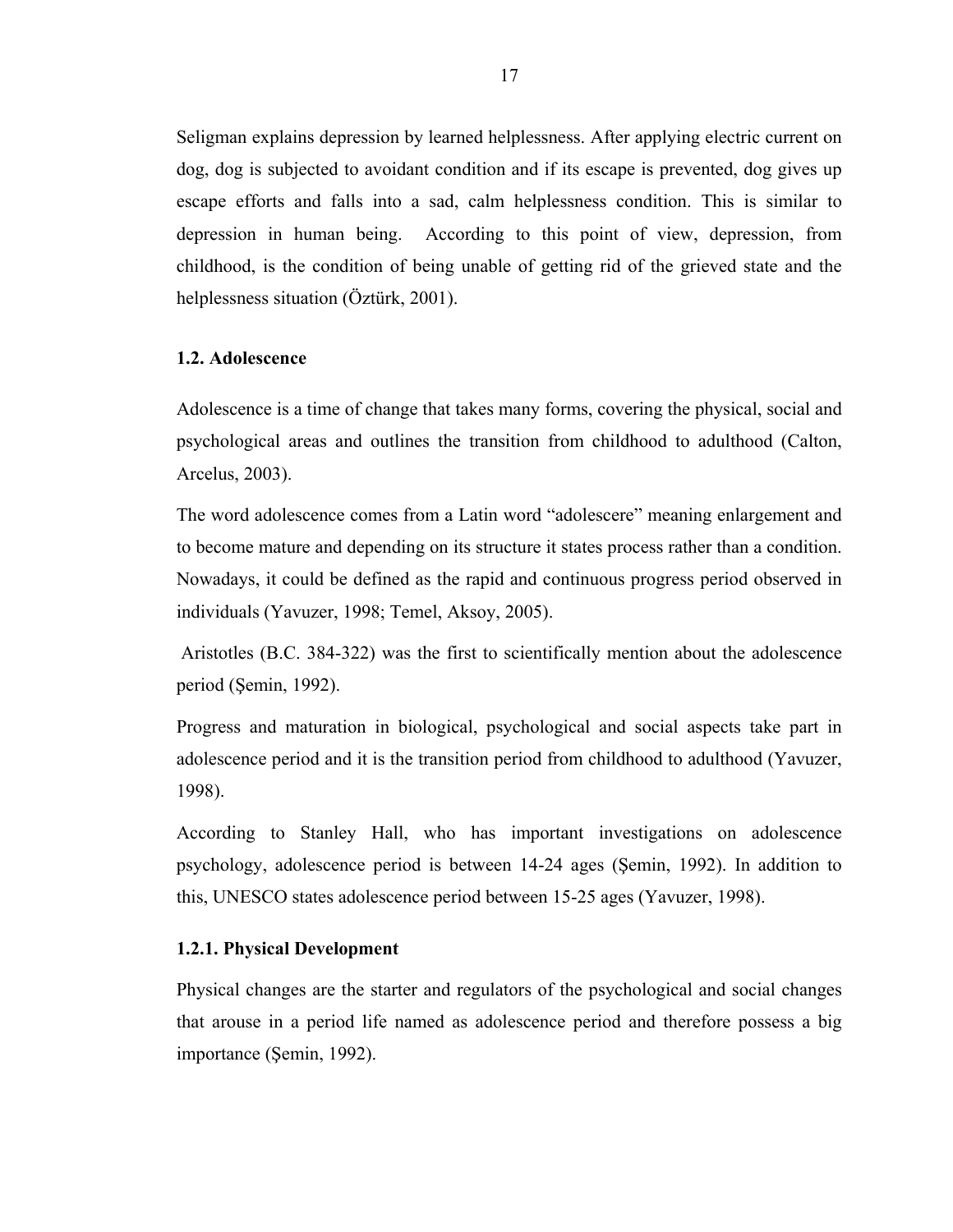Seligman explains depression by learned helplessness. After applying electric current on dog, dog is subjected to avoidant condition and if its escape is prevented, dog gives up escape efforts and falls into a sad, calm helplessness condition. This is similar to depression in human being. According to this point of view, depression, from childhood, is the condition of being unable of getting rid of the grieved state and the helplessness situation (Öztürk, 2001).

### 1.2. Adolescence

Adolescence is a time of change that takes many forms, covering the physical, social and psychological areas and outlines the transition from childhood to adulthood (Calton, Arcelus, 2003).

The word adolescence comes from a Latin word "adolescere" meaning enlargement and to become mature and depending on its structure it states process rather than a condition. Nowadays, it could be defined as the rapid and continuous progress period observed in individuals (Yavuzer, 1998; Temel, Aksoy, 2005).

Aristotles (B.C. 384-322) was the first to scientifically mention about the adolescence period (Şemin, 1992).

Progress and maturation in biological, psychological and social aspects take part in adolescence period and it is the transition period from childhood to adulthood (Yavuzer, 1998).

According to Stanley Hall, who has important investigations on adolescence psychology, adolescence period is between 14-24 ages (Şemin, 1992). In addition to this, UNESCO states adolescence period between 15-25 ages (Yavuzer, 1998).

#### 1.2.1. Physical Development

Physical changes are the starter and regulators of the psychological and social changes that arouse in a period life named as adolescence period and therefore possess a big importance (Şemin, 1992).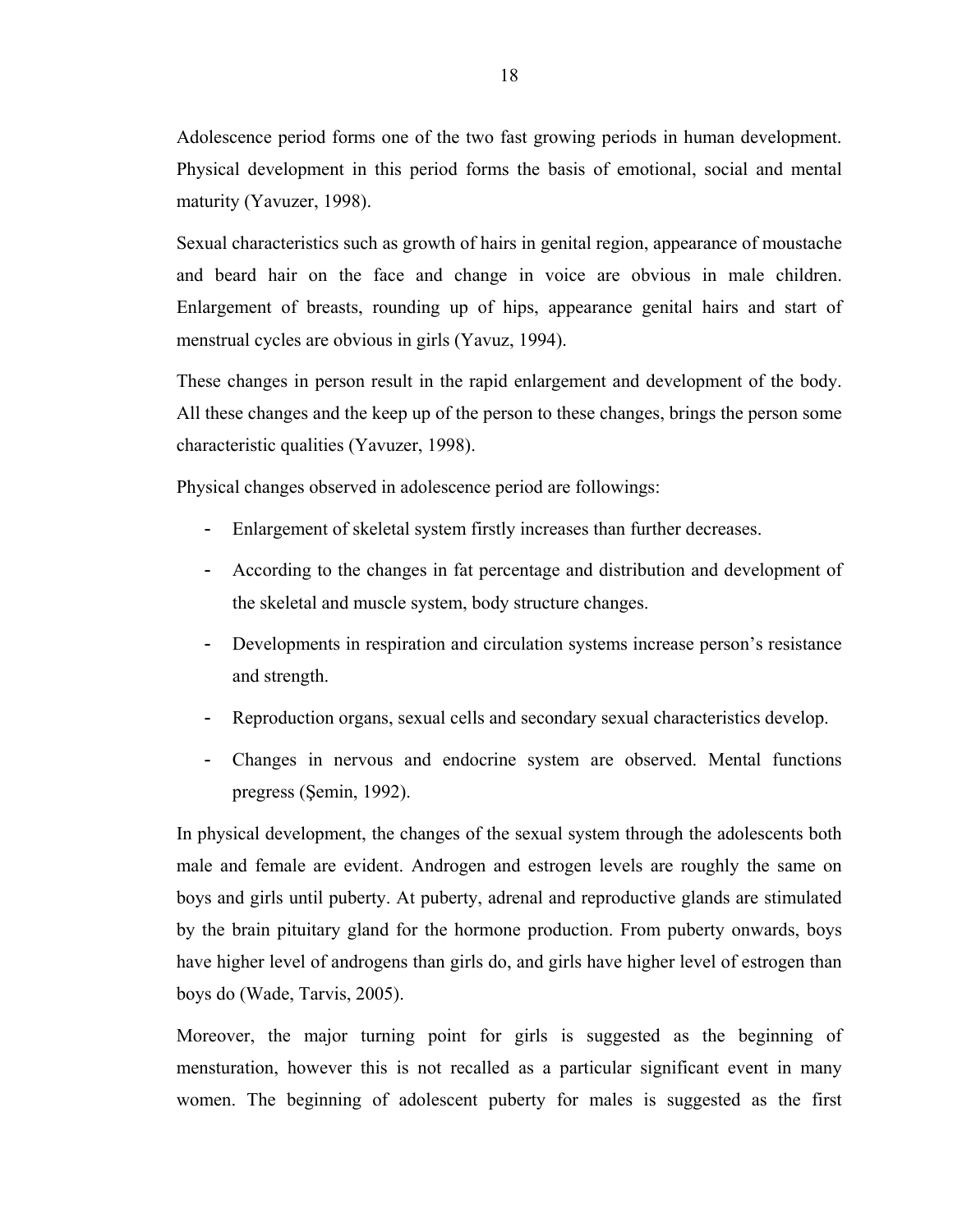Adolescence period forms one of the two fast growing periods in human development. Physical development in this period forms the basis of emotional, social and mental maturity (Yavuzer, 1998).

Sexual characteristics such as growth of hairs in genital region, appearance of moustache and beard hair on the face and change in voice are obvious in male children. Enlargement of breasts, rounding up of hips, appearance genital hairs and start of menstrual cycles are obvious in girls (Yavuz, 1994).

These changes in person result in the rapid enlargement and development of the body. All these changes and the keep up of the person to these changes, brings the person some characteristic qualities (Yavuzer, 1998).

Physical changes observed in adolescence period are followings:

- Enlargement of skeletal system firstly increases than further decreases.
- According to the changes in fat percentage and distribution and development of the skeletal and muscle system, body structure changes.
- Developments in respiration and circulation systems increase person's resistance and strength.
- Reproduction organs, sexual cells and secondary sexual characteristics develop.
- Changes in nervous and endocrine system are observed. Mental functions pregress (Şemin, 1992).

In physical development, the changes of the sexual system through the adolescents both male and female are evident. Androgen and estrogen levels are roughly the same on boys and girls until puberty. At puberty, adrenal and reproductive glands are stimulated by the brain pituitary gland for the hormone production. From puberty onwards, boys have higher level of androgens than girls do, and girls have higher level of estrogen than boys do (Wade, Tarvis, 2005).

Moreover, the major turning point for girls is suggested as the beginning of mensturation, however this is not recalled as a particular significant event in many women. The beginning of adolescent puberty for males is suggested as the first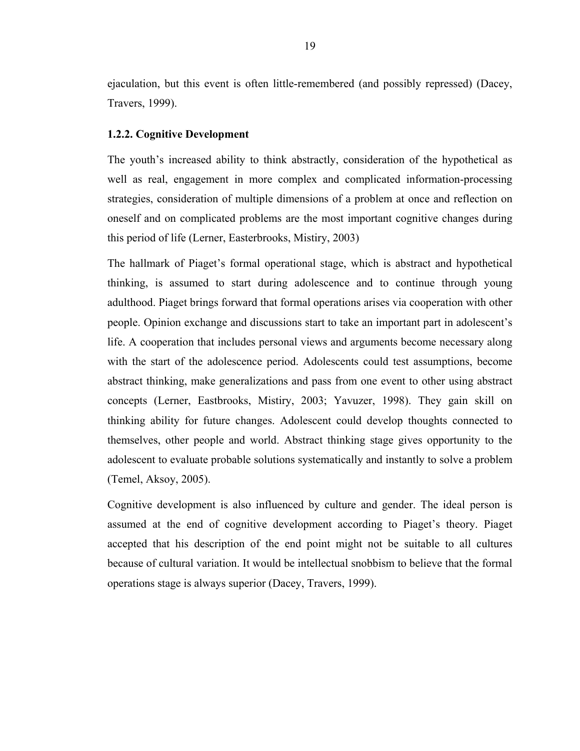ejaculation, but this event is often little-remembered (and possibly repressed) (Dacey, Travers, 1999).

### 1.2.2. Cognitive Development

The youth's increased ability to think abstractly, consideration of the hypothetical as well as real, engagement in more complex and complicated information-processing strategies, consideration of multiple dimensions of a problem at once and reflection on oneself and on complicated problems are the most important cognitive changes during this period of life (Lerner, Easterbrooks, Mistiry, 2003)

The hallmark of Piaget's formal operational stage, which is abstract and hypothetical thinking, is assumed to start during adolescence and to continue through young adulthood. Piaget brings forward that formal operations arises via cooperation with other people. Opinion exchange and discussions start to take an important part in adolescent's life. A cooperation that includes personal views and arguments become necessary along with the start of the adolescence period. Adolescents could test assumptions, become abstract thinking, make generalizations and pass from one event to other using abstract concepts (Lerner, Eastbrooks, Mistiry, 2003; Yavuzer, 1998). They gain skill on thinking ability for future changes. Adolescent could develop thoughts connected to themselves, other people and world. Abstract thinking stage gives opportunity to the adolescent to evaluate probable solutions systematically and instantly to solve a problem (Temel, Aksoy, 2005).

Cognitive development is also influenced by culture and gender. The ideal person is assumed at the end of cognitive development according to Piaget's theory. Piaget accepted that his description of the end point might not be suitable to all cultures because of cultural variation. It would be intellectual snobbism to believe that the formal operations stage is always superior (Dacey, Travers, 1999).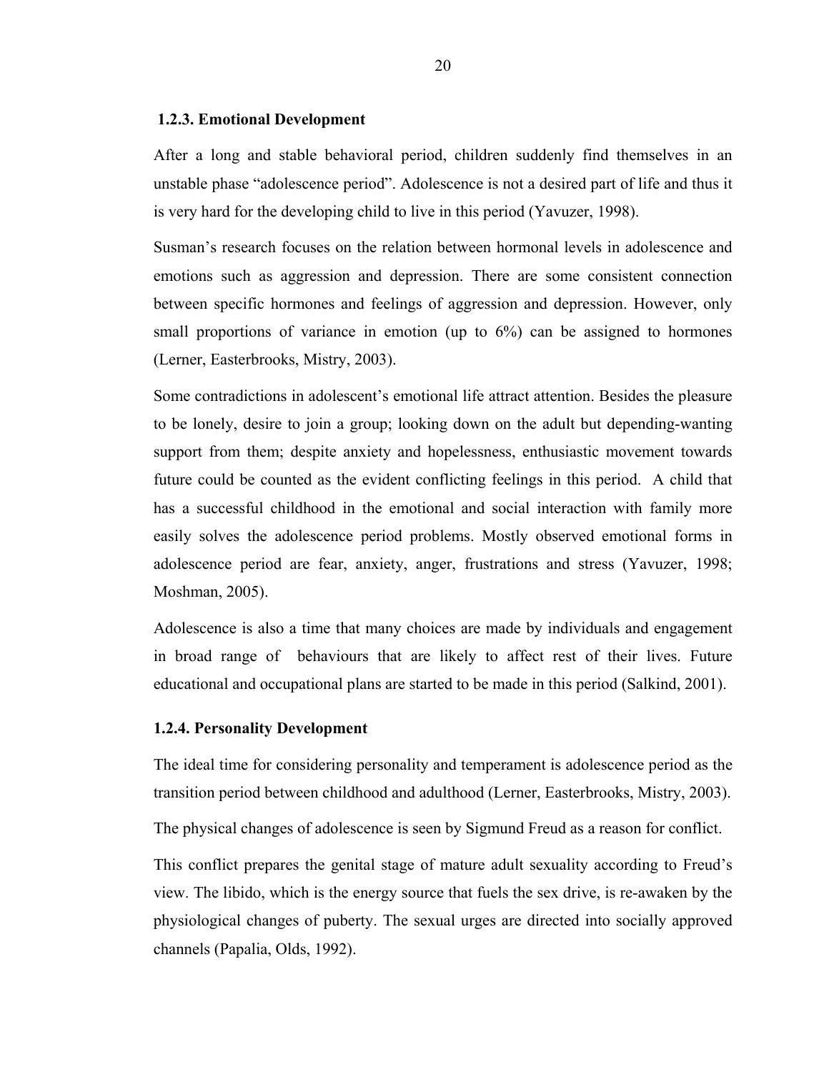### 1.2.3. Emotional Development

After a long and stable behavioral period, children suddenly find themselves in an unstable phase "adolescence period". Adolescence is not a desired part of life and thus it is very hard for the developing child to live in this period (Yavuzer, 1998).

Susman's research focuses on the relation between hormonal levels in adolescence and emotions such as aggression and depression. There are some consistent connection between specific hormones and feelings of aggression and depression. However, only small proportions of variance in emotion (up to 6%) can be assigned to hormones (Lerner, Easterbrooks, Mistry, 2003).

Some contradictions in adolescent's emotional life attract attention. Besides the pleasure to be lonely, desire to join a group; looking down on the adult but depending-wanting support from them; despite anxiety and hopelessness, enthusiastic movement towards future could be counted as the evident conflicting feelings in this period. A child that has a successful childhood in the emotional and social interaction with family more easily solves the adolescence period problems. Mostly observed emotional forms in adolescence period are fear, anxiety, anger, frustrations and stress (Yavuzer, 1998; Moshman, 2005).

Adolescence is also a time that many choices are made by individuals and engagement in broad range of behaviours that are likely to affect rest of their lives. Future educational and occupational plans are started to be made in this period (Salkind, 2001).

### 1.2.4. Personality Development

The ideal time for considering personality and temperament is adolescence period as the transition period between childhood and adulthood (Lerner, Easterbrooks, Mistry, 2003).

The physical changes of adolescence is seen by Sigmund Freud as a reason for conflict.

This conflict prepares the genital stage of mature adult sexuality according to Freud's view. The libido, which is the energy source that fuels the sex drive, is re-awaken by the physiological changes of puberty. The sexual urges are directed into socially approved channels (Papalia, Olds, 1992).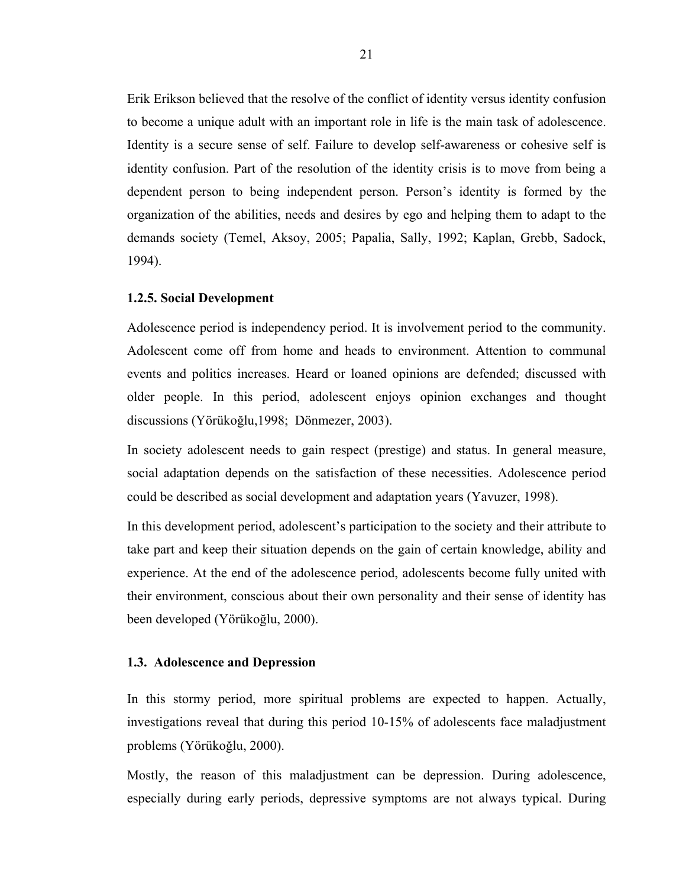Erik Erikson believed that the resolve of the conflict of identity versus identity confusion to become a unique adult with an important role in life is the main task of adolescence. Identity is a secure sense of self. Failure to develop self-awareness or cohesive self is identity confusion. Part of the resolution of the identity crisis is to move from being a dependent person to being independent person. Person's identity is formed by the organization of the abilities, needs and desires by ego and helping them to adapt to the demands society (Temel, Aksoy, 2005; Papalia, Sally, 1992; Kaplan, Grebb, Sadock, 1994).

### 1.2.5. Social Development

Adolescence period is independency period. It is involvement period to the community. Adolescent come off from home and heads to environment. Attention to communal events and politics increases. Heard or loaned opinions are defended; discussed with older people. In this period, adolescent enjoys opinion exchanges and thought discussions (Yörükoğlu,1998; Dönmezer, 2003).

In society adolescent needs to gain respect (prestige) and status. In general measure, social adaptation depends on the satisfaction of these necessities. Adolescence period could be described as social development and adaptation years (Yavuzer, 1998).

In this development period, adolescent's participation to the society and their attribute to take part and keep their situation depends on the gain of certain knowledge, ability and experience. At the end of the adolescence period, adolescents become fully united with their environment, conscious about their own personality and their sense of identity has been developed (Yörükoğlu, 2000).

## 1.3. Adolescence and Depression

In this stormy period, more spiritual problems are expected to happen. Actually, investigations reveal that during this period 10-15% of adolescents face maladjustment problems (Yörükoğlu, 2000).

Mostly, the reason of this maladjustment can be depression. During adolescence, especially during early periods, depressive symptoms are not always typical. During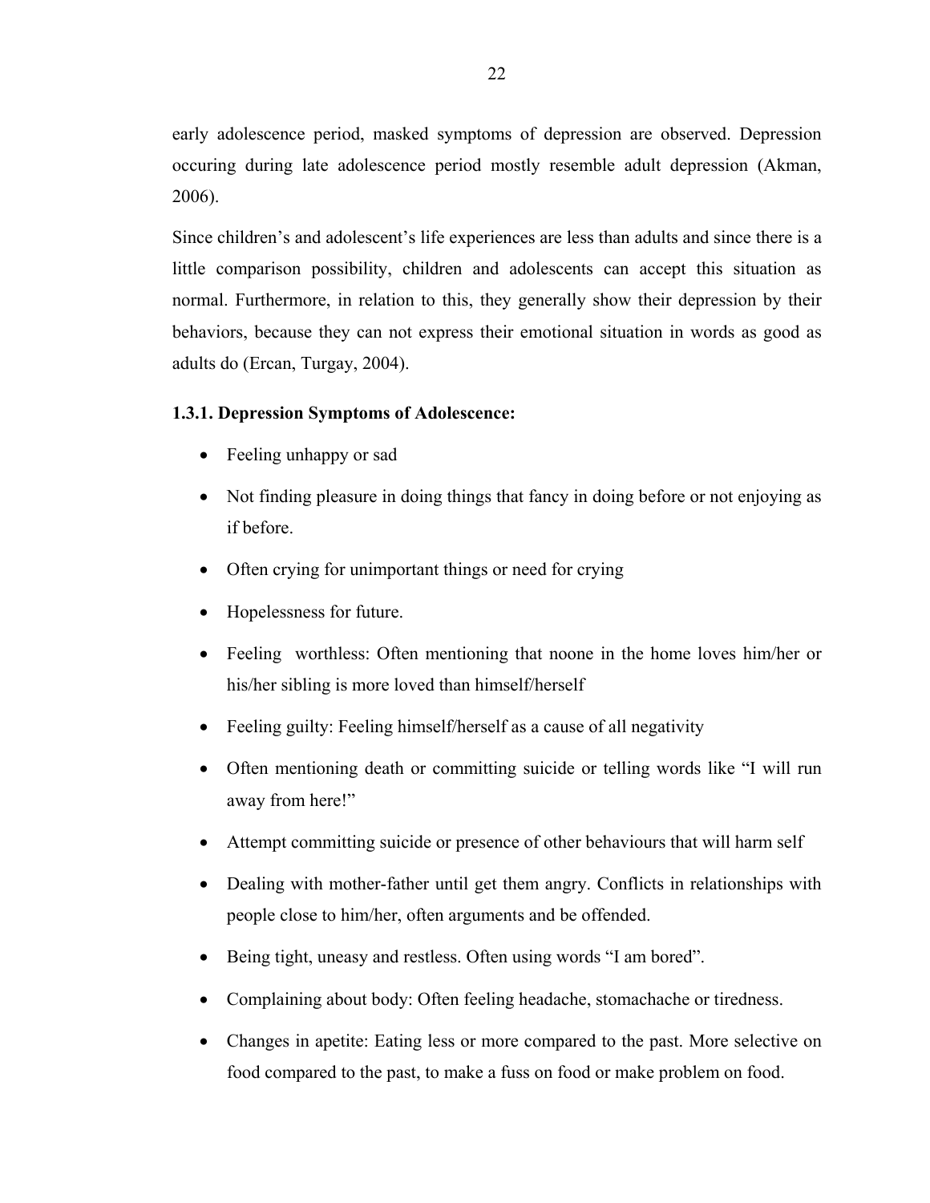early adolescence period, masked symptoms of depression are observed. Depression occuring during late adolescence period mostly resemble adult depression (Akman, 2006).

Since children's and adolescent's life experiences are less than adults and since there is a little comparison possibility, children and adolescents can accept this situation as normal. Furthermore, in relation to this, they generally show their depression by their behaviors, because they can not express their emotional situation in words as good as adults do (Ercan, Turgay, 2004).

### 1.3.1. Depression Symptoms of Adolescence:

- Feeling unhappy or sad
- Not finding pleasure in doing things that fancy in doing before or not enjoying as if before.
- Often crying for unimportant things or need for crying
- Hopelessness for future.
- Feeling worthless: Often mentioning that noone in the home loves him/her or his/her sibling is more loved than himself/herself
- Feeling guilty: Feeling himself/herself as a cause of all negativity
- Often mentioning death or committing suicide or telling words like "I will run away from here!"
- Attempt committing suicide or presence of other behaviours that will harm self
- Dealing with mother-father until get them angry. Conflicts in relationships with people close to him/her, often arguments and be offended.
- Being tight, uneasy and restless. Often using words "I am bored".
- Complaining about body: Often feeling headache, stomachache or tiredness.
- Changes in apetite: Eating less or more compared to the past. More selective on food compared to the past, to make a fuss on food or make problem on food.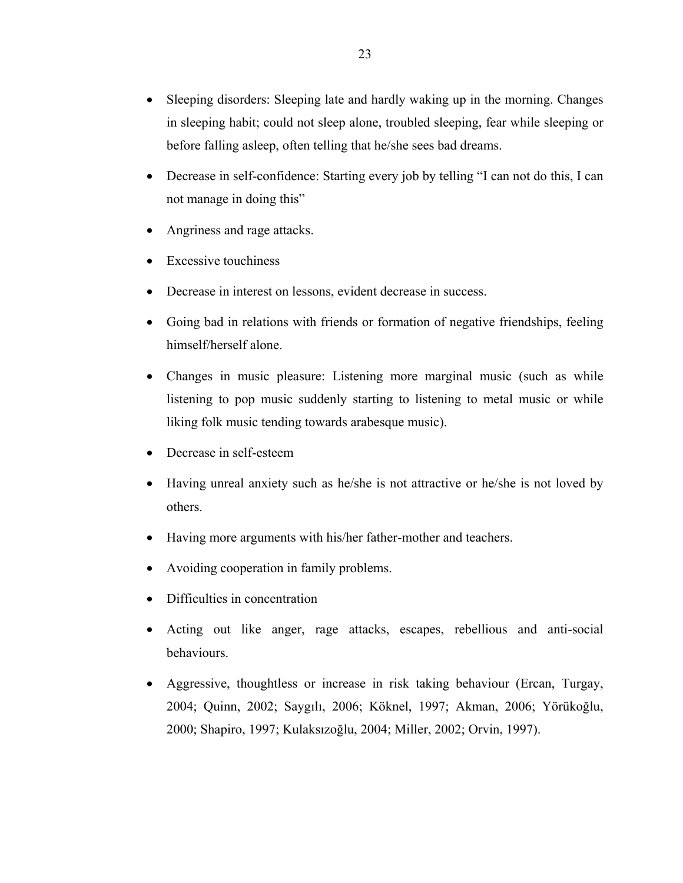- Sleeping disorders: Sleeping late and hardly waking up in the morning. Changes in sleeping habit; could not sleep alone, troubled sleeping, fear while sleeping or before falling asleep, often telling that he/she sees bad dreams.
- Decrease in self-confidence: Starting every job by telling "I can not do this, I can not manage in doing this"
- Angriness and rage attacks.
- Excessive touchiness
- Decrease in interest on lessons, evident decrease in success.
- Going bad in relations with friends or formation of negative friendships, feeling himself/herself alone.
- Changes in music pleasure: Listening more marginal music (such as while listening to pop music suddenly starting to listening to metal music or while liking folk music tending towards arabesque music).
- Decrease in self-esteem
- Having unreal anxiety such as he/she is not attractive or he/she is not loved by others.
- Having more arguments with his/her father-mother and teachers.
- Avoiding cooperation in family problems.
- Difficulties in concentration
- Acting out like anger, rage attacks, escapes, rebellious and anti-social behaviours.
- Aggressive, thoughtless or increase in risk taking behaviour (Ercan, Turgay, 2004; Quinn, 2002; Saygılı, 2006; Köknel, 1997; Akman, 2006; Yörükoğlu, 2000; Shapiro, 1997; Kulaksızoğlu, 2004; Miller, 2002; Orvin, 1997).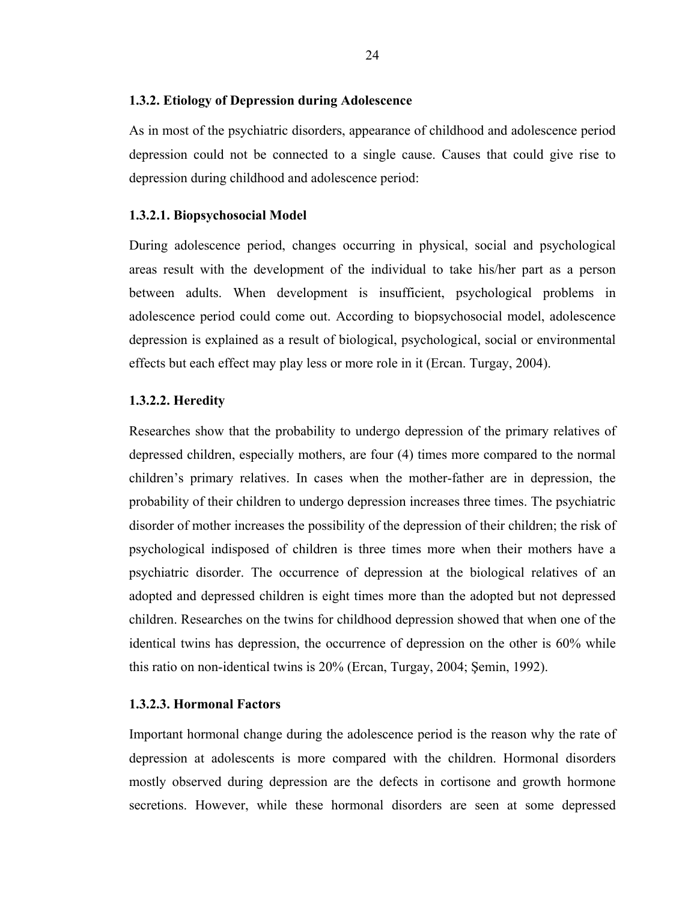### 1.3.2. Etiology of Depression during Adolescence

As in most of the psychiatric disorders, appearance of childhood and adolescence period depression could not be connected to a single cause. Causes that could give rise to depression during childhood and adolescence period:

#### 1.3.2.1. Biopsychosocial Model

During adolescence period, changes occurring in physical, social and psychological areas result with the development of the individual to take his/her part as a person between adults. When development is insufficient, psychological problems in adolescence period could come out. According to biopsychosocial model, adolescence depression is explained as a result of biological, psychological, social or environmental effects but each effect may play less or more role in it (Ercan. Turgay, 2004).

#### 1.3.2.2. Heredity

Researches show that the probability to undergo depression of the primary relatives of depressed children, especially mothers, are four (4) times more compared to the normal children's primary relatives. In cases when the mother-father are in depression, the probability of their children to undergo depression increases three times. The psychiatric disorder of mother increases the possibility of the depression of their children; the risk of psychological indisposed of children is three times more when their mothers have a psychiatric disorder. The occurrence of depression at the biological relatives of an adopted and depressed children is eight times more than the adopted but not depressed children. Researches on the twins for childhood depression showed that when one of the identical twins has depression, the occurrence of depression on the other is 60% while this ratio on non-identical twins is 20% (Ercan, Turgay, 2004; Şemin, 1992).

#### 1.3.2.3. Hormonal Factors

Important hormonal change during the adolescence period is the reason why the rate of depression at adolescents is more compared with the children. Hormonal disorders mostly observed during depression are the defects in cortisone and growth hormone secretions. However, while these hormonal disorders are seen at some depressed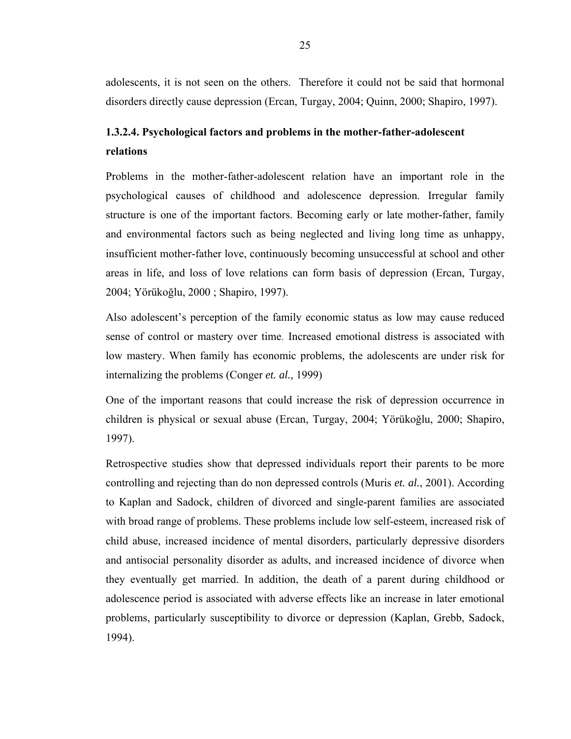adolescents, it is not seen on the others. Therefore it could not be said that hormonal disorders directly cause depression (Ercan, Turgay, 2004; Quinn, 2000; Shapiro, 1997).

#### 1.3.2.4. Psychological factors and problems in the mother-father-adolescent relations

Problems in the mother-father-adolescent relation have an important role in the psychological causes of childhood and adolescence depression. Irregular family structure is one of the important factors. Becoming early or late mother-father, family and environmental factors such as being neglected and living long time as unhappy, insufficient mother-father love, continuously becoming unsuccessful at school and other areas in life, and loss of love relations can form basis of depression (Ercan, Turgay, 2004; Yörükoğlu, 2000 ; Shapiro, 1997).

Also adolescent's perception of the family economic status as low may cause reduced sense of control or mastery over time. Increased emotional distress is associated with low mastery. When family has economic problems, the adolescents are under risk for internalizing the problems (Conger *et. al.,* 1999)

One of the important reasons that could increase the risk of depression occurrence in children is physical or sexual abuse (Ercan, Turgay, 2004; Yörükoğlu, 2000; Shapiro, 1997).

Retrospective studies show that depressed individuals report their parents to be more controlling and rejecting than do non depressed controls (Muris *et. al.*, 2001). According to Kaplan and Sadock, children of divorced and single-parent families are associated with broad range of problems. These problems include low self-esteem, increased risk of child abuse, increased incidence of mental disorders, particularly depressive disorders and antisocial personality disorder as adults, and increased incidence of divorce when they eventually get married. In addition, the death of a parent during childhood or adolescence period is associated with adverse effects like an increase in later emotional problems, particularly susceptibility to divorce or depression (Kaplan, Grebb, Sadock, 1994).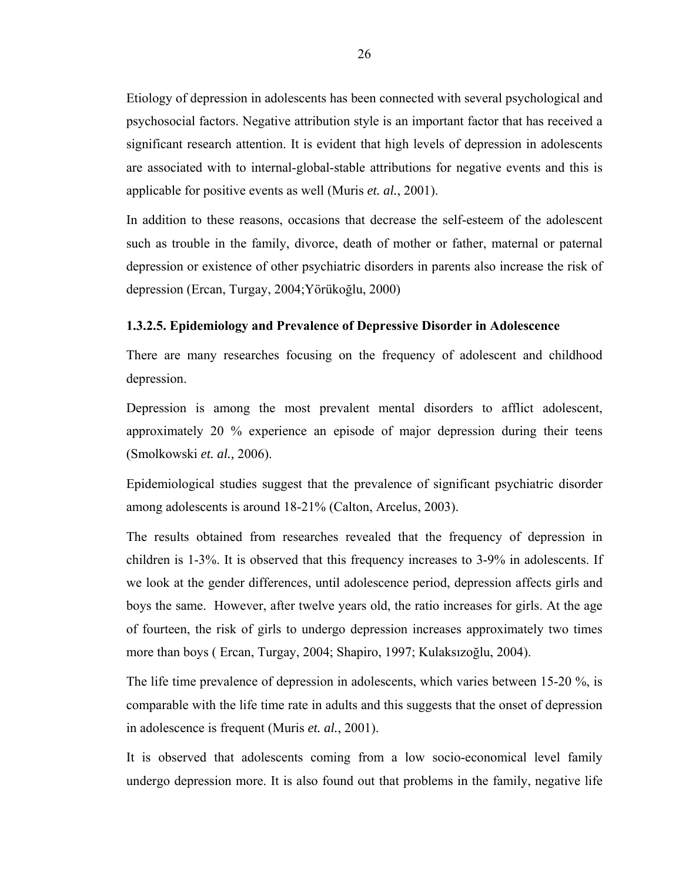Etiology of depression in adolescents has been connected with several psychological and psychosocial factors. Negative attribution style is an important factor that has received a significant research attention. It is evident that high levels of depression in adolescents are associated with to internal-global-stable attributions for negative events and this is applicable for positive events as well (Muris *et. al.*, 2001).

In addition to these reasons, occasions that decrease the self-esteem of the adolescent such as trouble in the family, divorce, death of mother or father, maternal or paternal depression or existence of other psychiatric disorders in parents also increase the risk of depression (Ercan, Turgay, 2004;Yörükoğlu, 2000)

#### 1.3.2.5. Epidemiology and Prevalence of Depressive Disorder in Adolescence

There are many researches focusing on the frequency of adolescent and childhood depression.

Depression is among the most prevalent mental disorders to afflict adolescent, approximately 20 % experience an episode of major depression during their teens (Smolkowski *et. al.,* 2006).

Epidemiological studies suggest that the prevalence of significant psychiatric disorder among adolescents is around 18-21% (Calton, Arcelus, 2003).

The results obtained from researches revealed that the frequency of depression in children is 1-3%. It is observed that this frequency increases to 3-9% in adolescents. If we look at the gender differences, until adolescence period, depression affects girls and boys the same. However, after twelve years old, the ratio increases for girls. At the age of fourteen, the risk of girls to undergo depression increases approximately two times more than boys ( Ercan, Turgay, 2004; Shapiro, 1997; Kulaksızoğlu, 2004).

The life time prevalence of depression in adolescents, which varies between 15-20 %, is comparable with the life time rate in adults and this suggests that the onset of depression in adolescence is frequent (Muris *et. al.*, 2001).

It is observed that adolescents coming from a low socio-economical level family undergo depression more. It is also found out that problems in the family, negative life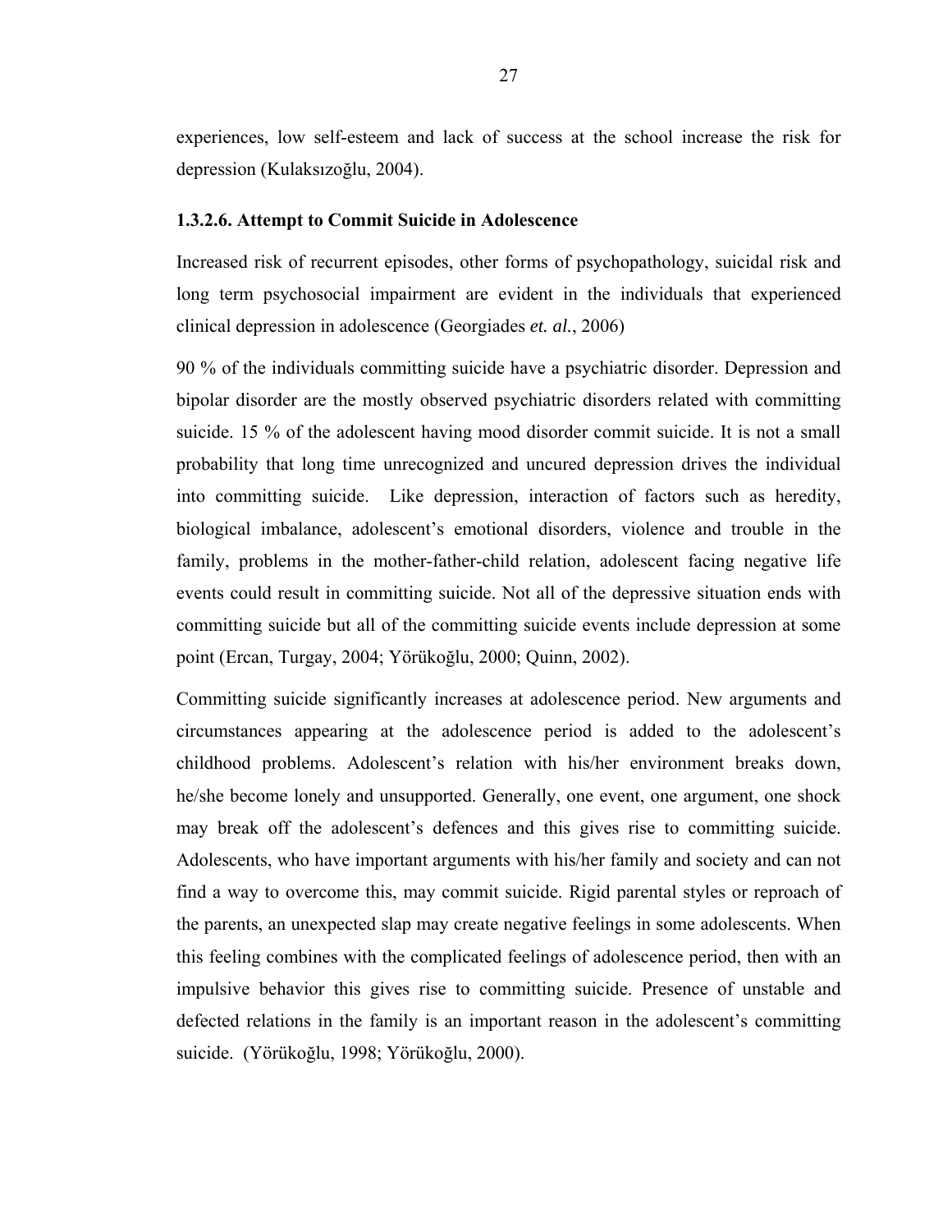experiences, low self-esteem and lack of success at the school increase the risk for depression (Kulaksızoğlu, 2004).

#### 1.3.2.6. Attempt to Commit Suicide in Adolescence

Increased risk of recurrent episodes, other forms of psychopathology, suicidal risk and long term psychosocial impairment are evident in the individuals that experienced clinical depression in adolescence (Georgiades *et. al.*, 2006)

90 % of the individuals committing suicide have a psychiatric disorder. Depression and bipolar disorder are the mostly observed psychiatric disorders related with committing suicide. 15 % of the adolescent having mood disorder commit suicide. It is not a small probability that long time unrecognized and uncured depression drives the individual into committing suicide. Like depression, interaction of factors such as heredity, biological imbalance, adolescent's emotional disorders, violence and trouble in the family, problems in the mother-father-child relation, adolescent facing negative life events could result in committing suicide. Not all of the depressive situation ends with committing suicide but all of the committing suicide events include depression at some point (Ercan, Turgay, 2004; Yörükoğlu, 2000; Quinn, 2002).

Committing suicide significantly increases at adolescence period. New arguments and circumstances appearing at the adolescence period is added to the adolescent's childhood problems. Adolescent's relation with his/her environment breaks down, he/she become lonely and unsupported. Generally, one event, one argument, one shock may break off the adolescent's defences and this gives rise to committing suicide. Adolescents, who have important arguments with his/her family and society and can not find a way to overcome this, may commit suicide. Rigid parental styles or reproach of the parents, an unexpected slap may create negative feelings in some adolescents. When this feeling combines with the complicated feelings of adolescence period, then with an impulsive behavior this gives rise to committing suicide. Presence of unstable and defected relations in the family is an important reason in the adolescent's committing suicide. (Yörükoğlu, 1998; Yörükoğlu, 2000).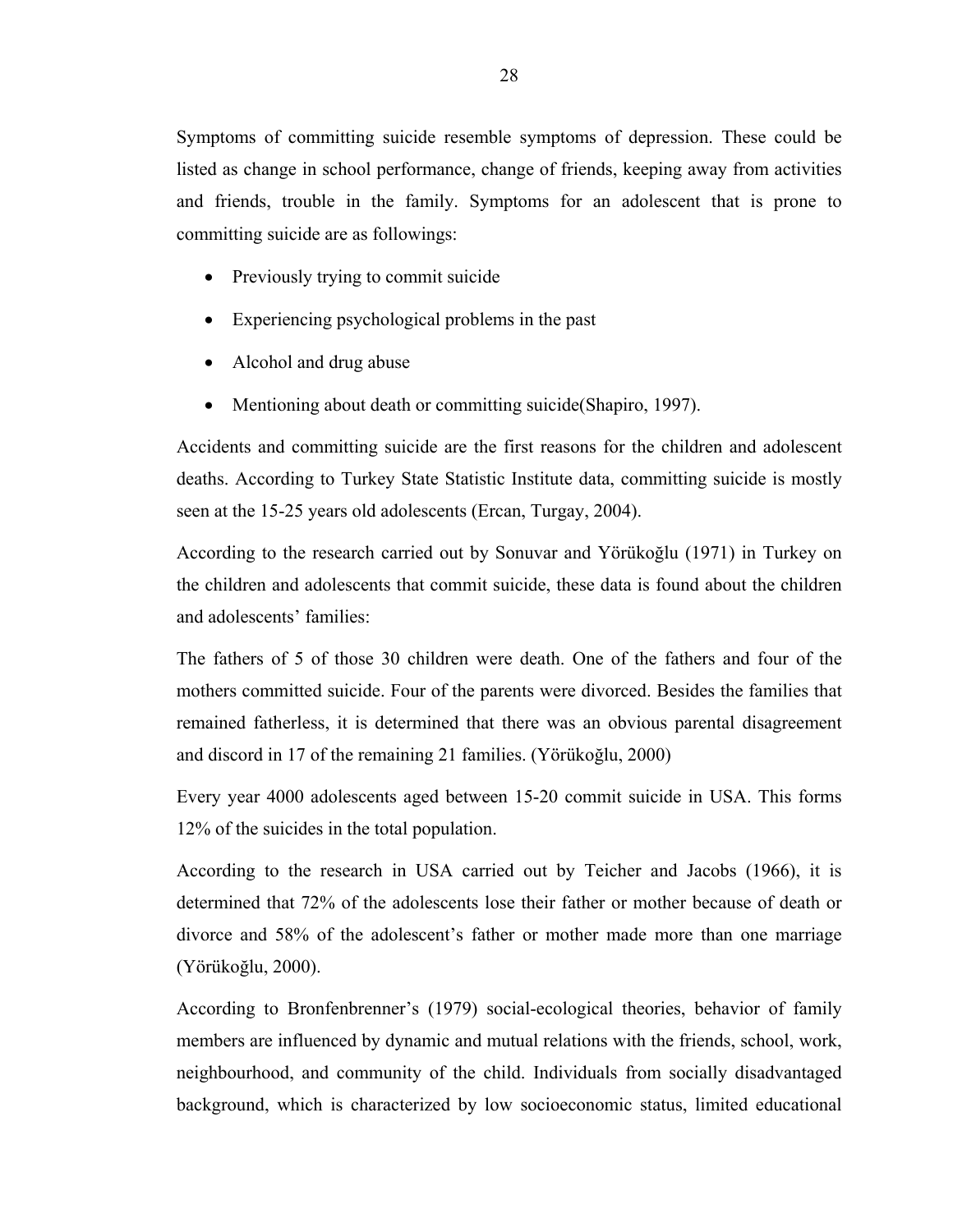Symptoms of committing suicide resemble symptoms of depression. These could be listed as change in school performance, change of friends, keeping away from activities and friends, trouble in the family. Symptoms for an adolescent that is prone to committing suicide are as followings:

- Previously trying to commit suicide
- Experiencing psychological problems in the past
- Alcohol and drug abuse
- Mentioning about death or committing suicide(Shapiro, 1997).

Accidents and committing suicide are the first reasons for the children and adolescent deaths. According to Turkey State Statistic Institute data, committing suicide is mostly seen at the 15-25 years old adolescents (Ercan, Turgay, 2004).

According to the research carried out by Sonuvar and Yörükoğlu (1971) in Turkey on the children and adolescents that commit suicide, these data is found about the children and adolescents' families:

The fathers of 5 of those 30 children were death. One of the fathers and four of the mothers committed suicide. Four of the parents were divorced. Besides the families that remained fatherless, it is determined that there was an obvious parental disagreement and discord in 17 of the remaining 21 families. (Yörükoğlu, 2000)

Every year 4000 adolescents aged between 15-20 commit suicide in USA. This forms 12% of the suicides in the total population.

According to the research in USA carried out by Teicher and Jacobs (1966), it is determined that 72% of the adolescents lose their father or mother because of death or divorce and 58% of the adolescent's father or mother made more than one marriage (Yörükoğlu, 2000).

According to Bronfenbrenner's (1979) social-ecological theories, behavior of family members are influenced by dynamic and mutual relations with the friends, school, work, neighbourhood, and community of the child. Individuals from socially disadvantaged background, which is characterized by low socioeconomic status, limited educational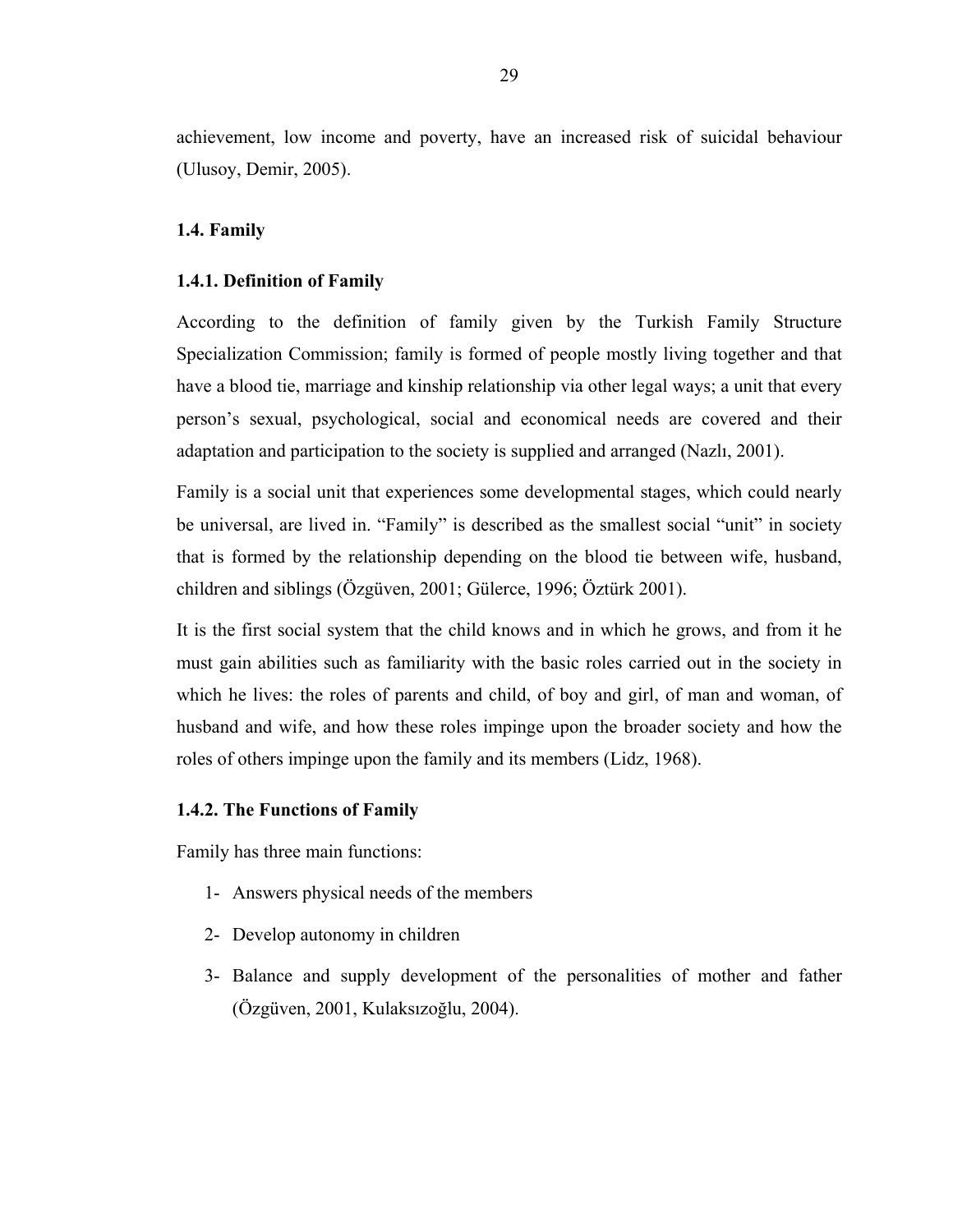achievement, low income and poverty, have an increased risk of suicidal behaviour (Ulusoy, Demir, 2005).

## 1.4. Family

### 1.4.1. Definition of Family

According to the definition of family given by the Turkish Family Structure Specialization Commission; family is formed of people mostly living together and that have a blood tie, marriage and kinship relationship via other legal ways; a unit that every person's sexual, psychological, social and economical needs are covered and their adaptation and participation to the society is supplied and arranged (Nazlı, 2001).

Family is a social unit that experiences some developmental stages, which could nearly be universal, are lived in. "Family" is described as the smallest social "unit" in society that is formed by the relationship depending on the blood tie between wife, husband, children and siblings (Özgüven, 2001; Gülerce, 1996; Öztürk 2001).

It is the first social system that the child knows and in which he grows, and from it he must gain abilities such as familiarity with the basic roles carried out in the society in which he lives: the roles of parents and child, of boy and girl, of man and woman, of husband and wife, and how these roles impinge upon the broader society and how the roles of others impinge upon the family and its members (Lidz, 1968).

### 1.4.2. The Functions of Family

Family has three main functions:

1- Answers physical needs of the members
2- Develop autonomy in children
3- Balance and supply development of the personalities of mother and father (Özgüven, 2001, Kulaksızoğlu, 2004).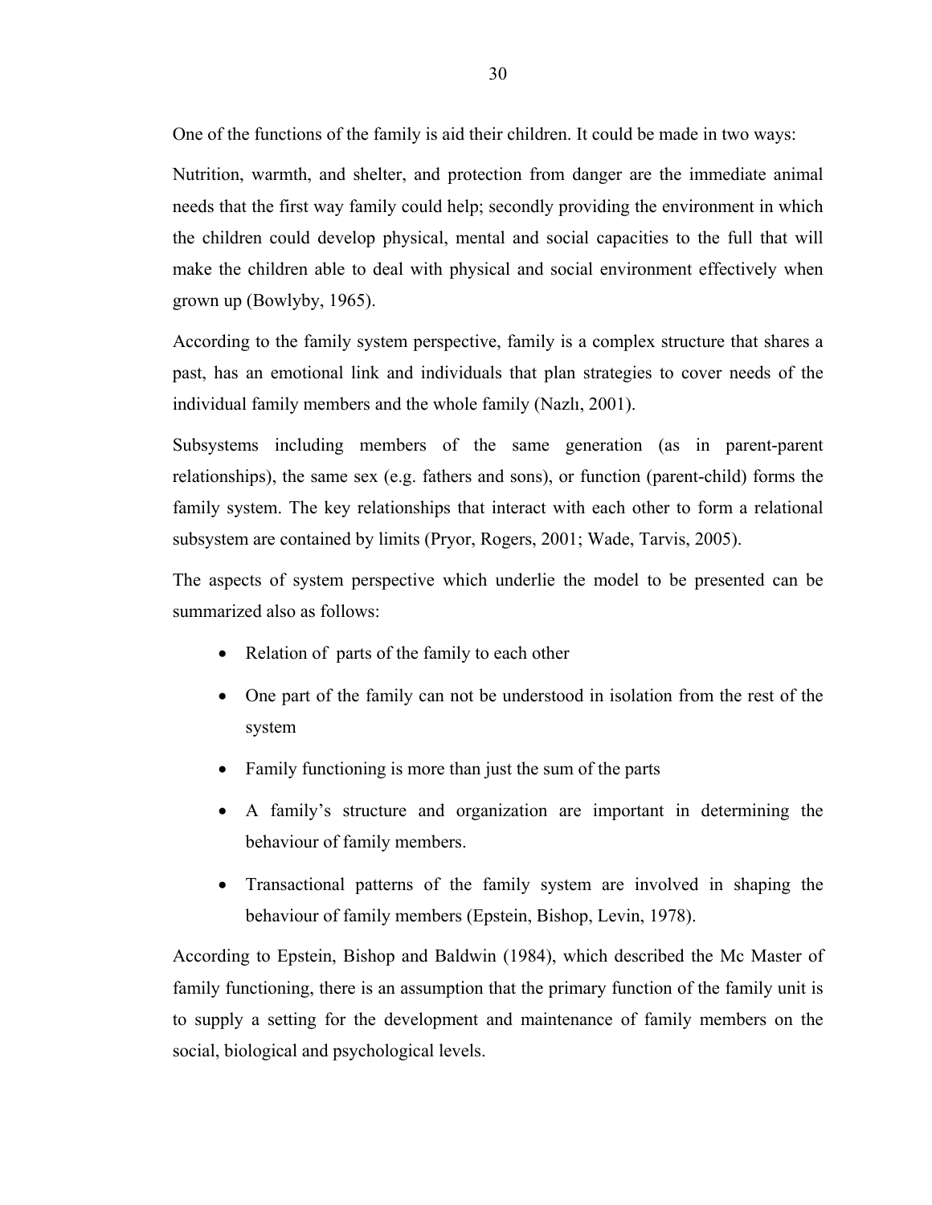One of the functions of the family is aid their children. It could be made in two ways:

Nutrition, warmth, and shelter, and protection from danger are the immediate animal needs that the first way family could help; secondly providing the environment in which the children could develop physical, mental and social capacities to the full that will make the children able to deal with physical and social environment effectively when grown up (Bowlyby, 1965).

According to the family system perspective, family is a complex structure that shares a past, has an emotional link and individuals that plan strategies to cover needs of the individual family members and the whole family (Nazlı, 2001).

Subsystems including members of the same generation (as in parent-parent relationships), the same sex (e.g. fathers and sons), or function (parent-child) forms the family system. The key relationships that interact with each other to form a relational subsystem are contained by limits (Pryor, Rogers, 2001; Wade, Tarvis, 2005).

The aspects of system perspective which underlie the model to be presented can be summarized also as follows:

- Relation of parts of the family to each other
- One part of the family can not be understood in isolation from the rest of the system
- Family functioning is more than just the sum of the parts
- A family's structure and organization are important in determining the behaviour of family members.
- Transactional patterns of the family system are involved in shaping the behaviour of family members (Epstein, Bishop, Levin, 1978).

According to Epstein, Bishop and Baldwin (1984), which described the Mc Master of family functioning, there is an assumption that the primary function of the family unit is to supply a setting for the development and maintenance of family members on the social, biological and psychological levels.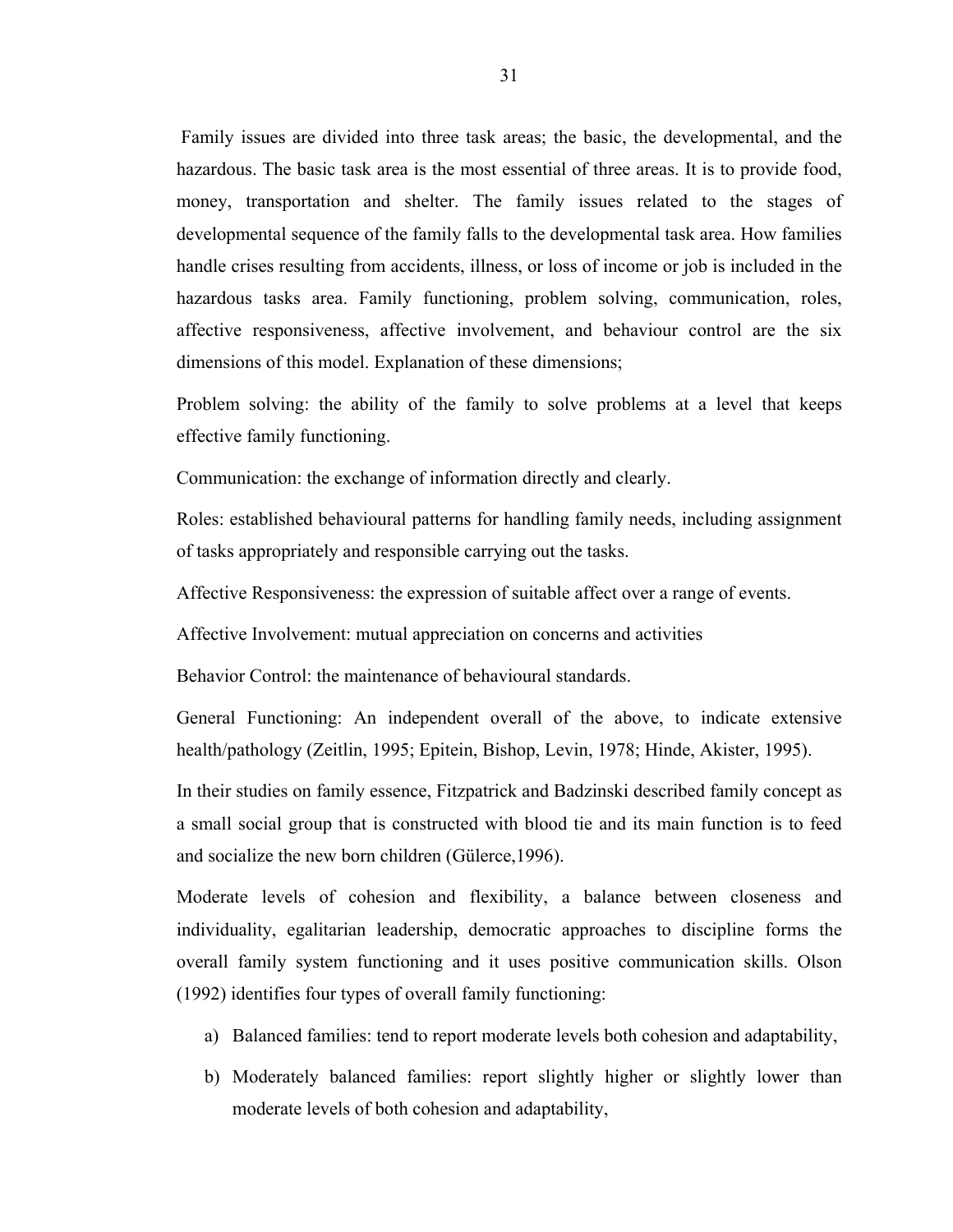Family issues are divided into three task areas; the basic, the developmental, and the hazardous. The basic task area is the most essential of three areas. It is to provide food, money, transportation and shelter. The family issues related to the stages of developmental sequence of the family falls to the developmental task area. How families handle crises resulting from accidents, illness, or loss of income or job is included in the hazardous tasks area. Family functioning, problem solving, communication, roles, affective responsiveness, affective involvement, and behaviour control are the six dimensions of this model. Explanation of these dimensions;

Problem solving: the ability of the family to solve problems at a level that keeps effective family functioning.

Communication: the exchange of information directly and clearly.

Roles: established behavioural patterns for handling family needs, including assignment of tasks appropriately and responsible carrying out the tasks.

Affective Responsiveness: the expression of suitable affect over a range of events.

Affective Involvement: mutual appreciation on concerns and activities

Behavior Control: the maintenance of behavioural standards.

General Functioning: An independent overall of the above, to indicate extensive health/pathology (Zeitlin, 1995; Epitein, Bishop, Levin, 1978; Hinde, Akister, 1995).

In their studies on family essence, Fitzpatrick and Badzinski described family concept as a small social group that is constructed with blood tie and its main function is to feed and socialize the new born children (Gülerce,1996).

Moderate levels of cohesion and flexibility, a balance between closeness and individuality, egalitarian leadership, democratic approaches to discipline forms the overall family system functioning and it uses positive communication skills. Olson (1992) identifies four types of overall family functioning:

a) Balanced families: tend to report moderate levels both cohesion and adaptability,
b) Moderately balanced families: report slightly higher or slightly lower than moderate levels of both cohesion and adaptability,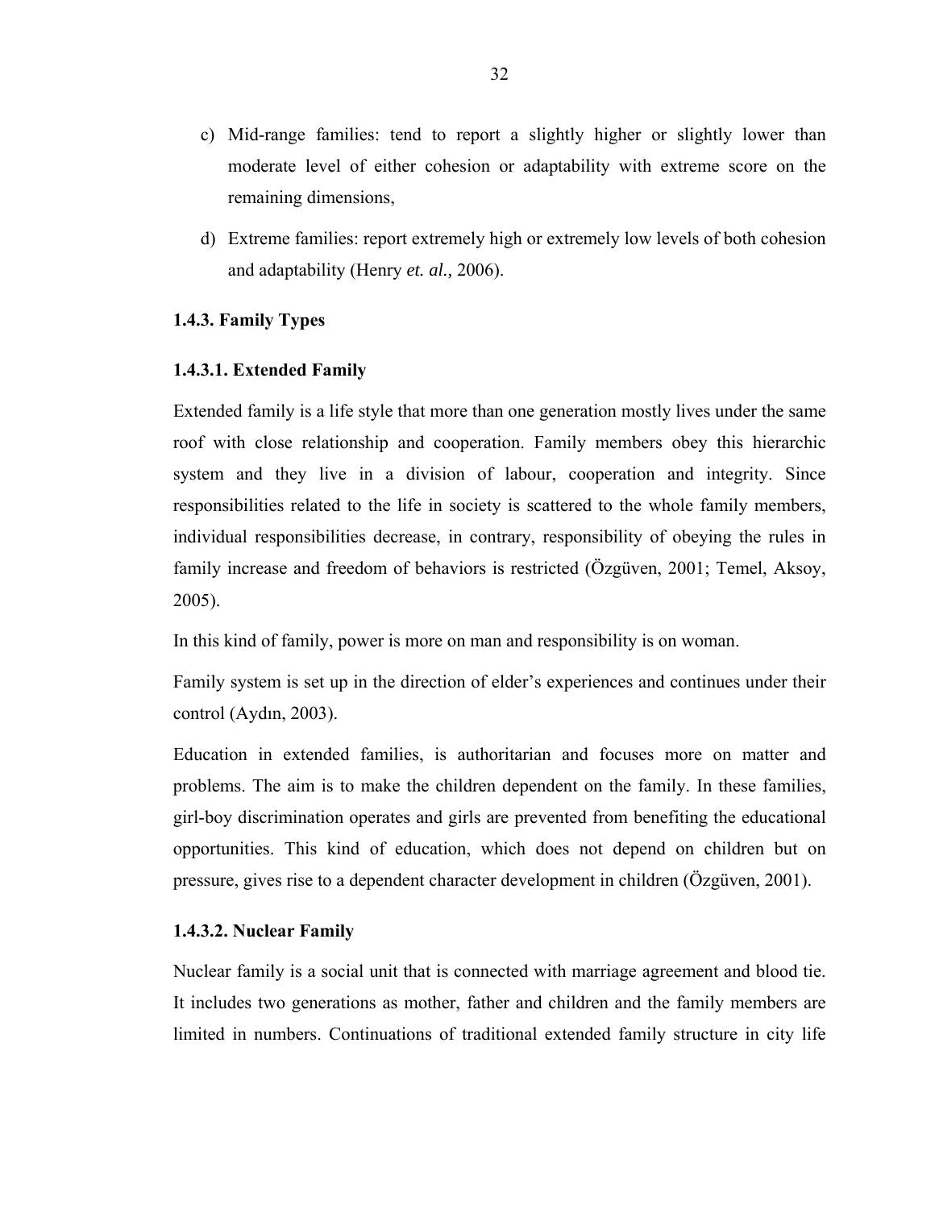c) Mid-range families: tend to report a slightly higher or slightly lower than moderate level of either cohesion or adaptability with extreme score on the remaining dimensions,

d) Extreme families: report extremely high or extremely low levels of both cohesion and adaptability (Henry *et. al.,* 2006).

### 1.4.3. Family Types

#### 1.4.3.1. Extended Family

Extended family is a life style that more than one generation mostly lives under the same roof with close relationship and cooperation. Family members obey this hierarchic system and they live in a division of labour, cooperation and integrity. Since responsibilities related to the life in society is scattered to the whole family members, individual responsibilities decrease, in contrary, responsibility of obeying the rules in family increase and freedom of behaviors is restricted (Özgüven, 2001; Temel, Aksoy, 2005).

In this kind of family, power is more on man and responsibility is on woman.

Family system is set up in the direction of elder's experiences and continues under their control (Aydın, 2003).

Education in extended families, is authoritarian and focuses more on matter and problems. The aim is to make the children dependent on the family. In these families, girl-boy discrimination operates and girls are prevented from benefiting the educational opportunities. This kind of education, which does not depend on children but on pressure, gives rise to a dependent character development in children (Özgüven, 2001).

#### 1.4.3.2. Nuclear Family

Nuclear family is a social unit that is connected with marriage agreement and blood tie. It includes two generations as mother, father and children and the family members are limited in numbers. Continuations of traditional extended family structure in city life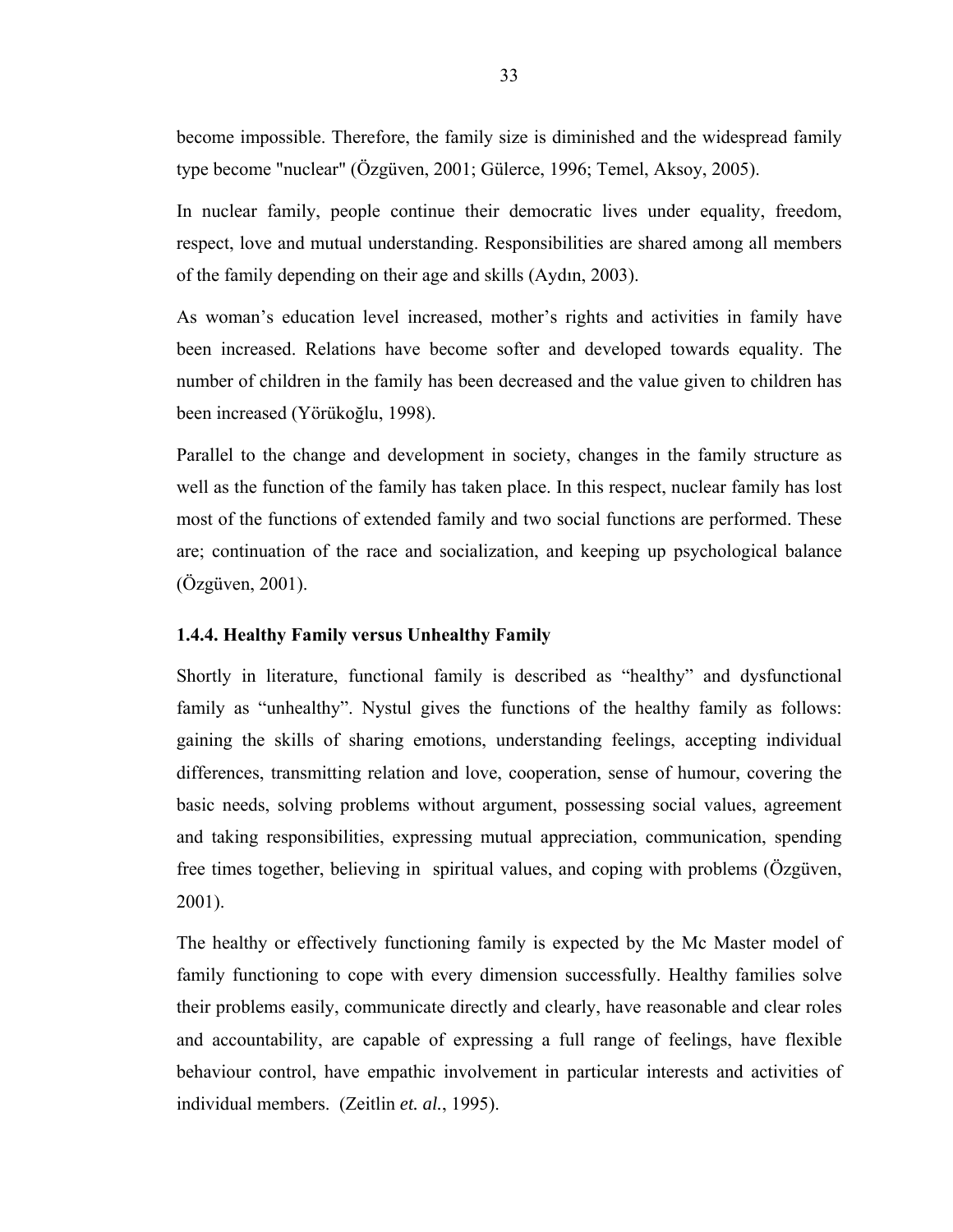become impossible. Therefore, the family size is diminished and the widespread family type become "nuclear" (Özgüven, 2001; Gülerce, 1996; Temel, Aksoy, 2005).

In nuclear family, people continue their democratic lives under equality, freedom, respect, love and mutual understanding. Responsibilities are shared among all members of the family depending on their age and skills (Aydın, 2003).

As woman's education level increased, mother's rights and activities in family have been increased. Relations have become softer and developed towards equality. The number of children in the family has been decreased and the value given to children has been increased (Yörükoğlu, 1998).

Parallel to the change and development in society, changes in the family structure as well as the function of the family has taken place. In this respect, nuclear family has lost most of the functions of extended family and two social functions are performed. These are; continuation of the race and socialization, and keeping up psychological balance (Özgüven, 2001).

### 1.4.4. Healthy Family versus Unhealthy Family

Shortly in literature, functional family is described as "healthy" and dysfunctional family as "unhealthy". Nystul gives the functions of the healthy family as follows: gaining the skills of sharing emotions, understanding feelings, accepting individual differences, transmitting relation and love, cooperation, sense of humour, covering the basic needs, solving problems without argument, possessing social values, agreement and taking responsibilities, expressing mutual appreciation, communication, spending free times together, believing in spiritual values, and coping with problems (Özgüven, 2001).

The healthy or effectively functioning family is expected by the Mc Master model of family functioning to cope with every dimension successfully. Healthy families solve their problems easily, communicate directly and clearly, have reasonable and clear roles and accountability, are capable of expressing a full range of feelings, have flexible behaviour control, have empathic involvement in particular interests and activities of individual members. (Zeitlin *et. al.*, 1995).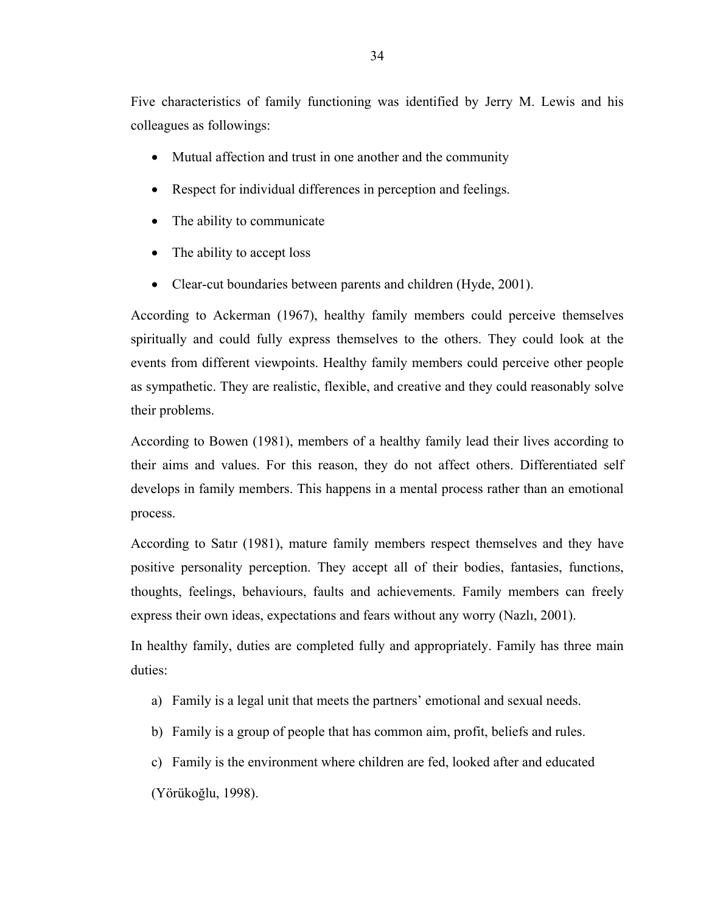Five characteristics of family functioning was identified by Jerry M. Lewis and his colleagues as followings:

- Mutual affection and trust in one another and the community
- Respect for individual differences in perception and feelings.
- The ability to communicate
- The ability to accept loss
- Clear-cut boundaries between parents and children (Hyde, 2001).

According to Ackerman (1967), healthy family members could perceive themselves spiritually and could fully express themselves to the others. They could look at the events from different viewpoints. Healthy family members could perceive other people as sympathetic. They are realistic, flexible, and creative and they could reasonably solve their problems.

According to Bowen (1981), members of a healthy family lead their lives according to their aims and values. For this reason, they do not affect others. Differentiated self develops in family members. This happens in a mental process rather than an emotional process.

According to Satır (1981), mature family members respect themselves and they have positive personality perception. They accept all of their bodies, fantasies, functions, thoughts, feelings, behaviours, faults and achievements. Family members can freely express their own ideas, expectations and fears without any worry (Nazlı, 2001).

In healthy family, duties are completed fully and appropriately. Family has three main duties:

a) Family is a legal unit that meets the partners' emotional and sexual needs.

b) Family is a group of people that has common aim, profit, beliefs and rules.

c) Family is the environment where children are fed, looked after and educated (Yörükoğlu, 1998).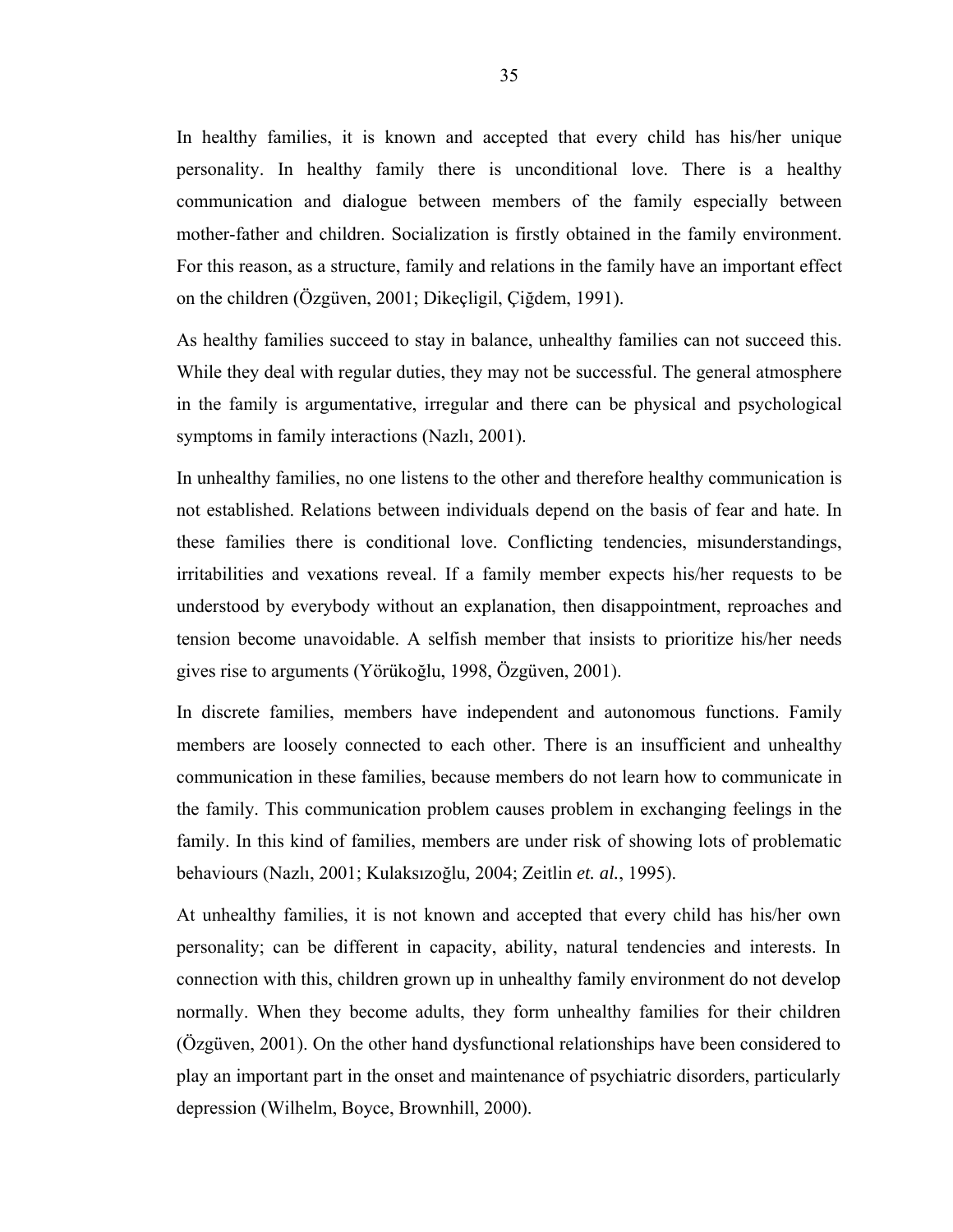In healthy families, it is known and accepted that every child has his/her unique personality. In healthy family there is unconditional love. There is a healthy communication and dialogue between members of the family especially between mother-father and children. Socialization is firstly obtained in the family environment. For this reason, as a structure, family and relations in the family have an important effect on the children (Özgüven, 2001; Dikeçligil, Çiğdem, 1991).

As healthy families succeed to stay in balance, unhealthy families can not succeed this. While they deal with regular duties, they may not be successful. The general atmosphere in the family is argumentative, irregular and there can be physical and psychological symptoms in family interactions (Nazlı, 2001).

In unhealthy families, no one listens to the other and therefore healthy communication is not established. Relations between individuals depend on the basis of fear and hate. In these families there is conditional love. Conflicting tendencies, misunderstandings, irritabilities and vexations reveal. If a family member expects his/her requests to be understood by everybody without an explanation, then disappointment, reproaches and tension become unavoidable. A selfish member that insists to prioritize his/her needs gives rise to arguments (Yörükoğlu, 1998, Özgüven, 2001).

In discrete families, members have independent and autonomous functions. Family members are loosely connected to each other. There is an insufficient and unhealthy communication in these families, because members do not learn how to communicate in the family. This communication problem causes problem in exchanging feelings in the family. In this kind of families, members are under risk of showing lots of problematic behaviours (Nazlı, 2001; Kulaksızoğlu, 2004; Zeitlin *et. al.*, 1995).

At unhealthy families, it is not known and accepted that every child has his/her own personality; can be different in capacity, ability, natural tendencies and interests. In connection with this, children grown up in unhealthy family environment do not develop normally. When they become adults, they form unhealthy families for their children (Özgüven, 2001). On the other hand dysfunctional relationships have been considered to play an important part in the onset and maintenance of psychiatric disorders, particularly depression (Wilhelm, Boyce, Brownhill, 2000).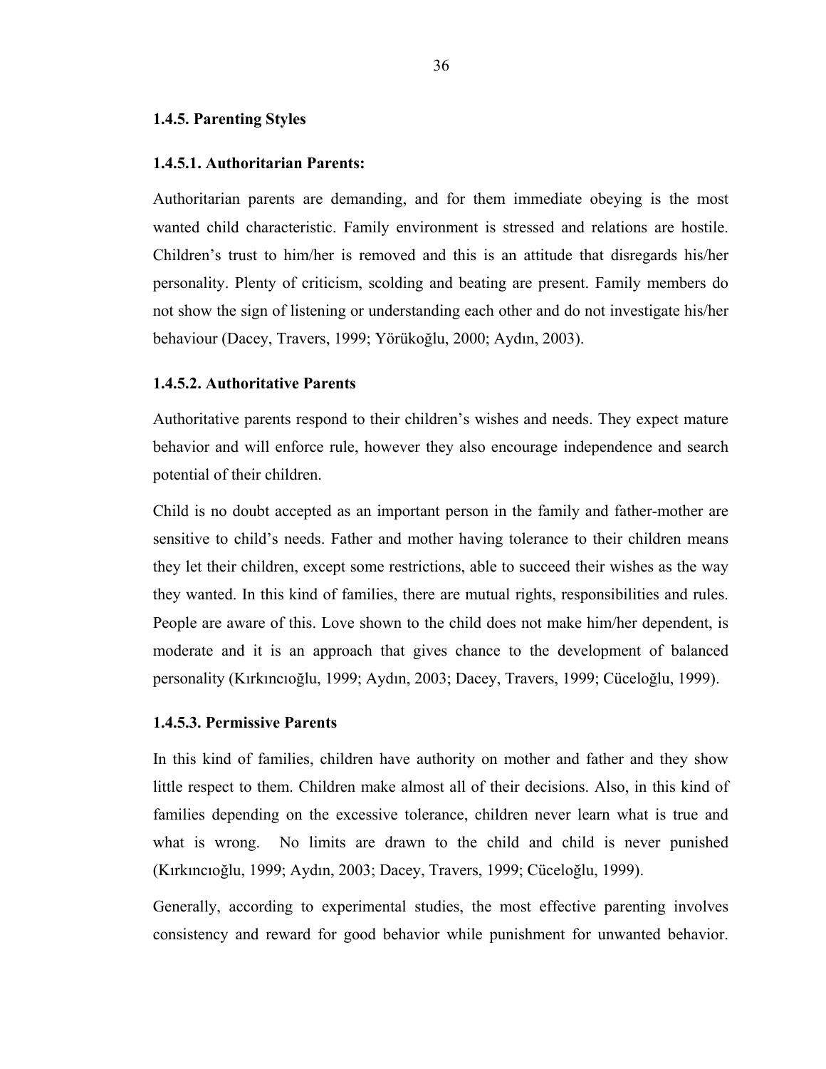### 1.4.5. Parenting Styles

#### 1.4.5.1. Authoritarian Parents:

Authoritarian parents are demanding, and for them immediate obeying is the most wanted child characteristic. Family environment is stressed and relations are hostile. Children's trust to him/her is removed and this is an attitude that disregards his/her personality. Plenty of criticism, scolding and beating are present. Family members do not show the sign of listening or understanding each other and do not investigate his/her behaviour (Dacey, Travers, 1999; Yörükoğlu, 2000; Aydın, 2003).

#### 1.4.5.2. Authoritative Parents

Authoritative parents respond to their children's wishes and needs. They expect mature behavior and will enforce rule, however they also encourage independence and search potential of their children.

Child is no doubt accepted as an important person in the family and father-mother are sensitive to child's needs. Father and mother having tolerance to their children means they let their children, except some restrictions, able to succeed their wishes as the way they wanted. In this kind of families, there are mutual rights, responsibilities and rules. People are aware of this. Love shown to the child does not make him/her dependent, is moderate and it is an approach that gives chance to the development of balanced personality (Kırkıncıoğlu, 1999; Aydın, 2003; Dacey, Travers, 1999; Cüceloğlu, 1999).

#### 1.4.5.3. Permissive Parents

In this kind of families, children have authority on mother and father and they show little respect to them. Children make almost all of their decisions. Also, in this kind of families depending on the excessive tolerance, children never learn what is true and what is wrong. No limits are drawn to the child and child is never punished (Kırkıncıoğlu, 1999; Aydın, 2003; Dacey, Travers, 1999; Cüceloğlu, 1999).

Generally, according to experimental studies, the most effective parenting involves consistency and reward for good behavior while punishment for unwanted behavior.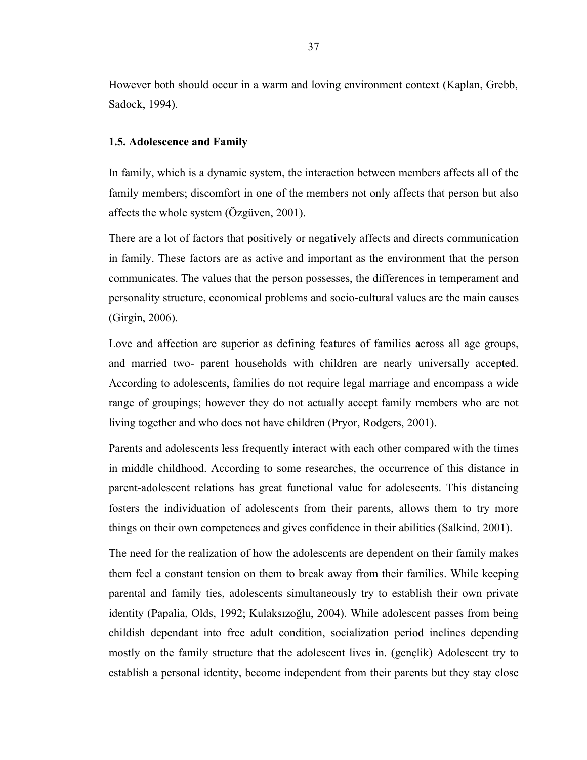However both should occur in a warm and loving environment context (Kaplan, Grebb, Sadock, 1994).

### 1.5. Adolescence and Family

In family, which is a dynamic system, the interaction between members affects all of the family members; discomfort in one of the members not only affects that person but also affects the whole system (Özgüven, 2001).

There are a lot of factors that positively or negatively affects and directs communication in family. These factors are as active and important as the environment that the person communicates. The values that the person possesses, the differences in temperament and personality structure, economical problems and socio-cultural values are the main causes (Girgin, 2006).

Love and affection are superior as defining features of families across all age groups, and married two- parent households with children are nearly universally accepted. According to adolescents, families do not require legal marriage and encompass a wide range of groupings; however they do not actually accept family members who are not living together and who does not have children (Pryor, Rodgers, 2001).

Parents and adolescents less frequently interact with each other compared with the times in middle childhood. According to some researches, the occurrence of this distance in parent-adolescent relations has great functional value for adolescents. This distancing fosters the individuation of adolescents from their parents, allows them to try more things on their own competences and gives confidence in their abilities (Salkind, 2001).

The need for the realization of how the adolescents are dependent on their family makes them feel a constant tension on them to break away from their families. While keeping parental and family ties, adolescents simultaneously try to establish their own private identity (Papalia, Olds, 1992; Kulaksızoğlu, 2004). While adolescent passes from being childish dependant into free adult condition, socialization period inclines depending mostly on the family structure that the adolescent lives in. (gençlik) Adolescent try to establish a personal identity, become independent from their parents but they stay close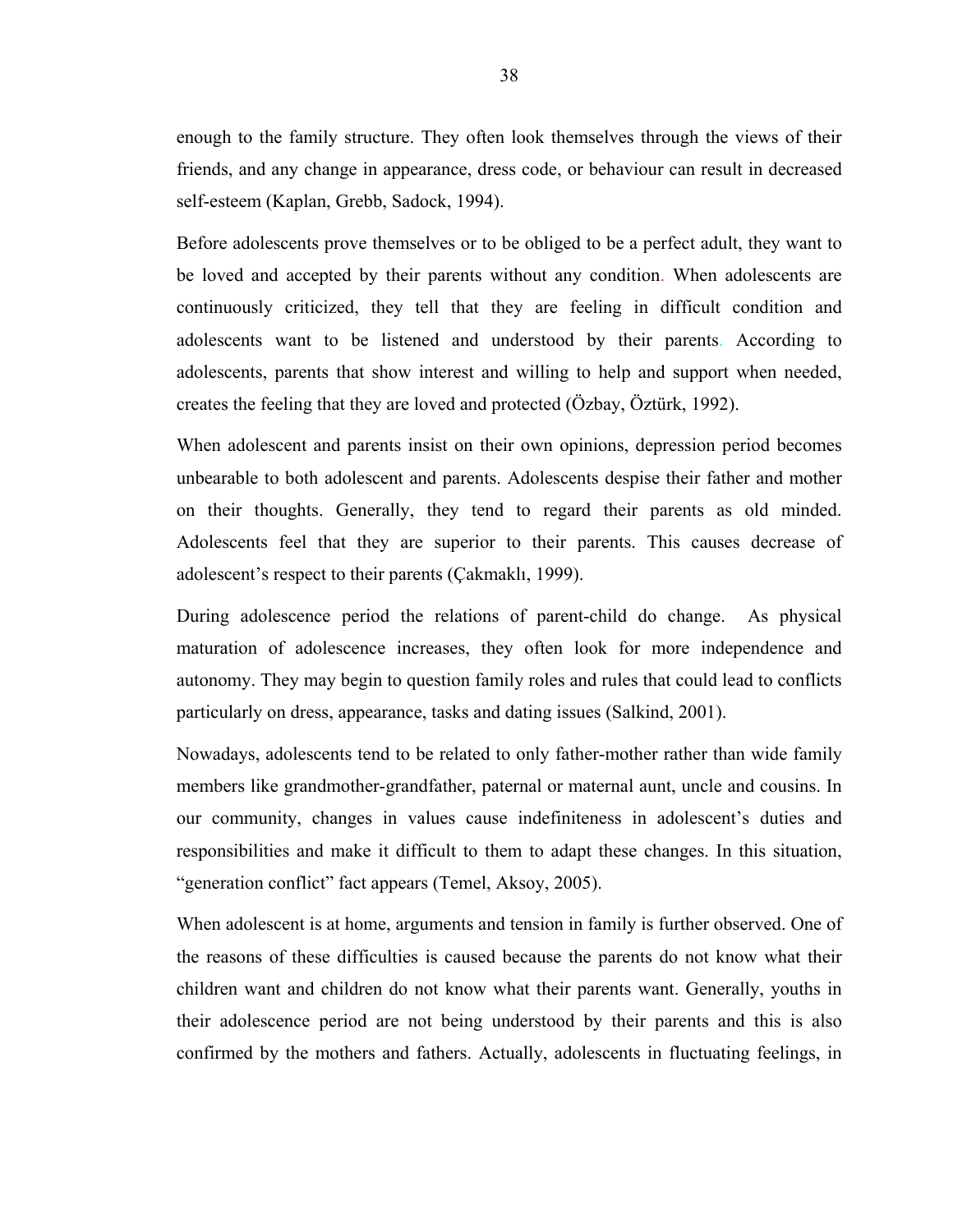enough to the family structure. They often look themselves through the views of their friends, and any change in appearance, dress code, or behaviour can result in decreased self-esteem (Kaplan, Grebb, Sadock, 1994).

Before adolescents prove themselves or to be obliged to be a perfect adult, they want to be loved and accepted by their parents without any condition. When adolescents are continuously criticized, they tell that they are feeling in difficult condition and adolescents want to be listened and understood by their parents. According to adolescents, parents that show interest and willing to help and support when needed, creates the feeling that they are loved and protected (Özbay, Öztürk, 1992).

When adolescent and parents insist on their own opinions, depression period becomes unbearable to both adolescent and parents. Adolescents despise their father and mother on their thoughts. Generally, they tend to regard their parents as old minded. Adolescents feel that they are superior to their parents. This causes decrease of adolescent's respect to their parents (Çakmaklı, 1999).

During adolescence period the relations of parent-child do change. As physical maturation of adolescence increases, they often look for more independence and autonomy. They may begin to question family roles and rules that could lead to conflicts particularly on dress, appearance, tasks and dating issues (Salkind, 2001).

Nowadays, adolescents tend to be related to only father-mother rather than wide family members like grandmother-grandfather, paternal or maternal aunt, uncle and cousins. In our community, changes in values cause indefiniteness in adolescent's duties and responsibilities and make it difficult to them to adapt these changes. In this situation, "generation conflict" fact appears (Temel, Aksoy, 2005).

When adolescent is at home, arguments and tension in family is further observed. One of the reasons of these difficulties is caused because the parents do not know what their children want and children do not know what their parents want. Generally, youths in their adolescence period are not being understood by their parents and this is also confirmed by the mothers and fathers. Actually, adolescents in fluctuating feelings, in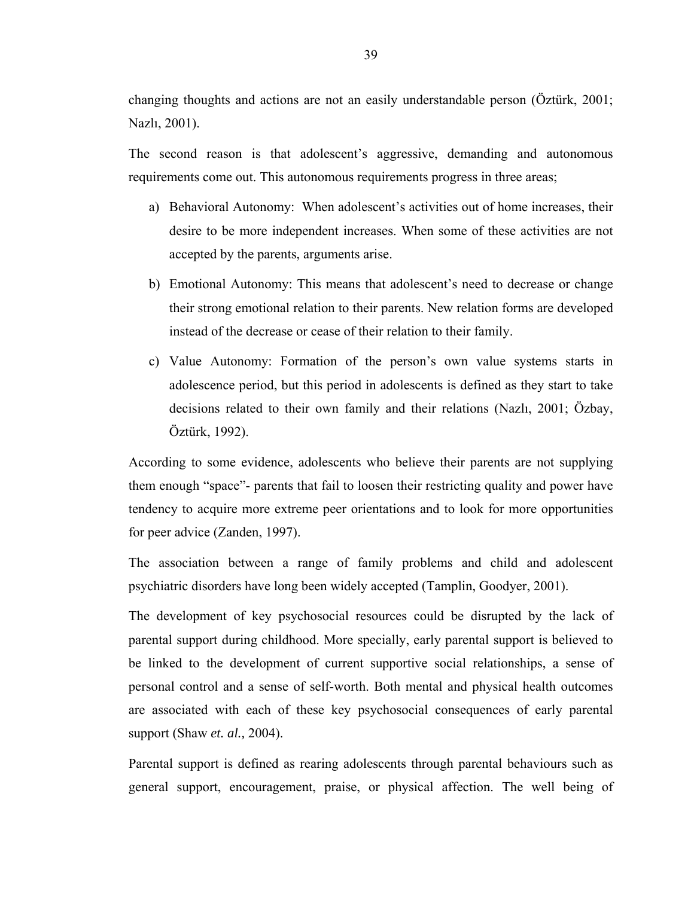changing thoughts and actions are not an easily understandable person (Öztürk, 2001; Nazlı, 2001).

The second reason is that adolescent's aggressive, demanding and autonomous requirements come out. This autonomous requirements progress in three areas;

a) Behavioral Autonomy: When adolescent's activities out of home increases, their desire to be more independent increases. When some of these activities are not accepted by the parents, arguments arise.

b) Emotional Autonomy: This means that adolescent's need to decrease or change their strong emotional relation to their parents. New relation forms are developed instead of the decrease or cease of their relation to their family.

c) Value Autonomy: Formation of the person's own value systems starts in adolescence period, but this period in adolescents is defined as they start to take decisions related to their own family and their relations (Nazlı, 2001; Özbay, Öztürk, 1992).

According to some evidence, adolescents who believe their parents are not supplying them enough "space"- parents that fail to loosen their restricting quality and power have tendency to acquire more extreme peer orientations and to look for more opportunities for peer advice (Zanden, 1997).

The association between a range of family problems and child and adolescent psychiatric disorders have long been widely accepted (Tamplin, Goodyer, 2001).

The development of key psychosocial resources could be disrupted by the lack of parental support during childhood. More specially, early parental support is believed to be linked to the development of current supportive social relationships, a sense of personal control and a sense of self-worth. Both mental and physical health outcomes are associated with each of these key psychosocial consequences of early parental support (Shaw *et. al.,* 2004).

Parental support is defined as rearing adolescents through parental behaviours such as general support, encouragement, praise, or physical affection. The well being of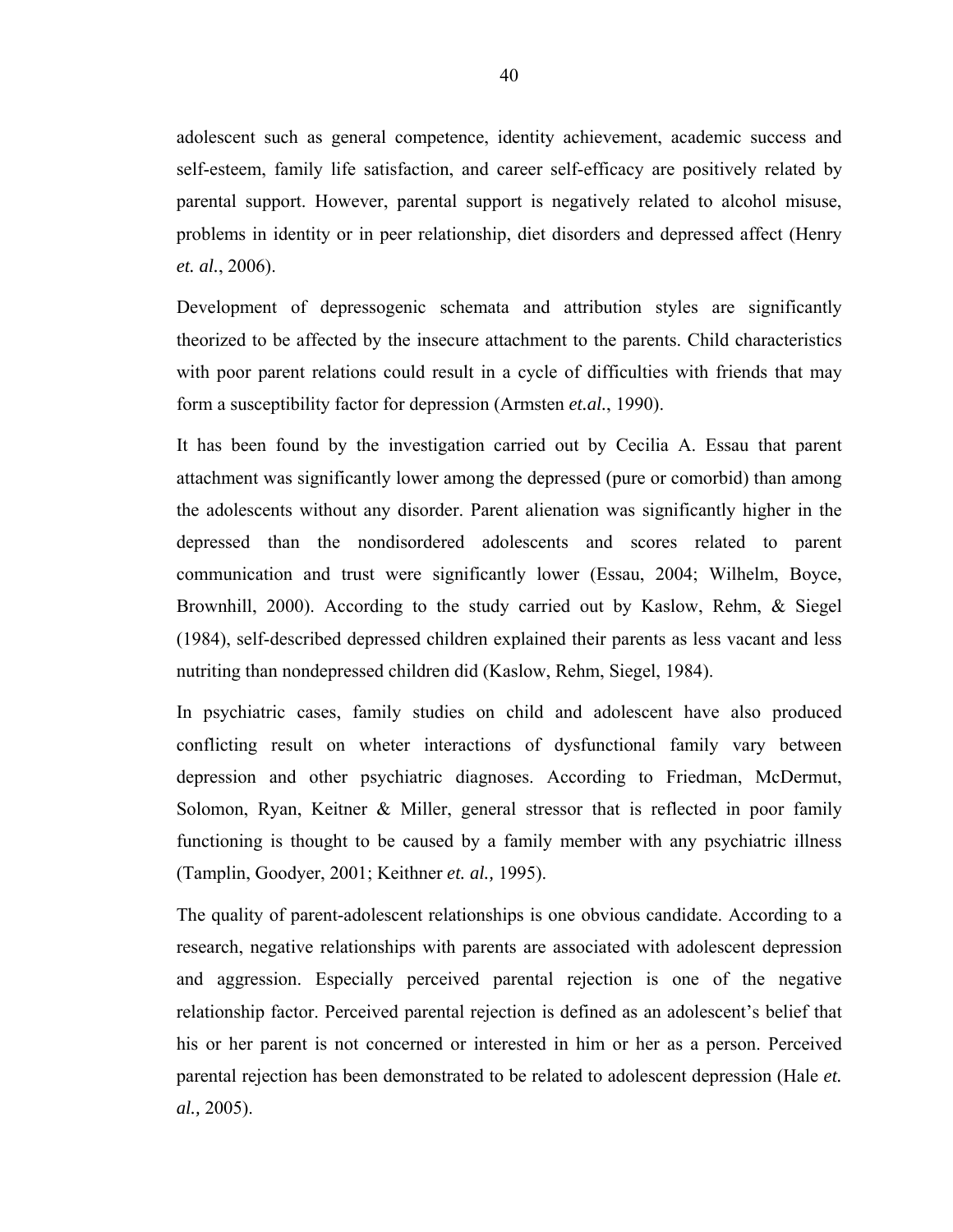adolescent such as general competence, identity achievement, academic success and self-esteem, family life satisfaction, and career self-efficacy are positively related by parental support. However, parental support is negatively related to alcohol misuse, problems in identity or in peer relationship, diet disorders and depressed affect (Henry *et. al.*, 2006).

Development of depressogenic schemata and attribution styles are significantly theorized to be affected by the insecure attachment to the parents. Child characteristics with poor parent relations could result in a cycle of difficulties with friends that may form a susceptibility factor for depression (Armsten *et.al.*, 1990).

It has been found by the investigation carried out by Cecilia A. Essau that parent attachment was significantly lower among the depressed (pure or comorbid) than among the adolescents without any disorder. Parent alienation was significantly higher in the depressed than the nondisordered adolescents and scores related to parent communication and trust were significantly lower (Essau, 2004; Wilhelm, Boyce, Brownhill, 2000). According to the study carried out by Kaslow, Rehm, & Siegel (1984), self-described depressed children explained their parents as less vacant and less nutriting than nondepressed children did (Kaslow, Rehm, Siegel, 1984).

In psychiatric cases, family studies on child and adolescent have also produced conflicting result on wheter interactions of dysfunctional family vary between depression and other psychiatric diagnoses. According to Friedman, McDermut, Solomon, Ryan, Keitner & Miller, general stressor that is reflected in poor family functioning is thought to be caused by a family member with any psychiatric illness (Tamplin, Goodyer, 2001; Keithner *et. al.,* 1995).

The quality of parent-adolescent relationships is one obvious candidate. According to a research, negative relationships with parents are associated with adolescent depression and aggression. Especially perceived parental rejection is one of the negative relationship factor. Perceived parental rejection is defined as an adolescent's belief that his or her parent is not concerned or interested in him or her as a person. Perceived parental rejection has been demonstrated to be related to adolescent depression (Hale *et. al.,* 2005).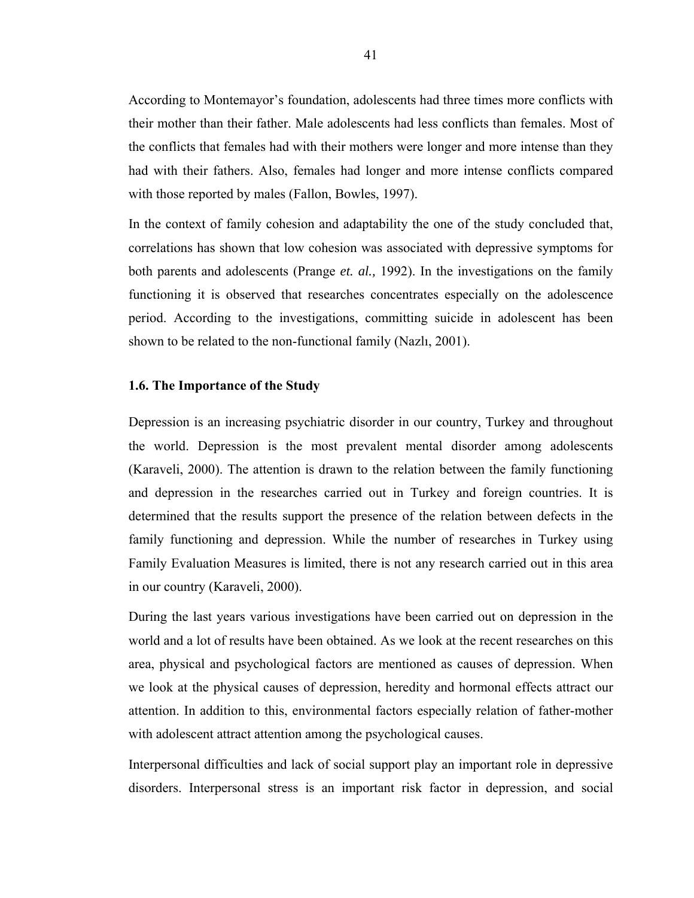According to Montemayor's foundation, adolescents had three times more conflicts with their mother than their father. Male adolescents had less conflicts than females. Most of the conflicts that females had with their mothers were longer and more intense than they had with their fathers. Also, females had longer and more intense conflicts compared with those reported by males (Fallon, Bowles, 1997).

In the context of family cohesion and adaptability the one of the study concluded that, correlations has shown that low cohesion was associated with depressive symptoms for both parents and adolescents (Prange *et. al.,* 1992). In the investigations on the family functioning it is observed that researches concentrates especially on the adolescence period. According to the investigations, committing suicide in adolescent has been shown to be related to the non-functional family (Nazlı, 2001).

### 1.6. The Importance of the Study

Depression is an increasing psychiatric disorder in our country, Turkey and throughout the world. Depression is the most prevalent mental disorder among adolescents (Karaveli, 2000). The attention is drawn to the relation between the family functioning and depression in the researches carried out in Turkey and foreign countries. It is determined that the results support the presence of the relation between defects in the family functioning and depression. While the number of researches in Turkey using Family Evaluation Measures is limited, there is not any research carried out in this area in our country (Karaveli, 2000).

During the last years various investigations have been carried out on depression in the world and a lot of results have been obtained. As we look at the recent researches on this area, physical and psychological factors are mentioned as causes of depression. When we look at the physical causes of depression, heredity and hormonal effects attract our attention. In addition to this, environmental factors especially relation of father-mother with adolescent attract attention among the psychological causes.

Interpersonal difficulties and lack of social support play an important role in depressive disorders. Interpersonal stress is an important risk factor in depression, and social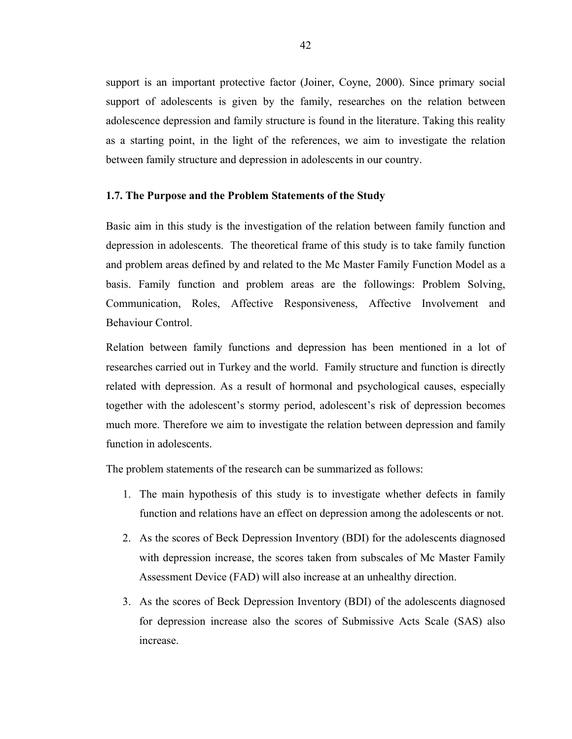support is an important protective factor (Joiner, Coyne, 2000). Since primary social support of adolescents is given by the family, researches on the relation between adolescence depression and family structure is found in the literature. Taking this reality as a starting point, in the light of the references, we aim to investigate the relation between family structure and depression in adolescents in our country.

### 1.7. The Purpose and the Problem Statements of the Study

Basic aim in this study is the investigation of the relation between family function and depression in adolescents. The theoretical frame of this study is to take family function and problem areas defined by and related to the Mc Master Family Function Model as a basis. Family function and problem areas are the followings: Problem Solving, Communication, Roles, Affective Responsiveness, Affective Involvement and Behaviour Control.

Relation between family functions and depression has been mentioned in a lot of researches carried out in Turkey and the world. Family structure and function is directly related with depression. As a result of hormonal and psychological causes, especially together with the adolescent's stormy period, adolescent's risk of depression becomes much more. Therefore we aim to investigate the relation between depression and family function in adolescents.

The problem statements of the research can be summarized as follows:

1. The main hypothesis of this study is to investigate whether defects in family function and relations have an effect on depression among the adolescents or not.
2. As the scores of Beck Depression Inventory (BDI) for the adolescents diagnosed with depression increase, the scores taken from subscales of Mc Master Family Assessment Device (FAD) will also increase at an unhealthy direction.
3. As the scores of Beck Depression Inventory (BDI) of the adolescents diagnosed for depression increase also the scores of Submissive Acts Scale (SAS) also increase.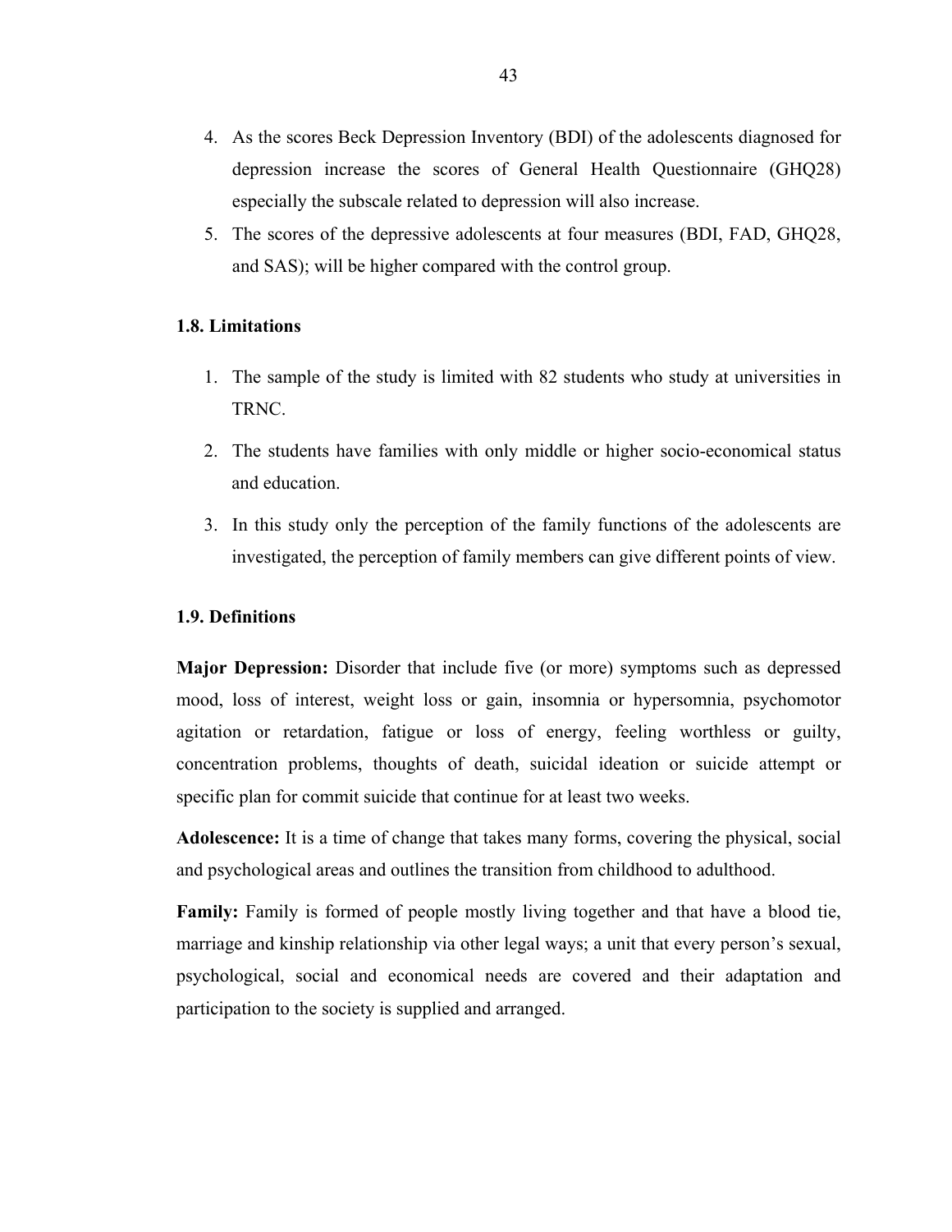4. As the scores Beck Depression Inventory (BDI) of the adolescents diagnosed for depression increase the scores of General Health Questionnaire (GHQ28) especially the subscale related to depression will also increase.
5. The scores of the depressive adolescents at four measures (BDI, FAD, GHQ28, and SAS); will be higher compared with the control group.

### 1.8. Limitations

1. The sample of the study is limited with 82 students who study at universities in TRNC.
2. The students have families with only middle or higher socio-economical status and education.
3. In this study only the perception of the family functions of the adolescents are investigated, the perception of family members can give different points of view.

### 1.9. Definitions

**Major Depression:** Disorder that include five (or more) symptoms such as depressed mood, loss of interest, weight loss or gain, insomnia or hypersomnia, psychomotor agitation or retardation, fatigue or loss of energy, feeling worthless or guilty, concentration problems, thoughts of death, suicidal ideation or suicide attempt or specific plan for commit suicide that continue for at least two weeks.

**Adolescence:** It is a time of change that takes many forms, covering the physical, social and psychological areas and outlines the transition from childhood to adulthood.

**Family:** Family is formed of people mostly living together and that have a blood tie, marriage and kinship relationship via other legal ways; a unit that every person's sexual, psychological, social and economical needs are covered and their adaptation and participation to the society is supplied and arranged.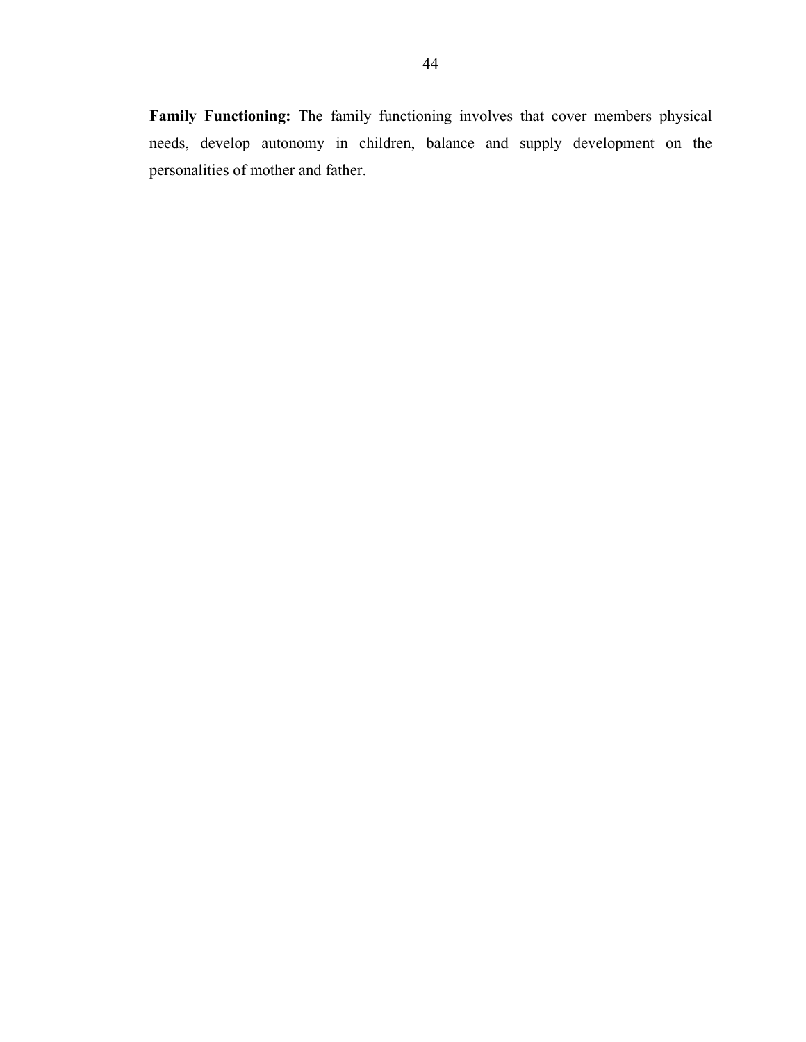**Family Functioning:** The family functioning involves that cover members physical needs, develop autonomy in children, balance and supply development on the personalities of mother and father.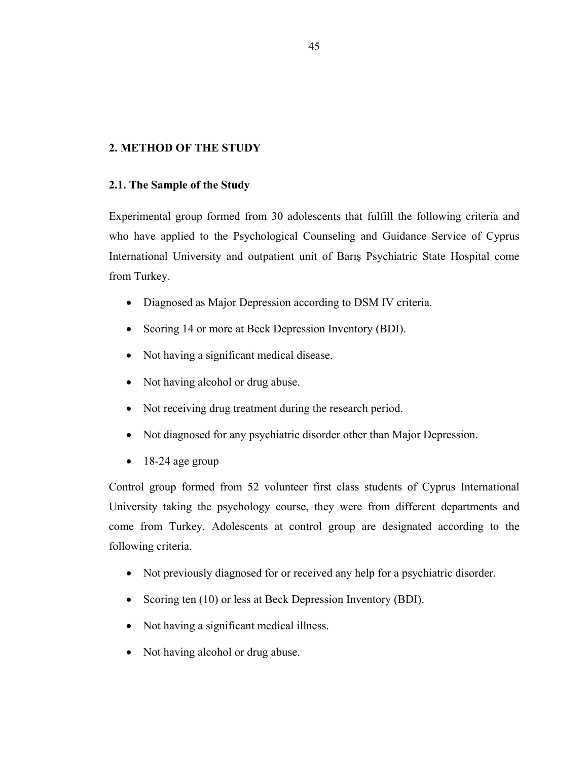## 2. METHOD OF THE STUDY

### 2.1. The Sample of the Study

Experimental group formed from 30 adolescents that fulfill the following criteria and who have applied to the Psychological Counseling and Guidance Service of Cyprus International University and outpatient unit of Barış Psychiatric State Hospital come from Turkey.

- Diagnosed as Major Depression according to DSM IV criteria.
- Scoring 14 or more at Beck Depression Inventory (BDI).
- Not having a significant medical disease.
- Not having alcohol or drug abuse.
- Not receiving drug treatment during the research period.
- Not diagnosed for any psychiatric disorder other than Major Depression.
- 18-24 age group

Control group formed from 52 volunteer first class students of Cyprus International University taking the psychology course, they were from different departments and come from Turkey. Adolescents at control group are designated according to the following criteria.

- Not previously diagnosed for or received any help for a psychiatric disorder.
- Scoring ten (10) or less at Beck Depression Inventory (BDI).
- Not having a significant medical illness.
- Not having alcohol or drug abuse.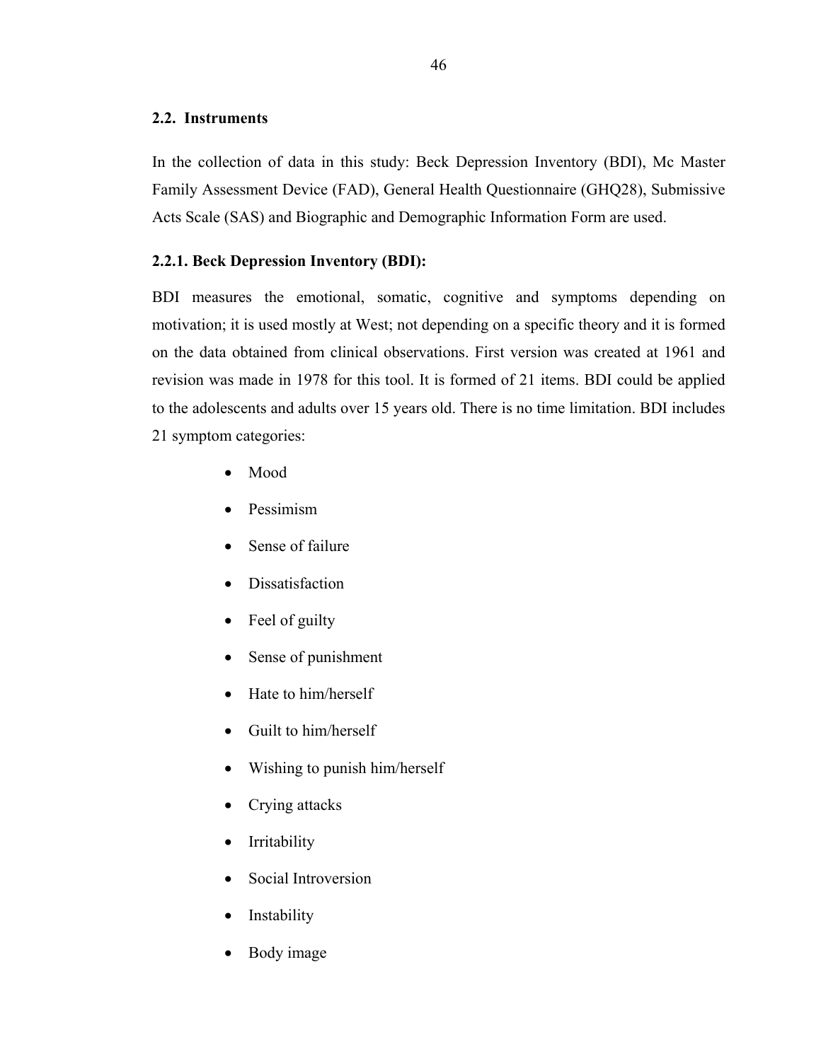## 2.2. Instruments

In the collection of data in this study: Beck Depression Inventory (BDI), Mc Master Family Assessment Device (FAD), General Health Questionnaire (GHQ28), Submissive Acts Scale (SAS) and Biographic and Demographic Information Form are used.

### 2.2.1. Beck Depression Inventory (BDI):

BDI measures the emotional, somatic, cognitive and symptoms depending on motivation; it is used mostly at West; not depending on a specific theory and it is formed on the data obtained from clinical observations. First version was created at 1961 and revision was made in 1978 for this tool. It is formed of 21 items. BDI could be applied to the adolescents and adults over 15 years old. There is no time limitation. BDI includes 21 symptom categories:

- Mood
- Pessimism
- Sense of failure
- Dissatisfaction
- Feel of guilty
- Sense of punishment
- Hate to him/herself
- Guilt to him/herself
- Wishing to punish him/herself
- Crying attacks
- Irritability
- Social Introversion
- Instability
- Body image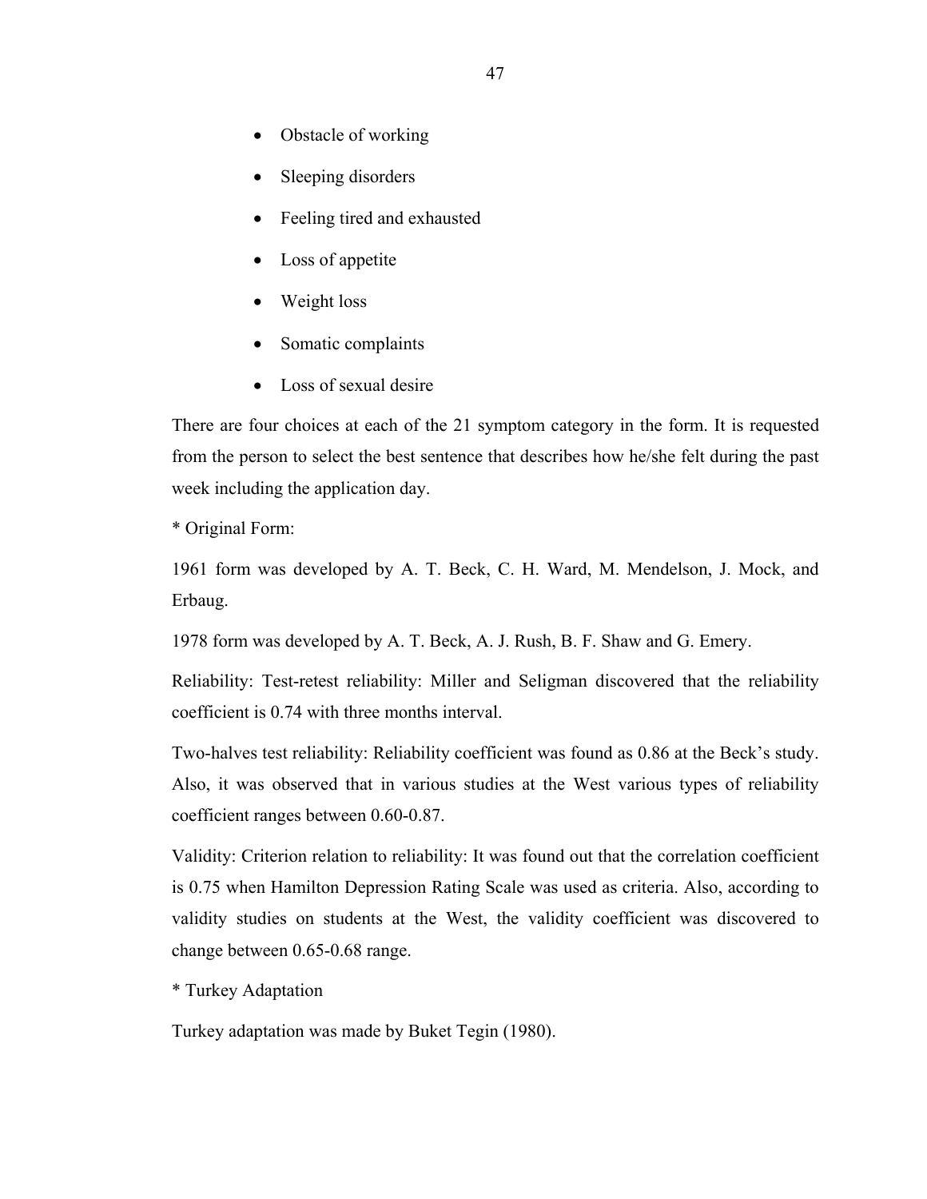- Obstacle of working
- Sleeping disorders
- Feeling tired and exhausted
- Loss of appetite
- Weight loss
- Somatic complaints
- Loss of sexual desire

There are four choices at each of the 21 symptom category in the form. It is requested from the person to select the best sentence that describes how he/she felt during the past week including the application day.

* Original Form:

1961 form was developed by A. T. Beck, C. H. Ward, M. Mendelson, J. Mock, and Erbaug.

1978 form was developed by A. T. Beck, A. J. Rush, B. F. Shaw and G. Emery.

Reliability: Test-retest reliability: Miller and Seligman discovered that the reliability coefficient is 0.74 with three months interval.

Two-halves test reliability: Reliability coefficient was found as 0.86 at the Beck's study. Also, it was observed that in various studies at the West various types of reliability coefficient ranges between 0.60-0.87.

Validity: Criterion relation to reliability: It was found out that the correlation coefficient is 0.75 when Hamilton Depression Rating Scale was used as criteria. Also, according to validity studies on students at the West, the validity coefficient was discovered to change between 0.65-0.68 range.

* Turkey Adaptation

Turkey adaptation was made by Buket Tegin (1980).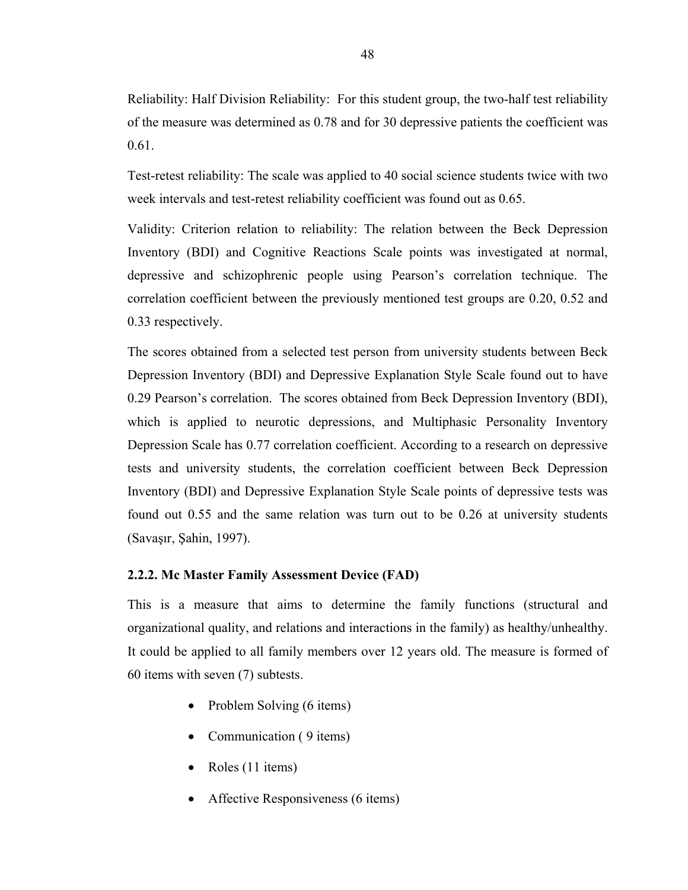Reliability: Half Division Reliability: For this student group, the two-half test reliability of the measure was determined as 0.78 and for 30 depressive patients the coefficient was 0.61.

Test-retest reliability: The scale was applied to 40 social science students twice with two week intervals and test-retest reliability coefficient was found out as 0.65.

Validity: Criterion relation to reliability: The relation between the Beck Depression Inventory (BDI) and Cognitive Reactions Scale points was investigated at normal, depressive and schizophrenic people using Pearson's correlation technique. The correlation coefficient between the previously mentioned test groups are 0.20, 0.52 and 0.33 respectively.

The scores obtained from a selected test person from university students between Beck Depression Inventory (BDI) and Depressive Explanation Style Scale found out to have 0.29 Pearson's correlation. The scores obtained from Beck Depression Inventory (BDI), which is applied to neurotic depressions, and Multiphasic Personality Inventory Depression Scale has 0.77 correlation coefficient. According to a research on depressive tests and university students, the correlation coefficient between Beck Depression Inventory (BDI) and Depressive Explanation Style Scale points of depressive tests was found out 0.55 and the same relation was turn out to be 0.26 at university students (Savaşır, Şahin, 1997).

### 2.2.2. Mc Master Family Assessment Device (FAD)

This is a measure that aims to determine the family functions (structural and organizational quality, and relations and interactions in the family) as healthy/unhealthy. It could be applied to all family members over 12 years old. The measure is formed of 60 items with seven (7) subtests.

- Problem Solving (6 items)
- Communication ( 9 items)
- Roles (11 items)
- Affective Responsiveness (6 items)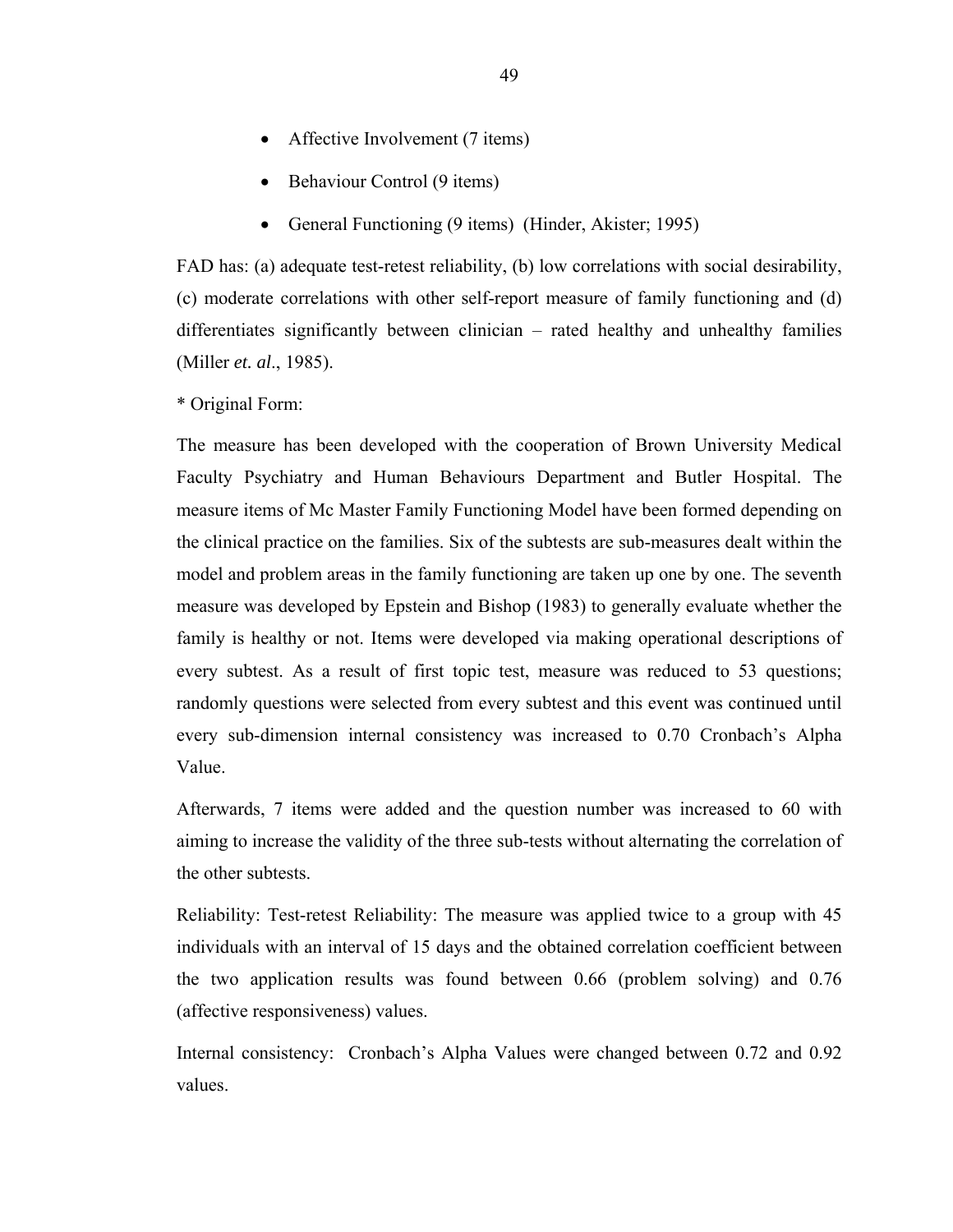- Affective Involvement (7 items)
- Behaviour Control (9 items)
- General Functioning (9 items) (Hinder, Akister; 1995)

FAD has: (a) adequate test-retest reliability, (b) low correlations with social desirability, (c) moderate correlations with other self-report measure of family functioning and (d) differentiates significantly between clinician – rated healthy and unhealthy families (Miller *et. al*., 1985).

* Original Form:

The measure has been developed with the cooperation of Brown University Medical Faculty Psychiatry and Human Behaviours Department and Butler Hospital. The measure items of Mc Master Family Functioning Model have been formed depending on the clinical practice on the families. Six of the subtests are sub-measures dealt within the model and problem areas in the family functioning are taken up one by one. The seventh measure was developed by Epstein and Bishop (1983) to generally evaluate whether the family is healthy or not. Items were developed via making operational descriptions of every subtest. As a result of first topic test, measure was reduced to 53 questions; randomly questions were selected from every subtest and this event was continued until every sub-dimension internal consistency was increased to 0.70 Cronbach's Alpha Value.

Afterwards, 7 items were added and the question number was increased to 60 with aiming to increase the validity of the three sub-tests without alternating the correlation of the other subtests.

Reliability: Test-retest Reliability: The measure was applied twice to a group with 45 individuals with an interval of 15 days and the obtained correlation coefficient between the two application results was found between 0.66 (problem solving) and 0.76 (affective responsiveness) values.

Internal consistency: Cronbach's Alpha Values were changed between 0.72 and 0.92 values.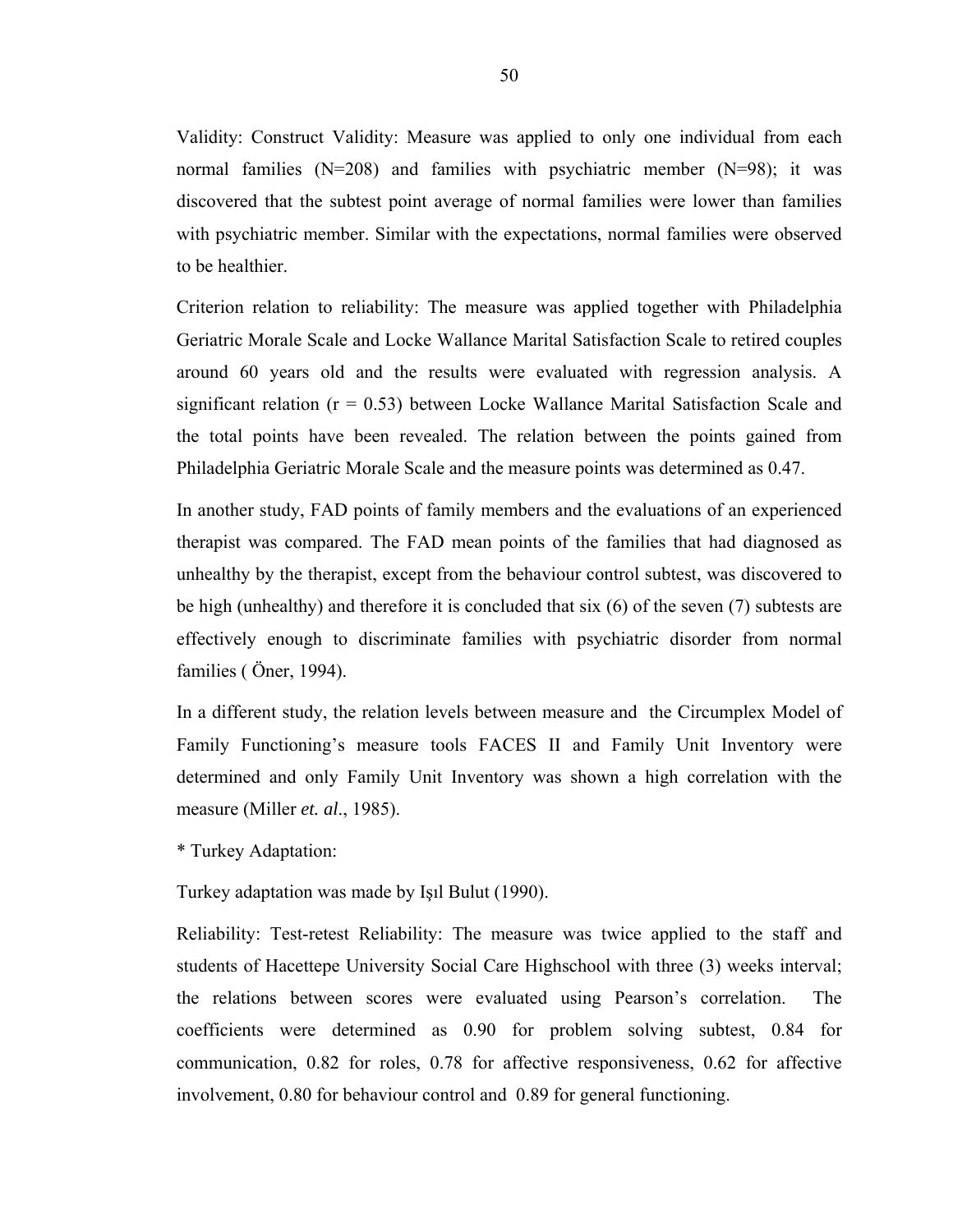Validity: Construct Validity: Measure was applied to only one individual from each normal families (N=208) and families with psychiatric member (N=98); it was discovered that the subtest point average of normal families were lower than families with psychiatric member. Similar with the expectations, normal families were observed to be healthier.

Criterion relation to reliability: The measure was applied together with Philadelphia Geriatric Morale Scale and Locke Wallance Marital Satisfaction Scale to retired couples around 60 years old and the results were evaluated with regression analysis. A significant relation ($r = 0.53$) between Locke Wallance Marital Satisfaction Scale and the total points have been revealed. The relation between the points gained from Philadelphia Geriatric Morale Scale and the measure points was determined as 0.47.

In another study, FAD points of family members and the evaluations of an experienced therapist was compared. The FAD mean points of the families that had diagnosed as unhealthy by the therapist, except from the behaviour control subtest, was discovered to be high (unhealthy) and therefore it is concluded that six (6) of the seven (7) subtests are effectively enough to discriminate families with psychiatric disorder from normal families ( Öner, 1994).

In a different study, the relation levels between measure and the Circumplex Model of Family Functioning's measure tools FACES II and Family Unit Inventory were determined and only Family Unit Inventory was shown a high correlation with the measure (Miller *et. al*., 1985).

* Turkey Adaptation:

Turkey adaptation was made by Işıl Bulut (1990).

Reliability: Test-retest Reliability: The measure was twice applied to the staff and students of Hacettepe University Social Care Highschool with three (3) weeks interval; the relations between scores were evaluated using Pearson's correlation. The coefficients were determined as 0.90 for problem solving subtest, 0.84 for communication, 0.82 for roles, 0.78 for affective responsiveness, 0.62 for affective involvement, 0.80 for behaviour control and 0.89 for general functioning.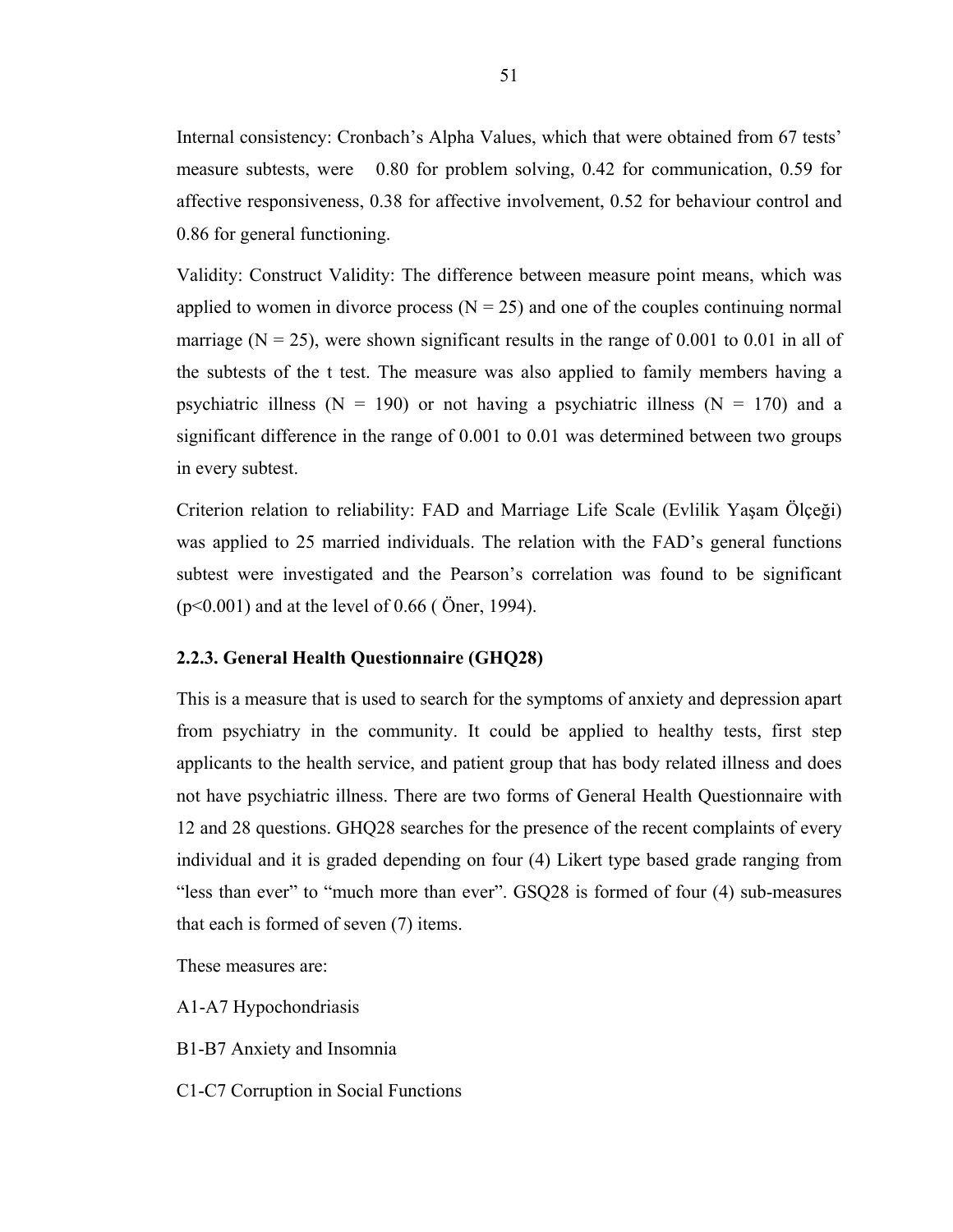Internal consistency: Cronbach's Alpha Values, which that were obtained from 67 tests' measure subtests, were 0.80 for problem solving, 0.42 for communication, 0.59 for affective responsiveness, 0.38 for affective involvement, 0.52 for behaviour control and 0.86 for general functioning.

Validity: Construct Validity: The difference between measure point means, which was applied to women in divorce process (N = 25) and one of the couples continuing normal marriage (N = 25), were shown significant results in the range of 0.001 to 0.01 in all of the subtests of the t test. The measure was also applied to family members having a psychiatric illness (N = 190) or not having a psychiatric illness (N = 170) and a significant difference in the range of 0.001 to 0.01 was determined between two groups in every subtest.

Criterion relation to reliability: FAD and Marriage Life Scale (Evlilik Yaşam Ölçeği) was applied to 25 married individuals. The relation with the FAD's general functions subtest were investigated and the Pearson's correlation was found to be significant ($p<0.001$) and at the level of 0.66 ( Öner, 1994).

### 2.2.3. General Health Questionnaire (GHQ28)

This is a measure that is used to search for the symptoms of anxiety and depression apart from psychiatry in the community. It could be applied to healthy tests, first step applicants to the health service, and patient group that has body related illness and does not have psychiatric illness. There are two forms of General Health Questionnaire with 12 and 28 questions. GHQ28 searches for the presence of the recent complaints of every individual and it is graded depending on four (4) Likert type based grade ranging from "less than ever" to "much more than ever". GSQ28 is formed of four (4) sub-measures that each is formed of seven (7) items.

These measures are:

A1-A7 Hypochondriasis

B1-B7 Anxiety and Insomnia

C1-C7 Corruption in Social Functions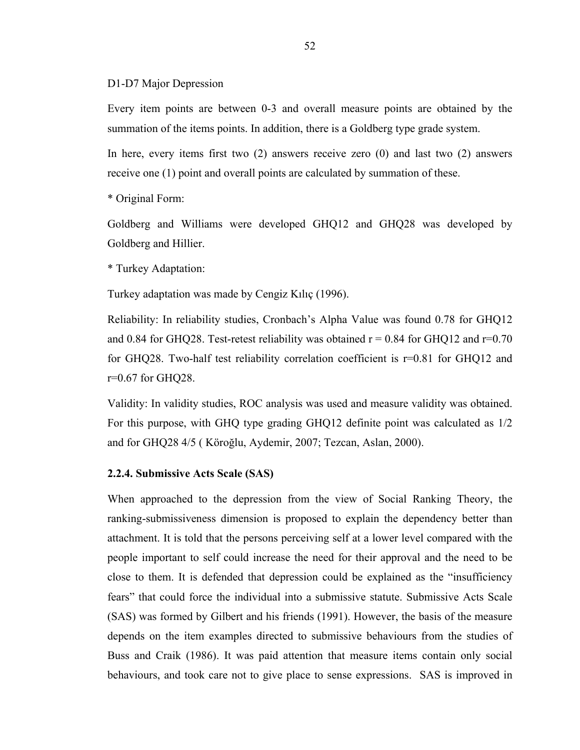D1-D7 Major Depression

Every item points are between 0-3 and overall measure points are obtained by the summation of the items points. In addition, there is a Goldberg type grade system.

In here, every items first two (2) answers receive zero (0) and last two (2) answers receive one (1) point and overall points are calculated by summation of these.

* Original Form:

Goldberg and Williams were developed GHQ12 and GHQ28 was developed by Goldberg and Hillier.

* Turkey Adaptation:

Turkey adaptation was made by Cengiz Kılıç (1996).

Reliability: In reliability studies, Cronbach's Alpha Value was found 0.78 for GHQ12 and 0.84 for GHQ28. Test-retest reliability was obtained $r = 0.84$ for GHQ12 and $r=0.70$ for GHQ28. Two-half test reliability correlation coefficient is $r=0.81$ for GHQ12 and $r=0.67$ for GHQ28.

Validity: In validity studies, ROC analysis was used and measure validity was obtained. For this purpose, with GHQ type grading GHQ12 definite point was calculated as 1/2 and for GHQ28 4/5 ( Köroğlu, Aydemir, 2007; Tezcan, Aslan, 2000).

### 2.2.4. Submissive Acts Scale (SAS)

When approached to the depression from the view of Social Ranking Theory, the ranking-submissiveness dimension is proposed to explain the dependency better than attachment. It is told that the persons perceiving self at a lower level compared with the people important to self could increase the need for their approval and the need to be close to them. It is defended that depression could be explained as the "insufficiency fears" that could force the individual into a submissive statute. Submissive Acts Scale (SAS) was formed by Gilbert and his friends (1991). However, the basis of the measure depends on the item examples directed to submissive behaviours from the studies of Buss and Craik (1986). It was paid attention that measure items contain only social behaviours, and took care not to give place to sense expressions. SAS is improved in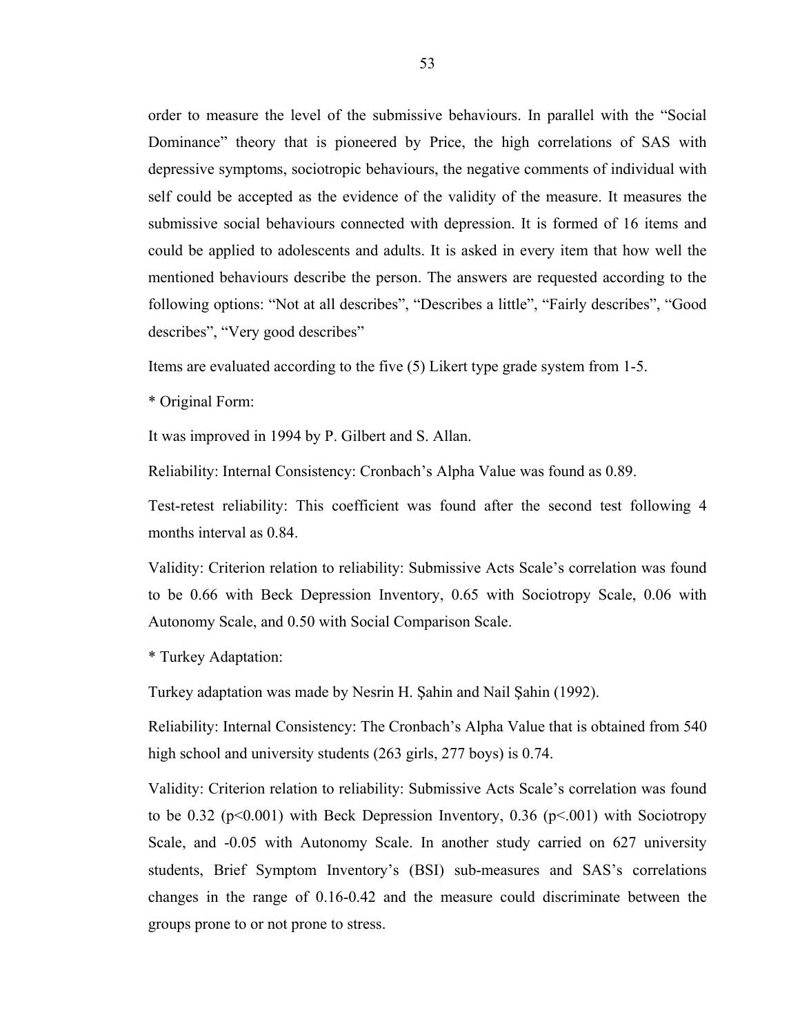order to measure the level of the submissive behaviours. In parallel with the "Social Dominance" theory that is pioneered by Price, the high correlations of SAS with depressive symptoms, sociotropic behaviours, the negative comments of individual with self could be accepted as the evidence of the validity of the measure. It measures the submissive social behaviours connected with depression. It is formed of 16 items and could be applied to adolescents and adults. It is asked in every item that how well the mentioned behaviours describe the person. The answers are requested according to the following options: "Not at all describes", "Describes a little", "Fairly describes", "Good describes", "Very good describes"

Items are evaluated according to the five (5) Likert type grade system from 1-5.

* Original Form:

It was improved in 1994 by P. Gilbert and S. Allan.

Reliability: Internal Consistency: Cronbach's Alpha Value was found as 0.89.

Test-retest reliability: This coefficient was found after the second test following 4 months interval as 0.84.

Validity: Criterion relation to reliability: Submissive Acts Scale's correlation was found to be 0.66 with Beck Depression Inventory, 0.65 with Sociotropy Scale, 0.06 with Autonomy Scale, and 0.50 with Social Comparison Scale.

* Turkey Adaptation:

Turkey adaptation was made by Nesrin H. Şahin and Nail Şahin (1992).

Reliability: Internal Consistency: The Cronbach's Alpha Value that is obtained from 540 high school and university students (263 girls, 277 boys) is 0.74.

Validity: Criterion relation to reliability: Submissive Acts Scale's correlation was found to be 0.32 ($p<0.001$) with Beck Depression Inventory, 0.36 ($p<.001$) with Sociotropy Scale, and -0.05 with Autonomy Scale. In another study carried on 627 university students, Brief Symptom Inventory's (BSI) sub-measures and SAS's correlations changes in the range of 0.16-0.42 and the measure could discriminate between the groups prone to or not prone to stress.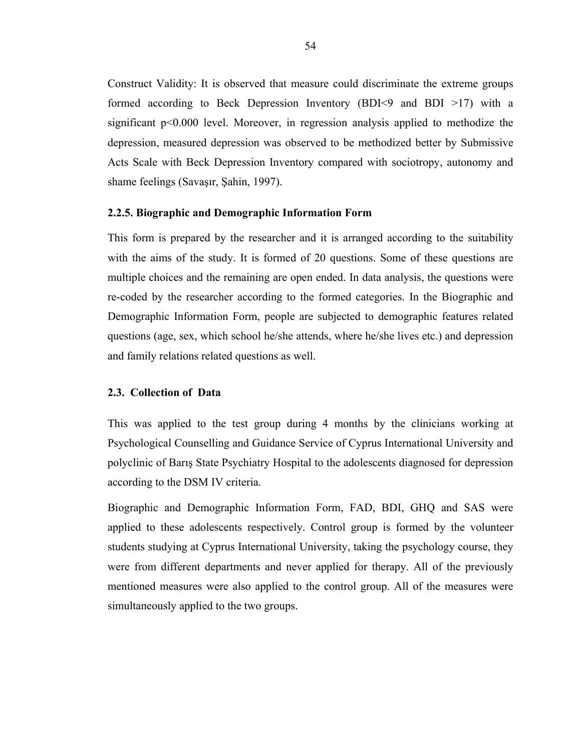Construct Validity: It is observed that measure could discriminate the extreme groups formed according to Beck Depression Inventory (BDI<9 and BDI >17) with a significant $p<0.000$ level. Moreover, in regression analysis applied to methodize the depression, measured depression was observed to be methodized better by Submissive Acts Scale with Beck Depression Inventory compared with sociotropy, autonomy and shame feelings (Savaşır, Şahin, 1997).

### 2.2.5. Biographic and Demographic Information Form

This form is prepared by the researcher and it is arranged according to the suitability with the aims of the study. It is formed of 20 questions. Some of these questions are multiple choices and the remaining are open ended. In data analysis, the questions were re-coded by the researcher according to the formed categories. In the Biographic and Demographic Information Form, people are subjected to demographic features related questions (age, sex, which school he/she attends, where he/she lives etc.) and depression and family relations related questions as well.

## 2.3. Collection of Data

This was applied to the test group during 4 months by the clinicians working at Psychological Counselling and Guidance Service of Cyprus International University and polyclinic of Barış State Psychiatry Hospital to the adolescents diagnosed for depression according to the DSM IV criteria.

Biographic and Demographic Information Form, FAD, BDI, GHQ and SAS were applied to these adolescents respectively. Control group is formed by the volunteer students studying at Cyprus International University, taking the psychology course, they were from different departments and never applied for therapy. All of the previously mentioned measures were also applied to the control group. All of the measures were simultaneously applied to the two groups.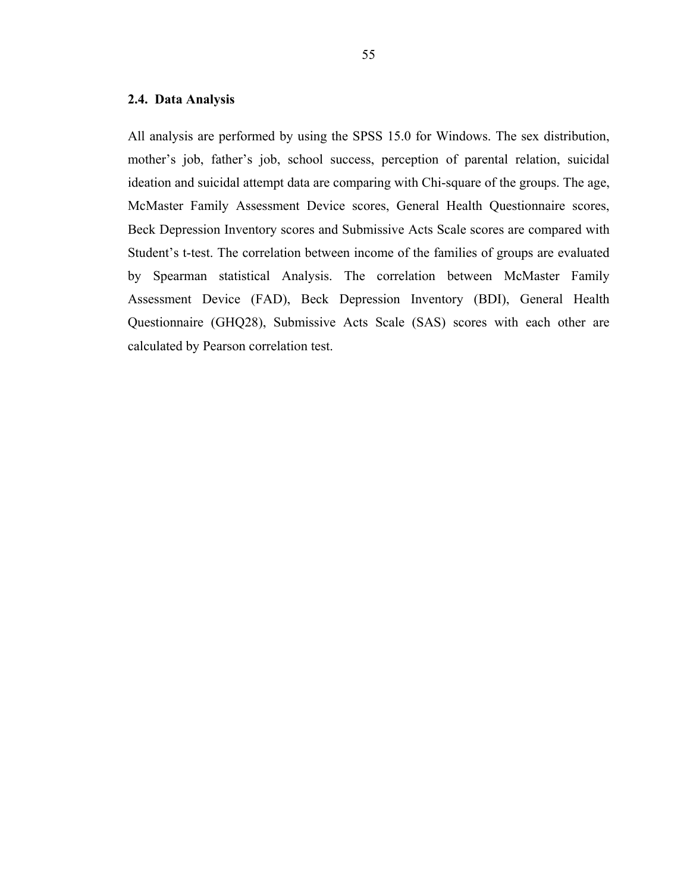### 2.4. Data Analysis

All analysis are performed by using the SPSS 15.0 for Windows. The sex distribution, mother's job, father's job, school success, perception of parental relation, suicidal ideation and suicidal attempt data are comparing with Chi-square of the groups. The age, McMaster Family Assessment Device scores, General Health Questionnaire scores, Beck Depression Inventory scores and Submissive Acts Scale scores are compared with Student's t-test. The correlation between income of the families of groups are evaluated by Spearman statistical Analysis. The correlation between McMaster Family Assessment Device (FAD), Beck Depression Inventory (BDI), General Health Questionnaire (GHQ28), Submissive Acts Scale (SAS) scores with each other are calculated by Pearson correlation test.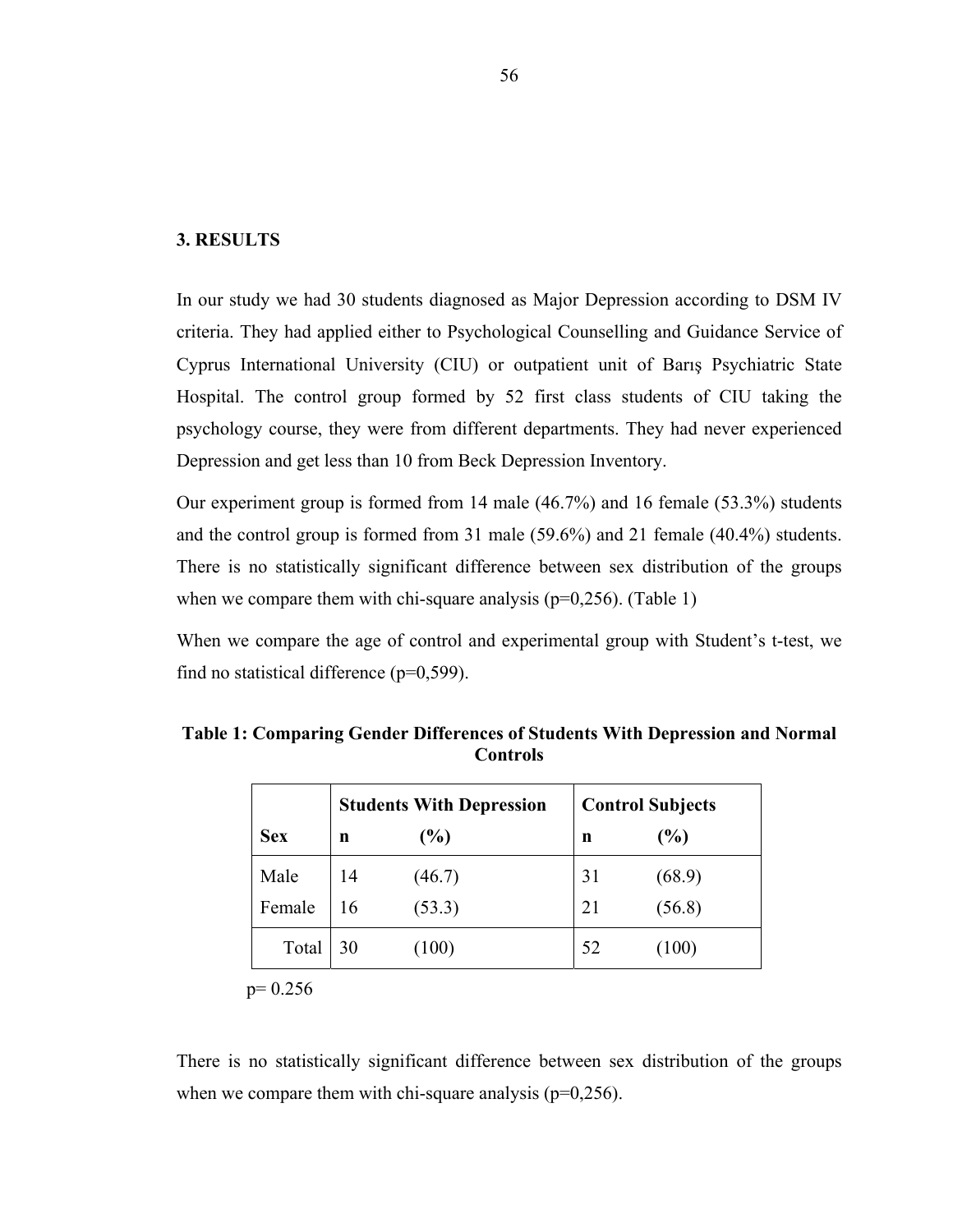# 3. RESULTS

In our study we had 30 students diagnosed as Major Depression according to DSM IV criteria. They had applied either to Psychological Counselling and Guidance Service of Cyprus International University (CIU) or outpatient unit of Barış Psychiatric State Hospital. The control group formed by 52 first class students of CIU taking the psychology course, they were from different departments. They had never experienced Depression and get less than 10 from Beck Depression Inventory.

Our experiment group is formed from 14 male (46.7%) and 16 female (53.3%) students and the control group is formed from 31 male (59.6%) and 21 female (40.4%) students. There is no statistically significant difference between sex distribution of the groups when we compare them with chi-square analysis (p=0,256). (Table 1)

When we compare the age of control and experimental group with Student's t-test, we find no statistical difference (p=0,599).

**Table 1: Comparing Gender Differences of Students With Depression and Normal Controls**

| | Students With Depression | | Control Subjects | |
|---|---|---|---|---|
| Sex | n | (%) | n | (%) |
| Male | 14 | (46.7) | 31 | (68.9) |
| Female | 16 | (53.3) | 21 | (56.8) |
| Total | 30 | (100) | 52 | (100) |

p= 0.256

There is no statistically significant difference between sex distribution of the groups when we compare them with chi-square analysis (p=0,256).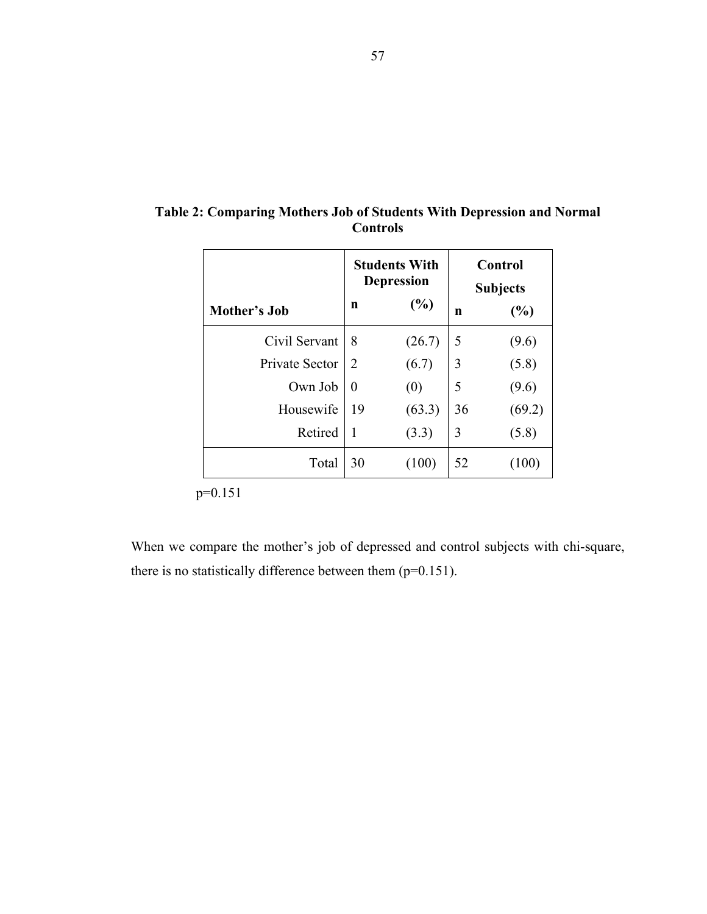**Table 2: Comparing Mothers Job of Students With Depression and Normal Controls**

| | Students With Depression | | Control Subjects | |
|---|---|---|---|---|
| **Mother's Job** | **n** | **(%)** | **n** | **(%)** |
| Civil Servant | 8 | (26.7) | 5 | (9.6) |
| Private Sector | 2 | (6.7) | 3 | (5.8) |
| Own Job | 0 | (0) | 5 | (9.6) |
| Housewife | 19 | (63.3) | 36 | (69.2) |
| Retired | 1 | (3.3) | 3 | (5.8) |
| Total | 30 | (100) | 52 | (100) |

$p=0.151$

When we compare the mother's job of depressed and control subjects with chi-square, there is no statistically difference between them ($p=0.151$).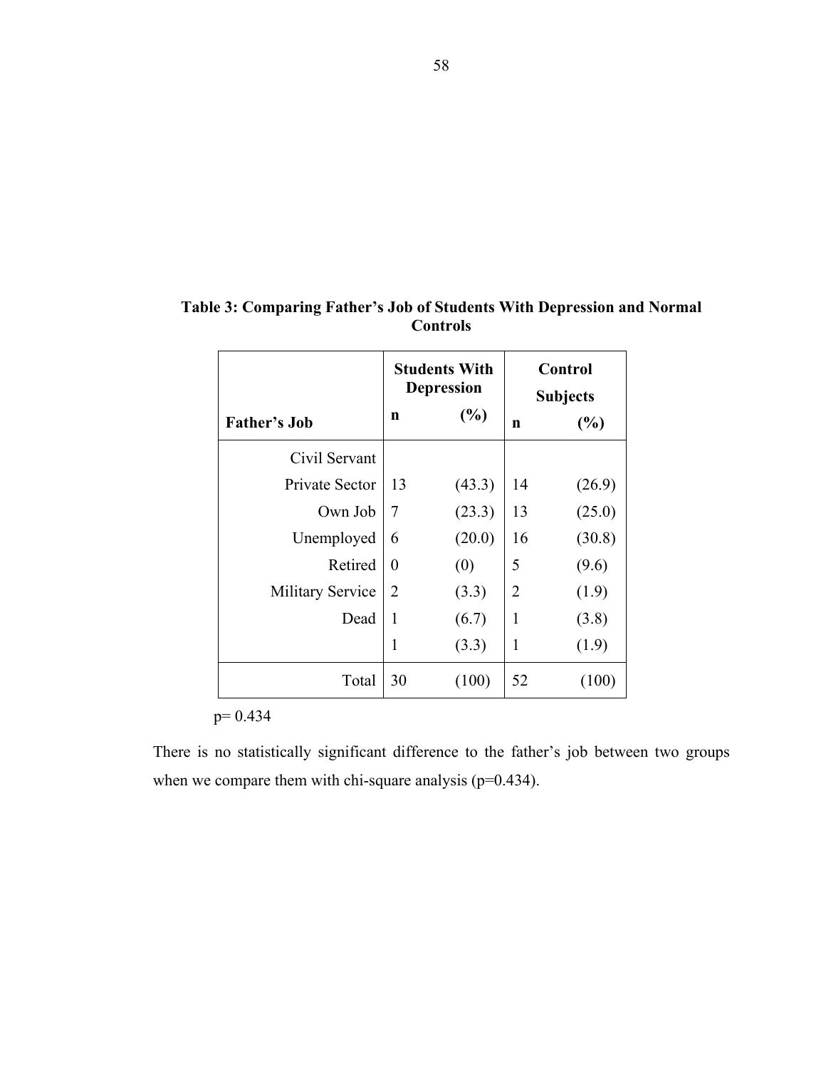**Table 3: Comparing Father's Job of Students With Depression and Normal Controls**

| | Students With Depression | | Control Subjects | |
|---|---|---|---|---|
| **Father's Job** | **n** | **(%)** | **n** | **(%)** |
| Civil Servant | | | | |
| Private Sector | 13 | (43.3) | 14 | (26.9) |
| Own Job | 7 | (23.3) | 13 | (25.0) |
| Unemployed | 6 | (20.0) | 16 | (30.8) |
| Retired | 0 | (0) | 5 | (9.6) |
| Military Service | 2 | (3.3) | 2 | (1.9) |
| Dead | 1 | (6.7) | 1 | (3.8) |
| | 1 | (3.3) | 1 | (1.9) |
| Total | 30 | (100) | 52 | (100) |

p= 0.434

There is no statistically significant difference to the father's job between two groups when we compare them with chi-square analysis (p=0.434).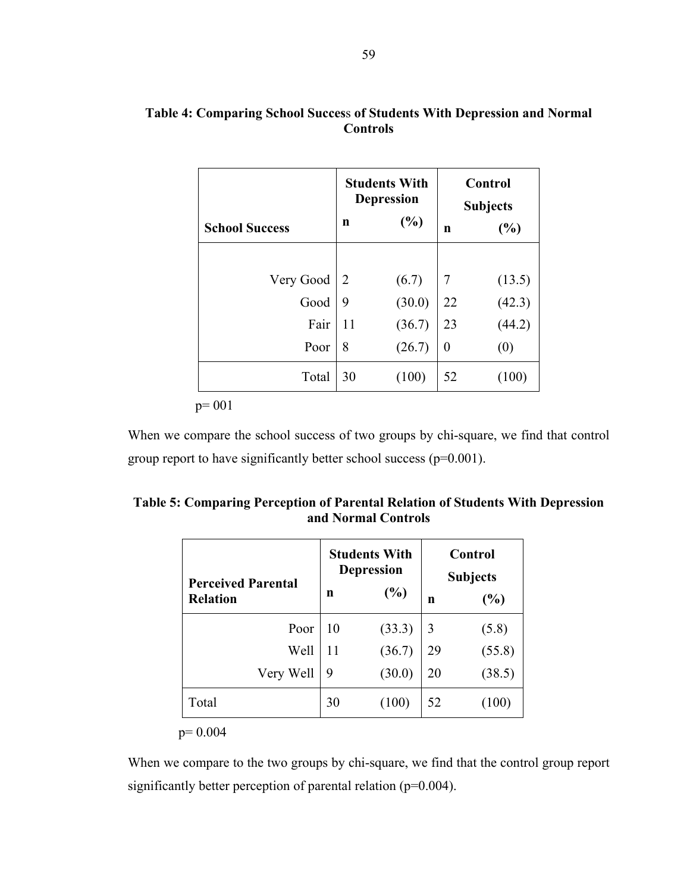**Table 4: Comparing School Success of Students With Depression and Normal Controls**

| School Success | Students With Depression | | Control Subjects | |
|---|---|---|---|---|
| | n | (%) | n | (%) |
| Very Good | 2 | (6.7) | 7 | (13.5) |
| Good | 9 | (30.0) | 22 | (42.3) |
| Fair | 11 | (36.7) | 23 | (44.2) |
| Poor | 8 | (26.7) | 0 | (0) |
| Total | 30 | (100) | 52 | (100) |

p= 001

When we compare the school success of two groups by chi-square, we find that control group report to have significantly better school success (p=0.001).

**Table 5: Comparing Perception of Parental Relation of Students With Depression and Normal Controls**

| Perceived Parental Relation | Students With Depression | | Control Subjects | |
|---|---|---|---|---|
| | n | (%) | n | (%) |
| Poor | 10 | (33.3) | 3 | (5.8) |
| Well | 11 | (36.7) | 29 | (55.8) |
| Very Well | 9 | (30.0) | 20 | (38.5) |
| Total | 30 | (100) | 52 | (100) |

p= 0.004

When we compare to the two groups by chi-square, we find that the control group report significantly better perception of parental relation (p=0.004).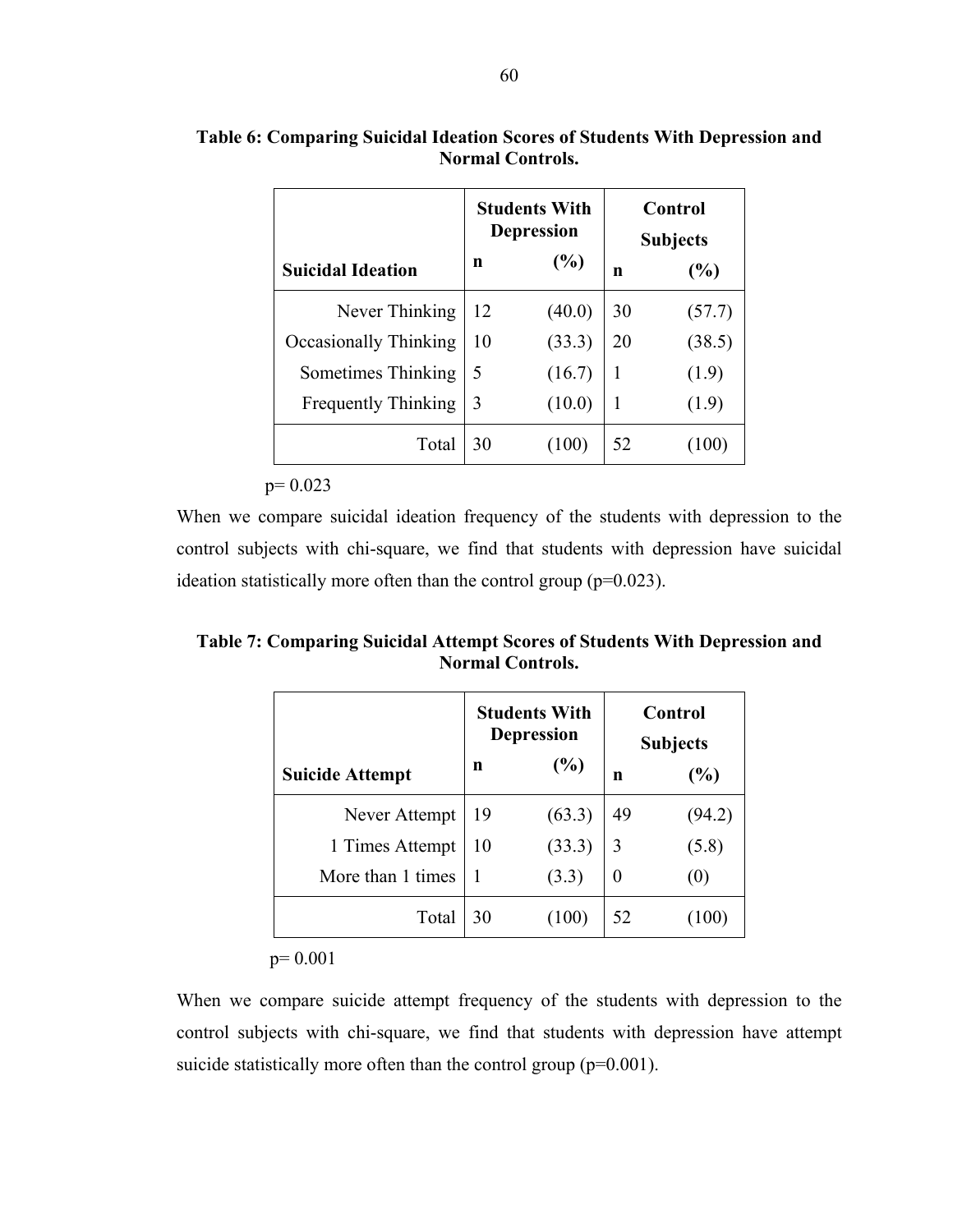**Table 6: Comparing Suicidal Ideation Scores of Students With Depression and Normal Controls.**

| | Students With Depression | | Control Subjects | |
|---|---|---|---|---|
| **Suicidal Ideation** | **n** | **(%)** | **n** | **(%)** |
| Never Thinking | 12 | (40.0) | 30 | (57.7) |
| Occasionally Thinking | 10 | (33.3) | 20 | (38.5) |
| Sometimes Thinking | 5 | (16.7) | 1 | (1.9) |
| Frequently Thinking | 3 | (10.0) | 1 | (1.9) |
| Total | 30 | (100) | 52 | (100) |

$p = 0.023$

When we compare suicidal ideation frequency of the students with depression to the control subjects with chi-square, we find that students with depression have suicidal ideation statistically more often than the control group ($p=0.023$).

**Table 7: Comparing Suicidal Attempt Scores of Students With Depression and Normal Controls.**

| | Students With Depression | | Control Subjects | |
|---|---|---|---|---|
| **Suicide Attempt** | **n** | **(%)** | **n** | **(%)** |
| Never Attempt | 19 | (63.3) | 49 | (94.2) |
| 1 Times Attempt | 10 | (33.3) | 3 | (5.8) |
| More than 1 times | 1 | (3.3) | 0 | (0) |
| Total | 30 | (100) | 52 | (100) |

$p = 0.001$

When we compare suicide attempt frequency of the students with depression to the control subjects with chi-square, we find that students with depression have attempt suicide statistically more often than the control group ($p=0.001$).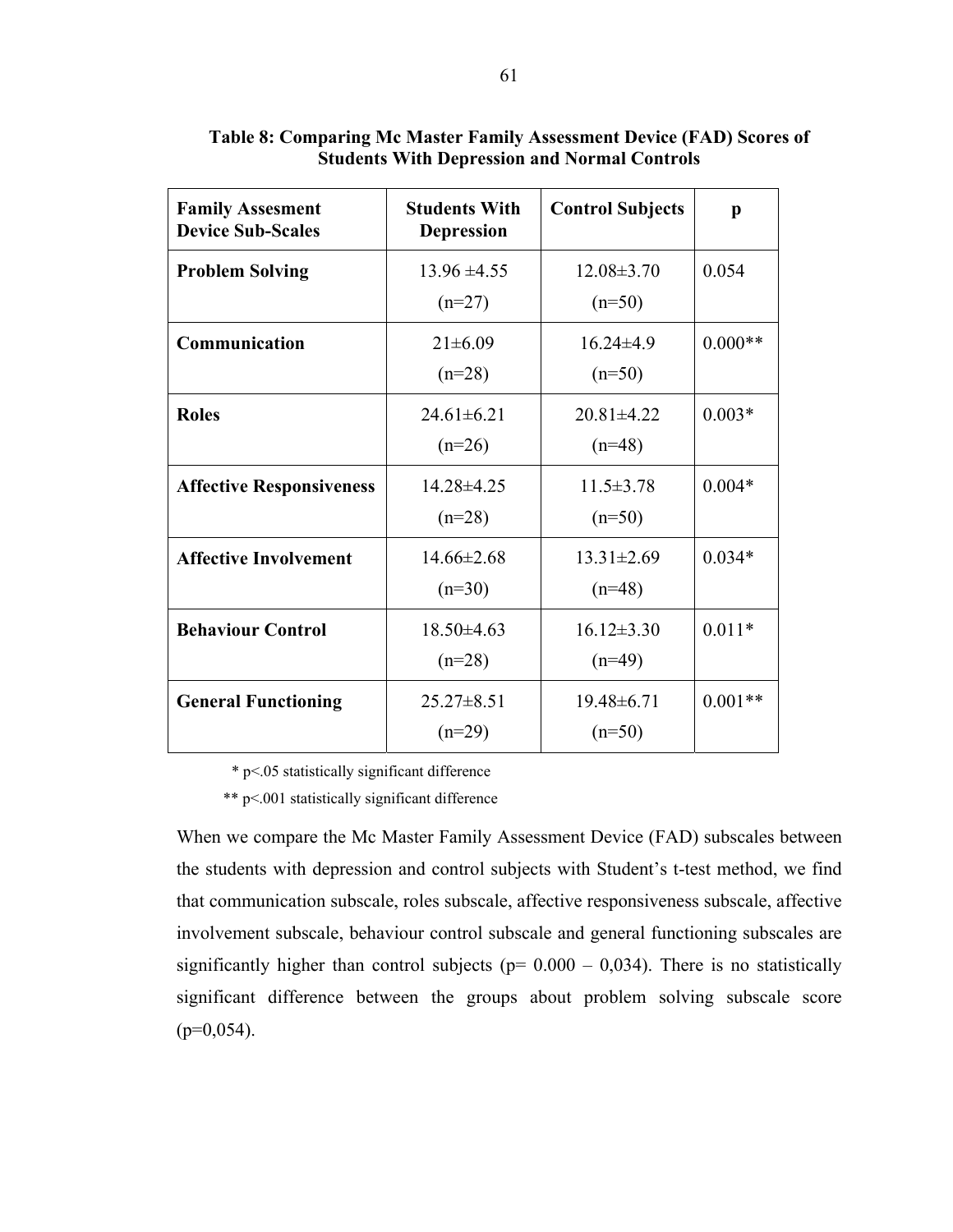**Table 8: Comparing Mc Master Family Assessment Device (FAD) Scores of Students With Depression and Normal Controls**

| Family Assesment Device Sub-Scales | Students With Depression | Control Subjects | p |
|---|---|---|---|
| **Problem Solving** | 13.96 ±4.55 (n=27) | 12.08±3.70 (n=50) | 0.054 |
| **Communication** | 21±6.09 (n=28) | 16.24±4.9 (n=50) | 0.000** |
| **Roles** | 24.61±6.21 (n=26) | 20.81±4.22 (n=48) | 0.003* |
| **Affective Responsiveness** | 14.28±4.25 (n=28) | 11.5±3.78 (n=50) | 0.004* |
| **Affective Involvement** | 14.66±2.68 (n=30) | 13.31±2.69 (n=48) | 0.034* |
| **Behaviour Control** | 18.50±4.63 (n=28) | 16.12±3.30 (n=49) | 0.011* |
| **General Functioning** | 25.27±8.51 (n=29) | 19.48±6.71 (n=50) | 0.001** |

\* p<.05 statistically significant difference

\*\* p<.001 statistically significant difference

When we compare the Mc Master Family Assessment Device (FAD) subscales between the students with depression and control subjects with Student's t-test method, we find that communication subscale, roles subscale, affective responsiveness subscale, affective involvement subscale, behaviour control subscale and general functioning subscales are significantly higher than control subjects (p= 0.000 – 0,034). There is no statistically significant difference between the groups about problem solving subscale score (p=0,054).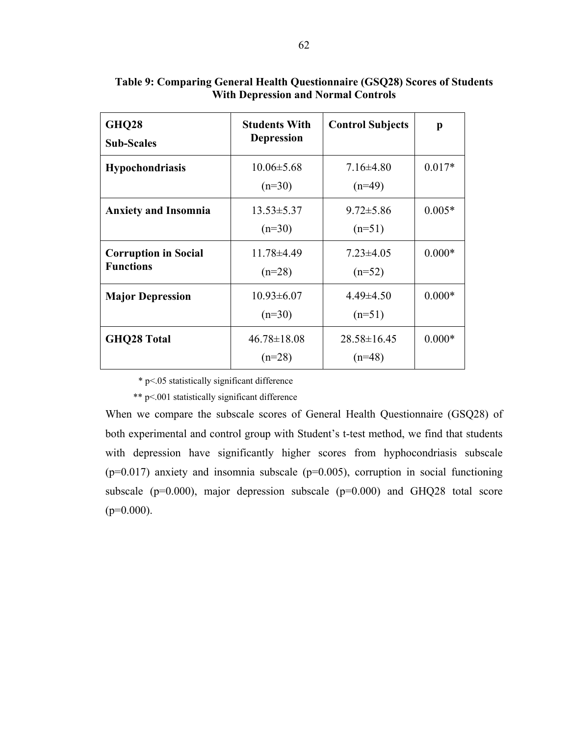**Table 9: Comparing General Health Questionnaire (GSQ28) Scores of Students With Depression and Normal Controls**

| GHQ28 Sub-Scales | Students With Depression | Control Subjects | p |
|---|---|---|---|
| **Hypochondriasis** | 10.06±5.68 (n=30) | 7.16±4.80 (n=49) | 0.017* |
| **Anxiety and Insomnia** | 13.53±5.37 (n=30) | 9.72±5.86 (n=51) | 0.005* |
| **Corruption in Social Functions** | 11.78±4.49 (n=28) | 7.23±4.05 (n=52) | 0.000* |
| **Major Depression** | 10.93±6.07 (n=30) | 4.49±4.50 (n=51) | 0.000* |
| **GHQ28 Total** | 46.78±18.08 (n=28) | 28.58±16.45 (n=48) | 0.000* |

\* $p<.05$ statistically significant difference

\*\* $p<.001$ statistically significant difference

When we compare the subscale scores of General Health Questionnaire (GSQ28) of both experimental and control group with Student's t-test method, we find that students with depression have significantly higher scores from hyphocondriasis subscale (p=0.017) anxiety and insomnia subscale (p=0.005), corruption in social functioning subscale (p=0.000), major depression subscale (p=0.000) and GHQ28 total score (p=0.000).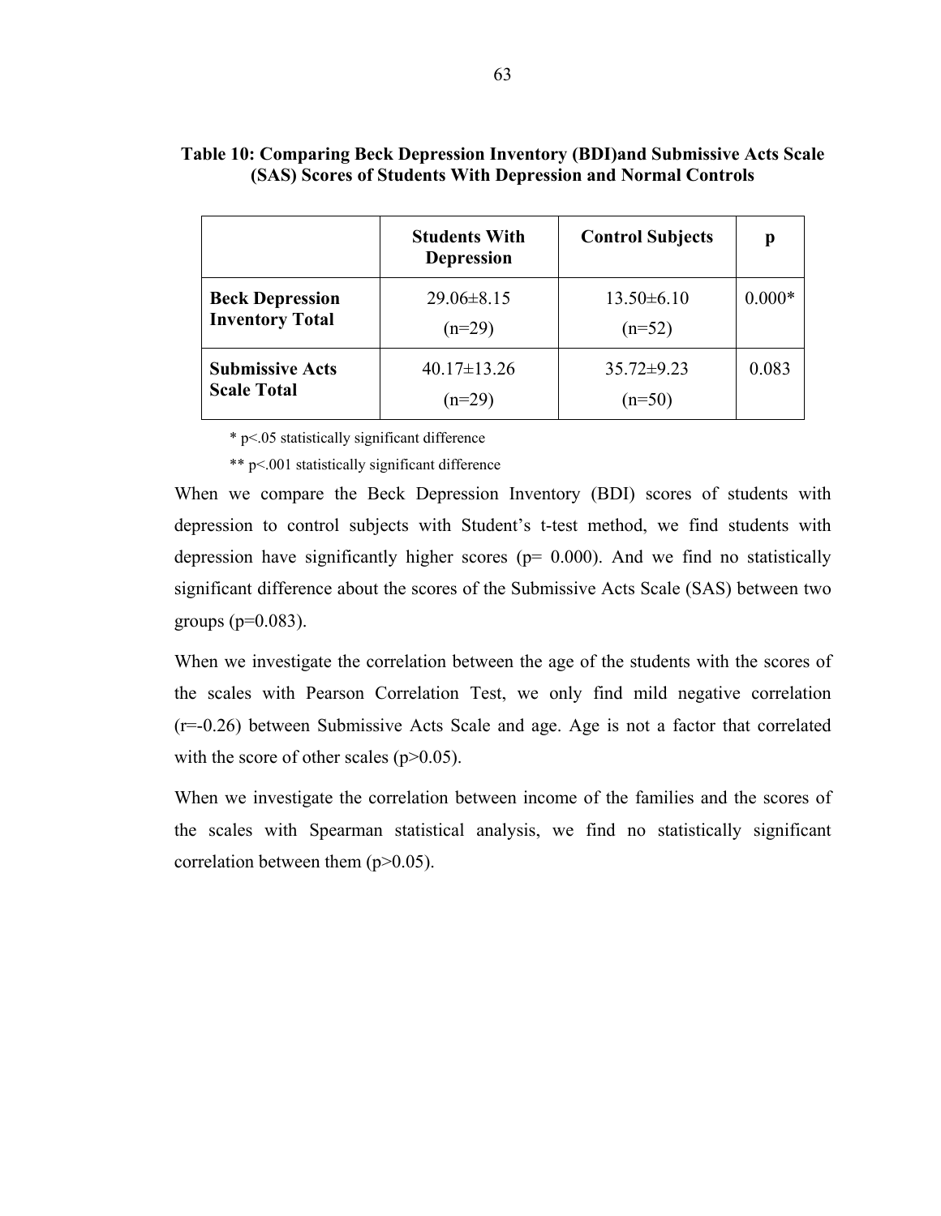**Table 10: Comparing Beck Depression Inventory (BDI)and Submissive Acts Scale (SAS) Scores of Students With Depression and Normal Controls**

| | Students With Depression | Control Subjects | p |
|---|---|---|---|
| **Beck Depression Inventory Total** | 29.06±8.15 (n=29) | 13.50±6.10 (n=52) | 0.000* |
| **Submissive Acts Scale Total** | 40.17±13.26 (n=29) | 35.72±9.23 (n=50) | 0.083 |

\* $p<.05$ statistically significant difference

\*\* $p<.001$ statistically significant difference

When we compare the Beck Depression Inventory (BDI) scores of students with depression to control subjects with Student's t-test method, we find students with depression have significantly higher scores ($p= 0.000$). And we find no statistically significant difference about the scores of the Submissive Acts Scale (SAS) between two groups ($p=0.083$).

When we investigate the correlation between the age of the students with the scores of the scales with Pearson Correlation Test, we only find mild negative correlation ($r=-0.26$) between Submissive Acts Scale and age. Age is not a factor that correlated with the score of other scales ($p>0.05$).

When we investigate the correlation between income of the families and the scores of the scales with Spearman statistical analysis, we find no statistically significant correlation between them ($p>0.05$).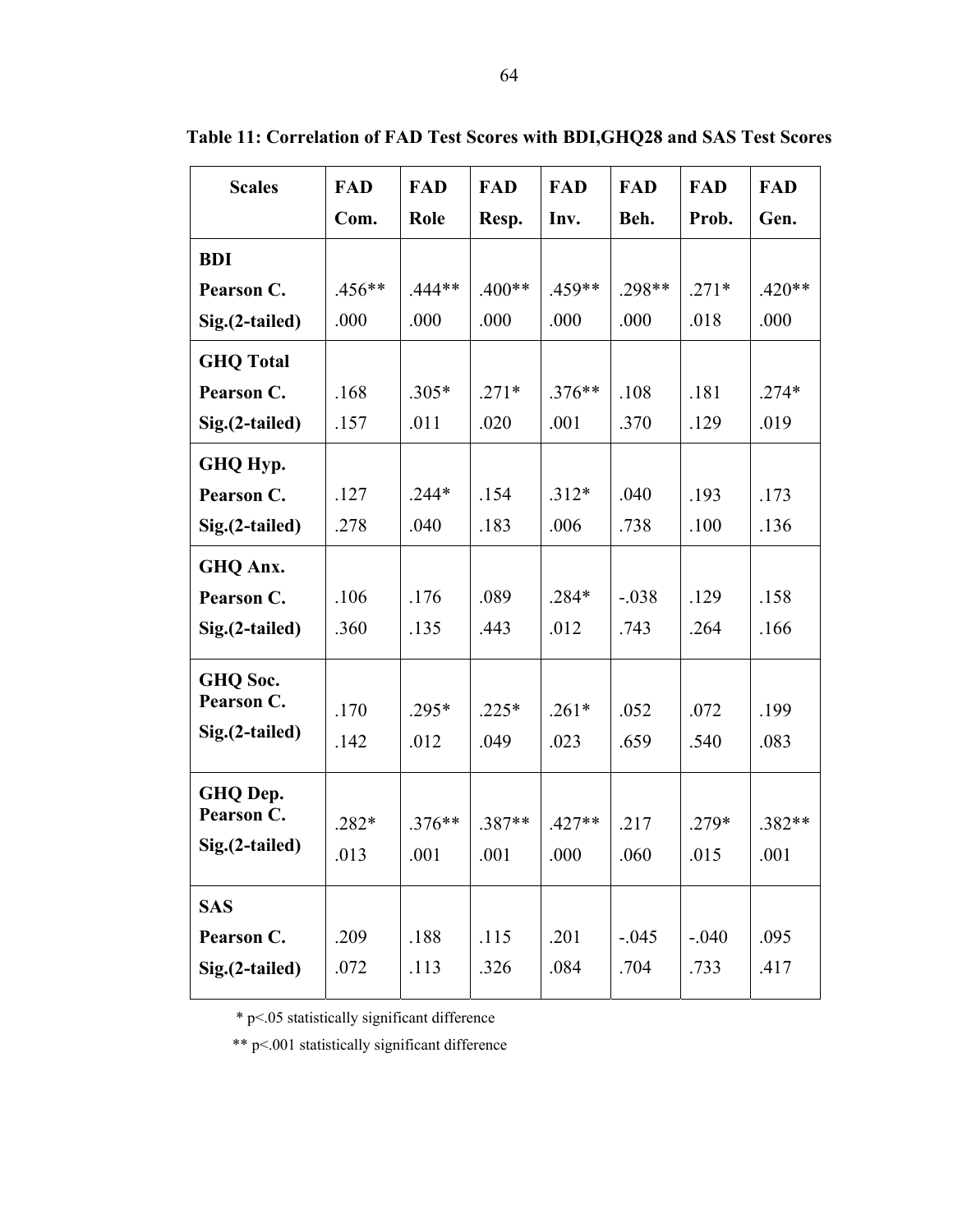**Table 11: Correlation of FAD Test Scores with BDI,GHQ28 and SAS Test Scores**

| Scales | FAD Com. | FAD Role | FAD Resp. | FAD Inv. | FAD Beh. | FAD Prob. | FAD Gen. |
|---|---|---|---|---|---|---|---|
| **BDI** | | | | | | | |
| Pearson C. | .456** | .444** | .400** | .459** | .298** | .271* | .420** |
| Sig.(2-tailed) | .000 | .000 | .000 | .000 | .000 | .018 | .000 |
| **GHQ Total** | | | | | | | |
| Pearson C. | .168 | .305* | .271* | .376** | .108 | .181 | .274* |
| Sig.(2-tailed) | .157 | .011 | .020 | .001 | .370 | .129 | .019 |
| **GHQ Hyp.** | | | | | | | |
| Pearson C. | .127 | .244* | .154 | .312* | .040 | .193 | .173 |
| Sig.(2-tailed) | .278 | .040 | .183 | .006 | .738 | .100 | .136 |
| **GHQ Anx.** | | | | | | | |
| Pearson C. | .106 | .176 | .089 | .284* | -.038 | .129 | .158 |
| Sig.(2-tailed) | .360 | .135 | .443 | .012 | .743 | .264 | .166 |
| **GHQ Soc.** | | | | | | | |
| Pearson C. | .170 | .295* | .225* | .261* | .052 | .072 | .199 |
| Sig.(2-tailed) | .142 | .012 | .049 | .023 | .659 | .540 | .083 |
| **GHQ Dep.** | | | | | | | |
| Pearson C. | .282* | .376** | .387** | .427** | .217 | .279* | .382** |
| Sig.(2-tailed) | .013 | .001 | .001 | .000 | .060 | .015 | .001 |
| **SAS** | | | | | | | |
| Pearson C. | .209 | .188 | .115 | .201 | -.045 | -.040 | .095 |
| Sig.(2-tailed) | .072 | .113 | .326 | .084 | .704 | .733 | .417 |

\* p<.05 statistically significant difference

\*\* p<.001 statistically significant difference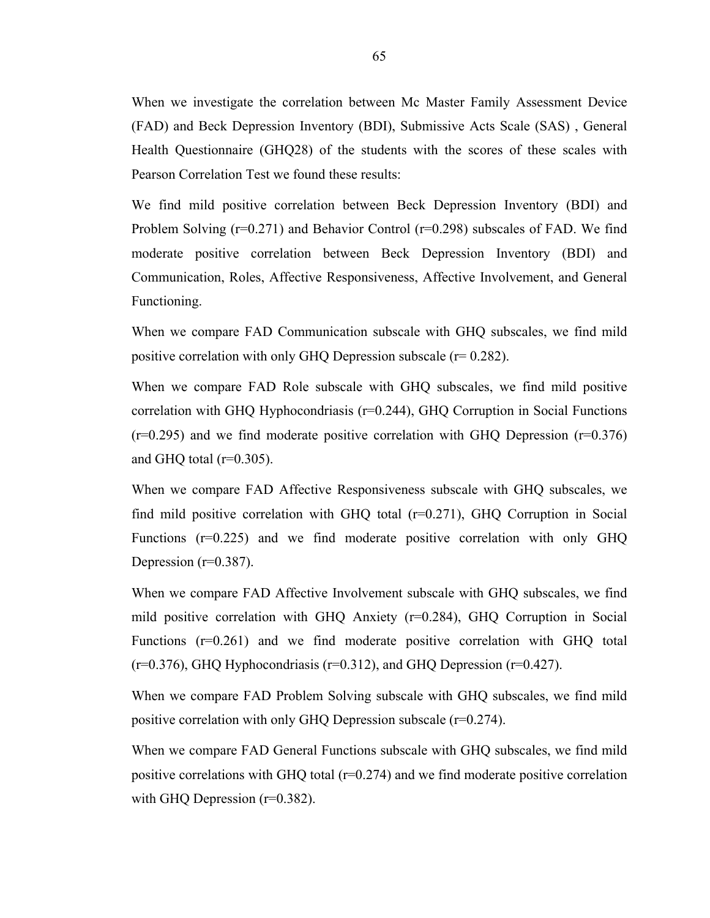When we investigate the correlation between Mc Master Family Assessment Device (FAD) and Beck Depression Inventory (BDI), Submissive Acts Scale (SAS) , General Health Questionnaire (GHQ28) of the students with the scores of these scales with Pearson Correlation Test we found these results:

We find mild positive correlation between Beck Depression Inventory (BDI) and Problem Solving ($r=0.271$) and Behavior Control ($r=0.298$) subscales of FAD. We find moderate positive correlation between Beck Depression Inventory (BDI) and Communication, Roles, Affective Responsiveness, Affective Involvement, and General Functioning.

When we compare FAD Communication subscale with GHQ subscales, we find mild positive correlation with only GHQ Depression subscale ($r= 0.282$).

When we compare FAD Role subscale with GHQ subscales, we find mild positive correlation with GHQ Hyphocondriasis ($r=0.244$), GHQ Corruption in Social Functions ($r=0.295$) and we find moderate positive correlation with GHQ Depression ($r=0.376$) and GHQ total ($r=0.305$).

When we compare FAD Affective Responsiveness subscale with GHQ subscales, we find mild positive correlation with GHQ total ($r=0.271$), GHQ Corruption in Social Functions ($r=0.225$) and we find moderate positive correlation with only GHQ Depression ($r=0.387$).

When we compare FAD Affective Involvement subscale with GHQ subscales, we find mild positive correlation with GHQ Anxiety ($r=0.284$), GHQ Corruption in Social Functions ($r=0.261$) and we find moderate positive correlation with GHQ total ($r=0.376$), GHQ Hyphocondriasis ($r=0.312$), and GHQ Depression ($r=0.427$).

When we compare FAD Problem Solving subscale with GHQ subscales, we find mild positive correlation with only GHQ Depression subscale ($r=0.274$).

When we compare FAD General Functions subscale with GHQ subscales, we find mild positive correlations with GHQ total ($r=0.274$) and we find moderate positive correlation with GHQ Depression ($r=0.382$).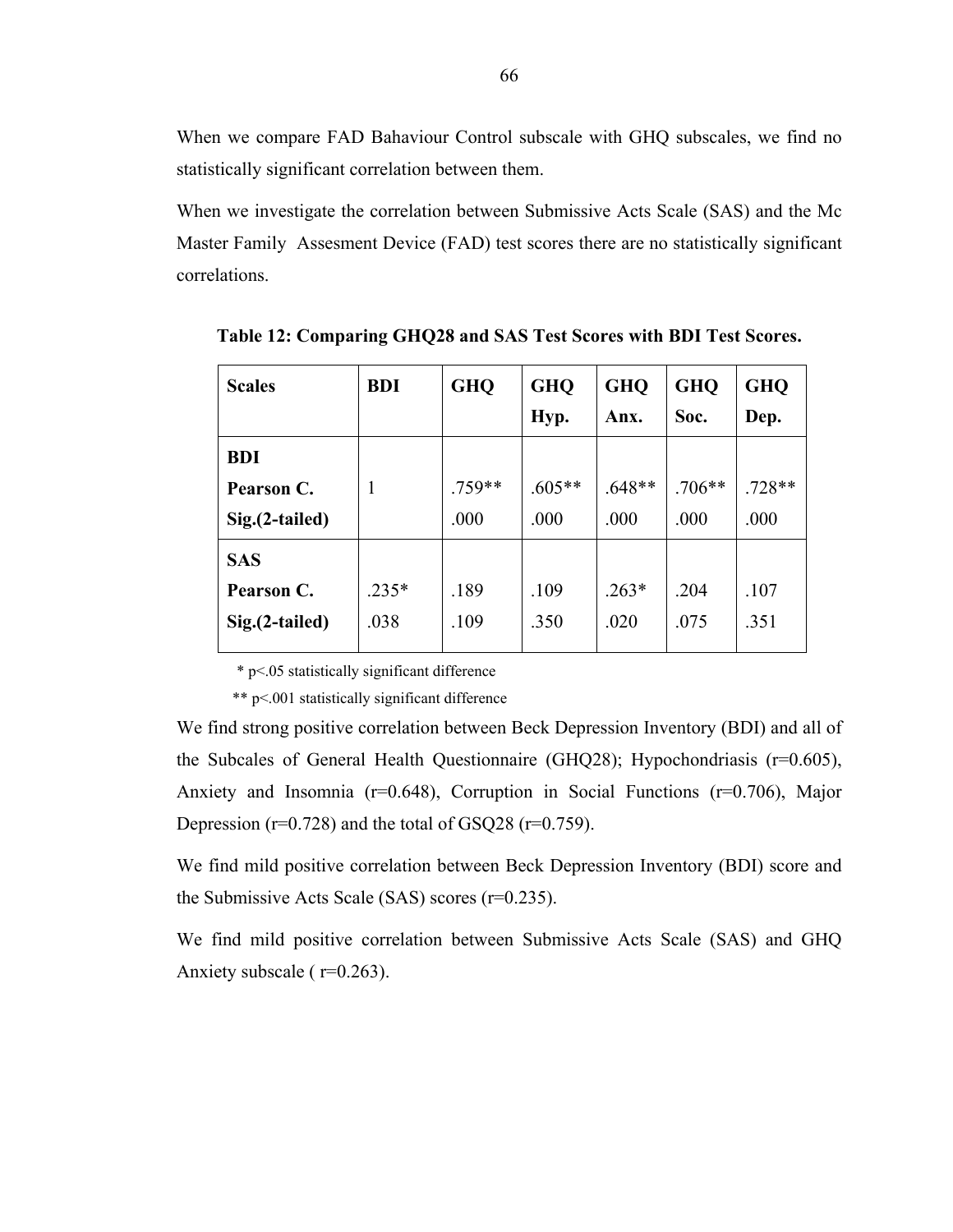When we compare FAD Bahaviour Control subscale with GHQ subscales, we find no statistically significant correlation between them.

When we investigate the correlation between Submissive Acts Scale (SAS) and the Mc Master Family Assesment Device (FAD) test scores there are no statistically significant correlations.

**Table 12: Comparing GHQ28 and SAS Test Scores with BDI Test Scores.**

| Scales | BDI | GHQ | GHQ Hyp. | GHQ Anx. | GHQ Soc. | GHQ Dep. |
|---|---|---|---|---|---|---|
| **BDI** **Pearson C.** **Sig.(2-tailed)** | 1 | .759** .000 | .605** .000 | .648** .000 | .706** .000 | .728** .000 |
| **SAS** **Pearson C.** **Sig.(2-tailed)** | .235* .038 | .189 .109 | .109 .350 | .263* .020 | .204 .075 | .107 .351 |

\* $p<.05$ statistically significant difference

\** $p<.001$ statistically significant difference

We find strong positive correlation between Beck Depression Inventory (BDI) and all of the Subcales of General Health Questionnaire (GHQ28); Hypochondriasis (r=0.605), Anxiety and Insomnia (r=0.648), Corruption in Social Functions (r=0.706), Major Depression (r=0.728) and the total of GSQ28 (r=0.759).

We find mild positive correlation between Beck Depression Inventory (BDI) score and the Submissive Acts Scale (SAS) scores (r=0.235).

We find mild positive correlation between Submissive Acts Scale (SAS) and GHQ Anxiety subscale ( r=0.263).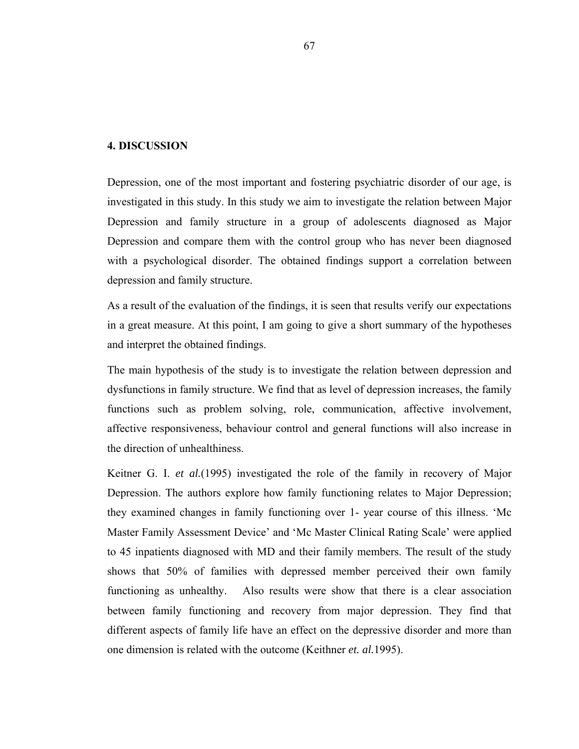## 4. DISCUSSION

Depression, one of the most important and fostering psychiatric disorder of our age, is investigated in this study. In this study we aim to investigate the relation between Major Depression and family structure in a group of adolescents diagnosed as Major Depression and compare them with the control group who has never been diagnosed with a psychological disorder. The obtained findings support a correlation between depression and family structure.

As a result of the evaluation of the findings, it is seen that results verify our expectations in a great measure. At this point, I am going to give a short summary of the hypotheses and interpret the obtained findings.

The main hypothesis of the study is to investigate the relation between depression and dysfunctions in family structure. We find that as level of depression increases, the family functions such as problem solving, role, communication, affective involvement, affective responsiveness, behaviour control and general functions will also increase in the direction of unhealthiness.

Keitner G. I. *et al.*(1995) investigated the role of the family in recovery of Major Depression. The authors explore how family functioning relates to Major Depression; they examined changes in family functioning over 1- year course of this illness. 'Mc Master Family Assessment Device' and 'Mc Master Clinical Rating Scale' were applied to 45 inpatients diagnosed with MD and their family members. The result of the study shows that 50% of families with depressed member perceived their own family functioning as unhealthy. Also results were show that there is a clear association between family functioning and recovery from major depression. They find that different aspects of family life have an effect on the depressive disorder and more than one dimension is related with the outcome (Keithner *et. al.*1995).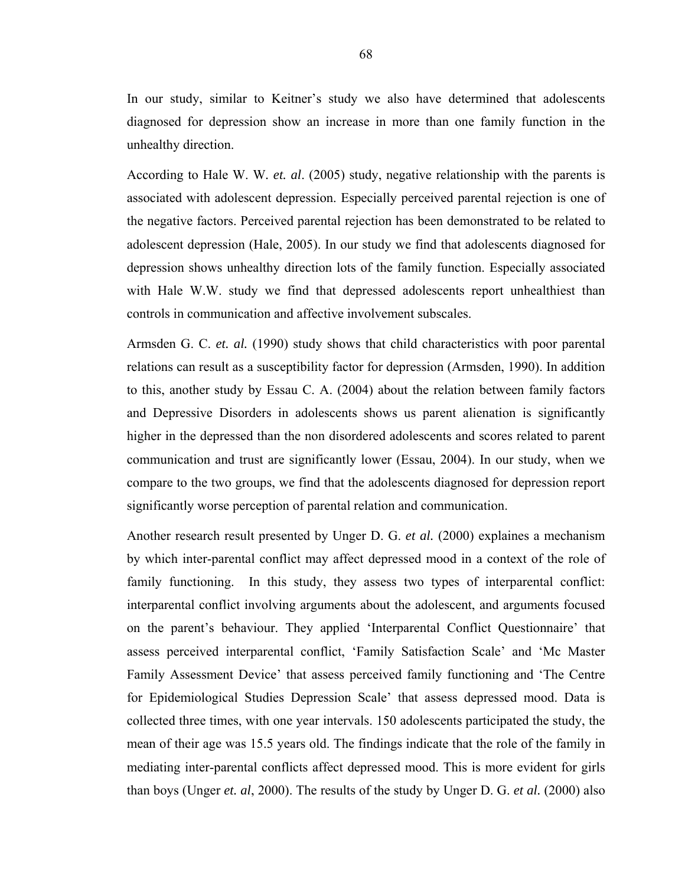In our study, similar to Keitner's study we also have determined that adolescents diagnosed for depression show an increase in more than one family function in the unhealthy direction.

According to Hale W. W. *et. al*. (2005) study, negative relationship with the parents is associated with adolescent depression. Especially perceived parental rejection is one of the negative factors. Perceived parental rejection has been demonstrated to be related to adolescent depression (Hale, 2005). In our study we find that adolescents diagnosed for depression shows unhealthy direction lots of the family function. Especially associated with Hale W.W. study we find that depressed adolescents report unhealthiest than controls in communication and affective involvement subscales.

Armsden G. C. *et. al.* (1990) study shows that child characteristics with poor parental relations can result as a susceptibility factor for depression (Armsden, 1990). In addition to this, another study by Essau C. A. (2004) about the relation between family factors and Depressive Disorders in adolescents shows us parent alienation is significantly higher in the depressed than the non disordered adolescents and scores related to parent communication and trust are significantly lower (Essau, 2004). In our study, when we compare to the two groups, we find that the adolescents diagnosed for depression report significantly worse perception of parental relation and communication.

Another research result presented by Unger D. G. *et al.* (2000) explaines a mechanism by which inter-parental conflict may affect depressed mood in a context of the role of family functioning. In this study, they assess two types of interparental conflict: interparental conflict involving arguments about the adolescent, and arguments focused on the parent's behaviour. They applied 'Interparental Conflict Questionnaire' that assess perceived interparental conflict, 'Family Satisfaction Scale' and 'Mc Master Family Assessment Device' that assess perceived family functioning and 'The Centre for Epidemiological Studies Depression Scale' that assess depressed mood. Data is collected three times, with one year intervals. 150 adolescents participated the study, the mean of their age was 15.5 years old. The findings indicate that the role of the family in mediating inter-parental conflicts affect depressed mood. This is more evident for girls than boys (Unger *et. al*, 2000). The results of the study by Unger D. G. *et al.* (2000) also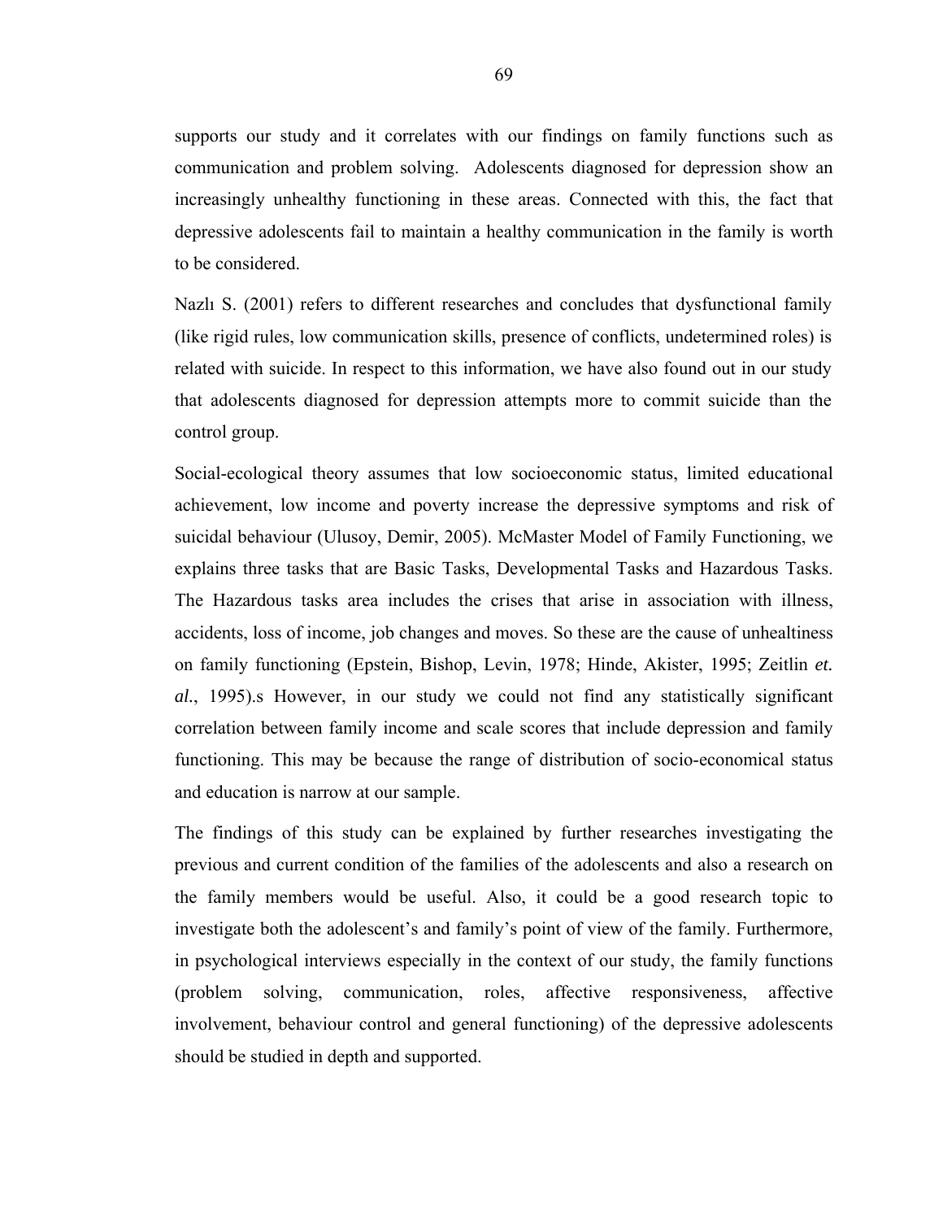supports our study and it correlates with our findings on family functions such as communication and problem solving.  Adolescents diagnosed for depression show an increasingly unhealthy functioning in these areas. Connected with this, the fact that depressive adolescents fail to maintain a healthy communication in the family is worth to be considered.

Nazlı S. (2001) refers to different researches and concludes that dysfunctional family (like rigid rules, low communication skills, presence of conflicts, undetermined roles) is related with suicide. In respect to this information, we have also found out in our study that adolescents diagnosed for depression attempts more to commit suicide than the control group.

Social-ecological theory assumes that low socioeconomic status, limited educational achievement, low income and poverty increase the depressive symptoms and risk of suicidal behaviour (Ulusoy, Demir, 2005). McMaster Model of Family Functioning, we explains three tasks that are Basic Tasks, Developmental Tasks and Hazardous Tasks. The Hazardous tasks area includes the crises that arise in association with illness, accidents, loss of income, job changes and moves. So these are the cause of unhealtiness on family functioning (Epstein, Bishop, Levin, 1978; Hinde, Akister, 1995; Zeitlin *et. al.*, 1995).s However, in our study we could not find any statistically significant correlation between family income and scale scores that include depression and family functioning. This may be because the range of distribution of socio-economical status and education is narrow at our sample.

The findings of this study can be explained by further researches investigating the previous and current condition of the families of the adolescents and also a research on the family members would be useful. Also, it could be a good research topic to investigate both the adolescent's and family's point of view of the family. Furthermore, in psychological interviews especially in the context of our study, the family functions (problem solving, communication, roles, affective responsiveness, affective involvement, behaviour control and general functioning) of the depressive adolescents should be studied in depth and supported.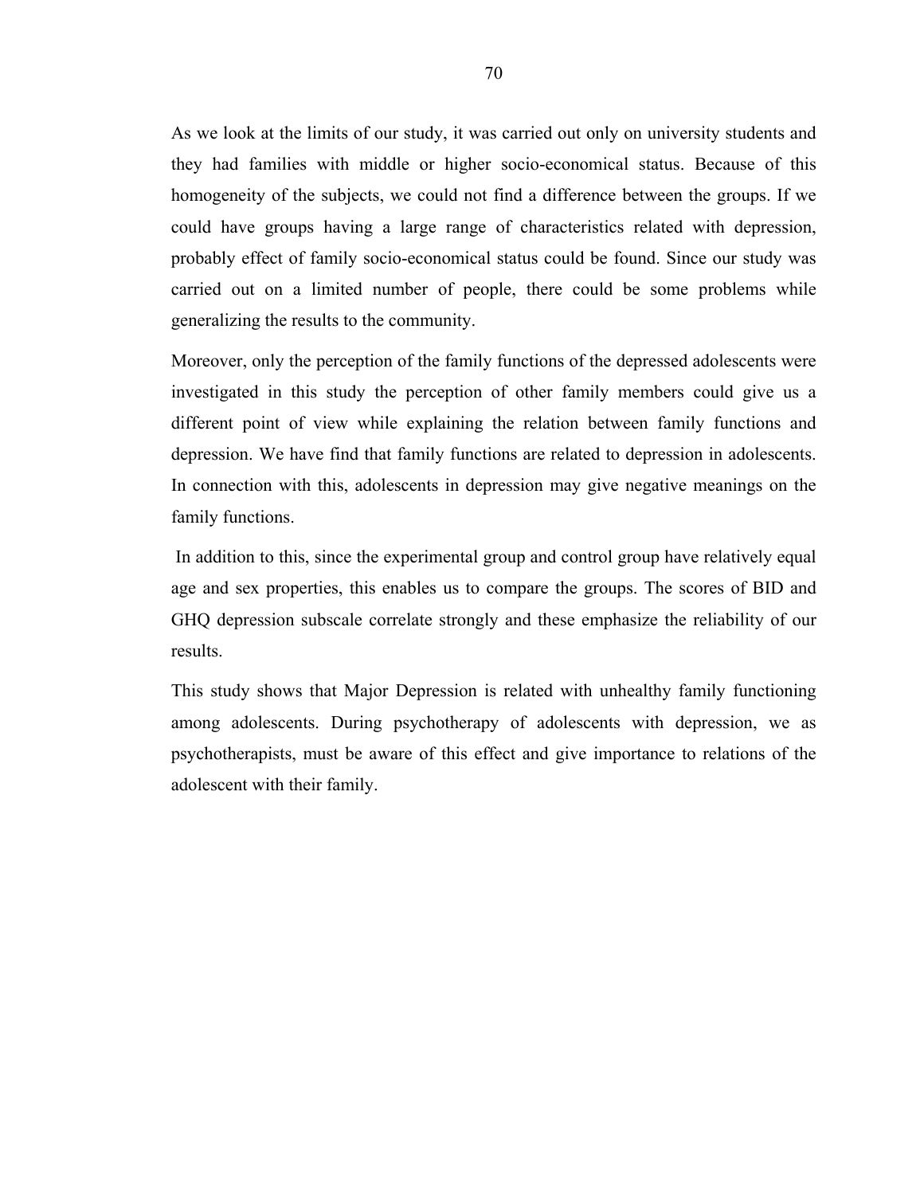As we look at the limits of our study, it was carried out only on university students and they had families with middle or higher socio-economical status. Because of this homogeneity of the subjects, we could not find a difference between the groups. If we could have groups having a large range of characteristics related with depression, probably effect of family socio-economical status could be found. Since our study was carried out on a limited number of people, there could be some problems while generalizing the results to the community.

Moreover, only the perception of the family functions of the depressed adolescents were investigated in this study the perception of other family members could give us a different point of view while explaining the relation between family functions and depression. We have find that family functions are related to depression in adolescents. In connection with this, adolescents in depression may give negative meanings on the family functions.

In addition to this, since the experimental group and control group have relatively equal age and sex properties, this enables us to compare the groups. The scores of BID and GHQ depression subscale correlate strongly and these emphasize the reliability of our results.

This study shows that Major Depression is related with unhealthy family functioning among adolescents. During psychotherapy of adolescents with depression, we as psychotherapists, must be aware of this effect and give importance to relations of the adolescent with their family.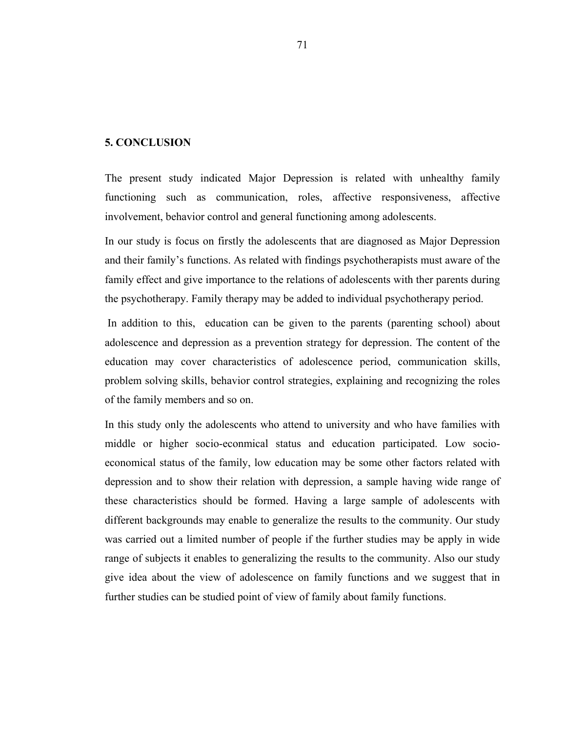## 5. CONCLUSION

The present study indicated Major Depression is related with unhealthy family functioning such as communication, roles, affective responsiveness, affective involvement, behavior control and general functioning among adolescents.

In our study is focus on firstly the adolescents that are diagnosed as Major Depression and their family's functions. As related with findings psychotherapists must aware of the family effect and give importance to the relations of adolescents with ther parents during the psychotherapy. Family therapy may be added to individual psychotherapy period.

In addition to this, education can be given to the parents (parenting school) about adolescence and depression as a prevention strategy for depression. The content of the education may cover characteristics of adolescence period, communication skills, problem solving skills, behavior control strategies, explaining and recognizing the roles of the family members and so on.

In this study only the adolescents who attend to university and who have families with middle or higher socio-econmical status and education participated. Low socio-economical status of the family, low education may be some other factors related with depression and to show their relation with depression, a sample having wide range of these characteristics should be formed. Having a large sample of adolescents with different backgrounds may enable to generalize the results to the community. Our study was carried out a limited number of people if the further studies may be apply in wide range of subjects it enables to generalizing the results to the community. Also our study give idea about the view of adolescence on family functions and we suggest that in further studies can be studied point of view of family about family functions.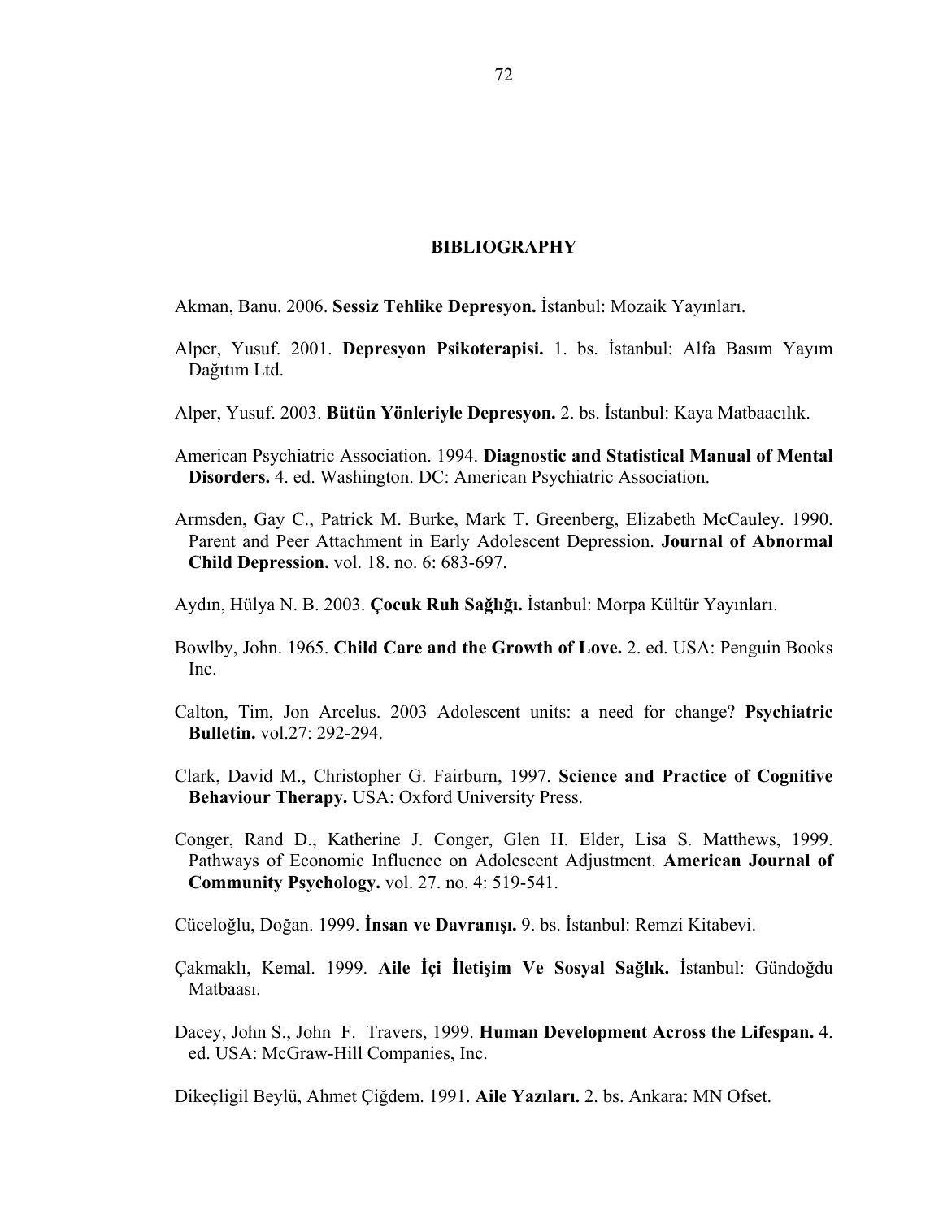# BIBLIOGRAPHY

Akman, Banu. 2006. **Sessiz Tehlike Depresyon.** İstanbul: Mozaik Yayınları.

Alper, Yusuf. 2001. **Depresyon Psikoterapisi.** 1. bs. İstanbul: Alfa Basım Yayım Dağıtım Ltd.

Alper, Yusuf. 2003. **Bütün Yönleriyle Depresyon.** 2. bs. İstanbul: Kaya Matbaacılık.

American Psychiatric Association. 1994. **Diagnostic and Statistical Manual of Mental Disorders.** 4. ed. Washington. DC: American Psychiatric Association.

Armsden, Gay C., Patrick M. Burke, Mark T. Greenberg, Elizabeth McCauley. 1990. Parent and Peer Attachment in Early Adolescent Depression. **Journal of Abnormal Child Depression.** vol. 18. no. 6: 683-697.

Aydın, Hülya N. B. 2003. **Çocuk Ruh Sağlığı.** İstanbul: Morpa Kültür Yayınları.

Bowlby, John. 1965. **Child Care and the Growth of Love.** 2. ed. USA: Penguin Books Inc.

Calton, Tim, Jon Arcelus. 2003 Adolescent units: a need for change? **Psychiatric Bulletin.** vol.27: 292-294.

Clark, David M., Christopher G. Fairburn, 1997. **Science and Practice of Cognitive Behaviour Therapy.** USA: Oxford University Press.

Conger, Rand D., Katherine J. Conger, Glen H. Elder, Lisa S. Matthews, 1999. Pathways of Economic Influence on Adolescent Adjustment. **American Journal of Community Psychology.** vol. 27. no. 4: 519-541.

Cüceloğlu, Doğan. 1999. **İnsan ve Davranışı.** 9. bs. İstanbul: Remzi Kitabevi.

Çakmaklı, Kemal. 1999. **Aile İçi İletişim Ve Sosyal Sağlık.** İstanbul: Gündoğdu Matbaası.

Dacey, John S., John F. Travers, 1999. **Human Development Across the Lifespan.** 4. ed. USA: McGraw-Hill Companies, Inc.

Dikeçligil Beylü, Ahmet Çiğdem. 1991. **Aile Yazıları.** 2. bs. Ankara: MN Ofset.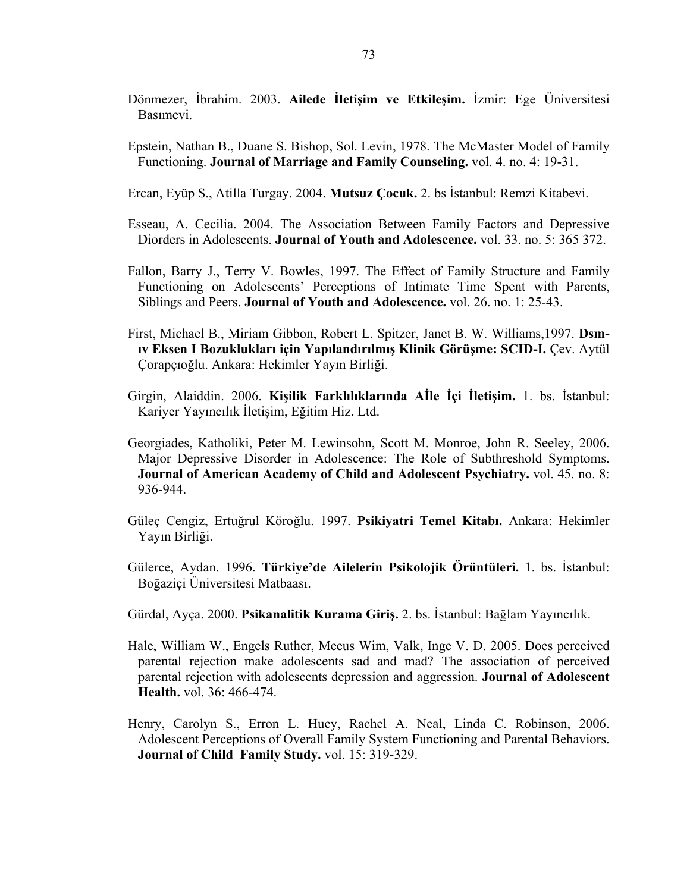Dönmezer, İbrahim. 2003. **Ailede İletişim ve Etkileşim.** İzmir: Ege Üniversitesi Basımevi.

Epstein, Nathan B., Duane S. Bishop, Sol. Levin, 1978. The McMaster Model of Family Functioning. **Journal of Marriage and Family Counseling.** vol. 4. no. 4: 19-31.

Ercan, Eyüp S., Atilla Turgay. 2004. **Mutsuz Çocuk.** 2. bs İstanbul: Remzi Kitabevi.

Esseau, A. Cecilia. 2004. The Association Between Family Factors and Depressive Diorders in Adolescents. **Journal of Youth and Adolescence.** vol. 33. no. 5: 365 372.

Fallon, Barry J., Terry V. Bowles, 1997. The Effect of Family Structure and Family Functioning on Adolescents' Perceptions of Intimate Time Spent with Parents, Siblings and Peers. **Journal of Youth and Adolescence.** vol. 26. no. 1: 25-43.

First, Michael B., Miriam Gibbon, Robert L. Spitzer, Janet B. W. Williams,1997. **Dsm-ıv Eksen I Bozuklukları için Yapılandırılmış Klinik Görüşme: SCID-I.** Çev. Aytül Çorapçıoğlu. Ankara: Hekimler Yayın Birliği.

Girgin, Alaiddin. 2006. **Kişilik Farklılıklarında Aİle İçi İletişim.** 1. bs. İstanbul: Kariyer Yayıncılık İletişim, Eğitim Hiz. Ltd.

Georgiades, Katholiki, Peter M. Lewinsohn, Scott M. Monroe, John R. Seeley, 2006. Major Depressive Disorder in Adolescence: The Role of Subthreshold Symptoms. **Journal of American Academy of Child and Adolescent Psychiatry.** vol. 45. no. 8: 936-944.

Güleç Cengiz, Ertuğrul Köroğlu. 1997. **Psikiyatri Temel Kitabı.** Ankara: Hekimler Yayın Birliği.

Gülerce, Aydan. 1996. **Türkiye'de Ailelerin Psikolojik Örüntüleri.** 1. bs. İstanbul: Boğaziçi Üniversitesi Matbaası.

Gürdal, Ayça. 2000. **Psikanalitik Kurama Giriş.** 2. bs. İstanbul: Bağlam Yayıncılık.

Hale, William W., Engels Ruther, Meeus Wim, Valk, Inge V. D. 2005. Does perceived parental rejection make adolescents sad and mad? The association of perceived parental rejection with adolescents depression and aggression. **Journal of Adolescent Health.** vol. 36: 466-474.

Henry, Carolyn S., Erron L. Huey, Rachel A. Neal, Linda C. Robinson, 2006. Adolescent Perceptions of Overall Family System Functioning and Parental Behaviors. **Journal of Child Family Study.** vol. 15: 319-329.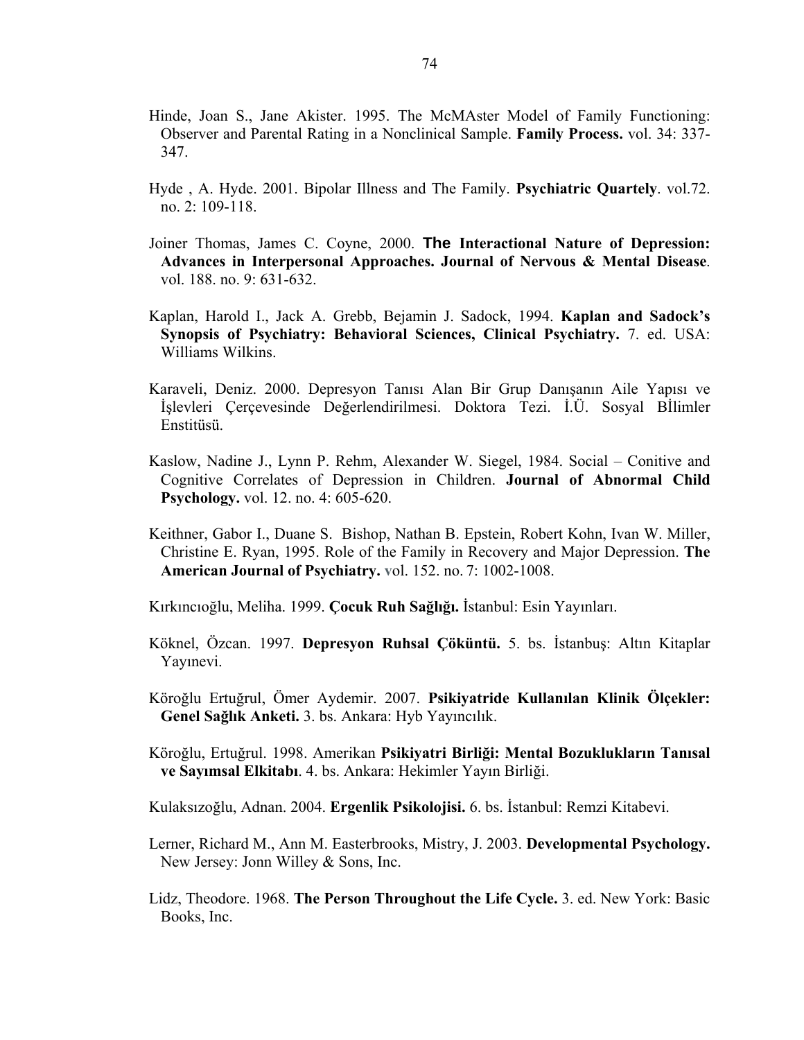Hinde, Joan S., Jane Akister. 1995. The McMAster Model of Family Functioning: Observer and Parental Rating in a Nonclinical Sample. **Family Process.** vol. 34: 337-347.

Hyde , A. Hyde. 2001. Bipolar Illness and The Family. **Psychiatric Quartely**. vol.72. no. 2: 109-118.

Joiner Thomas, James C. Coyne, 2000. **The Interactional Nature of Depression: Advances in Interpersonal Approaches. Journal of Nervous & Mental Disease**. vol. 188. no. 9: 631-632.

Kaplan, Harold I., Jack A. Grebb, Bejamin J. Sadock, 1994. **Kaplan and Sadock's Synopsis of Psychiatry: Behavioral Sciences, Clinical Psychiatry.** 7. ed. USA: Williams Wilkins.

Karaveli, Deniz. 2000. Depresyon Tanısı Alan Bir Grup Danışanın Aile Yapısı ve İşlevleri Çerçevesinde Değerlendirilmesi. Doktora Tezi. İ.Ü. Sosyal BİlimIer Enstitüsü.

Kaslow, Nadine J., Lynn P. Rehm, Alexander W. Siegel, 1984. Social – Conitive and Cognitive Correlates of Depression in Children. **Journal of Abnormal Child Psychology.** vol. 12. no. 4: 605-620.

Keithner, Gabor I., Duane S. Bishop, Nathan B. Epstein, Robert Kohn, Ivan W. Miller, Christine E. Ryan, 1995. Role of the Family in Recovery and Major Depression. **The American Journal of Psychiatry.** vol. 152. no. 7: 1002-1008.

Kırkıncıoğlu, Meliha. 1999. **Çocuk Ruh Sağlığı.** İstanbul: Esin Yayınları.

Köknel, Özcan. 1997. **Depresyon Ruhsal Çöküntü.** 5. bs. İstanbuş: Altın Kitaplar Yayınevi.

Köroğlu Ertuğrul, Ömer Aydemir. 2007. **Psikiyatride Kullanılan Klinik Ölçekler: Genel Sağlık Anketi.** 3. bs. Ankara: Hyb Yayıncılık.

Köroğlu, Ertuğrul. 1998. Amerikan **Psikiyatri Birliği: Mental Bozuklukların Tanısal ve Sayımsal Elkitabı**. 4. bs. Ankara: Hekimler Yayın Birliği.

Kulaksızoğlu, Adnan. 2004. **Ergenlik Psikolojisi.** 6. bs. İstanbul: Remzi Kitabevi.

Lerner, Richard M., Ann M. Easterbrooks, Mistry, J. 2003. **Developmental Psychology.** New Jersey: Jonn Willey & Sons, Inc.

Lidz, Theodore. 1968. **The Person Throughout the Life Cycle.** 3. ed. New York: Basic Books, Inc.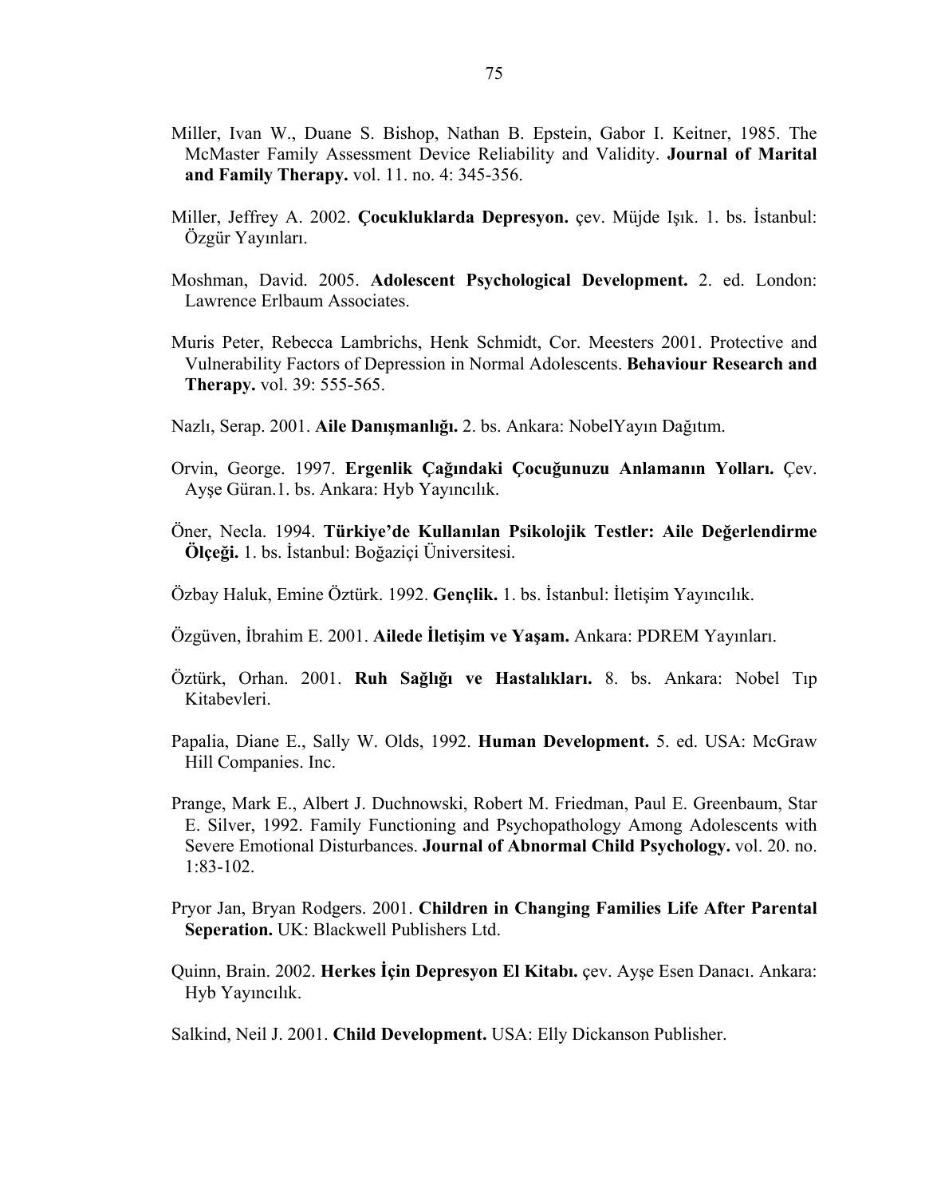Miller, Ivan W., Duane S. Bishop, Nathan B. Epstein, Gabor I. Keitner, 1985. The McMaster Family Assessment Device Reliability and Validity. **Journal of Marital and Family Therapy.** vol. 11. no. 4: 345-356.

Miller, Jeffrey A. 2002. **Çocukluklarda Depresyon.** çev. Müjde Işık. 1. bs. İstanbul: Özgür Yayınları.

Moshman, David. 2005. **Adolescent Psychological Development.** 2. ed. London: Lawrence Erlbaum Associates.

Muris Peter, Rebecca Lambrichs, Henk Schmidt, Cor. Meesters 2001. Protective and Vulnerability Factors of Depression in Normal Adolescents. **Behaviour Research and Therapy.** vol. 39: 555-565.

Nazlı, Serap. 2001. **Aile Danışmanlığı.** 2. bs. Ankara: NobelYayın Dağıtım.

Orvin, George. 1997. **Ergenlik Çağındaki Çocuğunuzu Anlamanın Yolları.** Çev. Ayşe Güran.1. bs. Ankara: Hyb Yayıncılık.

Öner, Necla. 1994. **Türkiye'de Kullanılan Psikolojik Testler: Aile Değerlendirme Ölçeği.** 1. bs. İstanbul: Boğaziçi Üniversitesi.

Özbay Haluk, Emine Öztürk. 1992. **Gençlik.** 1. bs. İstanbul: İletişim Yayıncılık.

Özgüven, İbrahim E. 2001. **Ailede İletişim ve Yaşam.** Ankara: PDREM Yayınları.

Öztürk, Orhan. 2001. **Ruh Sağlığı ve Hastalıkları.** 8. bs. Ankara: Nobel Tıp Kitabevleri.

Papalia, Diane E., Sally W. Olds, 1992. **Human Development.** 5. ed. USA: McGraw Hill Companies. Inc.

Prange, Mark E., Albert J. Duchnowski, Robert M. Friedman, Paul E. Greenbaum, Star E. Silver, 1992. Family Functioning and Psychopathology Among Adolescents with Severe Emotional Disturbances. **Journal of Abnormal Child Psychology.** vol. 20. no. 1:83-102.

Pryor Jan, Bryan Rodgers. 2001. **Children in Changing Families Life After Parental Seperation.** UK: Blackwell Publishers Ltd.

Quinn, Brain. 2002. **Herkes İçin Depresyon El Kitabı.** çev. Ayşe Esen Danacı. Ankara: Hyb Yayıncılık.

Salkind, Neil J. 2001. **Child Development.** USA: Elly Dickanson Publisher.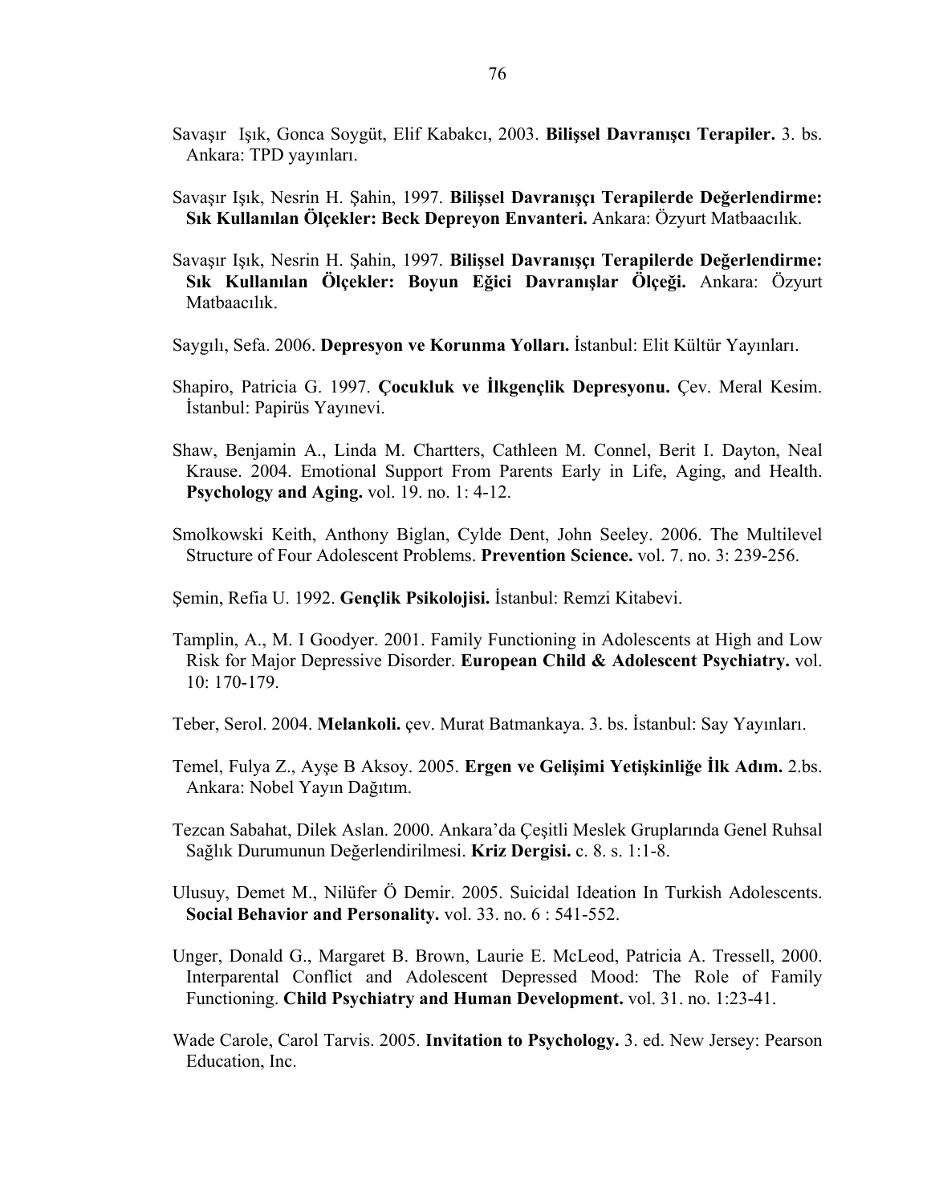Savaşır Işık, Gonca Soygüt, Elif Kabakcı, 2003. **Bilişsel Davranışcı Terapiler.** 3. bs. Ankara: TPD yayınları.

Savaşır Işık, Nesrin H. Şahin, 1997. **Bilişsel Davranışçı Terapilerde Değerlendirme: Sık Kullanılan Ölçekler: Beck Depreyon Envanteri.** Ankara: Özyurt Matbaacılık.

Savaşır Işık, Nesrin H. Şahin, 1997. **Bilişsel Davranışçı Terapilerde Değerlendirme: Sık Kullanılan Ölçekler: Boyun Eğici Davranışlar Ölçeği.** Ankara: Özyurt Matbaacılık.

Saygılı, Sefa. 2006. **Depresyon ve Korunma Yolları.** İstanbul: Elit Kültür Yayınları.

Shapiro, Patricia G. 1997. **Çocukluk ve İlkgençlik Depresyonu.** Çev. Meral Kesim. İstanbul: Papirüs Yayınevi.

Shaw, Benjamin A., Linda M. Chartters, Cathleen M. Connel, Berit I. Dayton, Neal Krause. 2004. Emotional Support From Parents Early in Life, Aging, and Health. **Psychology and Aging.** vol. 19. no. 1: 4-12.

Smolkowski Keith, Anthony Biglan, Cylde Dent, John Seeley. 2006. The Multilevel Structure of Four Adolescent Problems. **Prevention Science.** vol. 7. no. 3: 239-256.

Şemin, Refia U. 1992. **Gençlik Psikolojisi.** İstanbul: Remzi Kitabevi.

Tamplin, A., M. I Goodyer. 2001. Family Functioning in Adolescents at High and Low Risk for Major Depressive Disorder. **European Child & Adolescent Psychiatry.** vol. 10: 170-179.

Teber, Serol. 2004. **Melankoli.** çev. Murat Batmankaya. 3. bs. İstanbul: Say Yayınları.

Temel, Fulya Z., Ayşe B Aksoy. 2005. **Ergen ve Gelişimi Yetişkinliğe İlk Adım.** 2.bs. Ankara: Nobel Yayın Dağıtım.

Tezcan Sabahat, Dilek Aslan. 2000. Ankara'da Çeşitli Meslek Gruplarında Genel Ruhsal Sağlık Durumunun Değerlendirilmesi. **Kriz Dergisi.** c. 8. s. 1:1-8.

Ulusuy, Demet M., Nilüfer Ö Demir. 2005. Suicidal Ideation In Turkish Adolescents. **Social Behavior and Personality.** vol. 33. no. 6 : 541-552.

Unger, Donald G., Margaret B. Brown, Laurie E. McLeod, Patricia A. Tressell, 2000. Interparental Conflict and Adolescent Depressed Mood: The Role of Family Functioning. **Child Psychiatry and Human Development.** vol. 31. no. 1:23-41.

Wade Carole, Carol Tarvis. 2005. **Invitation to Psychology.** 3. ed. New Jersey: Pearson Education, Inc.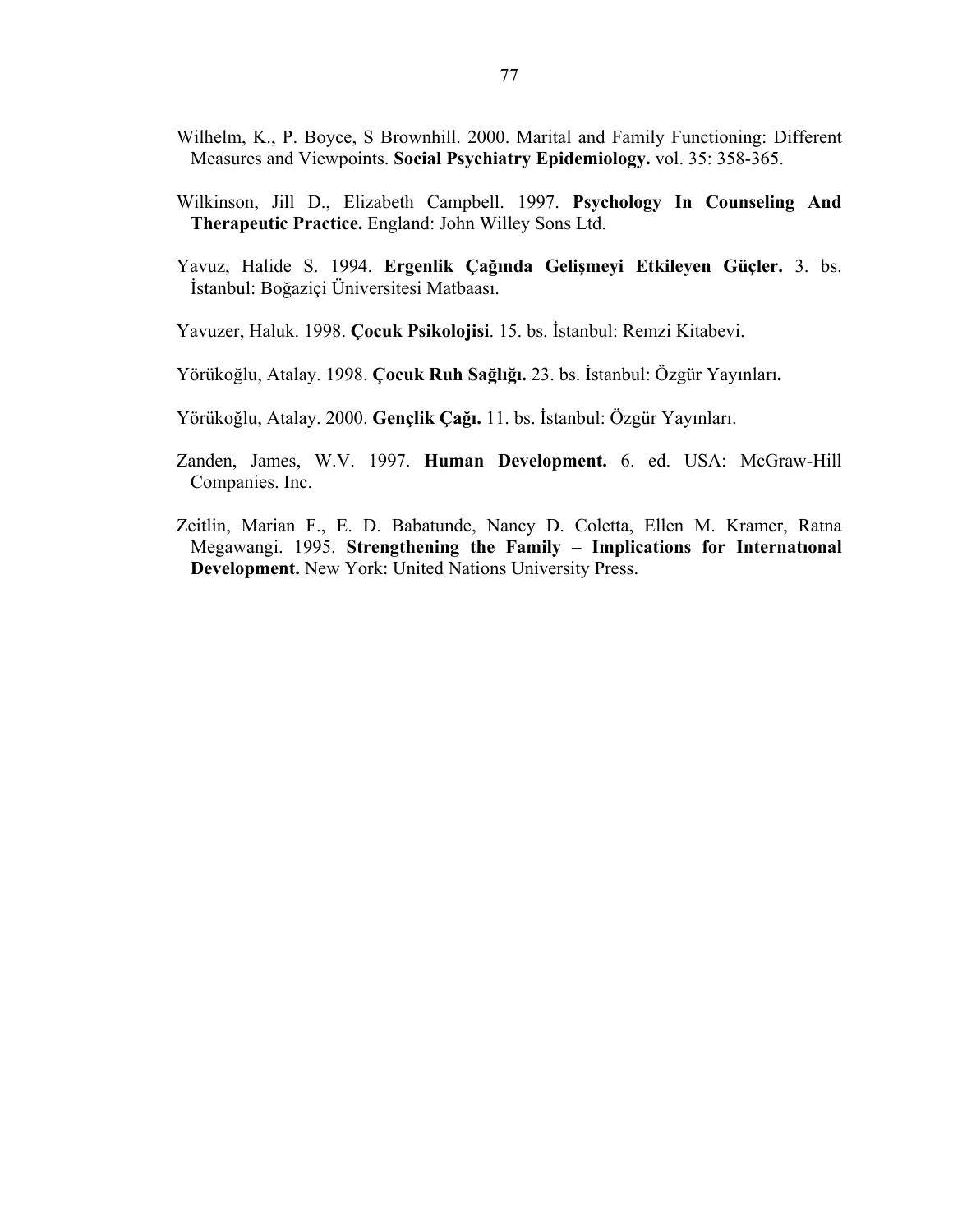Wilhelm, K., P. Boyce, S Brownhill. 2000. Marital and Family Functioning: Different Measures and Viewpoints. **Social Psychiatry Epidemiology.** vol. 35: 358-365.

Wilkinson, Jill D., Elizabeth Campbell. 1997. **Psychology In Counseling And Therapeutic Practice.** England: John Willey Sons Ltd.

Yavuz, Halide S. 1994. **Ergenlik Çağında Gelişmeyi Etkileyen Güçler.** 3. bs. İstanbul: Boğaziçi Üniversitesi Matbaası.

Yavuzer, Haluk. 1998. **Çocuk Psikolojisi**. 15. bs. İstanbul: Remzi Kitabevi.

Yörükoğlu, Atalay. 1998. **Çocuk Ruh Sağlığı.** 23. bs. İstanbul: Özgür Yayınları**.**

Yörükoğlu, Atalay. 2000. **Gençlik Çağı.** 11. bs. İstanbul: Özgür Yayınları.

Zanden, James, W.V. 1997. **Human Development.** 6. ed. USA: McGraw-Hill Companies. Inc.

Zeitlin, Marian F., E. D. Babatunde, Nancy D. Coletta, Ellen M. Kramer, Ratna Megawangi. 1995. **Strengthening the Family – Implications for Internatıonal Development.** New York: United Nations University Press.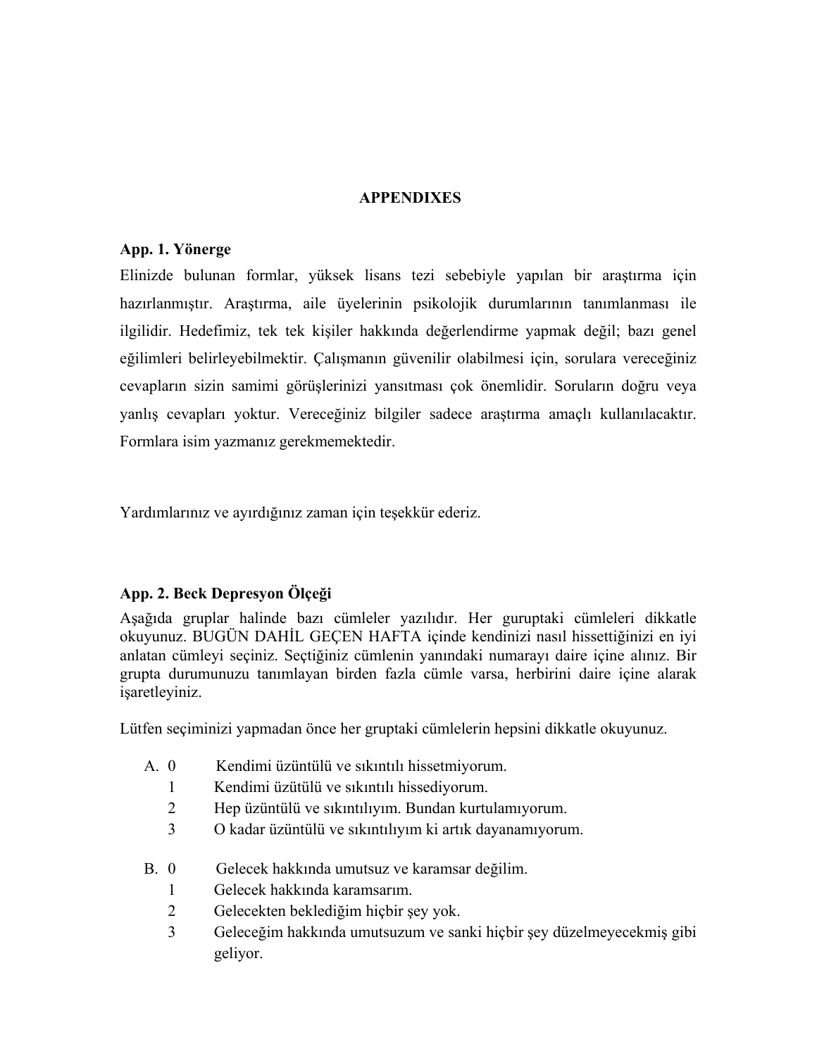## APPENDIXES

### App. 1. Yönerge

Elinizde bulunan formlar, yüksek lisans tezi sebebiyle yapılan bir araştırma için hazırlanmıştır. Araştırma, aile üyelerinin psikolojik durumlarının tanımlanması ile ilgilidir. Hedefimiz, tek tek kişiler hakkında değerlendirme yapmak değil; bazı genel eğilimleri belirleyebilmektir. Çalışmanın güvenilir olabilmesi için, sorulara vereceğiniz cevapların sizin samimi görüşlerinizi yansıtması çok önemlidir. Soruların doğru veya yanlış cevapları yoktur. Vereceğiniz bilgiler sadece araştırma amaçlı kullanılacaktır. Formlara isim yazmanız gerekmemektedir.

Yardımlarınız ve ayırdığınız zaman için teşekkür ederiz.

### App. 2. Beck Depresyon Ölçeği

Aşağıda gruplar halinde bazı cümleler yazılıdır. Her guruptaki cümleleri dikkatle okuyunuz. BUGÜN DAHİL GEÇEN HAFTA içinde kendinizi nasıl hissettiğinizi en iyi anlatan cümleyi seçiniz. Seçtiğiniz cümlenin yanındaki numarayı daire içine alınız. Bir grupta durumunuzu tanımlayan birden fazla cümle varsa, herbirini daire içine alarak işaretleyiniz.

Lütfen seçiminizi yapmadan önce her gruptaki cümlelerin hepsini dikkatle okuyunuz.

A. 0 Kendimi üzüntülü ve sıkıntılı hissetmiyorum.
   1 Kendimi üzütülü ve sıkıntılı hissediyorum.
   2 Hep üzüntülü ve sıkıntılıyım. Bundan kurtulamıyorum.
   3 O kadar üzüntülü ve sıkıntılıyım ki artık dayanamıyorum.

B. 0 Gelecek hakkında umutsuz ve karamsar değilim.
   1 Gelecek hakkında karamsarım.
   2 Gelecekten beklediğim hiçbir şey yok.
   3 Geleceğim hakkında umutsuzum ve sanki hiçbir şey düzelmeyecekmiş gibi geliyor.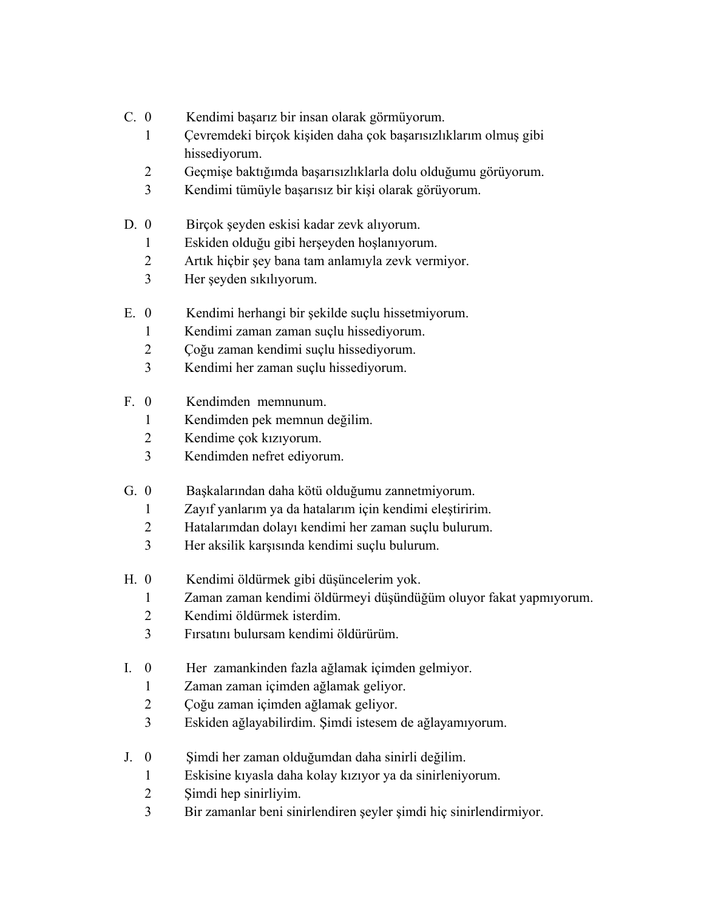C. 0 Kendimi başarız bir insan olarak görmüyorum.
   1 Çevremdeki birçok kişiden daha çok başarısızlıklarım olmuş gibi hissediyorum.
   2 Geçmişe baktığımda başarısızlıklarla dolu olduğumu görüyorum.
   3 Kendimi tümüyle başarısız bir kişi olarak görüyorum.

D. 0 Birçok şeyden eskisi kadar zevk alıyorum.
   1 Eskiden olduğu gibi herşeyden hoşlanıyorum.
   2 Artık hiçbir şey bana tam anlamıyla zevk vermiyor.
   3 Her şeyden sıkılıyorum.

E. 0 Kendimi herhangi bir şekilde suçlu hissetmiyorum.
   1 Kendimi zaman zaman suçlu hissediyorum.
   2 Çoğu zaman kendimi suçlu hissediyorum.
   3 Kendimi her zaman suçlu hissediyorum.

F. 0 Kendimden memnunum.
   1 Kendimden pek memnun değilim.
   2 Kendime çok kızıyorum.
   3 Kendimden nefret ediyorum.

G. 0 Başkalarından daha kötü olduğumu zannetmiyorum.
   1 Zayıf yanlarım ya da hatalarım için kendimi eleştiririm.
   2 Hatalarımdan dolayı kendimi her zaman suçlu bulurum.
   3 Her aksilik karşısında kendimi suçlu bulurum.

H. 0 Kendimi öldürmek gibi düşüncelerim yok.
   1 Zaman zaman kendimi öldürmeyi düşündüğüm oluyor fakat yapmıyorum.
   2 Kendimi öldürmek isterdim.
   3 Fırsatını bulursam kendimi öldürürüm.

I. 0 Her zamankinden fazla ağlamak içimden gelmiyor.
   1 Zaman zaman içimden ağlamak geliyor.
   2 Çoğu zaman içimden ağlamak geliyor.
   3 Eskiden ağlayabilirdim. Şimdi istesem de ağlayamıyorum.

J. 0 Şimdi her zaman olduğumdan daha sinirli değilim.
   1 Eskisine kıyasla daha kolay kızıyor ya da sinirleniyorum.
   2 Şimdi hep sinirliyim.
   3 Bir zamanlar beni sinirlendiren şeyler şimdi hiç sinirlendirmiyor.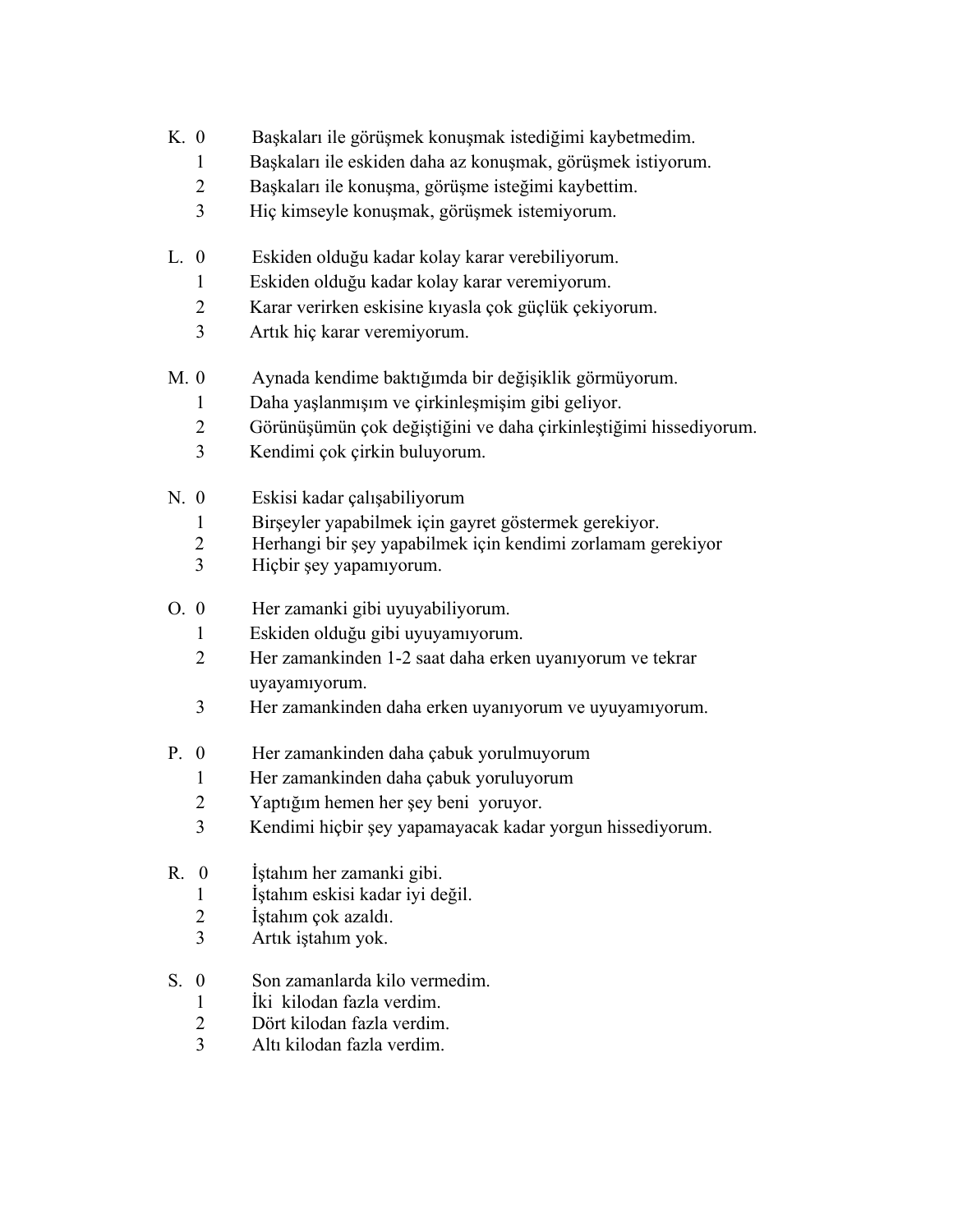K. 0 Başkaları ile görüşmek konuşmak istediğimi kaybetmedim.
1 Başkaları ile eskiden daha az konuşmak, görüşmek istiyorum.
2 Başkaları ile konuşma, görüşme isteğimi kaybettim.
3 Hiç kimseyle konuşmak, görüşmek istemiyorum.

L. 0 Eskiden olduğu kadar kolay karar verebiliyorum.
1 Eskiden olduğu kadar kolay karar veremiyorum.
2 Karar verirken eskisine kıyasla çok güçlük çekiyorum.
3 Artık hiç karar veremiyorum.

M. 0 Aynada kendime baktığımda bir değişiklik görmüyorum.
1 Daha yaşlanmışım ve çirkinleşmişim gibi geliyor.
2 Görünüşümün çok değiştiğini ve daha çirkinleştiğimi hissediyorum.
3 Kendimi çok çirkin buluyorum.

N. 0 Eskisi kadar çalışabiliyorum
1 Birşeyler yapabilmek için gayret göstermek gerekiyor.
2 Herhangi bir şey yapabilmek için kendimi zorlamam gerekiyor
3 Hiçbir şey yapamıyorum.

O. 0 Her zamanki gibi uyuyabiliyorum.
1 Eskiden olduğu gibi uyuyamıyorum.
2 Her zamankinden 1-2 saat daha erken uyanıyorum ve tekrar uyayamıyorum.
3 Her zamankinden daha erken uyanıyorum ve uyuyamıyorum.

P. 0 Her zamankinden daha çabuk yorulmuyorum
1 Her zamankinden daha çabuk yoruluyorum
2 Yaptığım hemen her şey beni yoruyor.
3 Kendimi hiçbir şey yapamayacak kadar yorgun hissediyorum.

R. 0 İştahım her zamanki gibi.
1 İştahım eskisi kadar iyi değil.
2 İştahım çok azaldı.
3 Artık iştahım yok.

S. 0 Son zamanlarda kilo vermedim.
1 İki kilodan fazla verdim.
2 Dört kilodan fazla verdim.
3 Altı kilodan fazla verdim.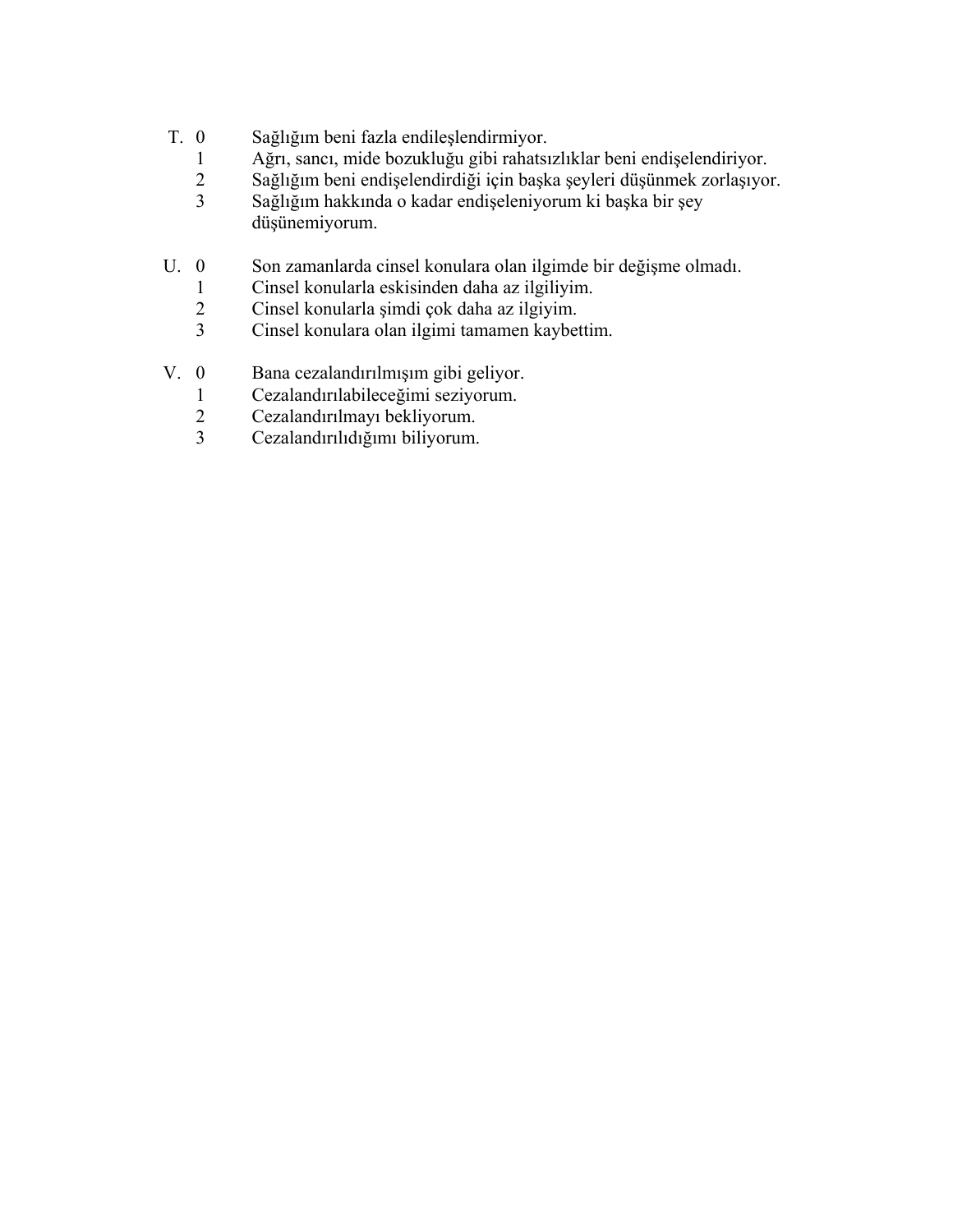T. 0 Sağlığım beni fazla endileşlendirmiyor.
   1 Ağrı, sancı, mide bozukluğu gibi rahatsızlıklar beni endişelendiriyor.
   2 Sağlığım beni endişelendirdiği için başka şeyleri düşünmek zorlaşıyor.
   3 Sağlığım hakkında o kadar endişeleniyorum ki başka bir şey düşünemiyorum.

U. 0 Son zamanlarda cinsel konulara olan ilgimde bir değişme olmadı.
   1 Cinsel konularla eskisinden daha az ilgiliyim.
   2 Cinsel konularla şimdi çok daha az ilgiyim.
   3 Cinsel konulara olan ilgimi tamamen kaybettim.

V. 0 Bana cezalandırılmışım gibi geliyor.
   1 Cezalandırılabileceğimi seziyorum.
   2 Cezalandırılmayı bekliyorum.
   3 Cezalandırılıdığımı biliyorum.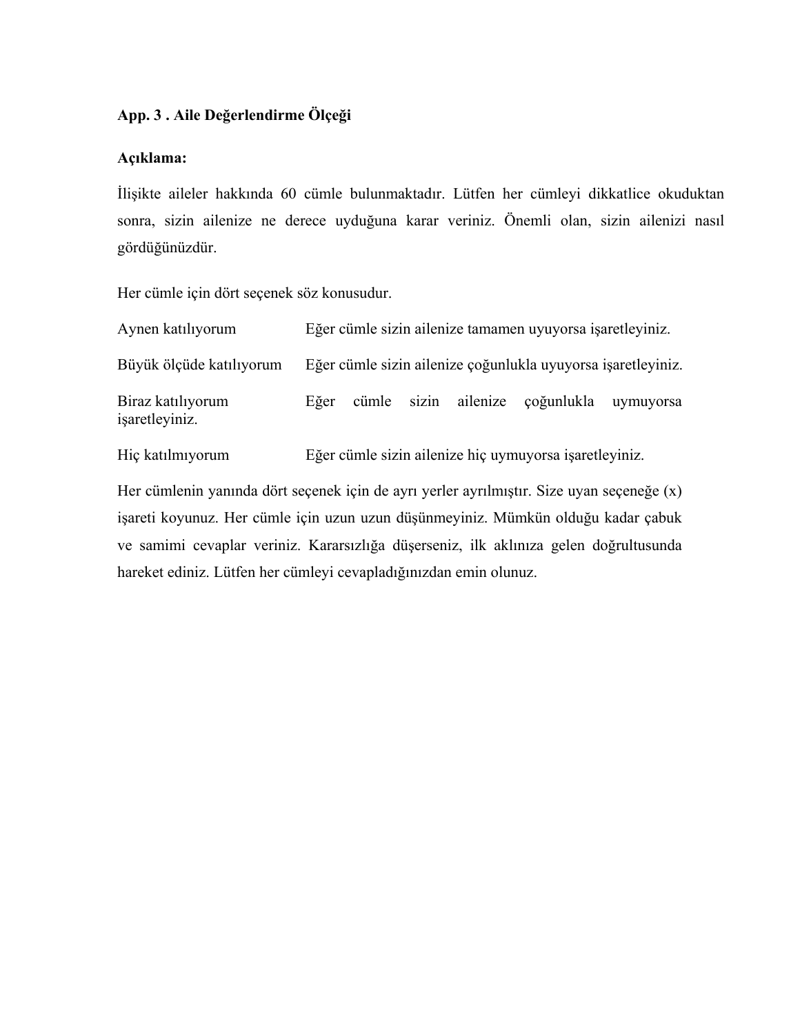**App. 3 . Aile Değerlendirme Ölçeği**

**Açıklama:**

İlişikte aileler hakkında 60 cümle bulunmaktadır. Lütfen her cümleyi dikkatlice okuduktan sonra, sizin ailenize ne derece uyduğuna karar veriniz. Önemli olan, sizin ailenizi nasıl gördüğünüzdür.

Her cümle için dört seçenek söz konusudur.

| | |
|---|---|
| Aynen katılıyorum | Eğer cümle sizin ailenize tamamen uyuyorsa işaretleyiniz. |
| Büyük ölçüde katılıyorum | Eğer cümle sizin ailenize çoğunlukla uyuyorsa işaretleyiniz. |
| Biraz katılıyorum | Eğer cümle sizin ailenize çoğunlukla uymuyorsa işaretleyiniz. |
| Hiç katılmıyorum | Eğer cümle sizin ailenize hiç uymuyorsa işaretleyiniz. |

Her cümlenin yanında dört seçenek için de ayrı yerler ayrılmıştır. Size uyan seçeneğe (x) işareti koyunuz. Her cümle için uzun uzun düşünmeyiniz. Mümkün olduğu kadar çabuk ve samimi cevaplar veriniz. Kararsızlığa düşerseniz, ilk aklınıza gelen doğrultusunda hareket ediniz. Lütfen her cümleyi cevapladığınızdan emin olunuz.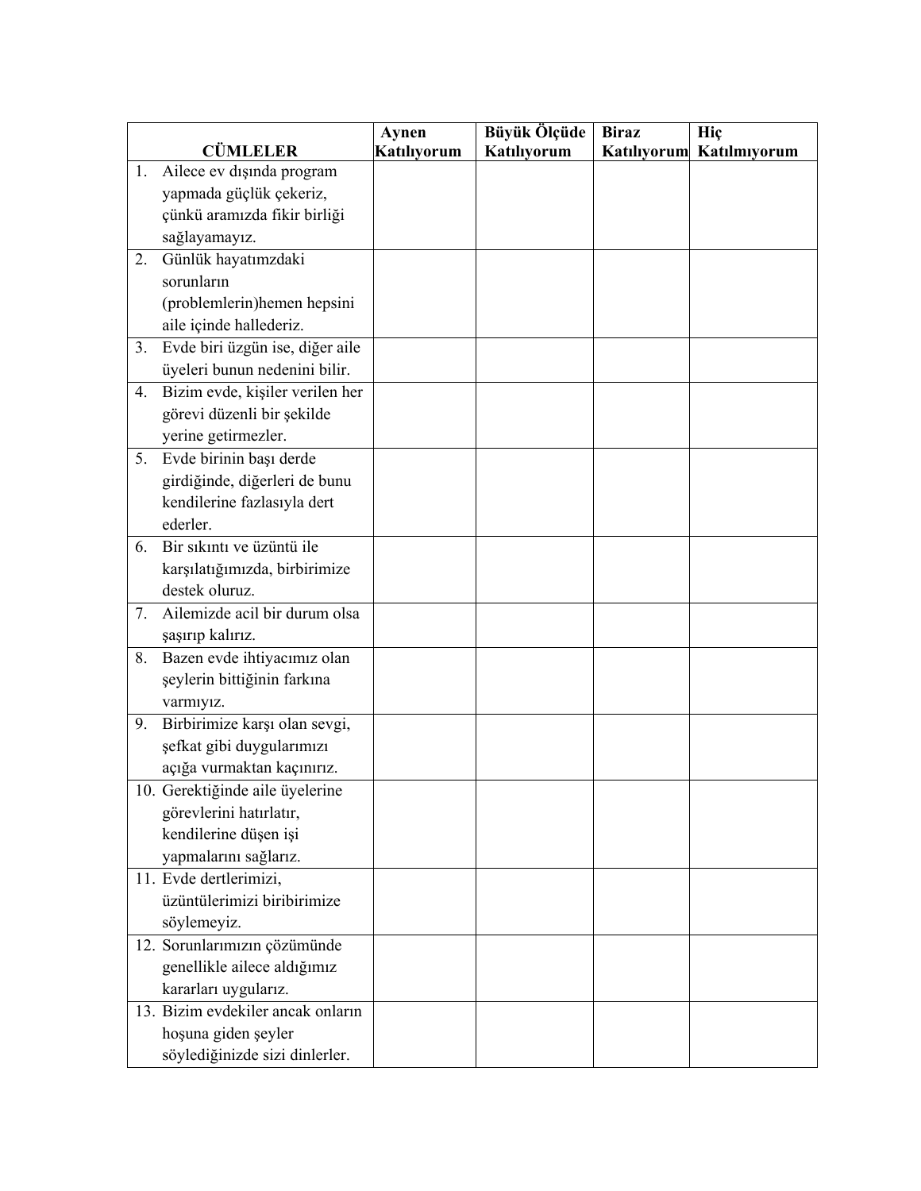| CÜMLELER | Aynen Katılıyorum | Büyük Ölçüde Katılıyorum | Biraz Katılıyorum | Hiç Katılmıyorum |
|---|---|---|---|---|
| 1. Ailece ev dışında program yapmada güçlük çekeriz, çünkü aramızda fikir birliği sağlayamayız. | | | | |
| 2. Günlük hayatımzdaki sorunların (problemlerin)hemen hepsini aile içinde hallederiz. | | | | |
| 3. Evde biri üzgün ise, diğer aile üyeleri bunun nedenini bilir. | | | | |
| 4. Bizim evde, kişiler verilen her görevi düzenli bir şekilde yerine getirmezler. | | | | |
| 5. Evde birinin başı derde girdiğinde, diğerleri de bunu kendilerine fazlasıyla dert ederler. | | | | |
| 6. Bir sıkıntı ve üzüntü ile karşılatığımızda, birbirimize destek oluruz. | | | | |
| 7. Ailemizde acil bir durum olsa şaşırıp kalırız. | | | | |
| 8. Bazen evde ihtiyacımız olan şeylerin bittiğinin farkına varmıyız. | | | | |
| 9. Birbirimize karşı olan sevgi, şefkat gibi duygularımızı açığa vurmaktan kaçınırız. | | | | |
| 10. Gerektiğinde aile üyelerine görevlerini hatırlatır, kendilerine düşen işi yapmalarını sağlarız. | | | | |
| 11. Evde dertlerimizi, üzüntülerimizi biribirimize söylemeyiz. | | | | |
| 12. Sorunlarımızın çözümünde genellikle ailece aldığımız kararları uygularız. | | | | |
| 13. Bizim evdekiler ancak onların hoşuna giden şeyler söylediğinizde sizi dinlerler. | | | | |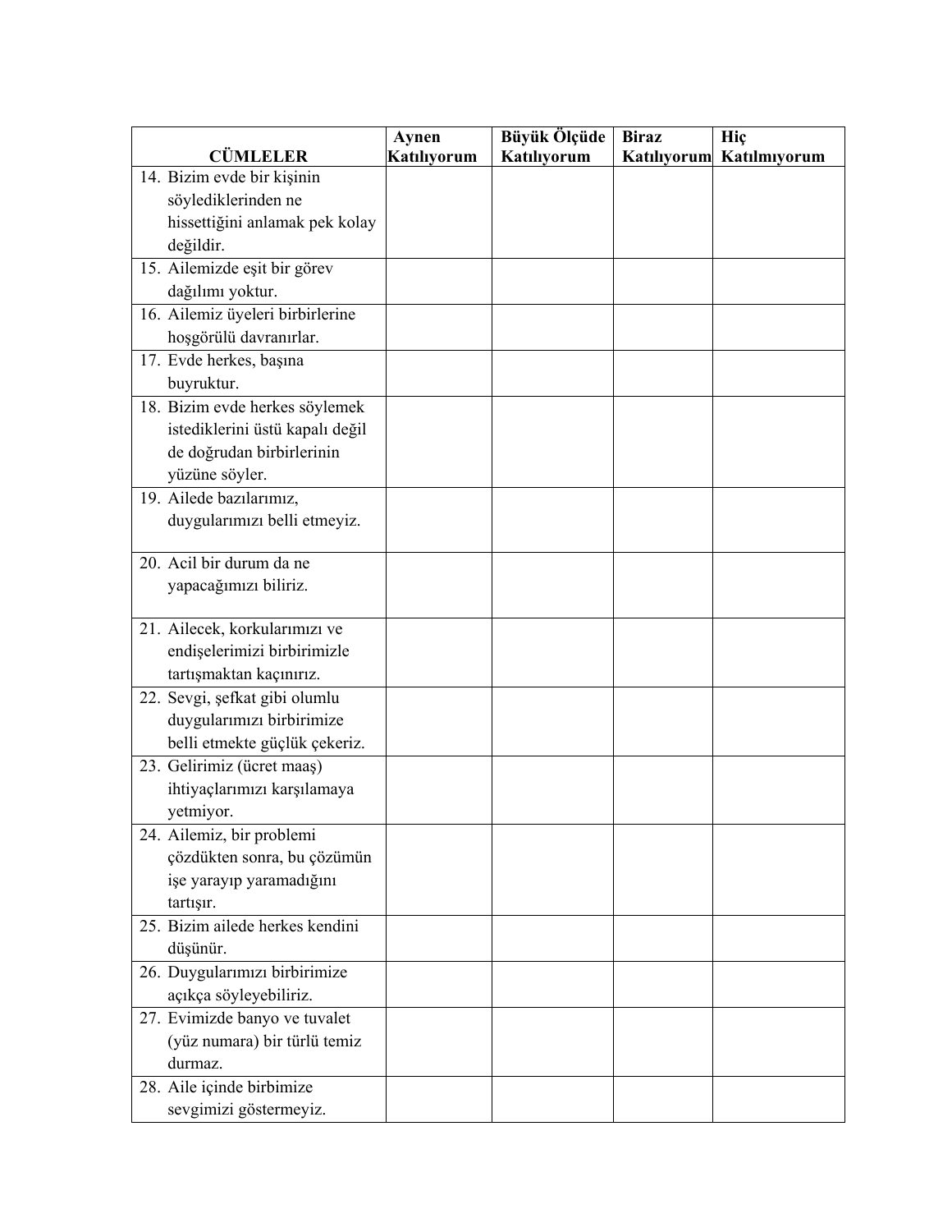| CÜMLELER | Aynen Katılıyorum | Büyük Ölçüde Katılıyorum | Biraz Katılıyorum | Hiç Katılmıyorum |
|---|---|---|---|---|
| 14. Bizim evde bir kişinin söylediklerinden ne hissettiğini anlamak pek kolay değildir. | | | | |
| 15. Ailemizde eşit bir görev dağılımı yoktur. | | | | |
| 16. Ailemiz üyeleri birbirlerine hoşgörülü davranırlar. | | | | |
| 17. Evde herkes, başına buyruktur. | | | | |
| 18. Bizim evde herkes söylemek istediklerini üstü kapalı değil de doğrudan birbirlerinin yüzüne söyler. | | | | |
| 19. Ailede bazılarımız, duygularımızı belli etmeyiz. | | | | |
| 20. Acil bir durum da ne yapacağımızı biliriz. | | | | |
| 21. Ailecek, korkularımızı ve endişelerimizi birbirimizle tartışmaktan kaçınırız. | | | | |
| 22. Sevgi, şefkat gibi olumlu duygularımızı birbirimize belli etmekte güçlük çekeriz. | | | | |
| 23. Gelirimiz (ücret maaş) ihtiyaçlarımızı karşılamaya yetmiyor. | | | | |
| 24. Ailemiz, bir problemi çözdükten sonra, bu çözümün işe yarayıp yaramadığını tartışır. | | | | |
| 25. Bizim ailede herkes kendini düşünür. | | | | |
| 26. Duygularımızı birbirimize açıkça söyleyebiliriz. | | | | |
| 27. Evimizde banyo ve tuvalet (yüz numara) bir türlü temiz durmaz. | | | | |
| 28. Aile içinde birbimize sevgimizi göstermeyiz. | | | | |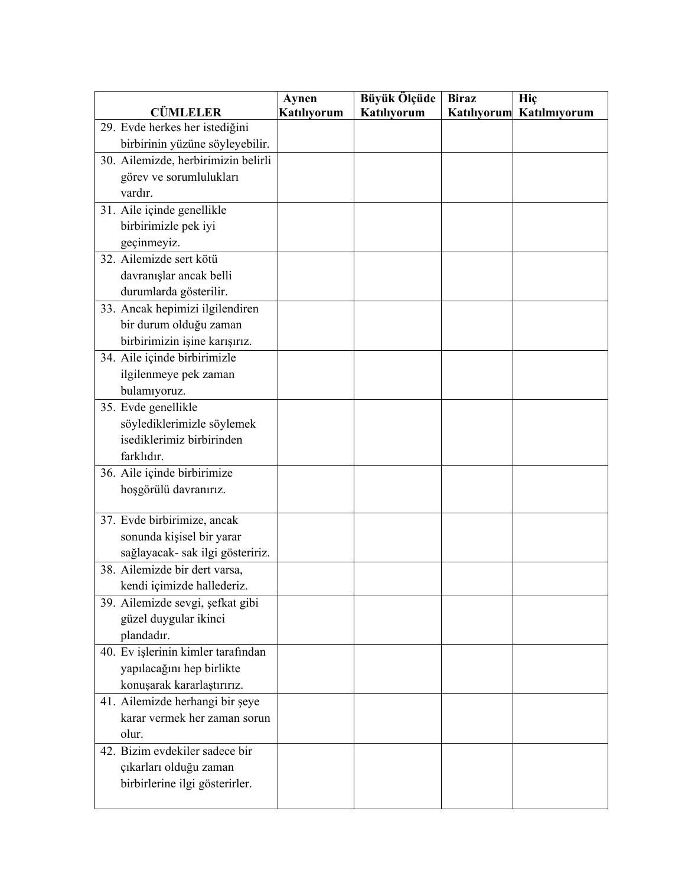| CÜMLELER | Aynen Katılıyorum | Büyük Ölçüde Katılıyorum | Biraz Katılıyorum | Hiç Katılmıyorum |
|---|---|---|---|---|
| 29. Evde herkes her istediğini birbirinin yüzüne söyleyebilir. | | | | |
| 30. Ailemizde, herbirimizin belirli görev ve sorumlulukları vardır. | | | | |
| 31. Aile içinde genellikle birbirimizle pek iyi geçinmeyiz. | | | | |
| 32. Ailemizde sert kötü davranışlar ancak belli durumlarda gösterilir. | | | | |
| 33. Ancak hepimizi ilgilendiren bir durum olduğu zaman birbirimizin işine karışırız. | | | | |
| 34. Aile içinde birbirimizle ilgilenmeye pek zaman bulamıyoruz. | | | | |
| 35. Evde genellikle söylediklerimizle söylemek isediklerimiz birbirinden farklıdır. | | | | |
| 36. Aile içinde birbirimize hoşgörülü davranırız. | | | | |
| 37. Evde birbirimize, ancak sonunda kişisel bir yarar sağlayacak- sak ilgi gösteririz. | | | | |
| 38. Ailemizde bir dert varsa, kendi içimizde hallederiz. | | | | |
| 39. Ailemizde sevgi, şefkat gibi güzel duygular ikinci plandadır. | | | | |
| 40. Ev işlerinin kimler tarafından yapılacağını hep birlikte konuşarak kararlaştırırız. | | | | |
| 41. Ailemizde herhangi bir şeye karar vermek her zaman sorun olur. | | | | |
| 42. Bizim evdekiler sadece bir çıkarları olduğu zaman birbirlerine ilgi gösterirler. | | | | |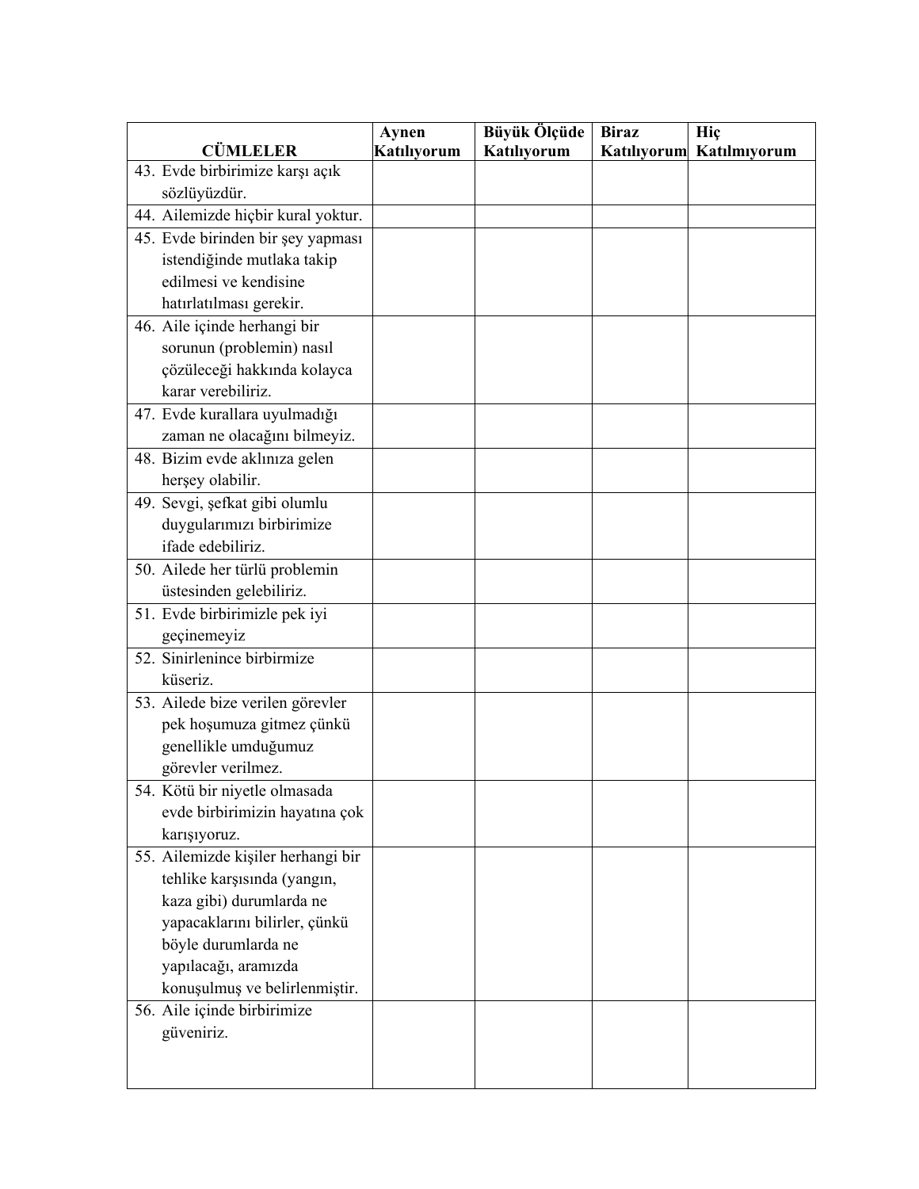| CÜMLELER | Aynen Katılıyorum | Büyük Ölçüde Katılıyorum | Biraz Katılıyorum | Hiç Katılmıyorum |
|---|---|---|---|---|
| 43. Evde birbirimize karşı açık sözlüyüzdür. | | | | |
| 44. Ailemizde hiçbir kural yoktur. | | | | |
| 45. Evde birinden bir şey yapması istendiğinde mutlaka takip edilmesi ve kendisine hatırlatılması gerekir. | | | | |
| 46. Aile içinde herhangi bir sorunun (problemin) nasıl çözüleceği hakkında kolayca karar verebiliriz. | | | | |
| 47. Evde kurallara uyulmadığı zaman ne olacağını bilmeyiz. | | | | |
| 48. Bizim evde aklınıza gelen herşey olabilir. | | | | |
| 49. Sevgi, şefkat gibi olumlu duygularımızı birbirimize ifade edebiliriz. | | | | |
| 50. Ailede her türlü problemin üstesinden gelebiliriz. | | | | |
| 51. Evde birbirimizle pek iyi geçinemeyiz | | | | |
| 52. Sinirlenince birbirmize küseriz. | | | | |
| 53. Ailede bize verilen görevler pek hoşumuza gitmez çünkü genellikle umduğumuz görevler verilmez. | | | | |
| 54. Kötü bir niyetle olmasada evde birbirimizin hayatına çok karışıyoruz. | | | | |
| 55. Ailemizde kişiler herhangi bir tehlike karşısında (yangın, kaza gibi) durumlarda ne yapacaklarını bilirler, çünkü böyle durumlarda ne yapılacağı, aramızda konuşulmuş ve belirlenmiştir. | | | | |
| 56. Aile içinde birbirimize güveniriz. | | | | |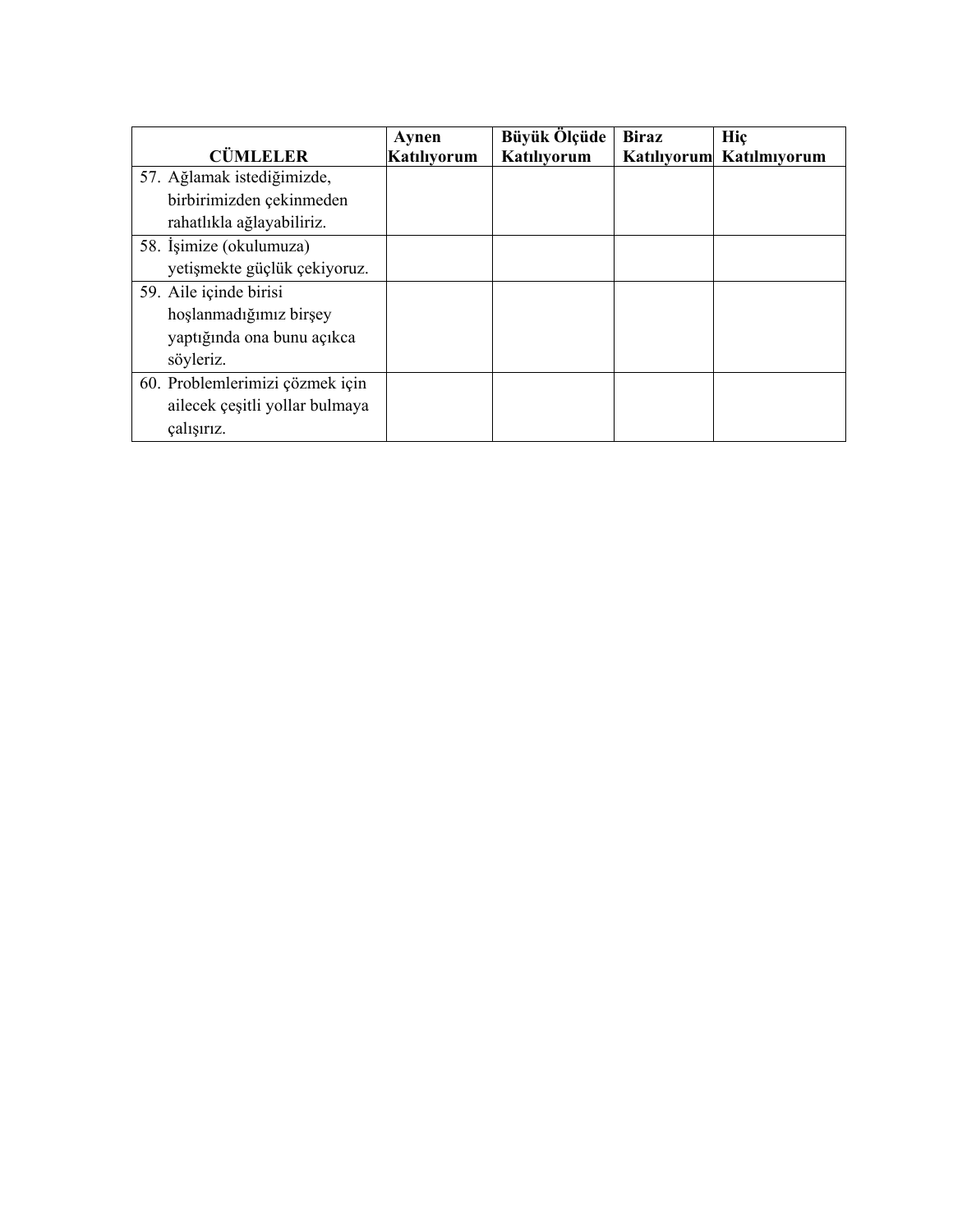| CÜMLELER | Aynen Katılıyorum | Büyük Ölçüde Katılıyorum | Biraz Katılıyorum | Hiç Katılmıyorum |
|---|---|---|---|---|
| 57. Ağlamak istediğimizde, birbirimizden çekinmeden rahatlıkla ağlayabiliriz. | | | | |
| 58. İşimize (okulumuza) yetişmekte güçlük çekiyoruz. | | | | |
| 59. Aile içinde birisi hoşlanmadığımız birşey yaptığında ona bunu açıkca söyleriz. | | | | |
| 60. Problemlerimizi çözmek için ailecek çeşitli yollar bulmaya çalışırız. | | | | |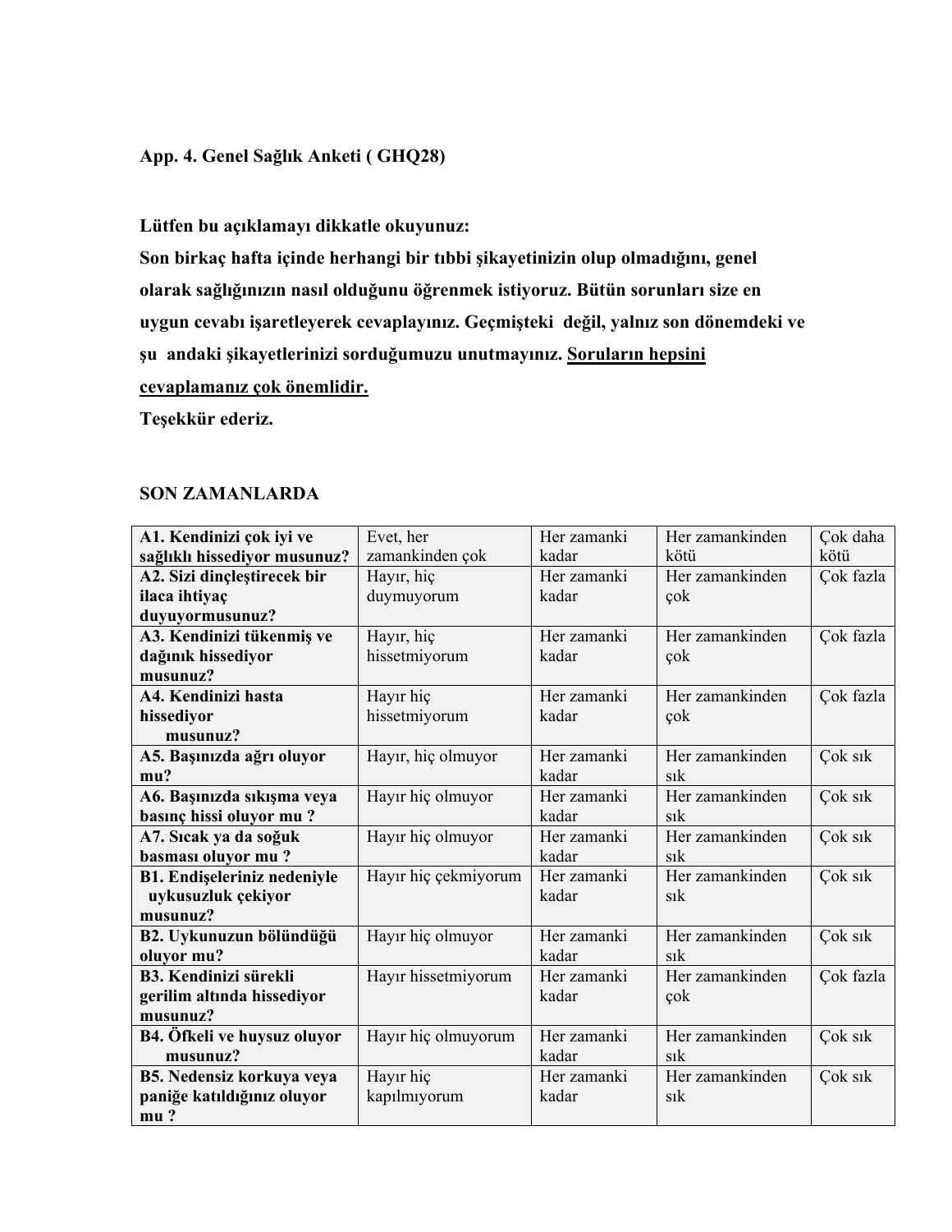**App. 4. Genel Sağlık Anketi ( GHQ28)**

**Lütfen bu açıklamayı dikkatle okuyunuz:**
**Son birkaç hafta içinde herhangi bir tıbbi şikayetinizin olup olmadığını, genel olarak sağlığınızın nasıl olduğunu öğrenmek istiyoruz. Bütün sorunları size en uygun cevabı işaretleyerek cevaplayınız. Geçmişteki değil, yalnız son dönemdeki ve şu andaki şikayetlerinizi sorduğumuzu unutmayınız. Soruların hepsini cevaplamanız çok önemlidir.**
**Teşekkür ederiz.**

**SON ZAMANLARDA**

| | | | | |
|---|---|---|---|---|
| **A1. Kendinizi çok iyi ve sağlıklı hissediyor musunuz?** | Evet, her zamankinden çok | Her zamanki kadar | Her zamankinden kötü | Çok daha kötü |
| **A2. Sizi dinçleştirecek bir ilaca ihtiyaç duyuyormusunuz?** | Hayır, hiç duymuyorum | Her zamanki kadar | Her zamankinden çok | Çok fazla |
| **A3. Kendinizi tükenmiş ve dağınık hissediyor musunuz?** | Hayır, hiç hissetmiyorum | Her zamanki kadar | Her zamankinden çok | Çok fazla |
| **A4. Kendinizi hasta hissediyor musunuz?** | Hayır hiç hissetmiyorum | Her zamanki kadar | Her zamankinden çok | Çok fazla |
| **A5. Başınızda ağrı oluyor mu?** | Hayır, hiç olmuyor | Her zamanki kadar | Her zamankinden sık | Çok sık |
| **A6. Başınızda sıkışma veya basınç hissi oluyor mu ?** | Hayır hiç olmuyor | Her zamanki kadar | Her zamankinden sık | Çok sık |
| **A7. Sıcak ya da soğuk basması oluyor mu ?** | Hayır hiç olmuyor | Her zamanki kadar | Her zamankinden sık | Çok sık |
| **B1. Endişeleriniz nedeniyle uykusuzluk çekiyor musunuz?** | Hayır hiç çekmiyorum | Her zamanki kadar | Her zamankinden sık | Çok sık |
| **B2. Uykunuzun bölündüğü oluyor mu?** | Hayır hiç olmuyor | Her zamanki kadar | Her zamankinden sık | Çok sık |
| **B3. Kendinizi sürekli gerilim altında hissediyor musunuz?** | Hayır hissetmiyorum | Her zamanki kadar | Her zamankinden çok | Çok fazla |
| **B4. Öfkeli ve huysuz oluyor musunuz?** | Hayır hiç olmuyorum | Her zamanki kadar | Her zamankinden sık | Çok sık |
| **B5. Nedensiz korkuya veya paniğe katıldığınız oluyor mu ?** | Hayır hiç kapılmıyorum | Her zamanki kadar | Her zamankinden sık | Çok sık |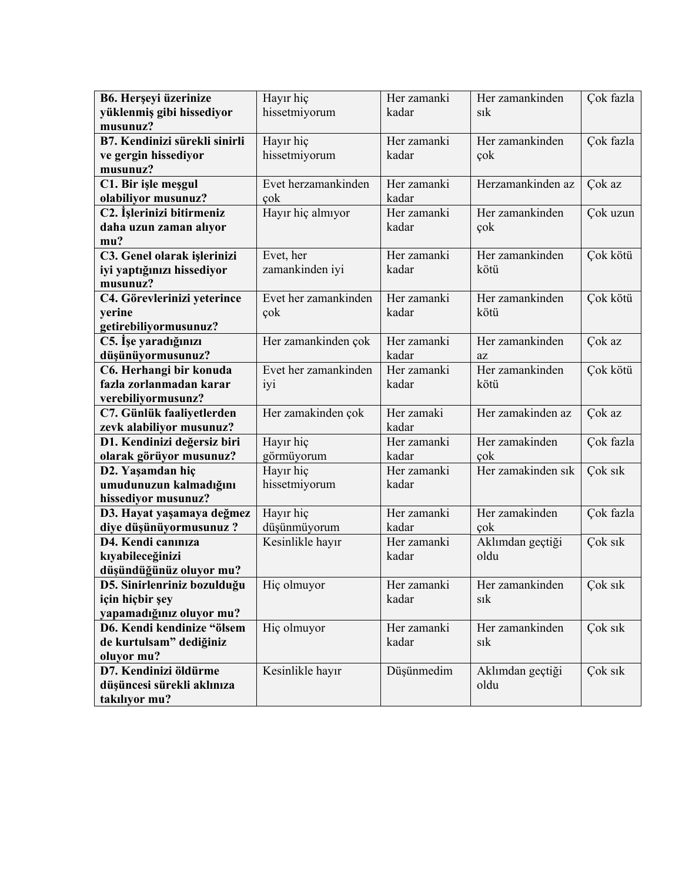| **B6. Herşeyi üzerinize yüklenmiş gibi hissediyor musunuz?** | Hayır hiç hissetmiyorum | Her zamanki kadar | Her zamankinden sık | Çok fazla |
|---|---|---|---|---|
| **B7. Kendinizi sürekli sinirli ve gergin hissediyor musunuz?** | Hayır hiç hissetmiyorum | Her zamanki kadar | Her zamankinden çok | Çok fazla |
| **C1. Bir işle meşgul olabiliyor musunuz?** | Evet herzamankinden çok | Her zamanki kadar | Herzamankinden az | Çok az |
| **C2. İşlerinizi bitirmeniz daha uzun zaman alıyor mu?** | Hayır hiç almıyor | Her zamanki kadar | Her zamankinden çok | Çok uzun |
| **C3. Genel olarak işlerinizi iyi yaptığınızı hissediyor musunuz?** | Evet, her zamankinden iyi | Her zamanki kadar | Her zamankinden kötü | Çok kötü |
| **C4. Görevlerinizi yeterince yerine getirebiliyormusunuz?** | Evet her zamankinden çok | Her zamanki kadar | Her zamankinden kötü | Çok kötü |
| **C5. İşe yaradığınızı düşünüyormusunuz?** | Her zamankinden çok | Her zamanki kadar | Her zamankinden az | Çok az |
| **C6. Herhangi bir konuda fazla zorlanmadan karar verebiliyormusunz?** | Evet her zamankinden iyi | Her zamanki kadar | Her zamankinden kötü | Çok kötü |
| **C7. Günlük faaliyetlerden zevk alabiliyor musunuz?** | Her zamakinden çok | Her zamaki kadar | Her zamakinden az | Çok az |
| **D1. Kendinizi değersiz biri olarak görüyor musunuz?** | Hayır hiç görmüyorum | Her zamanki kadar | Her zamakinden çok | Çok fazla |
| **D2. Yaşamdan hiç umudunuzun kalmadığını hissediyor musunuz?** | Hayır hiç hissetmiyorum | Her zamanki kadar | Her zamakinden sık | Çok sık |
| **D3. Hayat yaşamaya değmez diye düşünüyormusunuz ?** | Hayır hiç düşünmüyorum | Her zamanki kadar | Her zamakinden çok | Çok fazla |
| **D4. Kendi canınıza kıyabileceğinizi düşündüğünüz oluyor mu?** | Kesinlikle hayır | Her zamanki kadar | Aklımdan geçtiği oldu | Çok sık |
| **D5. Sinirlenriniz bozulduğu için hiçbir şey yapamadığınız oluyor mu?** | Hiç olmuyor | Her zamanki kadar | Her zamankinden sık | Çok sık |
| **D6. Kendi kendinize "ölsem de kurtulsam" dediğiniz oluyor mu?** | Hiç olmuyor | Her zamanki kadar | Her zamankinden sık | Çok sık |
| **D7. Kendinizi öldürme düşüncesi sürekli aklınıza takılıyor mu?** | Kesinlikle hayır | Düşünmedim | Aklımdan geçtiği oldu | Çok sık |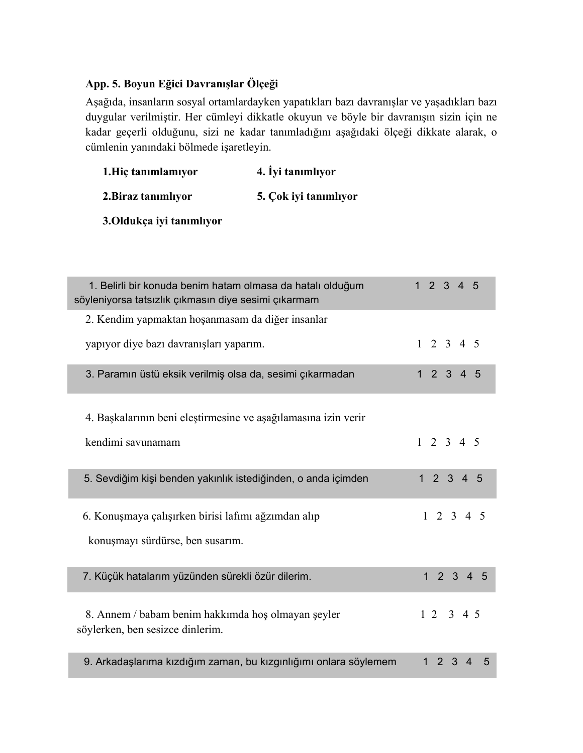**App. 5. Boyun Eğici Davranışlar Ölçeği**

Aşağıda, insanların sosyal ortamlardayken yapatıkları bazı davranışlar ve yaşadıkları bazı duygular verilmiştir. Her cümleyi dikkatle okuyun ve böyle bir davranışın sizin için ne kadar geçerli olduğunu, sizi ne kadar tanımladığını aşağıdaki ölçeği dikkate alarak, o cümlenin yanındaki bölmede işaretleyin.

**1.Hiç tanımlamıyor** **4. İyi tanımlıyor**

**2.Biraz tanımlıyor** **5. Çok iyi tanımlıyor**

**3.Oldukça iyi tanımlıyor**

| | |
|---|---|
| 1. Belirli bir konuda benim hatam olmasa da hatalı olduğum söyleniyorsa tatsızlık çıkmasın diye sesimi çıkarmam | 1 2 3 4 5 |
| 2. Kendim yapmaktan hoşanmasam da diğer insanlar yapıyor diye bazı davranışları yaparım. | 1 2 3 4 5 |
| 3. Paramın üstü eksik verilmiş olsa da, sesimi çıkarmadan | 1 2 3 4 5 |
| 4. Başkalarının beni eleştirmesine ve aşağılamasına izin verir kendimi savunamam | 1 2 3 4 5 |
| 5. Sevdiğim kişi benden yakınlık istediğinden, o anda içimden | 1 2 3 4 5 |
| 6. Konuşmaya çalışırken birisi lafımı ağzımdan alıp konuşmayı sürdürse, ben susarım. | 1 2 3 4 5 |
| 7. Küçük hatalarım yüzünden sürekli özür dilerim. | 1 2 3 4 5 |
| 8. Annem / babam benim hakkımda hoş olmayan şeyler söylerken, ben sesizce dinlerim. | 1 2 3 4 5 |
| 9. Arkadaşlarıma kızdığım zaman, bu kızgınlığımı onlara söylemem | 1 2 3 4 5 |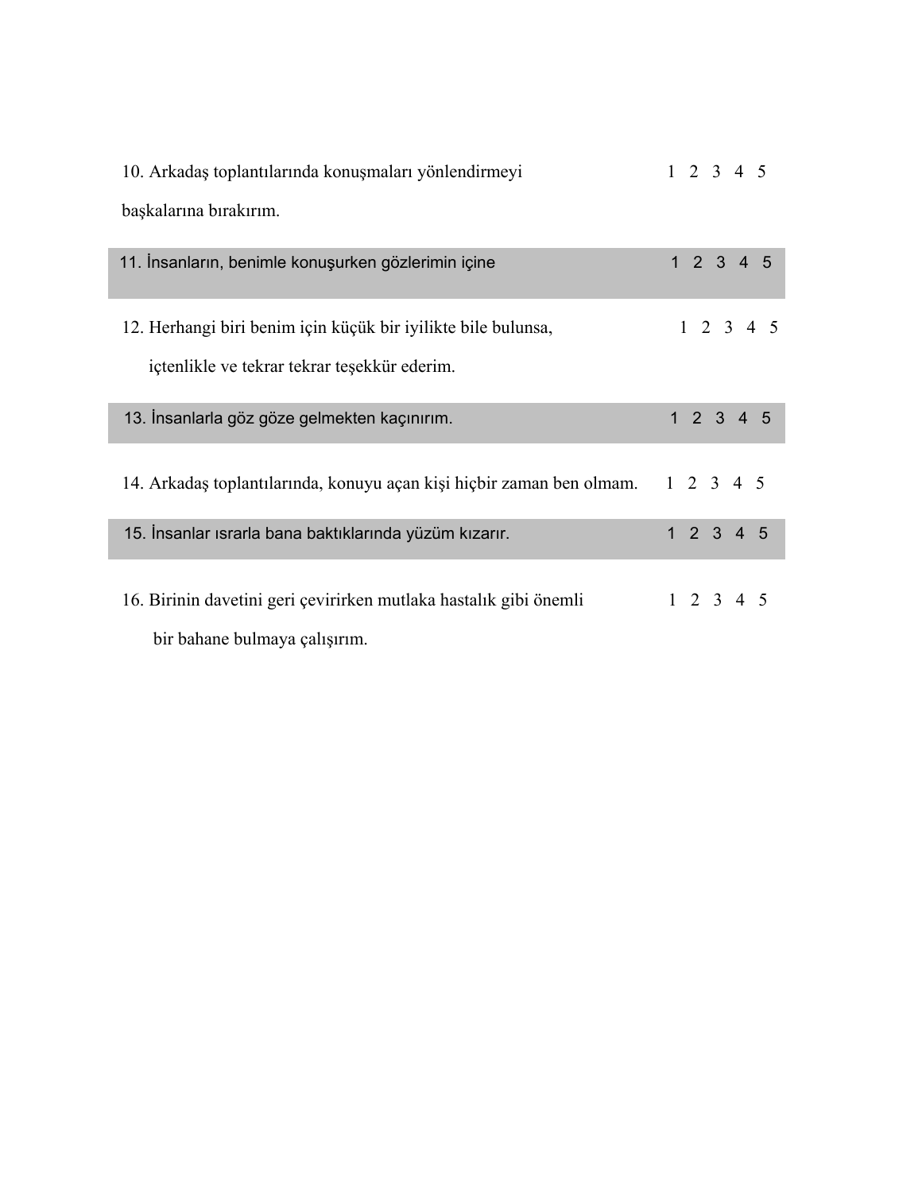| | |
|---|---|
| 10. Arkadaş toplantılarında konuşmaları yönlendirmeyi başkalarına bırakırım. | 1 2 3 4 5 |
| 11. İnsanların, benimle konuşurken gözlerimin içine | 1 2 3 4 5 |
| 12. Herhangi biri benim için küçük bir iyilikte bile bulunsa, içtenlikle ve tekrar tekrar teşekkür ederim. | 1 2 3 4 5 |
| 13. İnsanlarla göz göze gelmekten kaçınırım. | 1 2 3 4 5 |
| 14. Arkadaş toplantılarında, konuyu açan kişi hiçbir zaman ben olmam. | 1 2 3 4 5 |
| 15. İnsanlar ısrarla bana baktıklarında yüzüm kızarır. | 1 2 3 4 5 |
| 16. Birinin davetini geri çevirirken mutlaka hastalık gibi önemli bir bahane bulmaya çalışırım. | 1 2 3 4 5 |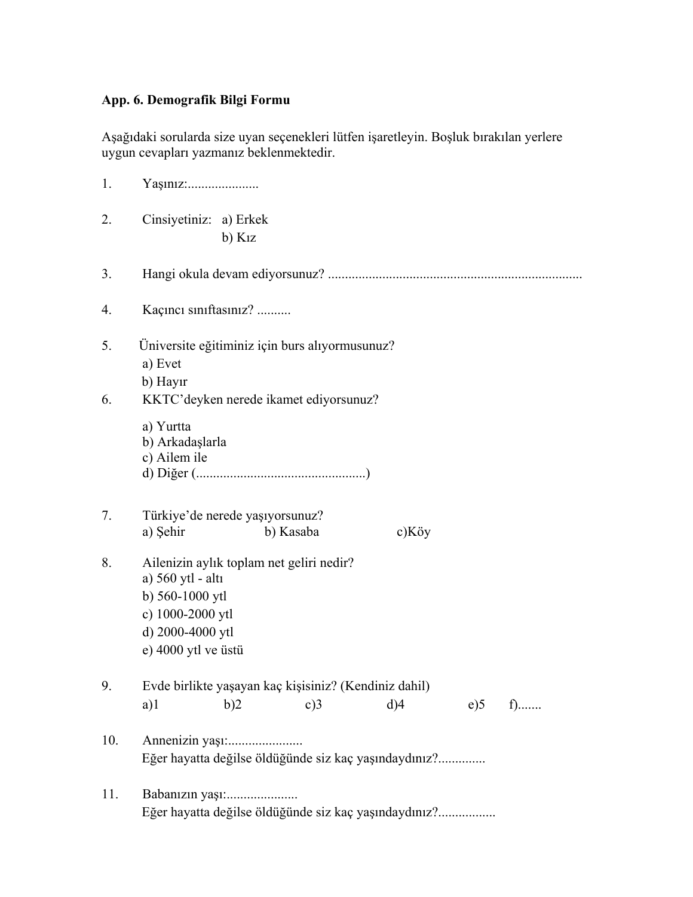**App. 6. Demografik Bilgi Formu**

Aşağıdaki sorularda size uyan seçenekleri lütfen işaretleyin. Boşluk bırakılan yerlere uygun cevapları yazmanız beklenmektedir.

1. Yaşınız:.....................

2. Cinsiyetiniz: a) Erkek
   b) Kız

3. Hangi okula devam ediyorsunuz? ..........................................................................

4. Kaçıncı sınıftasınız? ..........

5. Üniversite eğitiminiz için burs alıyormusunuz?
   a) Evet
   b) Hayır

6. KKTC'deyken nerede ikamet ediyorsunuz?
   a) Yurtta
   b) Arkadaşlarla
   c) Ailem ile
   d) Diğer (..................................................)

7. Türkiye'de nerede yaşıyorsunuz?
   a) Şehir b) Kasaba c)Köy

8. Ailenizin aylık toplam net geliri nedir?
   a) 560 ytl - altı
   b) 560-1000 ytl
   c) 1000-2000 ytl
   d) 2000-4000 ytl
   e) 4000 ytl ve üstü

9. Evde birlikte yaşayan kaç kişisiniz? (Kendiniz dahil)
   a)1 b)2 c)3 d)4 e)5 f).......

10. Annenizin yaşı:......................
    Eğer hayatta değilse öldüğünde siz kaç yaşındaydınız?..............

11. Babanızın yaşı:.....................
    Eğer hayatta değilse öldüğünde siz kaç yaşındaydınız?.................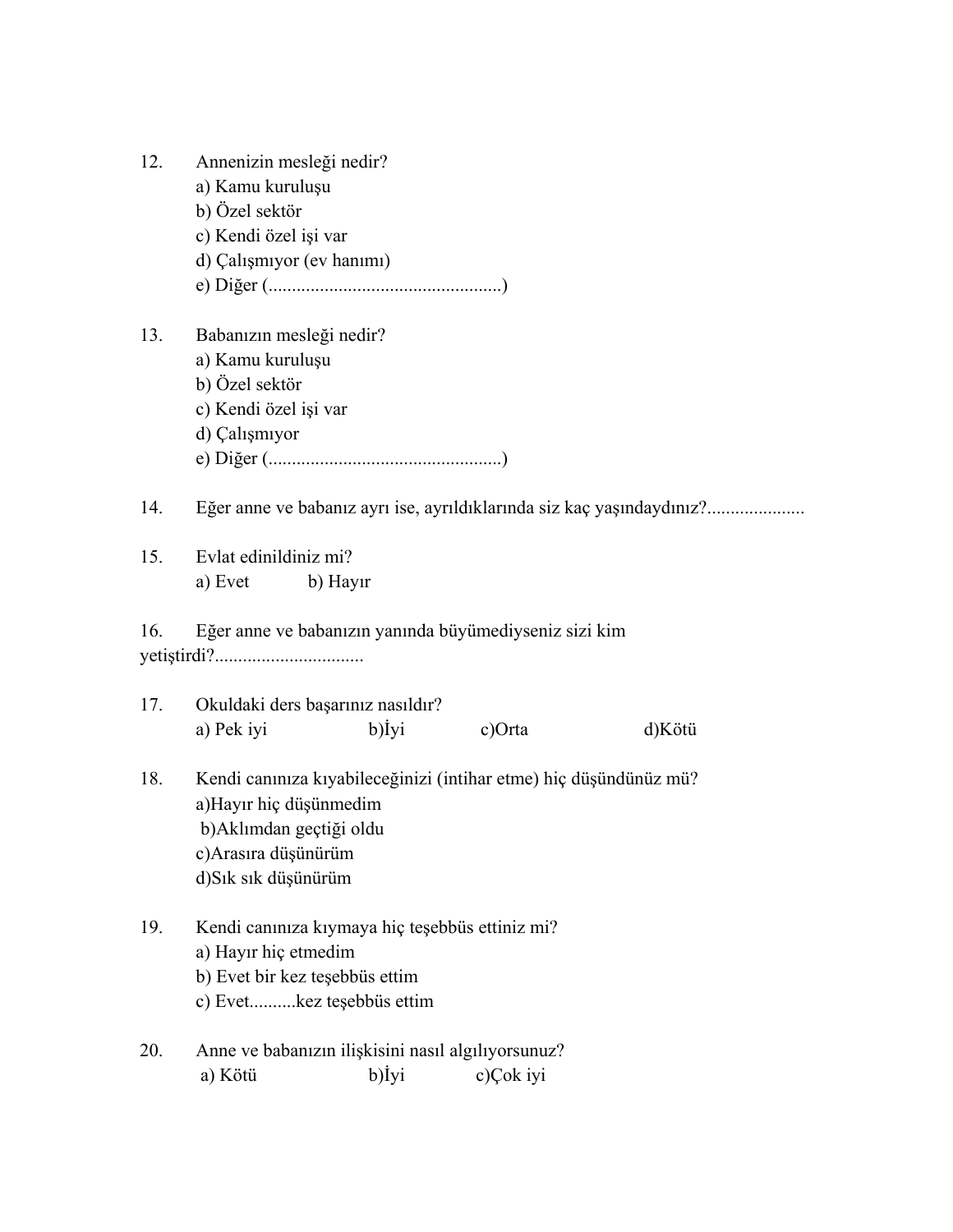12. Annenizin mesleği nedir?
    a) Kamu kuruluşu
    b) Özel sektör
    c) Kendi özel işi var
    d) Çalışmıyor (ev hanımı)
    e) Diğer (..................................................)

13. Babanızın mesleği nedir?
    a) Kamu kuruluşu
    b) Özel sektör
    c) Kendi özel işi var
    d) Çalışmıyor
    e) Diğer (..................................................)

14. Eğer anne ve babanız ayrı ise, ayrıldıklarında siz kaç yaşındaydınız?.....................

15. Evlat edinildiniz mi?
    a) Evet b) Hayır

16. Eğer anne ve babanızın yanında büyümediyseniz sizi kim yetiştirdi?................................

17. Okuldaki ders başarınız nasıldır?
    a) Pek iyi b)İyi c)Orta d)Kötü

18. Kendi canınıza kıyabileceğinizi (intihar etme) hiç düşündünüz mü?
    a)Hayır hiç düşünmedim
    b)Aklımdan geçtiği oldu
    c)Arasıra düşünürüm
    d)Sık sık düşünürüm

19. Kendi canınıza kıymaya hiç teşebbüs ettiniz mi?
    a) Hayır hiç etmedim
    b) Evet bir kez teşebbüs ettim
    c) Evet..........kez teşebbüs ettim

20. Anne ve babanızın ilişkisini nasıl algılıyorsunuz?
    a) Kötü b)İyi c)Çok iyi